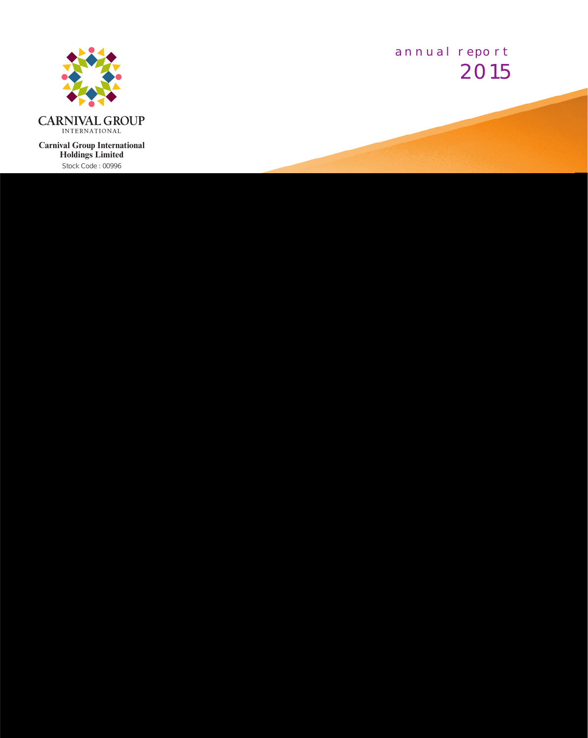CARNIVAL GROUP
INTERNATIONAL

**Carnival Group International Holdings Limited**

Stock Code : 00996

annual report

# 2015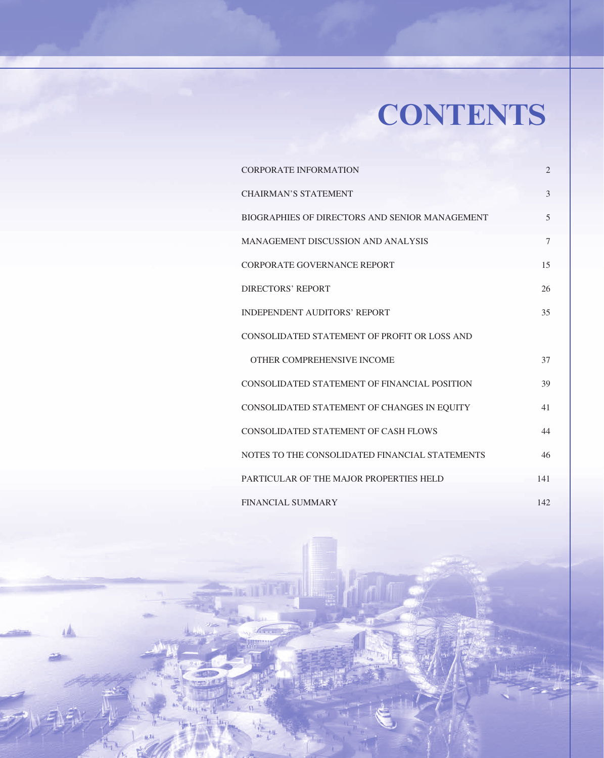# CONTENTS

| | |
|---|---|
| CORPORATE INFORMATION | 2 |
| CHAIRMAN'S STATEMENT | 3 |
| BIOGRAPHIES OF DIRECTORS AND SENIOR MANAGEMENT | 5 |
| MANAGEMENT DISCUSSION AND ANALYSIS | 7 |
| CORPORATE GOVERNANCE REPORT | 15 |
| DIRECTORS' REPORT | 26 |
| INDEPENDENT AUDITORS' REPORT | 35 |
| CONSOLIDATED STATEMENT OF PROFIT OR LOSS AND OTHER COMPREHENSIVE INCOME | 37 |
| CONSOLIDATED STATEMENT OF FINANCIAL POSITION | 39 |
| CONSOLIDATED STATEMENT OF CHANGES IN EQUITY | 41 |
| CONSOLIDATED STATEMENT OF CASH FLOWS | 44 |
| NOTES TO THE CONSOLIDATED FINANCIAL STATEMENTS | 46 |
| PARTICULAR OF THE MAJOR PROPERTIES HELD | 141 |
| FINANCIAL SUMMARY | 142 |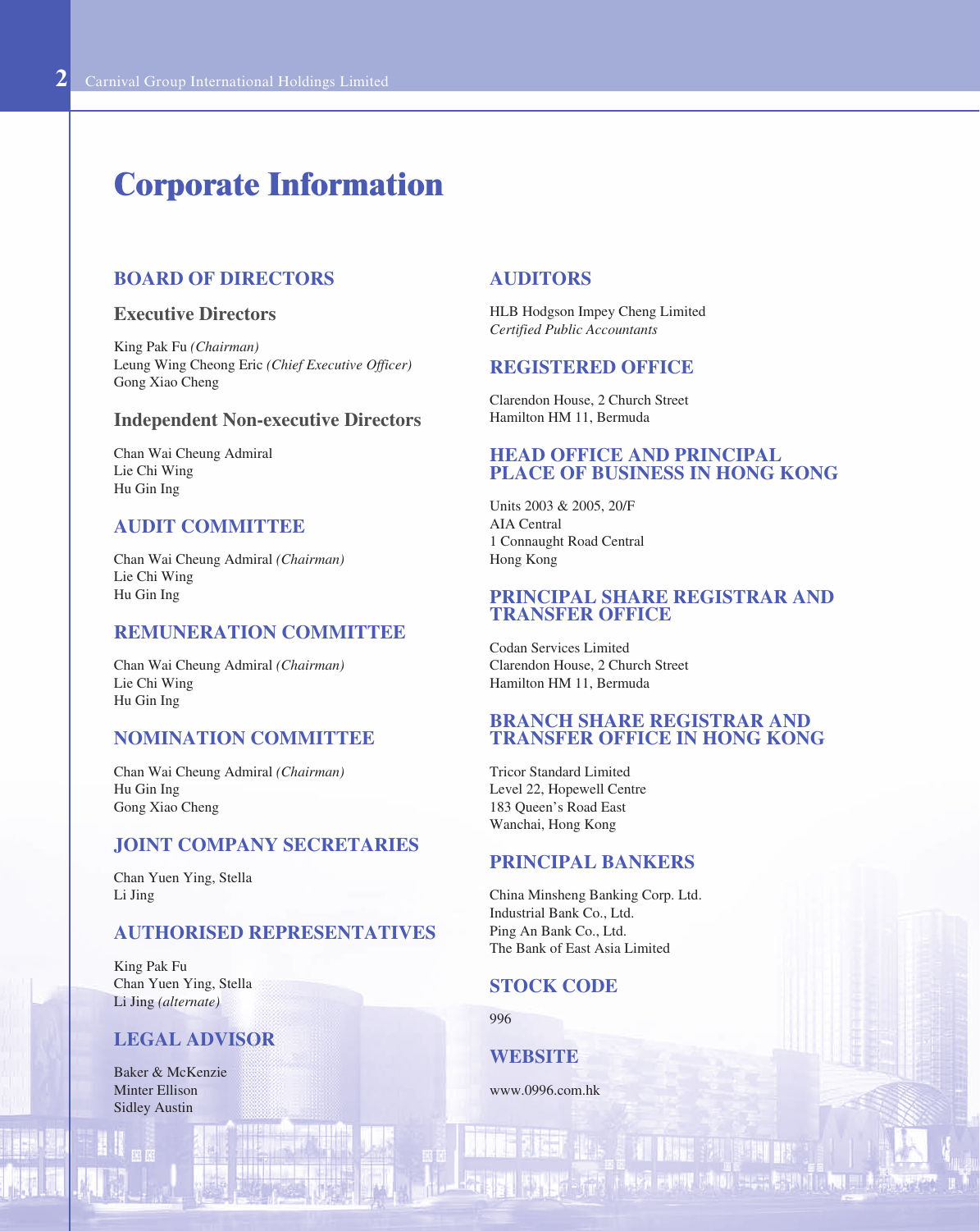# Corporate Information

## BOARD OF DIRECTORS

### Executive Directors

King Pak Fu *(Chairman)*
Leung Wing Cheong Eric *(Chief Executive Officer)*
Gong Xiao Cheng

### Independent Non-executive Directors

Chan Wai Cheung Admiral
Lie Chi Wing
Hu Gin Ing

## AUDIT COMMITTEE

Chan Wai Cheung Admiral *(Chairman)*
Lie Chi Wing
Hu Gin Ing

## REMUNERATION COMMITTEE

Chan Wai Cheung Admiral *(Chairman)*
Lie Chi Wing
Hu Gin Ing

## NOMINATION COMMITTEE

Chan Wai Cheung Admiral *(Chairman)*
Hu Gin Ing
Gong Xiao Cheng

## JOINT COMPANY SECRETARIES

Chan Yuen Ying, Stella
Li Jing

## AUTHORISED REPRESENTATIVES

King Pak Fu
Chan Yuen Ying, Stella
Li Jing *(alternate)*

## LEGAL ADVISOR

Baker & McKenzie
Minter Ellison
Sidley Austin

## AUDITORS

HLB Hodgson Impey Cheng Limited
*Certified Public Accountants*

## REGISTERED OFFICE

Clarendon House, 2 Church Street
Hamilton HM 11, Bermuda

## HEAD OFFICE AND PRINCIPAL PLACE OF BUSINESS IN HONG KONG

Units 2003 & 2005, 20/F
AIA Central
1 Connaught Road Central
Hong Kong

## PRINCIPAL SHARE REGISTRAR AND TRANSFER OFFICE

Codan Services Limited
Clarendon House, 2 Church Street
Hamilton HM 11, Bermuda

## BRANCH SHARE REGISTRAR AND TRANSFER OFFICE IN HONG KONG

Tricor Standard Limited
Level 22, Hopewell Centre
183 Queen's Road East
Wanchai, Hong Kong

## PRINCIPAL BANKERS

China Minsheng Banking Corp. Ltd.
Industrial Bank Co., Ltd.
Ping An Bank Co., Ltd.
The Bank of East Asia Limited

## STOCK CODE

996

## WEBSITE

www.0996.com.hk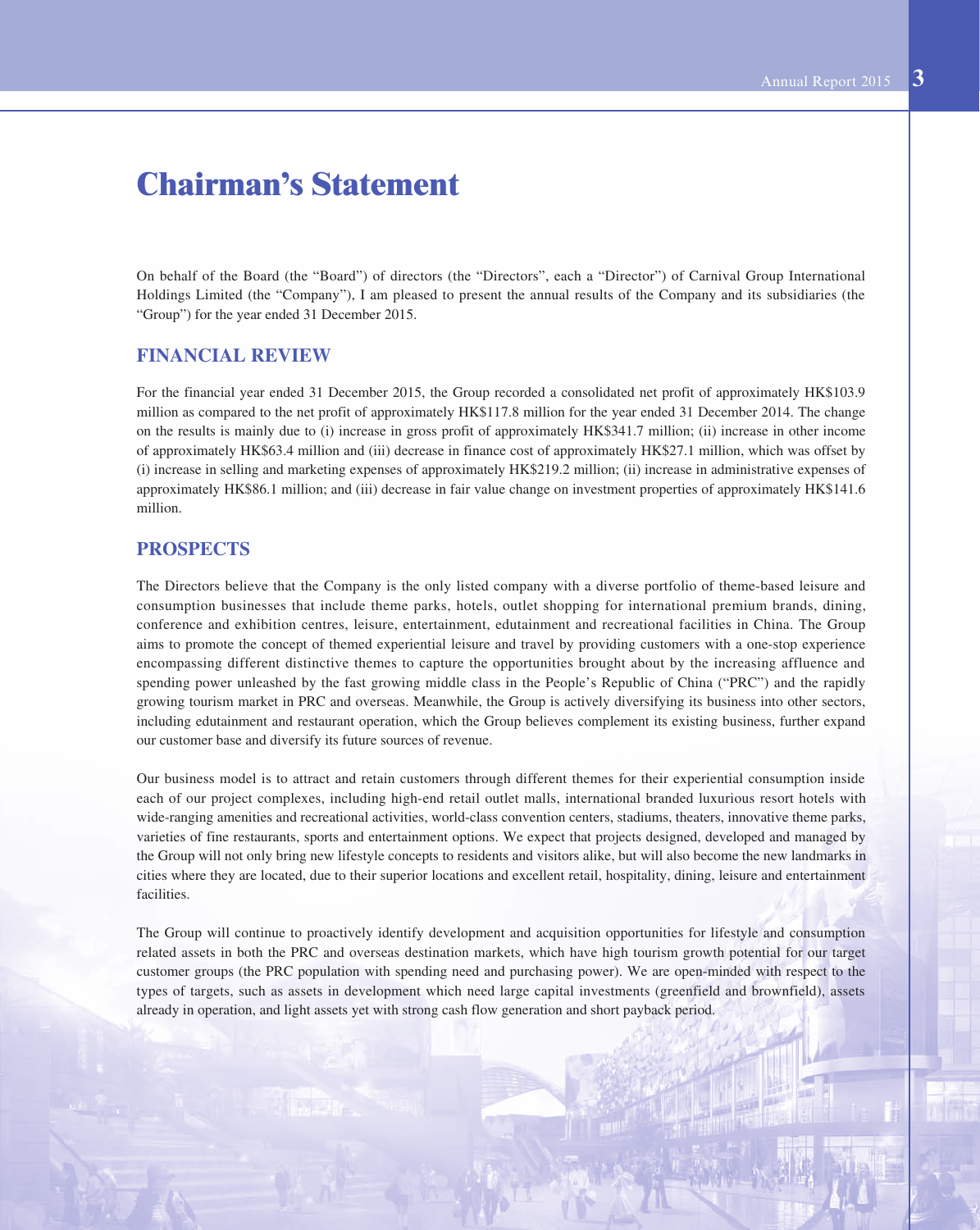# Chairman's Statement

On behalf of the Board (the "Board") of directors (the "Directors", each a "Director") of Carnival Group International Holdings Limited (the "Company"), I am pleased to present the annual results of the Company and its subsidiaries (the "Group") for the year ended 31 December 2015.

## FINANCIAL REVIEW

For the financial year ended 31 December 2015, the Group recorded a consolidated net profit of approximately HK$103.9 million as compared to the net profit of approximately HK$117.8 million for the year ended 31 December 2014. The change on the results is mainly due to (i) increase in gross profit of approximately HK$341.7 million; (ii) increase in other income of approximately HK$63.4 million and (iii) decrease in finance cost of approximately HK$27.1 million, which was offset by (i) increase in selling and marketing expenses of approximately HK$219.2 million; (ii) increase in administrative expenses of approximately HK$86.1 million; and (iii) decrease in fair value change on investment properties of approximately HK$141.6 million.

## PROSPECTS

The Directors believe that the Company is the only listed company with a diverse portfolio of theme-based leisure and consumption businesses that include theme parks, hotels, outlet shopping for international premium brands, dining, conference and exhibition centres, leisure, entertainment, edutainment and recreational facilities in China. The Group aims to promote the concept of themed experiential leisure and travel by providing customers with a one-stop experience encompassing different distinctive themes to capture the opportunities brought about by the increasing affluence and spending power unleashed by the fast growing middle class in the People's Republic of China ("PRC") and the rapidly growing tourism market in PRC and overseas. Meanwhile, the Group is actively diversifying its business into other sectors, including edutainment and restaurant operation, which the Group believes complement its existing business, further expand our customer base and diversify its future sources of revenue.

Our business model is to attract and retain customers through different themes for their experiential consumption inside each of our project complexes, including high-end retail outlet malls, international branded luxurious resort hotels with wide-ranging amenities and recreational activities, world-class convention centers, stadiums, theaters, innovative theme parks, varieties of fine restaurants, sports and entertainment options. We expect that projects designed, developed and managed by the Group will not only bring new lifestyle concepts to residents and visitors alike, but will also become the new landmarks in cities where they are located, due to their superior locations and excellent retail, hospitality, dining, leisure and entertainment facilities.

The Group will continue to proactively identify development and acquisition opportunities for lifestyle and consumption related assets in both the PRC and overseas destination markets, which have high tourism growth potential for our target customer groups (the PRC population with spending need and purchasing power). We are open-minded with respect to the types of targets, such as assets in development which need large capital investments (greenfield and brownfield), assets already in operation, and light assets yet with strong cash flow generation and short payback period.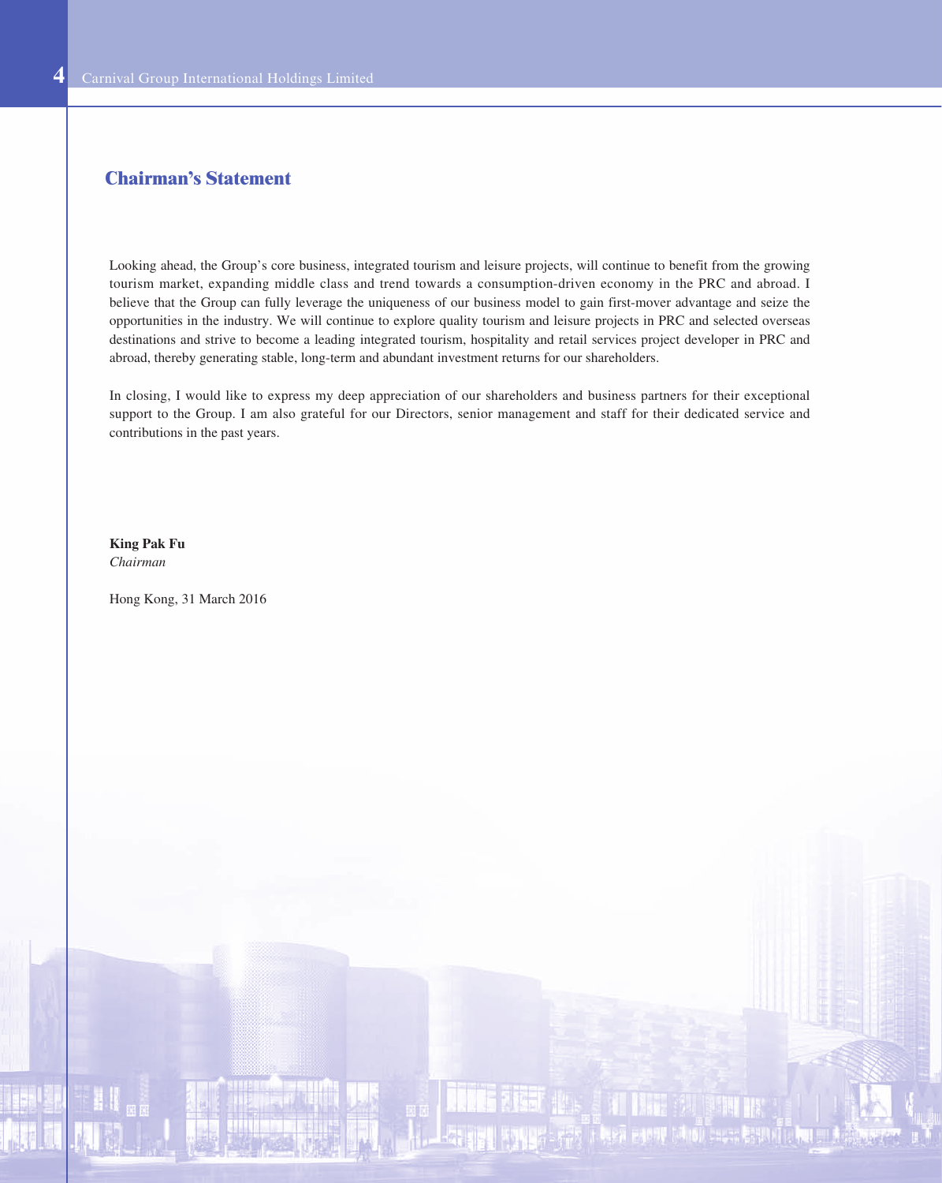## Chairman's Statement

Looking ahead, the Group's core business, integrated tourism and leisure projects, will continue to benefit from the growing tourism market, expanding middle class and trend towards a consumption-driven economy in the PRC and abroad. I believe that the Group can fully leverage the uniqueness of our business model to gain first-mover advantage and seize the opportunities in the industry. We will continue to explore quality tourism and leisure projects in PRC and selected overseas destinations and strive to become a leading integrated tourism, hospitality and retail services project developer in PRC and abroad, thereby generating stable, long-term and abundant investment returns for our shareholders.

In closing, I would like to express my deep appreciation of our shareholders and business partners for their exceptional support to the Group. I am also grateful for our Directors, senior management and staff for their dedicated service and contributions in the past years.

**King Pak Fu**
*Chairman*

Hong Kong, 31 March 2016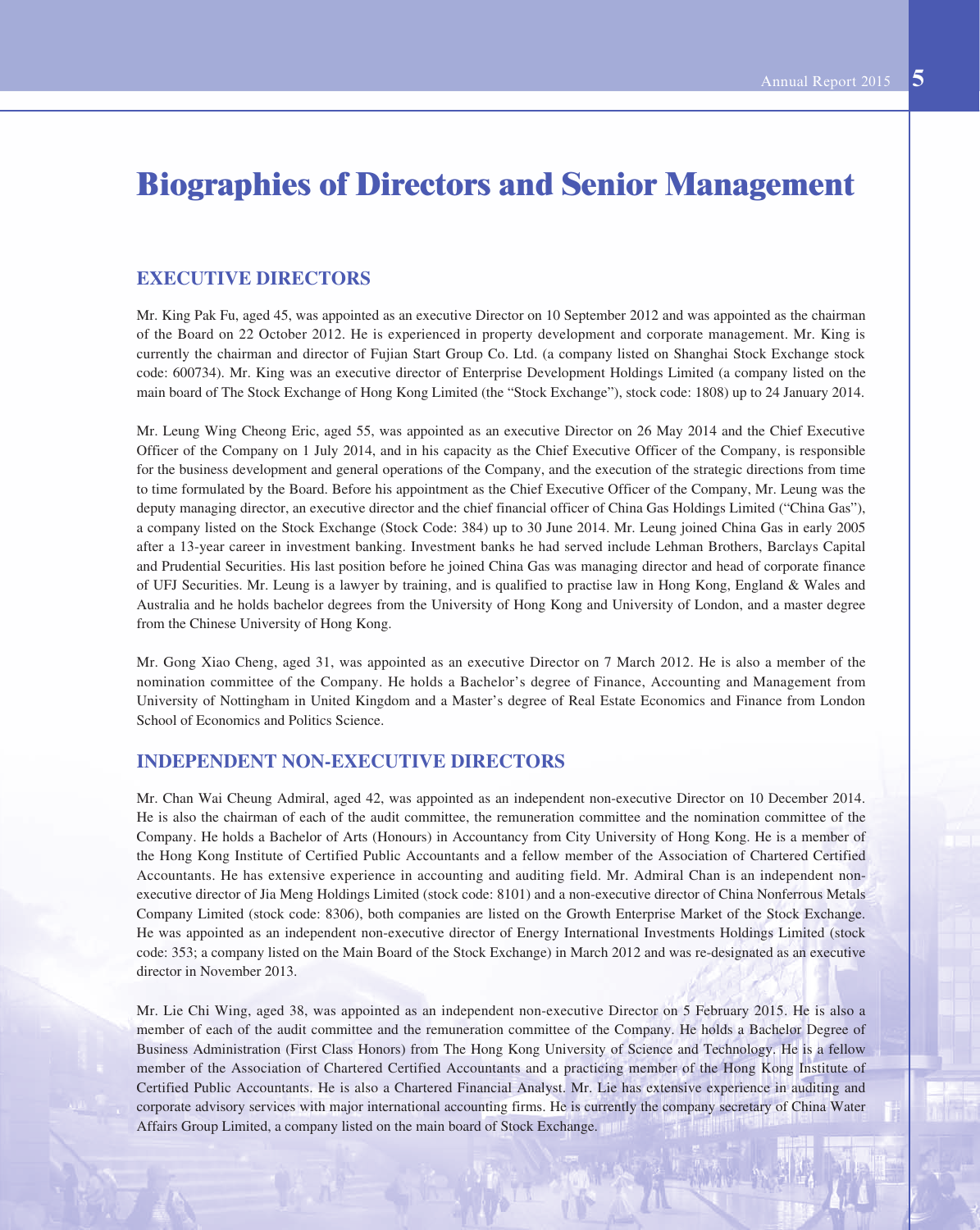# Biographies of Directors and Senior Management

## EXECUTIVE DIRECTORS

Mr. King Pak Fu, aged 45, was appointed as an executive Director on 10 September 2012 and was appointed as the chairman of the Board on 22 October 2012. He is experienced in property development and corporate management. Mr. King is currently the chairman and director of Fujian Start Group Co. Ltd. (a company listed on Shanghai Stock Exchange stock code: 600734). Mr. King was an executive director of Enterprise Development Holdings Limited (a company listed on the main board of The Stock Exchange of Hong Kong Limited (the "Stock Exchange"), stock code: 1808) up to 24 January 2014.

Mr. Leung Wing Cheong Eric, aged 55, was appointed as an executive Director on 26 May 2014 and the Chief Executive Officer of the Company on 1 July 2014, and in his capacity as the Chief Executive Officer of the Company, is responsible for the business development and general operations of the Company, and the execution of the strategic directions from time to time formulated by the Board. Before his appointment as the Chief Executive Officer of the Company, Mr. Leung was the deputy managing director, an executive director and the chief financial officer of China Gas Holdings Limited ("China Gas"), a company listed on the Stock Exchange (Stock Code: 384) up to 30 June 2014. Mr. Leung joined China Gas in early 2005 after a 13-year career in investment banking. Investment banks he had served include Lehman Brothers, Barclays Capital and Prudential Securities. His last position before he joined China Gas was managing director and head of corporate finance of UFJ Securities. Mr. Leung is a lawyer by training, and is qualified to practise law in Hong Kong, England & Wales and Australia and he holds bachelor degrees from the University of Hong Kong and University of London, and a master degree from the Chinese University of Hong Kong.

Mr. Gong Xiao Cheng, aged 31, was appointed as an executive Director on 7 March 2012. He is also a member of the nomination committee of the Company. He holds a Bachelor's degree of Finance, Accounting and Management from University of Nottingham in United Kingdom and a Master's degree of Real Estate Economics and Finance from London School of Economics and Politics Science.

## INDEPENDENT NON-EXECUTIVE DIRECTORS

Mr. Chan Wai Cheung Admiral, aged 42, was appointed as an independent non-executive Director on 10 December 2014. He is also the chairman of each of the audit committee, the remuneration committee and the nomination committee of the Company. He holds a Bachelor of Arts (Honours) in Accountancy from City University of Hong Kong. He is a member of the Hong Kong Institute of Certified Public Accountants and a fellow member of the Association of Chartered Certified Accountants. He has extensive experience in accounting and auditing field. Mr. Admiral Chan is an independent non-executive director of Jia Meng Holdings Limited (stock code: 8101) and a non-executive director of China Nonferrous Metals Company Limited (stock code: 8306), both companies are listed on the Growth Enterprise Market of the Stock Exchange. He was appointed as an independent non-executive director of Energy International Investments Holdings Limited (stock code: 353; a company listed on the Main Board of the Stock Exchange) in March 2012 and was re-designated as an executive director in November 2013.

Mr. Lie Chi Wing, aged 38, was appointed as an independent non-executive Director on 5 February 2015. He is also a member of each of the audit committee and the remuneration committee of the Company. He holds a Bachelor Degree of Business Administration (First Class Honors) from The Hong Kong University of Science and Technology. He is a fellow member of the Association of Chartered Certified Accountants and a practicing member of the Hong Kong Institute of Certified Public Accountants. He is also a Chartered Financial Analyst. Mr. Lie has extensive experience in auditing and corporate advisory services with major international accounting firms. He is currently the company secretary of China Water Affairs Group Limited, a company listed on the main board of Stock Exchange.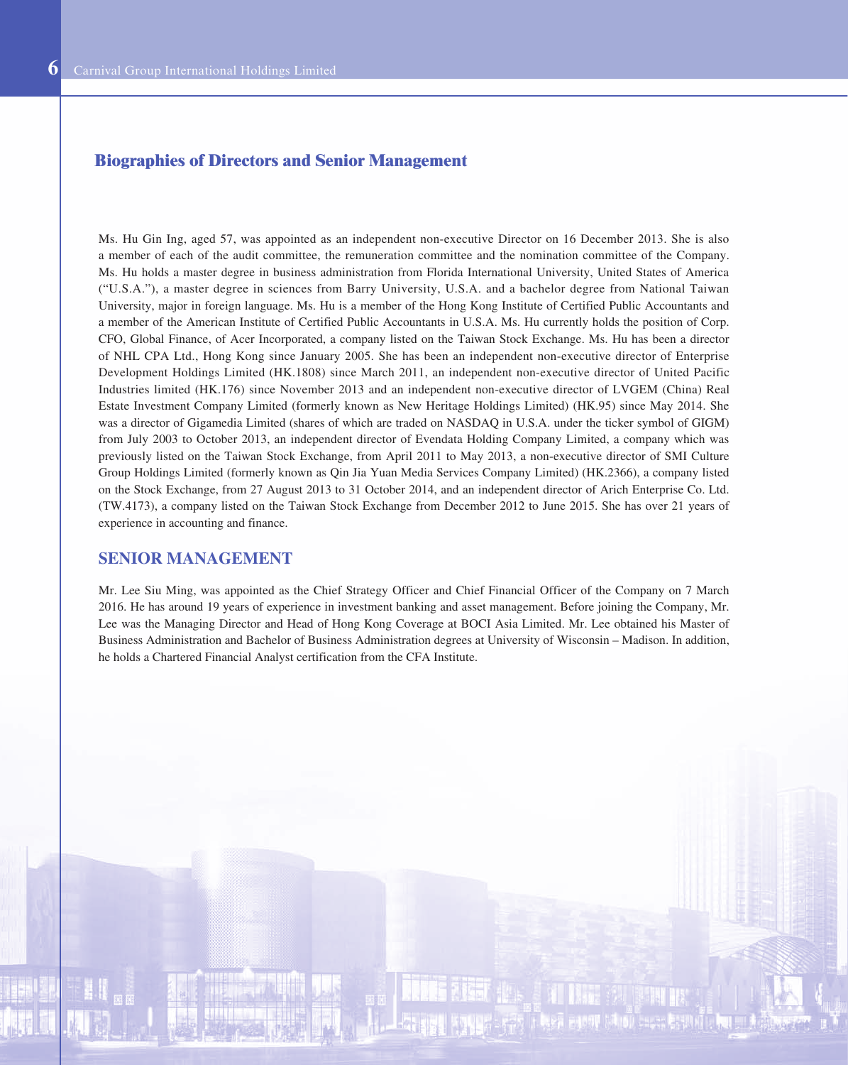## Biographies of Directors and Senior Management

Ms. Hu Gin Ing, aged 57, was appointed as an independent non-executive Director on 16 December 2013. She is also a member of each of the audit committee, the remuneration committee and the nomination committee of the Company. Ms. Hu holds a master degree in business administration from Florida International University, United States of America ("U.S.A."), a master degree in sciences from Barry University, U.S.A. and a bachelor degree from National Taiwan University, major in foreign language. Ms. Hu is a member of the Hong Kong Institute of Certified Public Accountants and a member of the American Institute of Certified Public Accountants in U.S.A. Ms. Hu currently holds the position of Corp. CFO, Global Finance, of Acer Incorporated, a company listed on the Taiwan Stock Exchange. Ms. Hu has been a director of NHL CPA Ltd., Hong Kong since January 2005. She has been an independent non-executive director of Enterprise Development Holdings Limited (HK.1808) since March 2011, an independent non-executive director of United Pacific Industries limited (HK.176) since November 2013 and an independent non-executive director of LVGEM (China) Real Estate Investment Company Limited (formerly known as New Heritage Holdings Limited) (HK.95) since May 2014. She was a director of Gigamedia Limited (shares of which are traded on NASDAQ in U.S.A. under the ticker symbol of GIGM) from July 2003 to October 2013, an independent director of Evendata Holding Company Limited, a company which was previously listed on the Taiwan Stock Exchange, from April 2011 to May 2013, a non-executive director of SMI Culture Group Holdings Limited (formerly known as Qin Jia Yuan Media Services Company Limited) (HK.2366), a company listed on the Stock Exchange, from 27 August 2013 to 31 October 2014, and an independent director of Arich Enterprise Co. Ltd. (TW.4173), a company listed on the Taiwan Stock Exchange from December 2012 to June 2015. She has over 21 years of experience in accounting and finance.

### SENIOR MANAGEMENT

Mr. Lee Siu Ming, was appointed as the Chief Strategy Officer and Chief Financial Officer of the Company on 7 March 2016. He has around 19 years of experience in investment banking and asset management. Before joining the Company, Mr. Lee was the Managing Director and Head of Hong Kong Coverage at BOCI Asia Limited. Mr. Lee obtained his Master of Business Administration and Bachelor of Business Administration degrees at University of Wisconsin – Madison. In addition, he holds a Chartered Financial Analyst certification from the CFA Institute.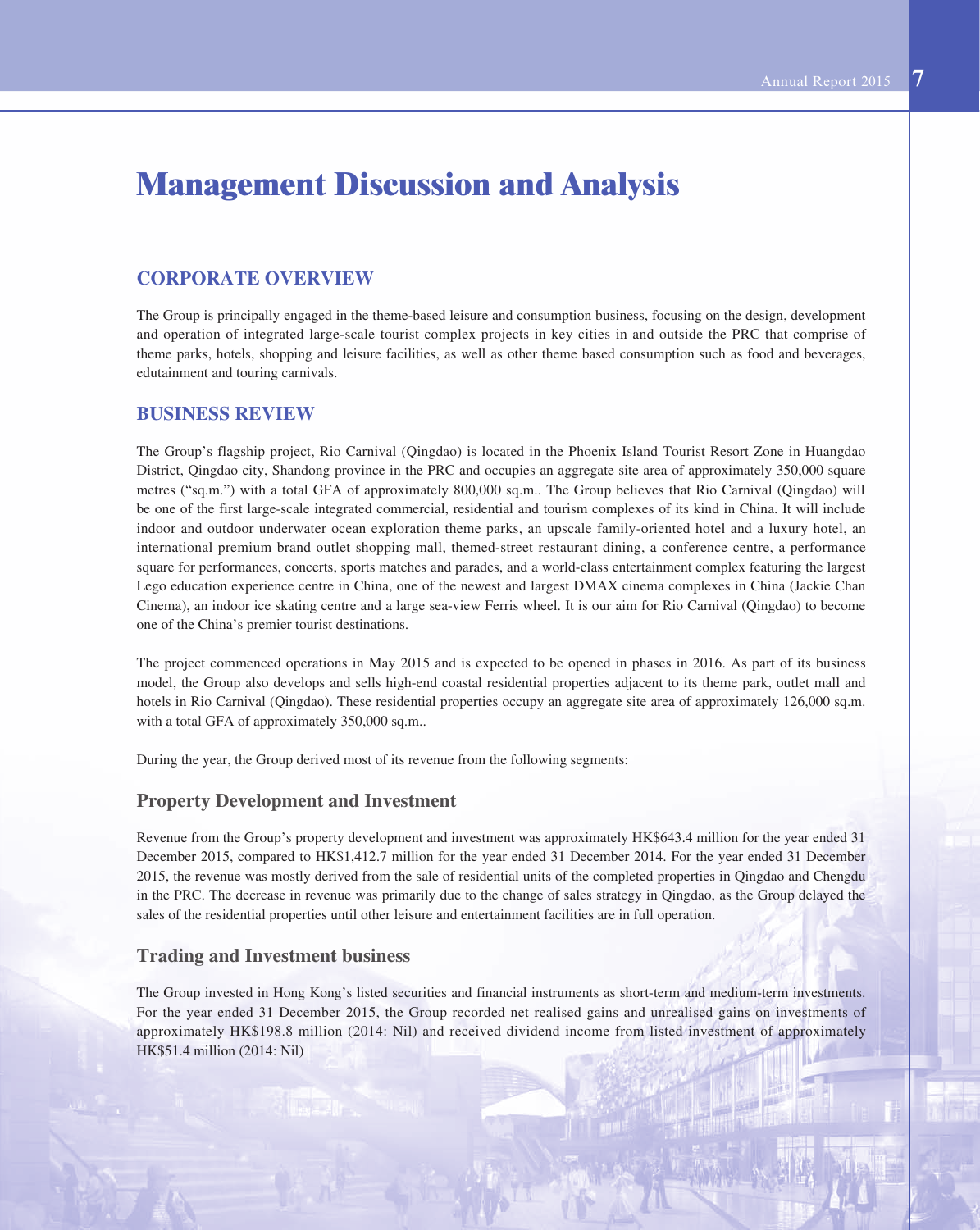# Management Discussion and Analysis

## CORPORATE OVERVIEW

The Group is principally engaged in the theme-based leisure and consumption business, focusing on the design, development and operation of integrated large-scale tourist complex projects in key cities in and outside the PRC that comprise of theme parks, hotels, shopping and leisure facilities, as well as other theme based consumption such as food and beverages, edutainment and touring carnivals.

## BUSINESS REVIEW

The Group's flagship project, Rio Carnival (Qingdao) is located in the Phoenix Island Tourist Resort Zone in Huangdao District, Qingdao city, Shandong province in the PRC and occupies an aggregate site area of approximately 350,000 square metres ("sq.m.") with a total GFA of approximately 800,000 sq.m.. The Group believes that Rio Carnival (Qingdao) will be one of the first large-scale integrated commercial, residential and tourism complexes of its kind in China. It will include indoor and outdoor underwater ocean exploration theme parks, an upscale family-oriented hotel and a luxury hotel, an international premium brand outlet shopping mall, themed-street restaurant dining, a conference centre, a performance square for performances, concerts, sports matches and parades, and a world-class entertainment complex featuring the largest Lego education experience centre in China, one of the newest and largest DMAX cinema complexes in China (Jackie Chan Cinema), an indoor ice skating centre and a large sea-view Ferris wheel. It is our aim for Rio Carnival (Qingdao) to become one of the China's premier tourist destinations.

The project commenced operations in May 2015 and is expected to be opened in phases in 2016. As part of its business model, the Group also develops and sells high-end coastal residential properties adjacent to its theme park, outlet mall and hotels in Rio Carnival (Qingdao). These residential properties occupy an aggregate site area of approximately 126,000 sq.m. with a total GFA of approximately 350,000 sq.m..

During the year, the Group derived most of its revenue from the following segments:

### Property Development and Investment

Revenue from the Group's property development and investment was approximately HK$643.4 million for the year ended 31 December 2015, compared to HK$1,412.7 million for the year ended 31 December 2014. For the year ended 31 December 2015, the revenue was mostly derived from the sale of residential units of the completed properties in Qingdao and Chengdu in the PRC. The decrease in revenue was primarily due to the change of sales strategy in Qingdao, as the Group delayed the sales of the residential properties until other leisure and entertainment facilities are in full operation.

### Trading and Investment business

The Group invested in Hong Kong's listed securities and financial instruments as short-term and medium-term investments. For the year ended 31 December 2015, the Group recorded net realised gains and unrealised gains on investments of approximately HK$198.8 million (2014: Nil) and received dividend income from listed investment of approximately HK$51.4 million (2014: Nil)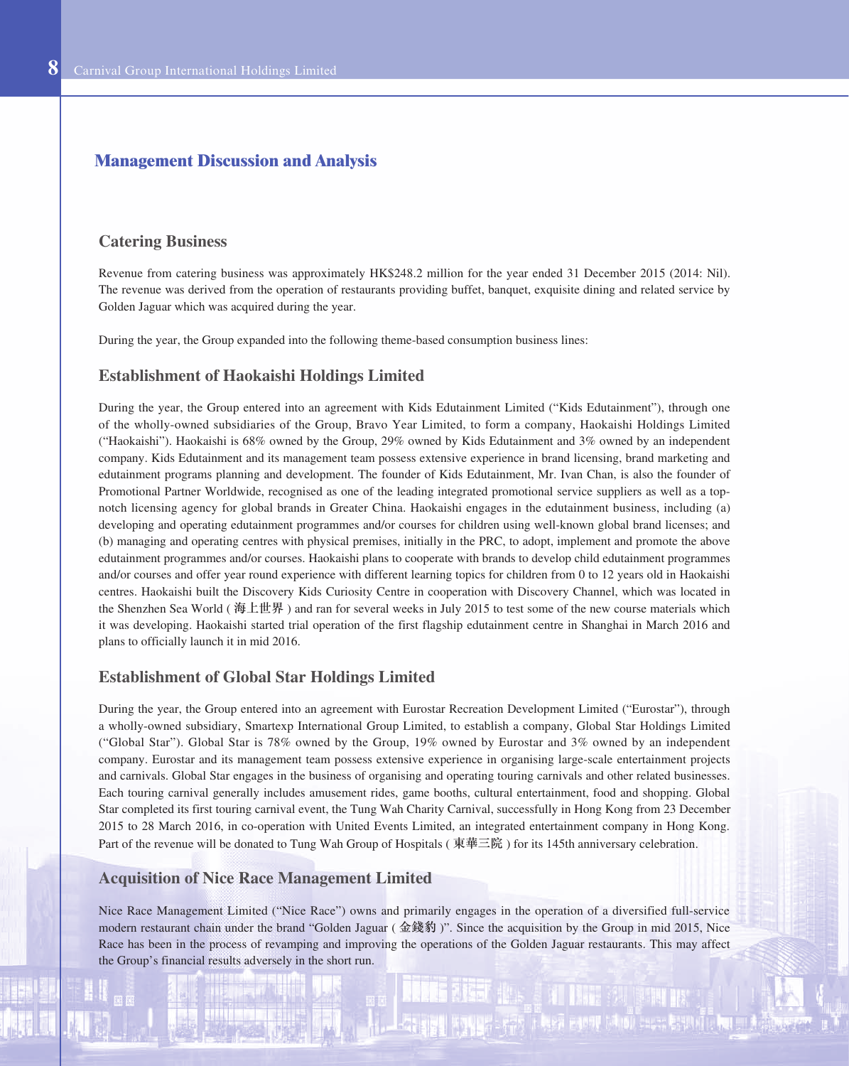## Management Discussion and Analysis

### Catering Business

Revenue from catering business was approximately HK$248.2 million for the year ended 31 December 2015 (2014: Nil). The revenue was derived from the operation of restaurants providing buffet, banquet, exquisite dining and related service by Golden Jaguar which was acquired during the year.

During the year, the Group expanded into the following theme-based consumption business lines:

### Establishment of Haokaishi Holdings Limited

During the year, the Group entered into an agreement with Kids Edutainment Limited ("Kids Edutainment"), through one of the wholly-owned subsidiaries of the Group, Bravo Year Limited, to form a company, Haokaishi Holdings Limited ("Haokaishi"). Haokaishi is 68% owned by the Group, 29% owned by Kids Edutainment and 3% owned by an independent company. Kids Edutainment and its management team possess extensive experience in brand licensing, brand marketing and edutainment programs planning and development. The founder of Kids Edutainment, Mr. Ivan Chan, is also the founder of Promotional Partner Worldwide, recognised as one of the leading integrated promotional service suppliers as well as a top-notch licensing agency for global brands in Greater China. Haokaishi engages in the edutainment business, including (a) developing and operating edutainment programmes and/or courses for children using well-known global brand licenses; and (b) managing and operating centres with physical premises, initially in the PRC, to adopt, implement and promote the above edutainment programmes and/or courses. Haokaishi plans to cooperate with brands to develop child edutainment programmes and/or courses and offer year round experience with different learning topics for children from 0 to 12 years old in Haokaishi centres. Haokaishi built the Discovery Kids Curiosity Centre in cooperation with Discovery Channel, which was located in the Shenzhen Sea World (海上世界) and ran for several weeks in July 2015 to test some of the new course materials which it was developing. Haokaishi started trial operation of the first flagship edutainment centre in Shanghai in March 2016 and plans to officially launch it in mid 2016.

### Establishment of Global Star Holdings Limited

During the year, the Group entered into an agreement with Eurostar Recreation Development Limited ("Eurostar"), through a wholly-owned subsidiary, Smartexp International Group Limited, to establish a company, Global Star Holdings Limited ("Global Star"). Global Star is 78% owned by the Group, 19% owned by Eurostar and 3% owned by an independent company. Eurostar and its management team possess extensive experience in organising large-scale entertainment projects and carnivals. Global Star engages in the business of organising and operating touring carnivals and other related businesses. Each touring carnival generally includes amusement rides, game booths, cultural entertainment, food and shopping. Global Star completed its first touring carnival event, the Tung Wah Charity Carnival, successfully in Hong Kong from 23 December 2015 to 28 March 2016, in co-operation with United Events Limited, an integrated entertainment company in Hong Kong. Part of the revenue will be donated to Tung Wah Group of Hospitals (東華三院) for its 145th anniversary celebration.

### Acquisition of Nice Race Management Limited

Nice Race Management Limited ("Nice Race") owns and primarily engages in the operation of a diversified full-service modern restaurant chain under the brand "Golden Jaguar (金錢豹)". Since the acquisition by the Group in mid 2015, Nice Race has been in the process of revamping and improving the operations of the Golden Jaguar restaurants. This may affect the Group's financial results adversely in the short run.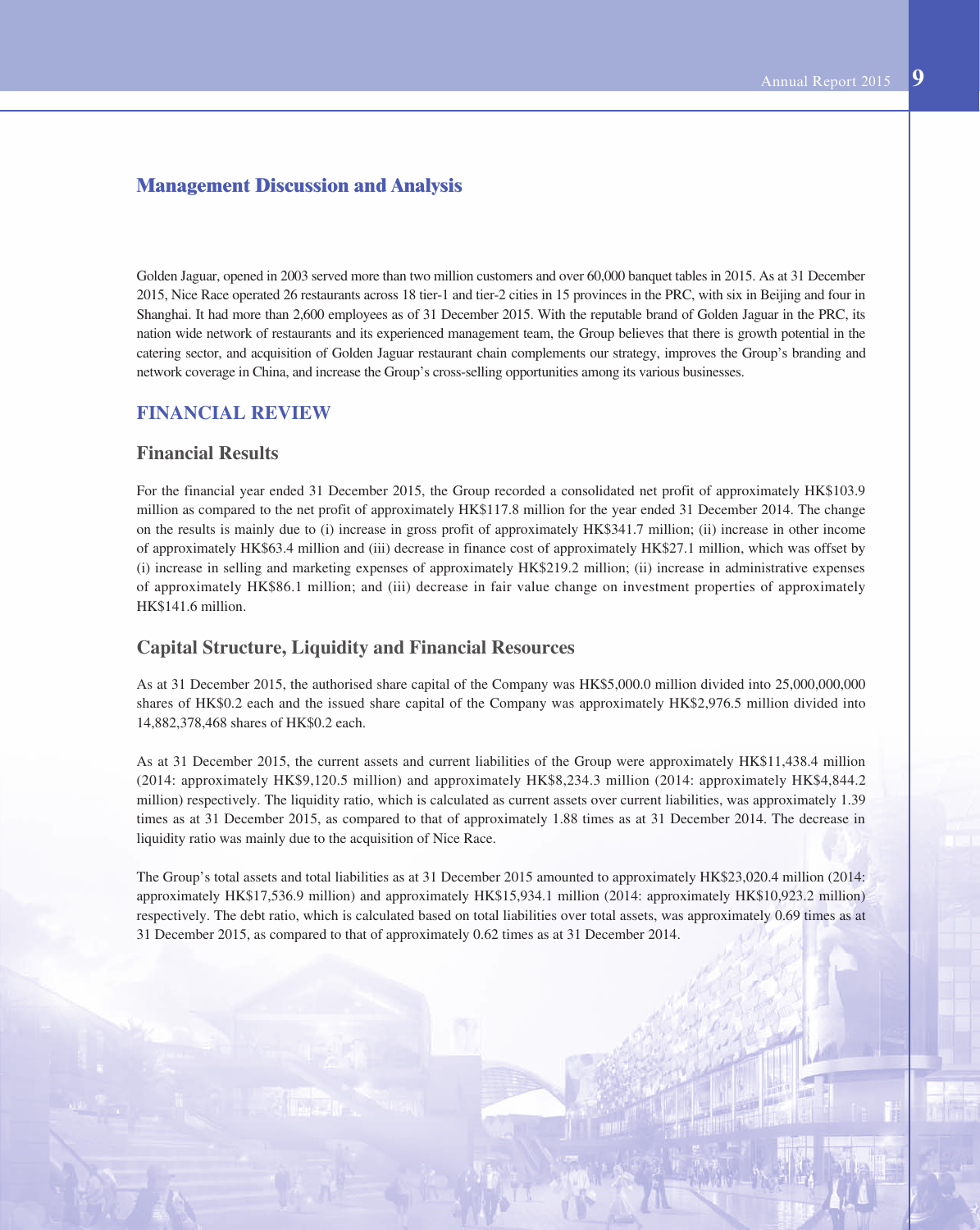## Management Discussion and Analysis

Golden Jaguar, opened in 2003 served more than two million customers and over 60,000 banquet tables in 2015. As at 31 December 2015, Nice Race operated 26 restaurants across 18 tier-1 and tier-2 cities in 15 provinces in the PRC, with six in Beijing and four in Shanghai. It had more than 2,600 employees as of 31 December 2015. With the reputable brand of Golden Jaguar in the PRC, its nation wide network of restaurants and its experienced management team, the Group believes that there is growth potential in the catering sector, and acquisition of Golden Jaguar restaurant chain complements our strategy, improves the Group's branding and network coverage in China, and increase the Group's cross-selling opportunities among its various businesses.

## FINANCIAL REVIEW

### Financial Results

For the financial year ended 31 December 2015, the Group recorded a consolidated net profit of approximately HK$103.9 million as compared to the net profit of approximately HK$117.8 million for the year ended 31 December 2014. The change on the results is mainly due to (i) increase in gross profit of approximately HK$341.7 million; (ii) increase in other income of approximately HK$63.4 million and (iii) decrease in finance cost of approximately HK$27.1 million, which was offset by (i) increase in selling and marketing expenses of approximately HK$219.2 million; (ii) increase in administrative expenses of approximately HK$86.1 million; and (iii) decrease in fair value change on investment properties of approximately HK$141.6 million.

### Capital Structure, Liquidity and Financial Resources

As at 31 December 2015, the authorised share capital of the Company was HK$5,000.0 million divided into 25,000,000,000 shares of HK$0.2 each and the issued share capital of the Company was approximately HK$2,976.5 million divided into 14,882,378,468 shares of HK$0.2 each.

As at 31 December 2015, the current assets and current liabilities of the Group were approximately HK$11,438.4 million (2014: approximately HK$9,120.5 million) and approximately HK$8,234.3 million (2014: approximately HK$4,844.2 million) respectively. The liquidity ratio, which is calculated as current assets over current liabilities, was approximately 1.39 times as at 31 December 2015, as compared to that of approximately 1.88 times as at 31 December 2014. The decrease in liquidity ratio was mainly due to the acquisition of Nice Race.

The Group's total assets and total liabilities as at 31 December 2015 amounted to approximately HK$23,020.4 million (2014: approximately HK$17,536.9 million) and approximately HK$15,934.1 million (2014: approximately HK$10,923.2 million) respectively. The debt ratio, which is calculated based on total liabilities over total assets, was approximately 0.69 times as at 31 December 2015, as compared to that of approximately 0.62 times as at 31 December 2014.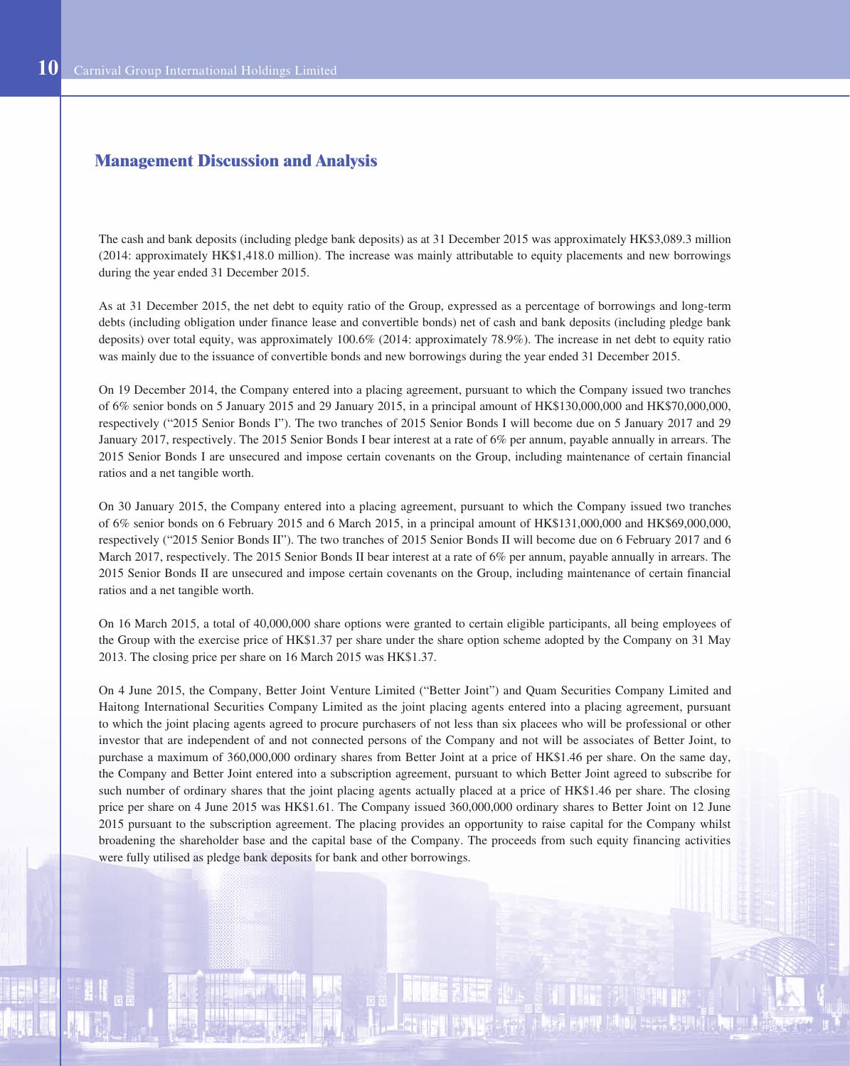## Management Discussion and Analysis

The cash and bank deposits (including pledge bank deposits) as at 31 December 2015 was approximately HK$3,089.3 million (2014: approximately HK$1,418.0 million). The increase was mainly attributable to equity placements and new borrowings during the year ended 31 December 2015.

As at 31 December 2015, the net debt to equity ratio of the Group, expressed as a percentage of borrowings and long-term debts (including obligation under finance lease and convertible bonds) net of cash and bank deposits (including pledge bank deposits) over total equity, was approximately 100.6% (2014: approximately 78.9%). The increase in net debt to equity ratio was mainly due to the issuance of convertible bonds and new borrowings during the year ended 31 December 2015.

On 19 December 2014, the Company entered into a placing agreement, pursuant to which the Company issued two tranches of 6% senior bonds on 5 January 2015 and 29 January 2015, in a principal amount of HK$130,000,000 and HK$70,000,000, respectively ("2015 Senior Bonds I"). The two tranches of 2015 Senior Bonds I will become due on 5 January 2017 and 29 January 2017, respectively. The 2015 Senior Bonds I bear interest at a rate of 6% per annum, payable annually in arrears. The 2015 Senior Bonds I are unsecured and impose certain covenants on the Group, including maintenance of certain financial ratios and a net tangible worth.

On 30 January 2015, the Company entered into a placing agreement, pursuant to which the Company issued two tranches of 6% senior bonds on 6 February 2015 and 6 March 2015, in a principal amount of HK$131,000,000 and HK$69,000,000, respectively ("2015 Senior Bonds II"). The two tranches of 2015 Senior Bonds II will become due on 6 February 2017 and 6 March 2017, respectively. The 2015 Senior Bonds II bear interest at a rate of 6% per annum, payable annually in arrears. The 2015 Senior Bonds II are unsecured and impose certain covenants on the Group, including maintenance of certain financial ratios and a net tangible worth.

On 16 March 2015, a total of 40,000,000 share options were granted to certain eligible participants, all being employees of the Group with the exercise price of HK$1.37 per share under the share option scheme adopted by the Company on 31 May 2013. The closing price per share on 16 March 2015 was HK$1.37.

On 4 June 2015, the Company, Better Joint Venture Limited ("Better Joint") and Quam Securities Company Limited and Haitong International Securities Company Limited as the joint placing agents entered into a placing agreement, pursuant to which the joint placing agents agreed to procure purchasers of not less than six placees who will be professional or other investor that are independent of and not connected persons of the Company and not will be associates of Better Joint, to purchase a maximum of 360,000,000 ordinary shares from Better Joint at a price of HK$1.46 per share. On the same day, the Company and Better Joint entered into a subscription agreement, pursuant to which Better Joint agreed to subscribe for such number of ordinary shares that the joint placing agents actually placed at a price of HK$1.46 per share. The closing price per share on 4 June 2015 was HK$1.61. The Company issued 360,000,000 ordinary shares to Better Joint on 12 June 2015 pursuant to the subscription agreement. The placing provides an opportunity to raise capital for the Company whilst broadening the shareholder base and the capital base of the Company. The proceeds from such equity financing activities were fully utilised as pledge bank deposits for bank and other borrowings.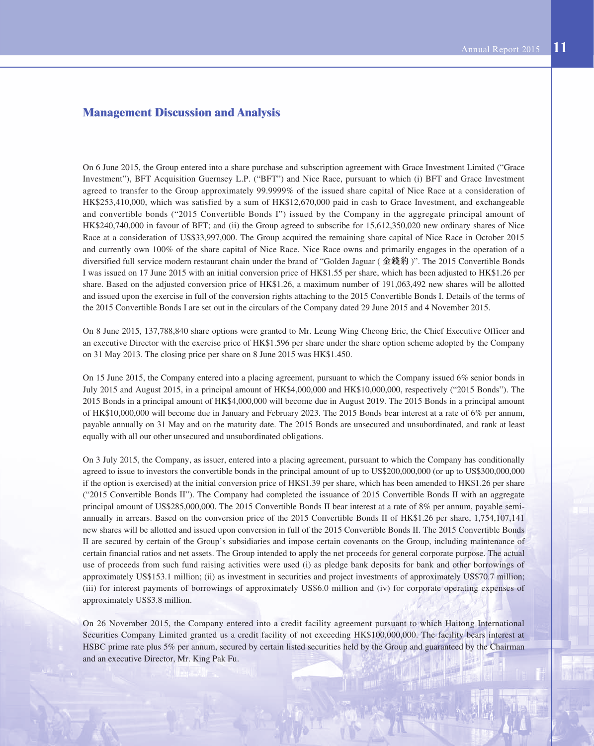## Management Discussion and Analysis

On 6 June 2015, the Group entered into a share purchase and subscription agreement with Grace Investment Limited ("Grace Investment"), BFT Acquisition Guernsey L.P. ("BFT") and Nice Race, pursuant to which (i) BFT and Grace Investment agreed to transfer to the Group approximately 99.9999% of the issued share capital of Nice Race at a consideration of HK$253,410,000, which was satisfied by a sum of HK$12,670,000 paid in cash to Grace Investment, and exchangeable and convertible bonds ("2015 Convertible Bonds I") issued by the Company in the aggregate principal amount of HK$240,740,000 in favour of BFT; and (ii) the Group agreed to subscribe for 15,612,350,020 new ordinary shares of Nice Race at a consideration of US$33,997,000. The Group acquired the remaining share capital of Nice Race in October 2015 and currently own 100% of the share capital of Nice Race. Nice Race owns and primarily engages in the operation of a diversified full service modern restaurant chain under the brand of "Golden Jaguar (金錢豹)". The 2015 Convertible Bonds I was issued on 17 June 2015 with an initial conversion price of HK$1.55 per share, which has been adjusted to HK$1.26 per share. Based on the adjusted conversion price of HK$1.26, a maximum number of 191,063,492 new shares will be allotted and issued upon the exercise in full of the conversion rights attaching to the 2015 Convertible Bonds I. Details of the terms of the 2015 Convertible Bonds I are set out in the circulars of the Company dated 29 June 2015 and 4 November 2015.

On 8 June 2015, 137,788,840 share options were granted to Mr. Leung Wing Cheong Eric, the Chief Executive Officer and an executive Director with the exercise price of HK$1.596 per share under the share option scheme adopted by the Company on 31 May 2013. The closing price per share on 8 June 2015 was HK$1.450.

On 15 June 2015, the Company entered into a placing agreement, pursuant to which the Company issued 6% senior bonds in July 2015 and August 2015, in a principal amount of HK$4,000,000 and HK$10,000,000, respectively ("2015 Bonds"). The 2015 Bonds in a principal amount of HK$4,000,000 will become due in August 2019. The 2015 Bonds in a principal amount of HK$10,000,000 will become due in January and February 2023. The 2015 Bonds bear interest at a rate of 6% per annum, payable annually on 31 May and on the maturity date. The 2015 Bonds are unsecured and unsubordinated, and rank at least equally with all our other unsecured and unsubordinated obligations.

On 3 July 2015, the Company, as issuer, entered into a placing agreement, pursuant to which the Company has conditionally agreed to issue to investors the convertible bonds in the principal amount of up to US$200,000,000 (or up to US$300,000,000 if the option is exercised) at the initial conversion price of HK$1.39 per share, which has been amended to HK$1.26 per share ("2015 Convertible Bonds II"). The Company had completed the issuance of 2015 Convertible Bonds II with an aggregate principal amount of US$285,000,000. The 2015 Convertible Bonds II bear interest at a rate of 8% per annum, payable semi-annually in arrears. Based on the conversion price of the 2015 Convertible Bonds II of HK$1.26 per share, 1,754,107,141 new shares will be allotted and issued upon conversion in full of the 2015 Convertible Bonds II. The 2015 Convertible Bonds II are secured by certain of the Group's subsidiaries and impose certain covenants on the Group, including maintenance of certain financial ratios and net assets. The Group intended to apply the net proceeds for general corporate purpose. The actual use of proceeds from such fund raising activities were used (i) as pledge bank deposits for bank and other borrowings of approximately US$153.1 million; (ii) as investment in securities and project investments of approximately US$70.7 million; (iii) for interest payments of borrowings of approximately US$6.0 million and (iv) for corporate operating expenses of approximately US$3.8 million.

On 26 November 2015, the Company entered into a credit facility agreement pursuant to which Haitong International Securities Company Limited granted us a credit facility of not exceeding HK$100,000,000. The facility bears interest at HSBC prime rate plus 5% per annum, secured by certain listed securities held by the Group and guaranteed by the Chairman and an executive Director, Mr. King Pak Fu.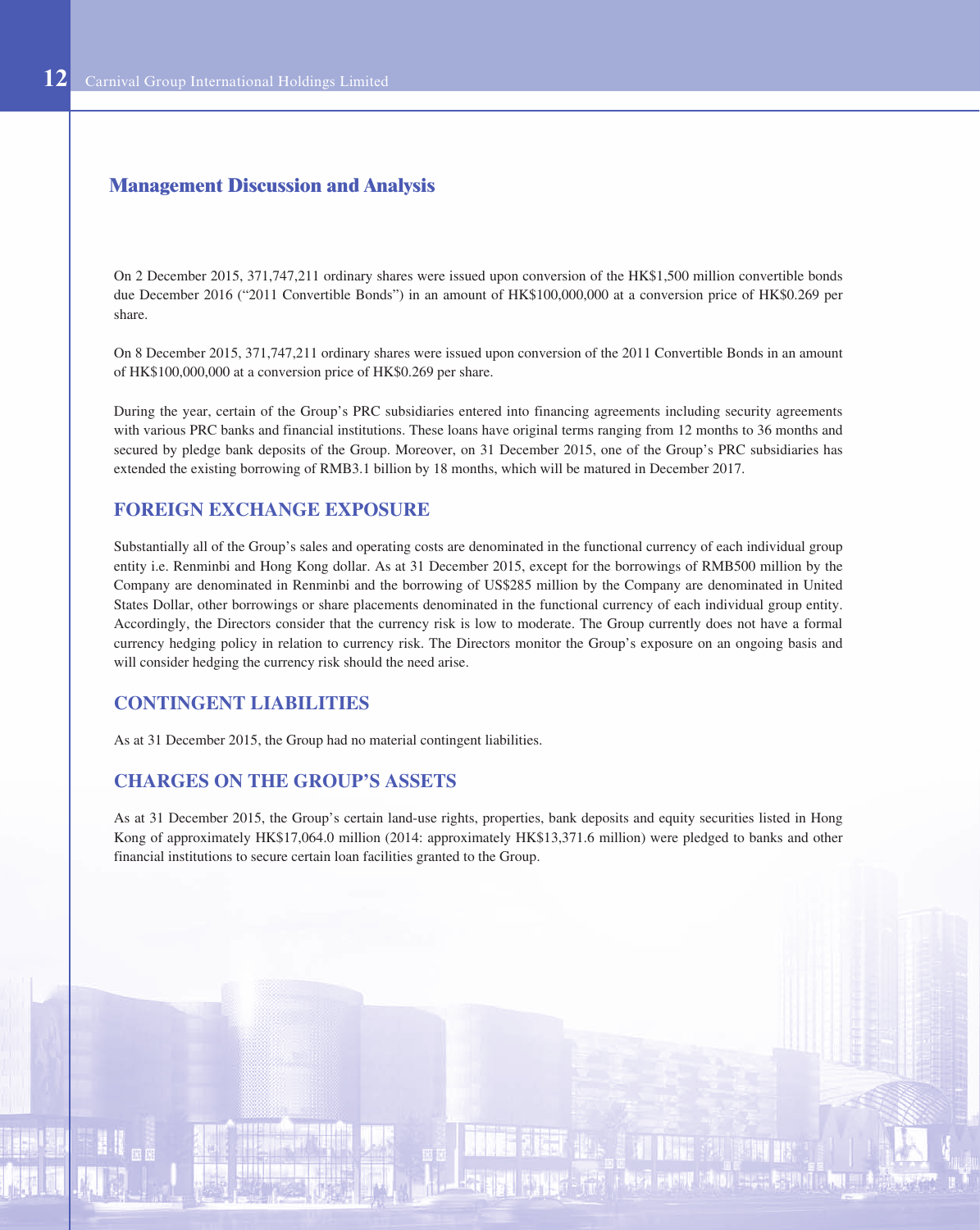## Management Discussion and Analysis

On 2 December 2015, 371,747,211 ordinary shares were issued upon conversion of the HK$1,500 million convertible bonds due December 2016 ("2011 Convertible Bonds") in an amount of HK$100,000,000 at a conversion price of HK$0.269 per share.

On 8 December 2015, 371,747,211 ordinary shares were issued upon conversion of the 2011 Convertible Bonds in an amount of HK$100,000,000 at a conversion price of HK$0.269 per share.

During the year, certain of the Group's PRC subsidiaries entered into financing agreements including security agreements with various PRC banks and financial institutions. These loans have original terms ranging from 12 months to 36 months and secured by pledge bank deposits of the Group. Moreover, on 31 December 2015, one of the Group's PRC subsidiaries has extended the existing borrowing of RMB3.1 billion by 18 months, which will be matured in December 2017.

### FOREIGN EXCHANGE EXPOSURE

Substantially all of the Group's sales and operating costs are denominated in the functional currency of each individual group entity i.e. Renminbi and Hong Kong dollar. As at 31 December 2015, except for the borrowings of RMB500 million by the Company are denominated in Renminbi and the borrowing of US$285 million by the Company are denominated in United States Dollar, other borrowings or share placements denominated in the functional currency of each individual group entity. Accordingly, the Directors consider that the currency risk is low to moderate. The Group currently does not have a formal currency hedging policy in relation to currency risk. The Directors monitor the Group's exposure on an ongoing basis and will consider hedging the currency risk should the need arise.

### CONTINGENT LIABILITIES

As at 31 December 2015, the Group had no material contingent liabilities.

### CHARGES ON THE GROUP'S ASSETS

As at 31 December 2015, the Group's certain land-use rights, properties, bank deposits and equity securities listed in Hong Kong of approximately HK$17,064.0 million (2014: approximately HK$13,371.6 million) were pledged to banks and other financial institutions to secure certain loan facilities granted to the Group.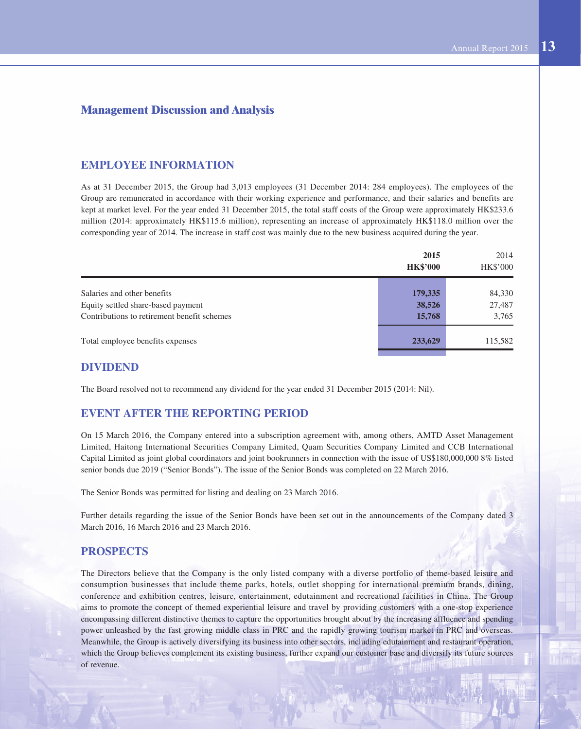## Management Discussion and Analysis

### EMPLOYEE INFORMATION

As at 31 December 2015, the Group had 3,013 employees (31 December 2014: 284 employees). The employees of the Group are remunerated in accordance with their working experience and performance, and their salaries and benefits are kept at market level. For the year ended 31 December 2015, the total staff costs of the Group were approximately HK$233.6 million (2014: approximately HK$115.6 million), representing an increase of approximately HK$118.0 million over the corresponding year of 2014. The increase in staff cost was mainly due to the new business acquired during the year.

| | **2015** | 2014 |
|---|---|---|
| | **HK$'000** | HK$'000 |
| Salaries and other benefits | **179,335** | 84,330 |
| Equity settled share-based payment | **38,526** | 27,487 |
| Contributions to retirement benefit schemes | **15,768** | 3,765 |
| Total employee benefits expenses | **233,629** | 115,582 |

### DIVIDEND

The Board resolved not to recommend any dividend for the year ended 31 December 2015 (2014: Nil).

### EVENT AFTER THE REPORTING PERIOD

On 15 March 2016, the Company entered into a subscription agreement with, among others, AMTD Asset Management Limited, Haitong International Securities Company Limited, Quam Securities Company Limited and CCB International Capital Limited as joint global coordinators and joint bookrunners in connection with the issue of US$180,000,000 8% listed senior bonds due 2019 ("Senior Bonds"). The issue of the Senior Bonds was completed on 22 March 2016.

The Senior Bonds was permitted for listing and dealing on 23 March 2016.

Further details regarding the issue of the Senior Bonds have been set out in the announcements of the Company dated 3 March 2016, 16 March 2016 and 23 March 2016.

### PROSPECTS

The Directors believe that the Company is the only listed company with a diverse portfolio of theme-based leisure and consumption businesses that include theme parks, hotels, outlet shopping for international premium brands, dining, conference and exhibition centres, leisure, entertainment, edutainment and recreational facilities in China. The Group aims to promote the concept of themed experiential leisure and travel by providing customers with a one-stop experience encompassing different distinctive themes to capture the opportunities brought about by the increasing affluence and spending power unleashed by the fast growing middle class in PRC and the rapidly growing tourism market in PRC and overseas. Meanwhile, the Group is actively diversifying its business into other sectors, including edutainment and restaurant operation, which the Group believes complement its existing business, further expand our customer base and diversify its future sources of revenue.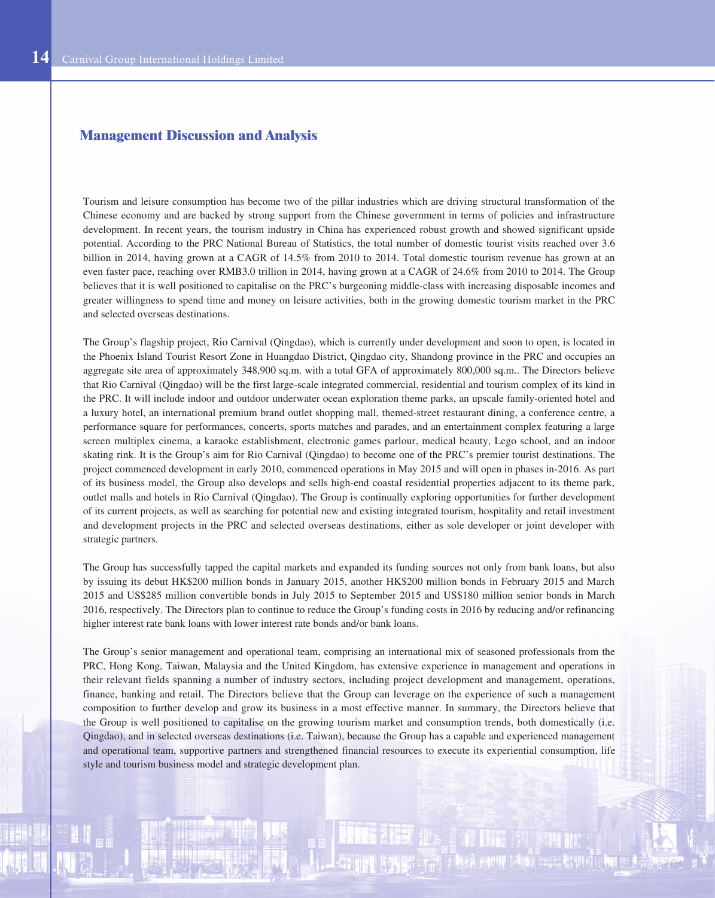## Management Discussion and Analysis

Tourism and leisure consumption has become two of the pillar industries which are driving structural transformation of the Chinese economy and are backed by strong support from the Chinese government in terms of policies and infrastructure development. In recent years, the tourism industry in China has experienced robust growth and showed significant upside potential. According to the PRC National Bureau of Statistics, the total number of domestic tourist visits reached over 3.6 billion in 2014, having grown at a CAGR of 14.5% from 2010 to 2014. Total domestic tourism revenue has grown at an even faster pace, reaching over RMB3.0 trillion in 2014, having grown at a CAGR of 24.6% from 2010 to 2014. The Group believes that it is well positioned to capitalise on the PRC's burgeoning middle-class with increasing disposable incomes and greater willingness to spend time and money on leisure activities, both in the growing domestic tourism market in the PRC and selected overseas destinations.

The Group's flagship project, Rio Carnival (Qingdao), which is currently under development and soon to open, is located in the Phoenix Island Tourist Resort Zone in Huangdao District, Qingdao city, Shandong province in the PRC and occupies an aggregate site area of approximately 348,900 sq.m. with a total GFA of approximately 800,000 sq.m.. The Directors believe that Rio Carnival (Qingdao) will be the first large-scale integrated commercial, residential and tourism complex of its kind in the PRC. It will include indoor and outdoor underwater ocean exploration theme parks, an upscale family-oriented hotel and a luxury hotel, an international premium brand outlet shopping mall, themed-street restaurant dining, a conference centre, a performance square for performances, concerts, sports matches and parades, and an entertainment complex featuring a large screen multiplex cinema, a karaoke establishment, electronic games parlour, medical beauty, Lego school, and an indoor skating rink. It is the Group's aim for Rio Carnival (Qingdao) to become one of the PRC's premier tourist destinations. The project commenced development in early 2010, commenced operations in May 2015 and will open in phases in-2016. As part of its business model, the Group also develops and sells high-end coastal residential properties adjacent to its theme park, outlet malls and hotels in Rio Carnival (Qingdao). The Group is continually exploring opportunities for further development of its current projects, as well as searching for potential new and existing integrated tourism, hospitality and retail investment and development projects in the PRC and selected overseas destinations, either as sole developer or joint developer with strategic partners.

The Group has successfully tapped the capital markets and expanded its funding sources not only from bank loans, but also by issuing its debut HK$200 million bonds in January 2015, another HK$200 million bonds in February 2015 and March 2015 and US$285 million convertible bonds in July 2015 to September 2015 and US$180 million senior bonds in March 2016, respectively. The Directors plan to continue to reduce the Group's funding costs in 2016 by reducing and/or refinancing higher interest rate bank loans with lower interest rate bonds and/or bank loans.

The Group's senior management and operational team, comprising an international mix of seasoned professionals from the PRC, Hong Kong, Taiwan, Malaysia and the United Kingdom, has extensive experience in management and operations in their relevant fields spanning a number of industry sectors, including project development and management, operations, finance, banking and retail. The Directors believe that the Group can leverage on the experience of such a management composition to further develop and grow its business in a most effective manner. In summary, the Directors believe that the Group is well positioned to capitalise on the growing tourism market and consumption trends, both domestically (i.e. Qingdao), and in selected overseas destinations (i.e. Taiwan), because the Group has a capable and experienced management and operational team, supportive partners and strengthened financial resources to execute its experiential consumption, life style and tourism business model and strategic development plan.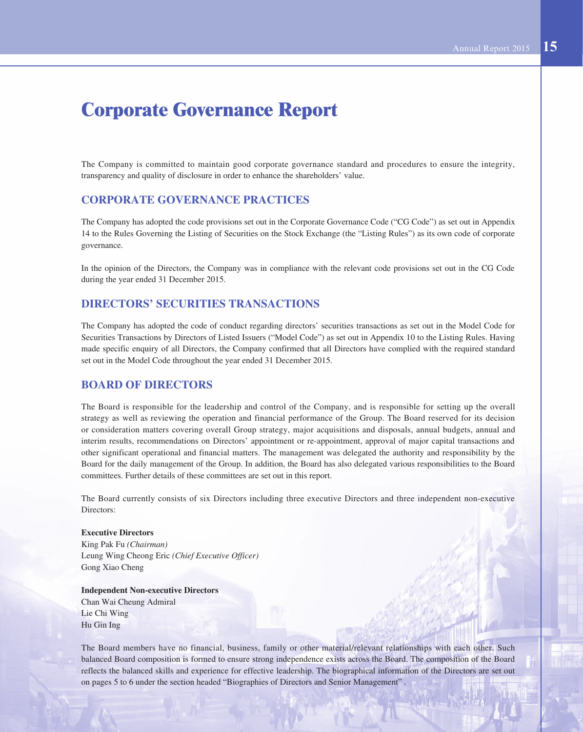# Corporate Governance Report

The Company is committed to maintain good corporate governance standard and procedures to ensure the integrity, transparency and quality of disclosure in order to enhance the shareholders' value.

## CORPORATE GOVERNANCE PRACTICES

The Company has adopted the code provisions set out in the Corporate Governance Code ("CG Code") as set out in Appendix 14 to the Rules Governing the Listing of Securities on the Stock Exchange (the "Listing Rules") as its own code of corporate governance.

In the opinion of the Directors, the Company was in compliance with the relevant code provisions set out in the CG Code during the year ended 31 December 2015.

## DIRECTORS' SECURITIES TRANSACTIONS

The Company has adopted the code of conduct regarding directors' securities transactions as set out in the Model Code for Securities Transactions by Directors of Listed Issuers ("Model Code") as set out in Appendix 10 to the Listing Rules. Having made specific enquiry of all Directors, the Company confirmed that all Directors have complied with the required standard set out in the Model Code throughout the year ended 31 December 2015.

## BOARD OF DIRECTORS

The Board is responsible for the leadership and control of the Company, and is responsible for setting up the overall strategy as well as reviewing the operation and financial performance of the Group. The Board reserved for its decision or consideration matters covering overall Group strategy, major acquisitions and disposals, annual budgets, annual and interim results, recommendations on Directors' appointment or re-appointment, approval of major capital transactions and other significant operational and financial matters. The management was delegated the authority and responsibility by the Board for the daily management of the Group. In addition, the Board has also delegated various responsibilities to the Board committees. Further details of these committees are set out in this report.

The Board currently consists of six Directors including three executive Directors and three independent non-executive Directors:

**Executive Directors**
King Pak Fu *(Chairman)*
Leung Wing Cheong Eric *(Chief Executive Officer)*
Gong Xiao Cheng

**Independent Non-executive Directors**
Chan Wai Cheung Admiral
Lie Chi Wing
Hu Gin Ing

The Board members have no financial, business, family or other material/relevant relationships with each other. Such balanced Board composition is formed to ensure strong independence exists across the Board. The composition of the Board reflects the balanced skills and experience for effective leadership. The biographical information of the Directors are set out on pages 5 to 6 under the section headed "Biographies of Directors and Senior Management".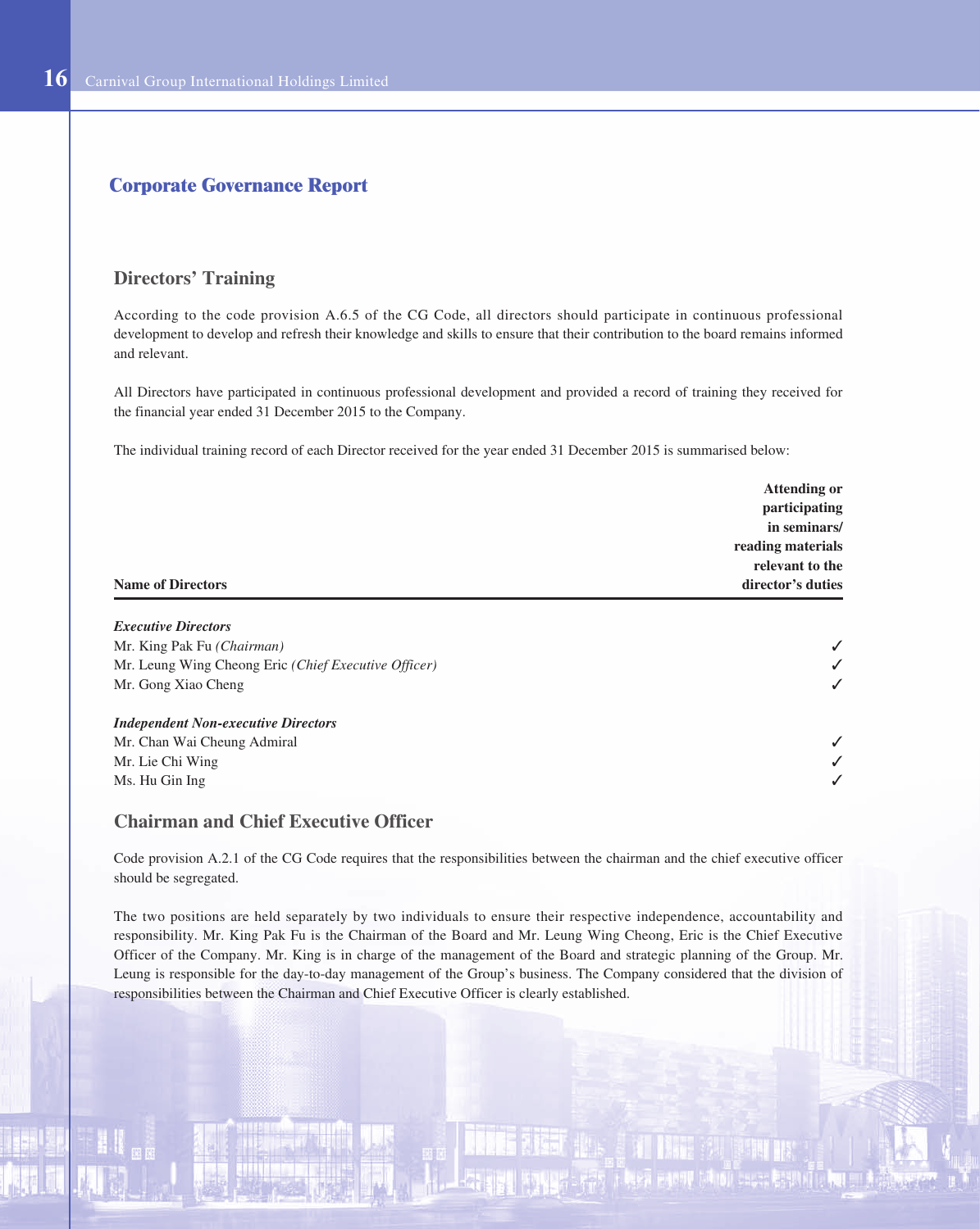## Corporate Governance Report

### Directors' Training

According to the code provision A.6.5 of the CG Code, all directors should participate in continuous professional development to develop and refresh their knowledge and skills to ensure that their contribution to the board remains informed and relevant.

All Directors have participated in continuous professional development and provided a record of training they received for the financial year ended 31 December 2015 to the Company.

The individual training record of each Director received for the year ended 31 December 2015 is summarised below:

| Name of Directors | Attending or participating in seminars/ reading materials relevant to the director's duties |
|---|---|
| ***Executive Directors*** | |
| Mr. King Pak Fu *(Chairman)* | ✓ |
| Mr. Leung Wing Cheong Eric *(Chief Executive Officer)* | ✓ |
| Mr. Gong Xiao Cheng | ✓ |
| ***Independent Non-executive Directors*** | |
| Mr. Chan Wai Cheung Admiral | ✓ |
| Mr. Lie Chi Wing | ✓ |
| Ms. Hu Gin Ing | ✓ |

### Chairman and Chief Executive Officer

Code provision A.2.1 of the CG Code requires that the responsibilities between the chairman and the chief executive officer should be segregated.

The two positions are held separately by two individuals to ensure their respective independence, accountability and responsibility. Mr. King Pak Fu is the Chairman of the Board and Mr. Leung Wing Cheong, Eric is the Chief Executive Officer of the Company. Mr. King is in charge of the management of the Board and strategic planning of the Group. Mr. Leung is responsible for the day-to-day management of the Group's business. The Company considered that the division of responsibilities between the Chairman and Chief Executive Officer is clearly established.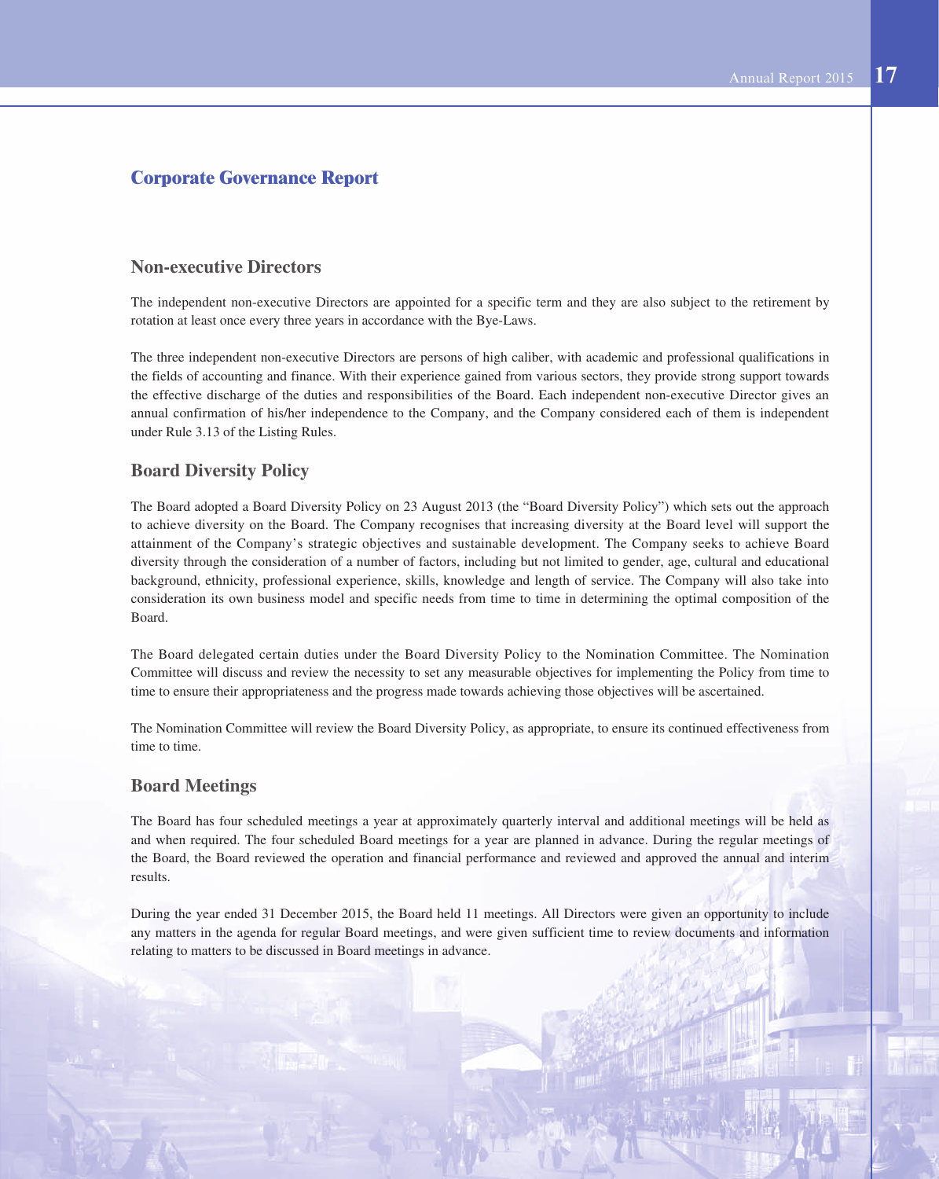# Corporate Governance Report

## Non-executive Directors

The independent non-executive Directors are appointed for a specific term and they are also subject to the retirement by rotation at least once every three years in accordance with the Bye-Laws.

The three independent non-executive Directors are persons of high caliber, with academic and professional qualifications in the fields of accounting and finance. With their experience gained from various sectors, they provide strong support towards the effective discharge of the duties and responsibilities of the Board. Each independent non-executive Director gives an annual confirmation of his/her independence to the Company, and the Company considered each of them is independent under Rule 3.13 of the Listing Rules.

## Board Diversity Policy

The Board adopted a Board Diversity Policy on 23 August 2013 (the "Board Diversity Policy") which sets out the approach to achieve diversity on the Board. The Company recognises that increasing diversity at the Board level will support the attainment of the Company's strategic objectives and sustainable development. The Company seeks to achieve Board diversity through the consideration of a number of factors, including but not limited to gender, age, cultural and educational background, ethnicity, professional experience, skills, knowledge and length of service. The Company will also take into consideration its own business model and specific needs from time to time in determining the optimal composition of the Board.

The Board delegated certain duties under the Board Diversity Policy to the Nomination Committee. The Nomination Committee will discuss and review the necessity to set any measurable objectives for implementing the Policy from time to time to ensure their appropriateness and the progress made towards achieving those objectives will be ascertained.

The Nomination Committee will review the Board Diversity Policy, as appropriate, to ensure its continued effectiveness from time to time.

## Board Meetings

The Board has four scheduled meetings a year at approximately quarterly interval and additional meetings will be held as and when required. The four scheduled Board meetings for a year are planned in advance. During the regular meetings of the Board, the Board reviewed the operation and financial performance and reviewed and approved the annual and interim results.

During the year ended 31 December 2015, the Board held 11 meetings. All Directors were given an opportunity to include any matters in the agenda for regular Board meetings, and were given sufficient time to review documents and information relating to matters to be discussed in Board meetings in advance.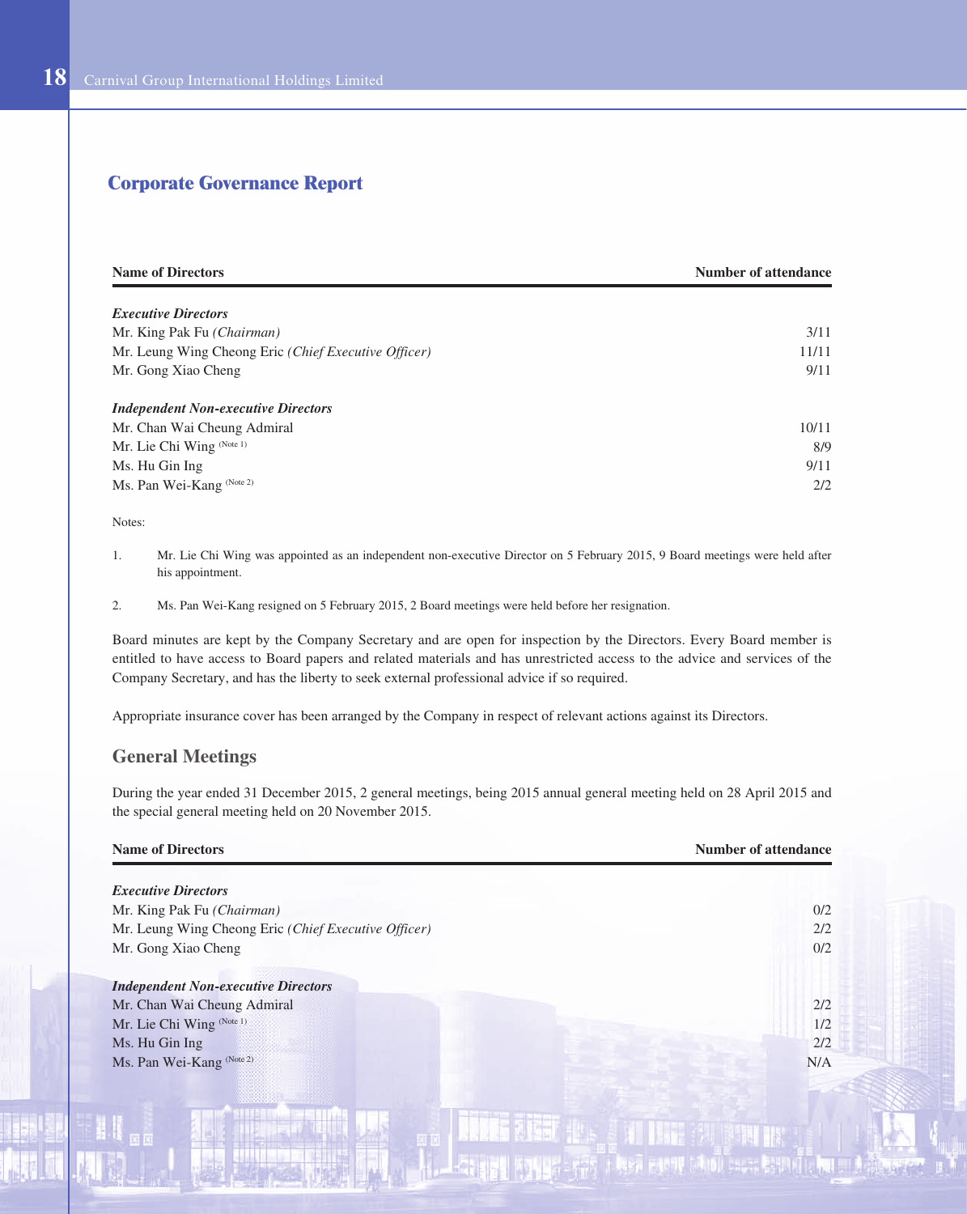# Corporate Governance Report

| Name of Directors | Number of attendance |
|---|---|
| ***Executive Directors*** | |
| Mr. King Pak Fu *(Chairman)* | 3/11 |
| Mr. Leung Wing Cheong Eric *(Chief Executive Officer)* | 11/11 |
| Mr. Gong Xiao Cheng | 9/11 |
| ***Independent Non-executive Directors*** | |
| Mr. Chan Wai Cheung Admiral | 10/11 |
| Mr. Lie Chi Wing (Note 1) | 8/9 |
| Ms. Hu Gin Ing | 9/11 |
| Ms. Pan Wei-Kang (Note 2) | 2/2 |

Notes:

1. Mr. Lie Chi Wing was appointed as an independent non-executive Director on 5 February 2015, 9 Board meetings were held after his appointment.

2. Ms. Pan Wei-Kang resigned on 5 February 2015, 2 Board meetings were held before her resignation.

Board minutes are kept by the Company Secretary and are open for inspection by the Directors. Every Board member is entitled to have access to Board papers and related materials and has unrestricted access to the advice and services of the Company Secretary, and has the liberty to seek external professional advice if so required.

Appropriate insurance cover has been arranged by the Company in respect of relevant actions against its Directors.

## General Meetings

During the year ended 31 December 2015, 2 general meetings, being 2015 annual general meeting held on 28 April 2015 and the special general meeting held on 20 November 2015.

| Name of Directors | Number of attendance |
|---|---|
| ***Executive Directors*** | |
| Mr. King Pak Fu *(Chairman)* | 0/2 |
| Mr. Leung Wing Cheong Eric *(Chief Executive Officer)* | 2/2 |
| Mr. Gong Xiao Cheng | 0/2 |
| ***Independent Non-executive Directors*** | |
| Mr. Chan Wai Cheung Admiral | 2/2 |
| Mr. Lie Chi Wing (Note 1) | 1/2 |
| Ms. Hu Gin Ing | 2/2 |
| Ms. Pan Wei-Kang (Note 2) | N/A |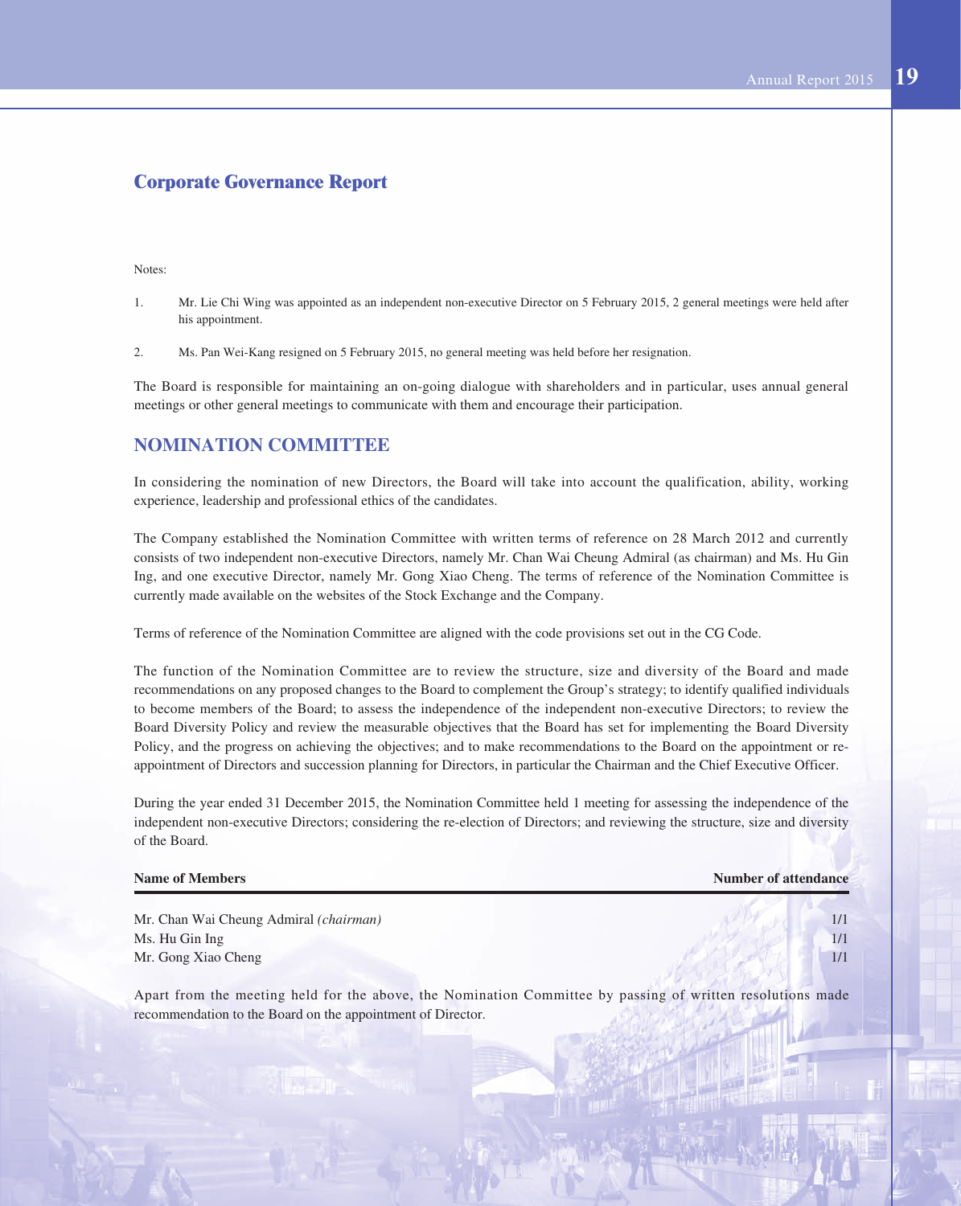## Corporate Governance Report

Notes:

1. Mr. Lie Chi Wing was appointed as an independent non-executive Director on 5 February 2015, 2 general meetings were held after his appointment.

2. Ms. Pan Wei-Kang resigned on 5 February 2015, no general meeting was held before her resignation.

The Board is responsible for maintaining an on-going dialogue with shareholders and in particular, uses annual general meetings or other general meetings to communicate with them and encourage their participation.

## NOMINATION COMMITTEE

In considering the nomination of new Directors, the Board will take into account the qualification, ability, working experience, leadership and professional ethics of the candidates.

The Company established the Nomination Committee with written terms of reference on 28 March 2012 and currently consists of two independent non-executive Directors, namely Mr. Chan Wai Cheung Admiral (as chairman) and Ms. Hu Gin Ing, and one executive Director, namely Mr. Gong Xiao Cheng. The terms of reference of the Nomination Committee is currently made available on the websites of the Stock Exchange and the Company.

Terms of reference of the Nomination Committee are aligned with the code provisions set out in the CG Code.

The function of the Nomination Committee are to review the structure, size and diversity of the Board and made recommendations on any proposed changes to the Board to complement the Group's strategy; to identify qualified individuals to become members of the Board; to assess the independence of the independent non-executive Directors; to review the Board Diversity Policy and review the measurable objectives that the Board has set for implementing the Board Diversity Policy, and the progress on achieving the objectives; and to make recommendations to the Board on the appointment or re-appointment of Directors and succession planning for Directors, in particular the Chairman and the Chief Executive Officer.

During the year ended 31 December 2015, the Nomination Committee held 1 meeting for assessing the independence of the independent non-executive Directors; considering the re-election of Directors; and reviewing the structure, size and diversity of the Board.

| Name of Members | Number of attendance |
|---|---|
| Mr. Chan Wai Cheung Admiral *(chairman)* | 1/1 |
| Ms. Hu Gin Ing | 1/1 |
| Mr. Gong Xiao Cheng | 1/1 |

Apart from the meeting held for the above, the Nomination Committee by passing of written resolutions made recommendation to the Board on the appointment of Director.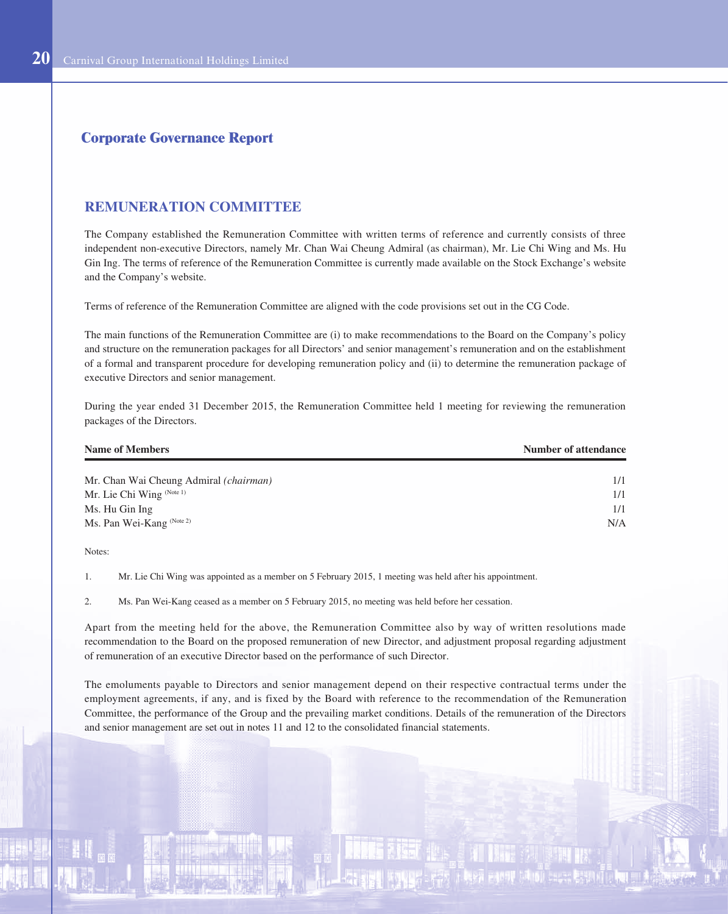## Corporate Governance Report

### REMUNERATION COMMITTEE

The Company established the Remuneration Committee with written terms of reference and currently consists of three independent non-executive Directors, namely Mr. Chan Wai Cheung Admiral (as chairman), Mr. Lie Chi Wing and Ms. Hu Gin Ing. The terms of reference of the Remuneration Committee is currently made available on the Stock Exchange's website and the Company's website.

Terms of reference of the Remuneration Committee are aligned with the code provisions set out in the CG Code.

The main functions of the Remuneration Committee are (i) to make recommendations to the Board on the Company's policy and structure on the remuneration packages for all Directors' and senior management's remuneration and on the establishment of a formal and transparent procedure for developing remuneration policy and (ii) to determine the remuneration package of executive Directors and senior management.

During the year ended 31 December 2015, the Remuneration Committee held 1 meeting for reviewing the remuneration packages of the Directors.

| Name of Members | Number of attendance |
|---|---|
| Mr. Chan Wai Cheung Admiral *(chairman)* | 1/1 |
| Mr. Lie Chi Wing (Note 1) | 1/1 |
| Ms. Hu Gin Ing | 1/1 |
| Ms. Pan Wei-Kang (Note 2) | N/A |

Notes:

1. Mr. Lie Chi Wing was appointed as a member on 5 February 2015, 1 meeting was held after his appointment.

2. Ms. Pan Wei-Kang ceased as a member on 5 February 2015, no meeting was held before her cessation.

Apart from the meeting held for the above, the Remuneration Committee also by way of written resolutions made recommendation to the Board on the proposed remuneration of new Director, and adjustment proposal regarding adjustment of remuneration of an executive Director based on the performance of such Director.

The emoluments payable to Directors and senior management depend on their respective contractual terms under the employment agreements, if any, and is fixed by the Board with reference to the recommendation of the Remuneration Committee, the performance of the Group and the prevailing market conditions. Details of the remuneration of the Directors and senior management are set out in notes 11 and 12 to the consolidated financial statements.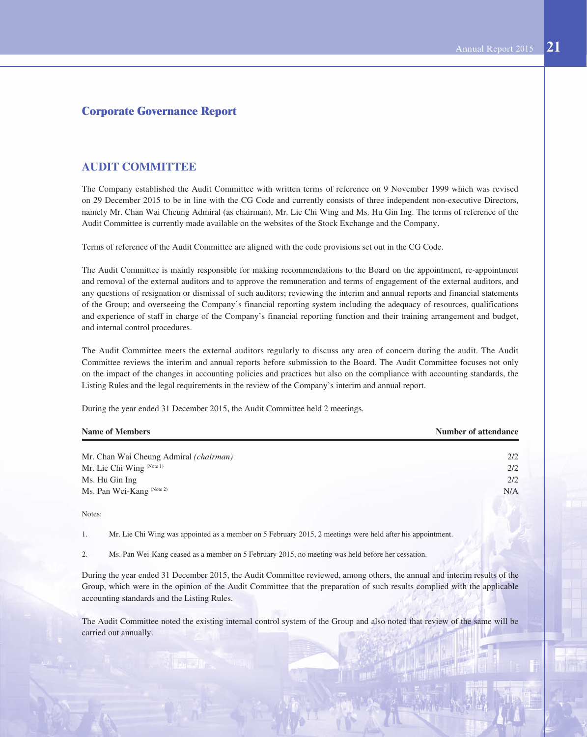## Corporate Governance Report

### AUDIT COMMITTEE

The Company established the Audit Committee with written terms of reference on 9 November 1999 which was revised on 29 December 2015 to be in line with the CG Code and currently consists of three independent non-executive Directors, namely Mr. Chan Wai Cheung Admiral (as chairman), Mr. Lie Chi Wing and Ms. Hu Gin Ing. The terms of reference of the Audit Committee is currently made available on the websites of the Stock Exchange and the Company.

Terms of reference of the Audit Committee are aligned with the code provisions set out in the CG Code.

The Audit Committee is mainly responsible for making recommendations to the Board on the appointment, re-appointment and removal of the external auditors and to approve the remuneration and terms of engagement of the external auditors, and any questions of resignation or dismissal of such auditors; reviewing the interim and annual reports and financial statements of the Group; and overseeing the Company's financial reporting system including the adequacy of resources, qualifications and experience of staff in charge of the Company's financial reporting function and their training arrangement and budget, and internal control procedures.

The Audit Committee meets the external auditors regularly to discuss any area of concern during the audit. The Audit Committee reviews the interim and annual reports before submission to the Board. The Audit Committee focuses not only on the impact of the changes in accounting policies and practices but also on the compliance with accounting standards, the Listing Rules and the legal requirements in the review of the Company's interim and annual report.

During the year ended 31 December 2015, the Audit Committee held 2 meetings.

| Name of Members | Number of attendance |
|---|---|
| Mr. Chan Wai Cheung Admiral *(chairman)* | 2/2 |
| Mr. Lie Chi Wing (Note 1) | 2/2 |
| Ms. Hu Gin Ing | 2/2 |
| Ms. Pan Wei-Kang (Note 2) | N/A |

Notes:

1. Mr. Lie Chi Wing was appointed as a member on 5 February 2015, 2 meetings were held after his appointment.
2. Ms. Pan Wei-Kang ceased as a member on 5 February 2015, no meeting was held before her cessation.

During the year ended 31 December 2015, the Audit Committee reviewed, among others, the annual and interim results of the Group, which were in the opinion of the Audit Committee that the preparation of such results complied with the applicable accounting standards and the Listing Rules.

The Audit Committee noted the existing internal control system of the Group and also noted that review of the same will be carried out annually.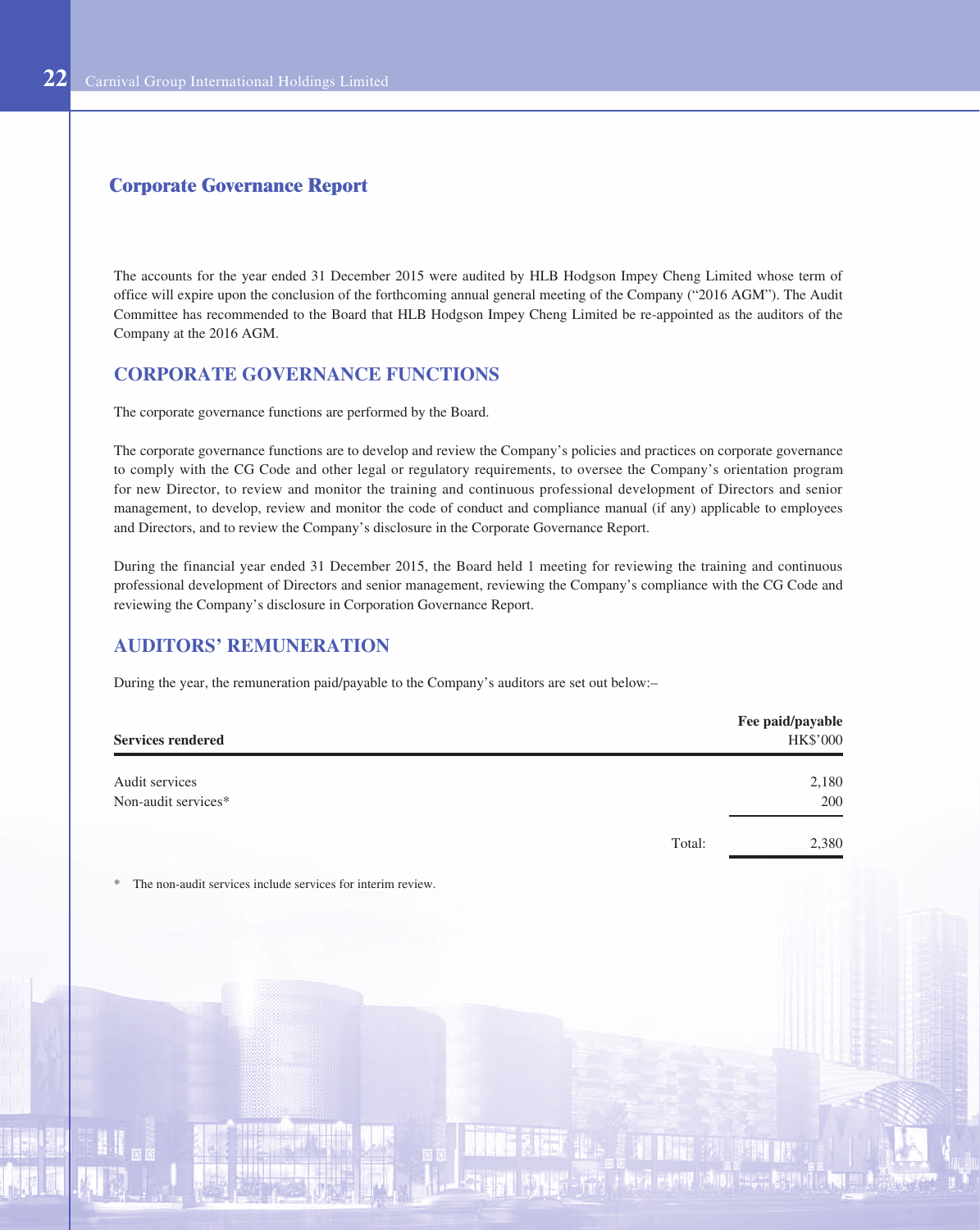## Corporate Governance Report

The accounts for the year ended 31 December 2015 were audited by HLB Hodgson Impey Cheng Limited whose term of office will expire upon the conclusion of the forthcoming annual general meeting of the Company ("2016 AGM"). The Audit Committee has recommended to the Board that HLB Hodgson Impey Cheng Limited be re-appointed as the auditors of the Company at the 2016 AGM.

## CORPORATE GOVERNANCE FUNCTIONS

The corporate governance functions are performed by the Board.

The corporate governance functions are to develop and review the Company's policies and practices on corporate governance to comply with the CG Code and other legal or regulatory requirements, to oversee the Company's orientation program for new Director, to review and monitor the training and continuous professional development of Directors and senior management, to develop, review and monitor the code of conduct and compliance manual (if any) applicable to employees and Directors, and to review the Company's disclosure in the Corporate Governance Report.

During the financial year ended 31 December 2015, the Board held 1 meeting for reviewing the training and continuous professional development of Directors and senior management, reviewing the Company's compliance with the CG Code and reviewing the Company's disclosure in Corporation Governance Report.

## AUDITORS' REMUNERATION

During the year, the remuneration paid/payable to the Company's auditors are set out below:–

| Services rendered | | Fee paid/payable HK$'000 |
|---|---|---|
| Audit services | | 2,180 |
| Non-audit services* | | 200 |
| | Total: | 2,380 |

\* The non-audit services include services for interim review.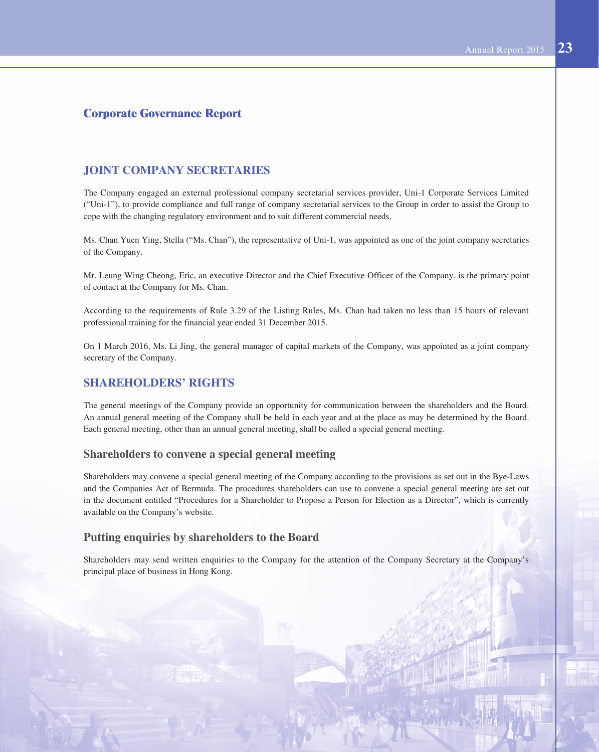# Corporate Governance Report

## JOINT COMPANY SECRETARIES

The Company engaged an external professional company secretarial services provider, Uni-1 Corporate Services Limited ("Uni-1"), to provide compliance and full range of company secretarial services to the Group in order to assist the Group to cope with the changing regulatory environment and to suit different commercial needs.

Ms. Chan Yuen Ying, Stella ("Ms. Chan"), the representative of Uni-1, was appointed as one of the joint company secretaries of the Company.

Mr. Leung Wing Cheong, Eric, an executive Director and the Chief Executive Officer of the Company, is the primary point of contact at the Company for Ms. Chan.

According to the requirements of Rule 3.29 of the Listing Rules, Ms. Chan had taken no less than 15 hours of relevant professional training for the financial year ended 31 December 2015.

On 1 March 2016, Ms. Li Jing, the general manager of capital markets of the Company, was appointed as a joint company secretary of the Company.

## SHAREHOLDERS' RIGHTS

The general meetings of the Company provide an opportunity for communication between the shareholders and the Board. An annual general meeting of the Company shall be held in each year and at the place as may be determined by the Board. Each general meeting, other than an annual general meeting, shall be called a special general meeting.

### Shareholders to convene a special general meeting

Shareholders may convene a special general meeting of the Company according to the provisions as set out in the Bye-Laws and the Companies Act of Bermuda. The procedures shareholders can use to convene a special general meeting are set out in the document entitled "Procedures for a Shareholder to Propose a Person for Election as a Director", which is currently available on the Company's website.

### Putting enquiries by shareholders to the Board

Shareholders may send written enquiries to the Company for the attention of the Company Secretary at the Company's principal place of business in Hong Kong.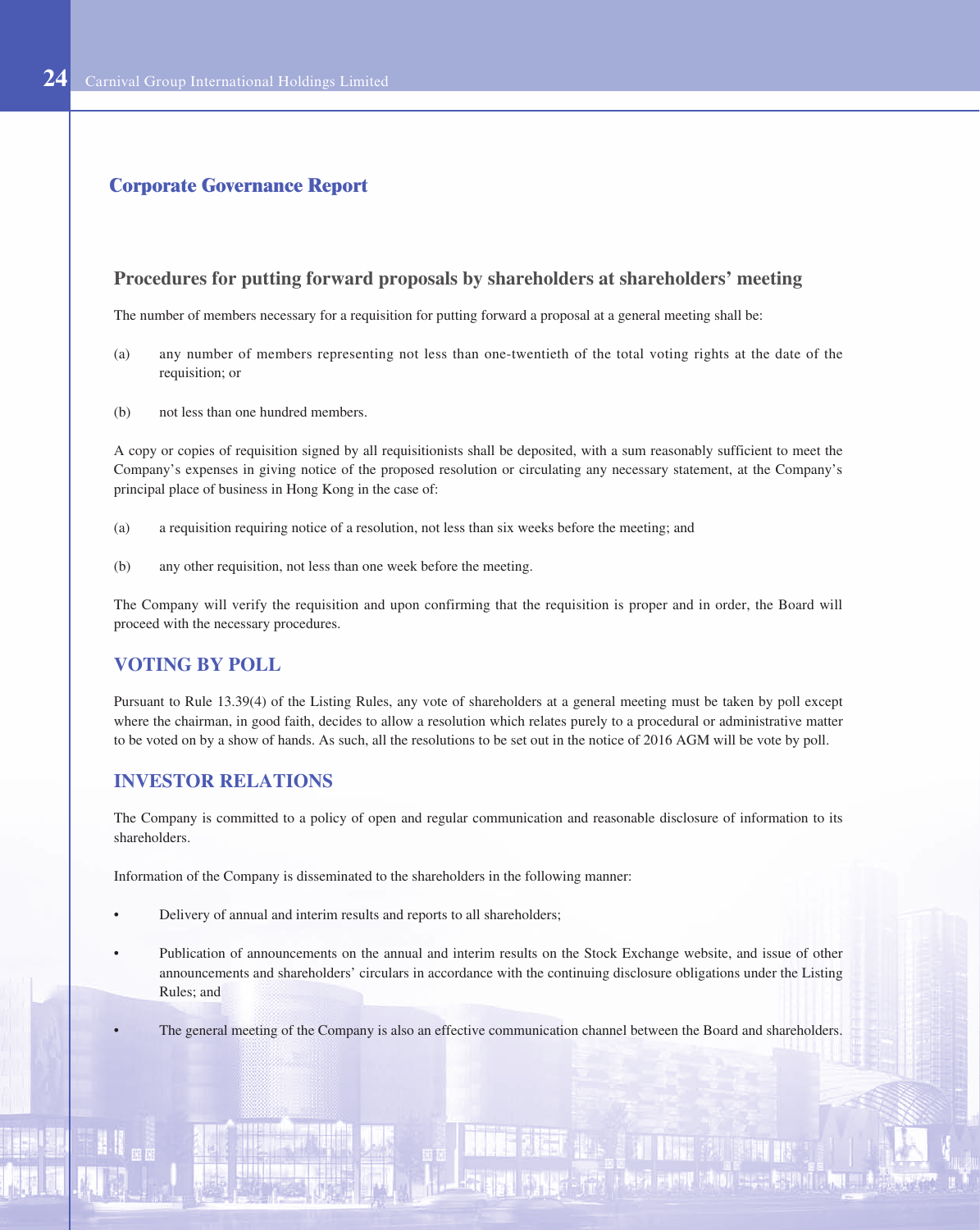## Corporate Governance Report

### Procedures for putting forward proposals by shareholders at shareholders' meeting

The number of members necessary for a requisition for putting forward a proposal at a general meeting shall be:

(a) any number of members representing not less than one-twentieth of the total voting rights at the date of the requisition; or

(b) not less than one hundred members.

A copy or copies of requisition signed by all requisitionists shall be deposited, with a sum reasonably sufficient to meet the Company's expenses in giving notice of the proposed resolution or circulating any necessary statement, at the Company's principal place of business in Hong Kong in the case of:

(a) a requisition requiring notice of a resolution, not less than six weeks before the meeting; and

(b) any other requisition, not less than one week before the meeting.

The Company will verify the requisition and upon confirming that the requisition is proper and in order, the Board will proceed with the necessary procedures.

## VOTING BY POLL

Pursuant to Rule 13.39(4) of the Listing Rules, any vote of shareholders at a general meeting must be taken by poll except where the chairman, in good faith, decides to allow a resolution which relates purely to a procedural or administrative matter to be voted on by a show of hands. As such, all the resolutions to be set out in the notice of 2016 AGM will be vote by poll.

## INVESTOR RELATIONS

The Company is committed to a policy of open and regular communication and reasonable disclosure of information to its shareholders.

Information of the Company is disseminated to the shareholders in the following manner:

- Delivery of annual and interim results and reports to all shareholders;
- Publication of announcements on the annual and interim results on the Stock Exchange website, and issue of other announcements and shareholders' circulars in accordance with the continuing disclosure obligations under the Listing Rules; and
- The general meeting of the Company is also an effective communication channel between the Board and shareholders.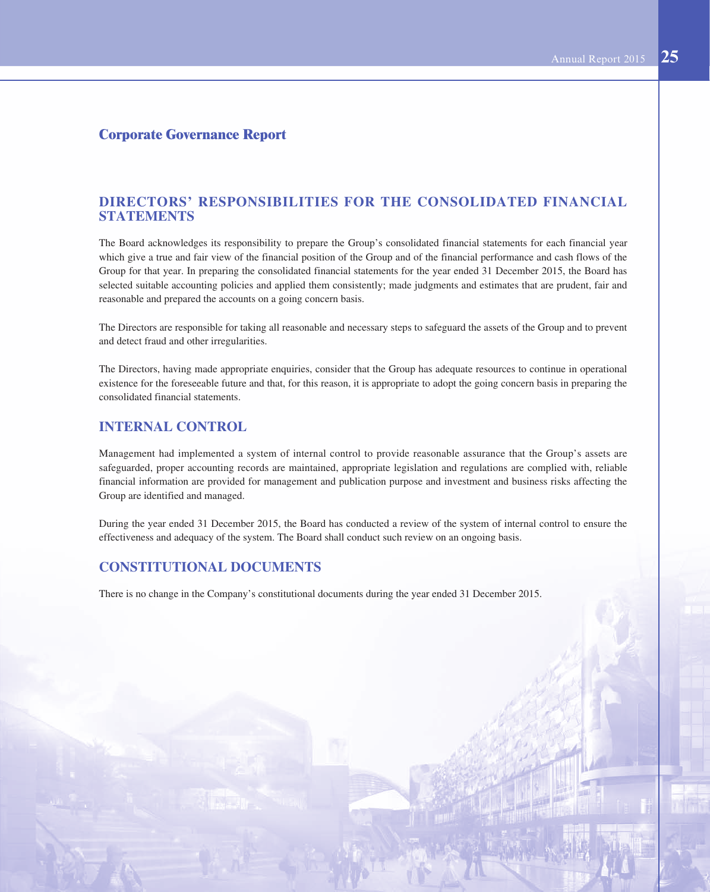## Corporate Governance Report

### DIRECTORS' RESPONSIBILITIES FOR THE CONSOLIDATED FINANCIAL STATEMENTS

The Board acknowledges its responsibility to prepare the Group's consolidated financial statements for each financial year which give a true and fair view of the financial position of the Group and of the financial performance and cash flows of the Group for that year. In preparing the consolidated financial statements for the year ended 31 December 2015, the Board has selected suitable accounting policies and applied them consistently; made judgments and estimates that are prudent, fair and reasonable and prepared the accounts on a going concern basis.

The Directors are responsible for taking all reasonable and necessary steps to safeguard the assets of the Group and to prevent and detect fraud and other irregularities.

The Directors, having made appropriate enquiries, consider that the Group has adequate resources to continue in operational existence for the foreseeable future and that, for this reason, it is appropriate to adopt the going concern basis in preparing the consolidated financial statements.

### INTERNAL CONTROL

Management had implemented a system of internal control to provide reasonable assurance that the Group's assets are safeguarded, proper accounting records are maintained, appropriate legislation and regulations are complied with, reliable financial information are provided for management and publication purpose and investment and business risks affecting the Group are identified and managed.

During the year ended 31 December 2015, the Board has conducted a review of the system of internal control to ensure the effectiveness and adequacy of the system. The Board shall conduct such review on an ongoing basis.

### CONSTITUTIONAL DOCUMENTS

There is no change in the Company's constitutional documents during the year ended 31 December 2015.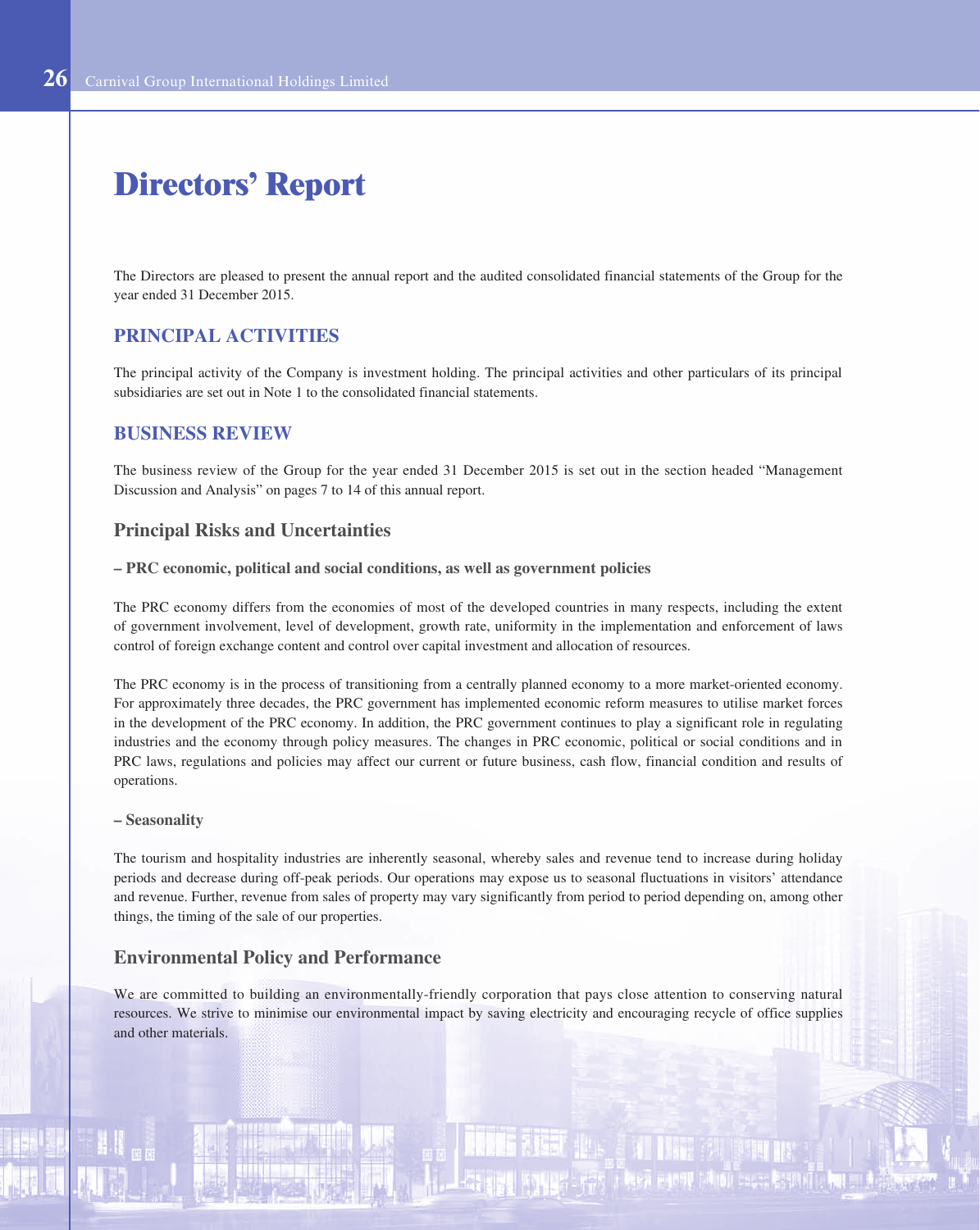# Directors' Report

The Directors are pleased to present the annual report and the audited consolidated financial statements of the Group for the year ended 31 December 2015.

## PRINCIPAL ACTIVITIES

The principal activity of the Company is investment holding. The principal activities and other particulars of its principal subsidiaries are set out in Note 1 to the consolidated financial statements.

## BUSINESS REVIEW

The business review of the Group for the year ended 31 December 2015 is set out in the section headed "Management Discussion and Analysis" on pages 7 to 14 of this annual report.

### Principal Risks and Uncertainties

**– PRC economic, political and social conditions, as well as government policies**

The PRC economy differs from the economies of most of the developed countries in many respects, including the extent of government involvement, level of development, growth rate, uniformity in the implementation and enforcement of laws control of foreign exchange content and control over capital investment and allocation of resources.

The PRC economy is in the process of transitioning from a centrally planned economy to a more market-oriented economy. For approximately three decades, the PRC government has implemented economic reform measures to utilise market forces in the development of the PRC economy. In addition, the PRC government continues to play a significant role in regulating industries and the economy through policy measures. The changes in PRC economic, political or social conditions and in PRC laws, regulations and policies may affect our current or future business, cash flow, financial condition and results of operations.

**– Seasonality**

The tourism and hospitality industries are inherently seasonal, whereby sales and revenue tend to increase during holiday periods and decrease during off-peak periods. Our operations may expose us to seasonal fluctuations in visitors' attendance and revenue. Further, revenue from sales of property may vary significantly from period to period depending on, among other things, the timing of the sale of our properties.

### Environmental Policy and Performance

We are committed to building an environmentally-friendly corporation that pays close attention to conserving natural resources. We strive to minimise our environmental impact by saving electricity and encouraging recycle of office supplies and other materials.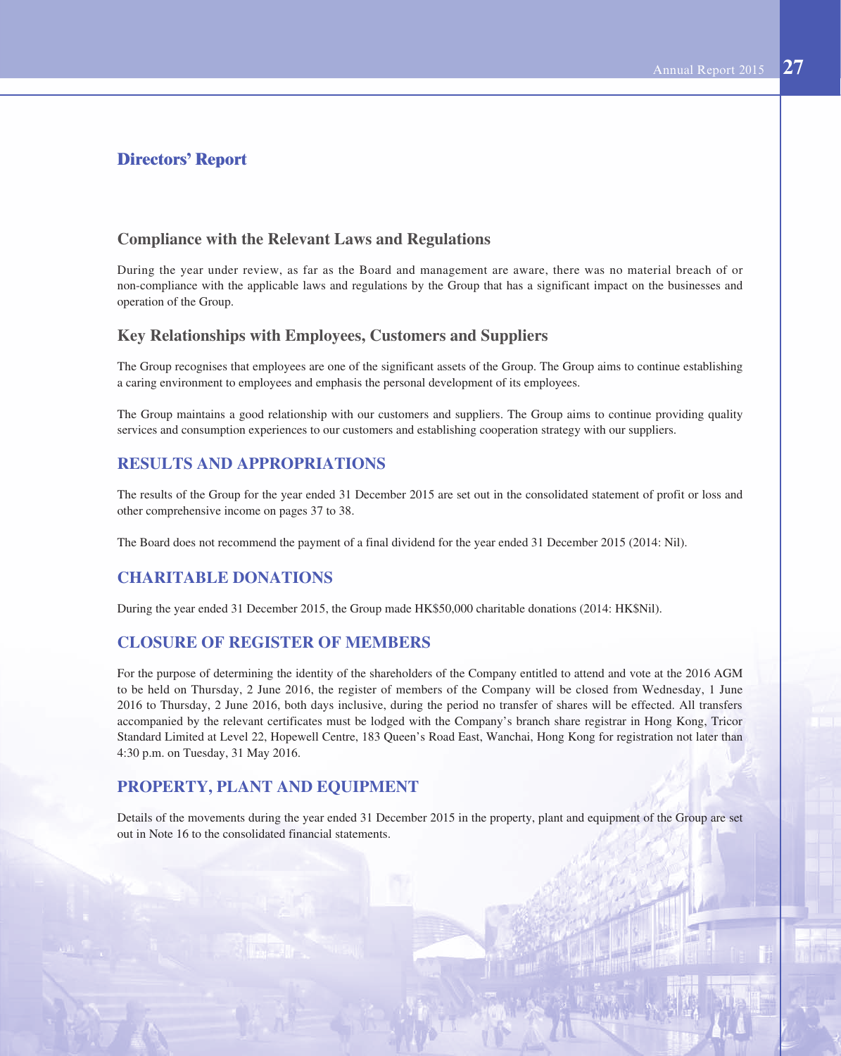## Directors' Report

### Compliance with the Relevant Laws and Regulations

During the year under review, as far as the Board and management are aware, there was no material breach of or non-compliance with the applicable laws and regulations by the Group that has a significant impact on the businesses and operation of the Group.

### Key Relationships with Employees, Customers and Suppliers

The Group recognises that employees are one of the significant assets of the Group. The Group aims to continue establishing a caring environment to employees and emphasis the personal development of its employees.

The Group maintains a good relationship with our customers and suppliers. The Group aims to continue providing quality services and consumption experiences to our customers and establishing cooperation strategy with our suppliers.

## RESULTS AND APPROPRIATIONS

The results of the Group for the year ended 31 December 2015 are set out in the consolidated statement of profit or loss and other comprehensive income on pages 37 to 38.

The Board does not recommend the payment of a final dividend for the year ended 31 December 2015 (2014: Nil).

## CHARITABLE DONATIONS

During the year ended 31 December 2015, the Group made HK$50,000 charitable donations (2014: HK$Nil).

## CLOSURE OF REGISTER OF MEMBERS

For the purpose of determining the identity of the shareholders of the Company entitled to attend and vote at the 2016 AGM to be held on Thursday, 2 June 2016, the register of members of the Company will be closed from Wednesday, 1 June 2016 to Thursday, 2 June 2016, both days inclusive, during the period no transfer of shares will be effected. All transfers accompanied by the relevant certificates must be lodged with the Company's branch share registrar in Hong Kong, Tricor Standard Limited at Level 22, Hopewell Centre, 183 Queen's Road East, Wanchai, Hong Kong for registration not later than 4:30 p.m. on Tuesday, 31 May 2016.

## PROPERTY, PLANT AND EQUIPMENT

Details of the movements during the year ended 31 December 2015 in the property, plant and equipment of the Group are set out in Note 16 to the consolidated financial statements.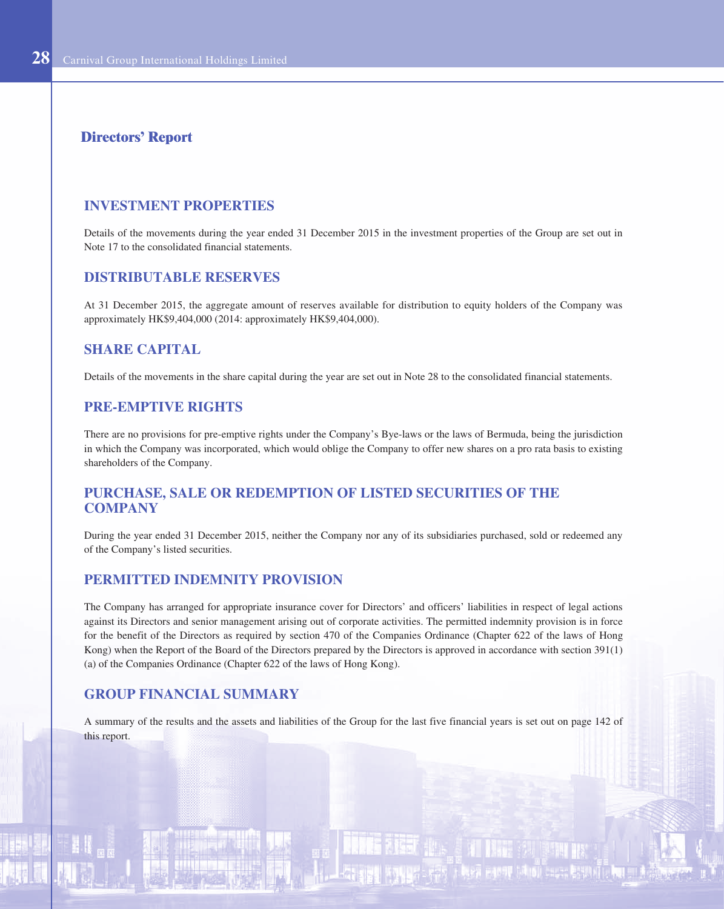# Directors' Report

## INVESTMENT PROPERTIES

Details of the movements during the year ended 31 December 2015 in the investment properties of the Group are set out in Note 17 to the consolidated financial statements.

## DISTRIBUTABLE RESERVES

At 31 December 2015, the aggregate amount of reserves available for distribution to equity holders of the Company was approximately HK$9,404,000 (2014: approximately HK$9,404,000).

## SHARE CAPITAL

Details of the movements in the share capital during the year are set out in Note 28 to the consolidated financial statements.

## PRE-EMPTIVE RIGHTS

There are no provisions for pre-emptive rights under the Company's Bye-laws or the laws of Bermuda, being the jurisdiction in which the Company was incorporated, which would oblige the Company to offer new shares on a pro rata basis to existing shareholders of the Company.

## PURCHASE, SALE OR REDEMPTION OF LISTED SECURITIES OF THE COMPANY

During the year ended 31 December 2015, neither the Company nor any of its subsidiaries purchased, sold or redeemed any of the Company's listed securities.

## PERMITTED INDEMNITY PROVISION

The Company has arranged for appropriate insurance cover for Directors' and officers' liabilities in respect of legal actions against its Directors and senior management arising out of corporate activities. The permitted indemnity provision is in force for the benefit of the Directors as required by section 470 of the Companies Ordinance (Chapter 622 of the laws of Hong Kong) when the Report of the Board of the Directors prepared by the Directors is approved in accordance with section 391(1)(a) of the Companies Ordinance (Chapter 622 of the laws of Hong Kong).

## GROUP FINANCIAL SUMMARY

A summary of the results and the assets and liabilities of the Group for the last five financial years is set out on page 142 of this report.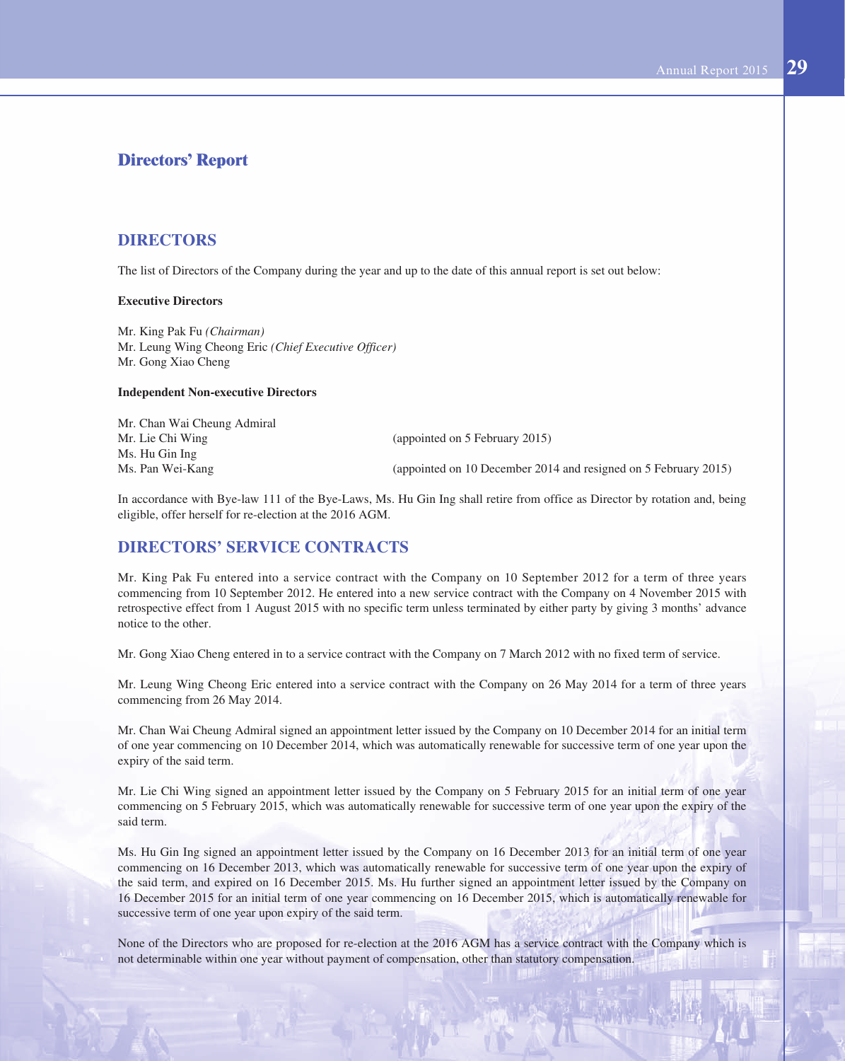# Directors' Report

## DIRECTORS

The list of Directors of the Company during the year and up to the date of this annual report is set out below:

**Executive Directors**

Mr. King Pak Fu *(Chairman)*
Mr. Leung Wing Cheong Eric *(Chief Executive Officer)*
Mr. Gong Xiao Cheng

**Independent Non-executive Directors**

| | |
|---|---|
| Mr. Chan Wai Cheung Admiral | |
| Mr. Lie Chi Wing | (appointed on 5 February 2015) |
| Ms. Hu Gin Ing | |
| Ms. Pan Wei-Kang | (appointed on 10 December 2014 and resigned on 5 February 2015) |

In accordance with Bye-law 111 of the Bye-Laws, Ms. Hu Gin Ing shall retire from office as Director by rotation and, being eligible, offer herself for re-election at the 2016 AGM.

## DIRECTORS' SERVICE CONTRACTS

Mr. King Pak Fu entered into a service contract with the Company on 10 September 2012 for a term of three years commencing from 10 September 2012. He entered into a new service contract with the Company on 4 November 2015 with retrospective effect from 1 August 2015 with no specific term unless terminated by either party by giving 3 months' advance notice to the other.

Mr. Gong Xiao Cheng entered in to a service contract with the Company on 7 March 2012 with no fixed term of service.

Mr. Leung Wing Cheong Eric entered into a service contract with the Company on 26 May 2014 for a term of three years commencing from 26 May 2014.

Mr. Chan Wai Cheung Admiral signed an appointment letter issued by the Company on 10 December 2014 for an initial term of one year commencing on 10 December 2014, which was automatically renewable for successive term of one year upon the expiry of the said term.

Mr. Lie Chi Wing signed an appointment letter issued by the Company on 5 February 2015 for an initial term of one year commencing on 5 February 2015, which was automatically renewable for successive term of one year upon the expiry of the said term.

Ms. Hu Gin Ing signed an appointment letter issued by the Company on 16 December 2013 for an initial term of one year commencing on 16 December 2013, which was automatically renewable for successive term of one year upon the expiry of the said term, and expired on 16 December 2015. Ms. Hu further signed an appointment letter issued by the Company on 16 December 2015 for an initial term of one year commencing on 16 December 2015, which is automatically renewable for successive term of one year upon expiry of the said term.

None of the Directors who are proposed for re-election at the 2016 AGM has a service contract with the Company which is not determinable within one year without payment of compensation, other than statutory compensation.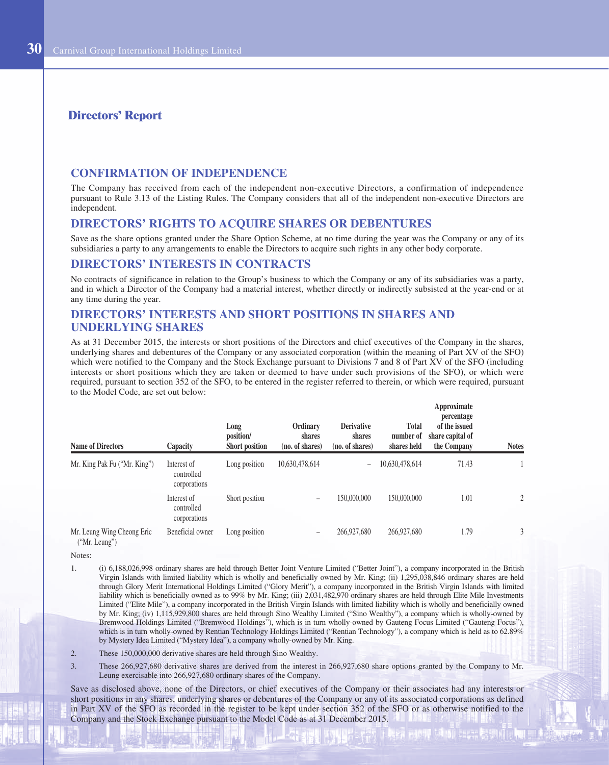## Directors' Report

## CONFIRMATION OF INDEPENDENCE

The Company has received from each of the independent non-executive Directors, a confirmation of independence pursuant to Rule 3.13 of the Listing Rules. The Company considers that all of the independent non-executive Directors are independent.

## DIRECTORS' RIGHTS TO ACQUIRE SHARES OR DEBENTURES

Save as the share options granted under the Share Option Scheme, at no time during the year was the Company or any of its subsidiaries a party to any arrangements to enable the Directors to acquire such rights in any other body corporate.

## DIRECTORS' INTERESTS IN CONTRACTS

No contracts of significance in relation to the Group's business to which the Company or any of its subsidiaries was a party, and in which a Director of the Company had a material interest, whether directly or indirectly subsisted at the year-end or at any time during the year.

## DIRECTORS' INTERESTS AND SHORT POSITIONS IN SHARES AND UNDERLYING SHARES

As at 31 December 2015, the interests or short positions of the Directors and chief executives of the Company in the shares, underlying shares and debentures of the Company or any associated corporation (within the meaning of Part XV of the SFO) which were notified to the Company and the Stock Exchange pursuant to Divisions 7 and 8 of Part XV of the SFO (including interests or short positions which they are taken or deemed to have under such provisions of the SFO), or which were required, pursuant to section 352 of the SFO, to be entered in the register referred to therein, or which were required, pursuant to the Model Code, are set out below:

| Name of Directors | Capacity | Long position/ Short position | Ordinary shares (no. of shares) | Derivative shares (no. of shares) | Total number of shares held | Approximate percentage of the issued share capital of the Company | Notes |
|---|---|---|---|---|---|---|---|
| Mr. King Pak Fu ("Mr. King") | Interest of controlled corporations | Long position | 10,630,478,614 | – | 10,630,478,614 | 71.43 | 1 |
| | Interest of controlled corporations | Short position | – | 150,000,000 | 150,000,000 | 1.01 | 2 |
| Mr. Leung Wing Cheong Eric ("Mr. Leung") | Beneficial owner | Long position | – | 266,927,680 | 266,927,680 | 1.79 | 3 |

Notes:

1. (i) 6,188,026,998 ordinary shares are held through Better Joint Venture Limited ("Better Joint"), a company incorporated in the British Virgin Islands with limited liability which is wholly and beneficially owned by Mr. King; (ii) 1,295,038,846 ordinary shares are held through Glory Merit International Holdings Limited ("Glory Merit"), a company incorporated in the British Virgin Islands with limited liability which is beneficially owned as to 99% by Mr. King; (iii) 2,031,482,970 ordinary shares are held through Elite Mile Investments Limited ("Elite Mile"), a company incorporated in the British Virgin Islands with limited liability which is wholly and beneficially owned by Mr. King; (iv) 1,115,929,800 shares are held through Sino Wealthy Limited ("Sino Wealthy"), a company which is wholly-owned by Bremwood Holdings Limited ("Bremwood Holdings"), which is in turn wholly-owned by Gauteng Focus Limited ("Gauteng Focus"), which is in turn wholly-owned by Rentian Technology Holdings Limited ("Rentian Technology"), a company which is held as to 62.89% by Mystery Idea Limited ("Mystery Idea"), a company wholly-owned by Mr. King.
2. These 150,000,000 derivative shares are held through Sino Wealthy.
3. These 266,927,680 derivative shares are derived from the interest in 266,927,680 share options granted by the Company to Mr. Leung exercisable into 266,927,680 ordinary shares of the Company.

Save as disclosed above, none of the Directors, or chief executives of the Company or their associates had any interests or short positions in any shares, underlying shares or debentures of the Company or any of its associated corporations as defined in Part XV of the SFO as recorded in the register to be kept under section 352 of the SFO or as otherwise notified to the Company and the Stock Exchange pursuant to the Model Code as at 31 December 2015.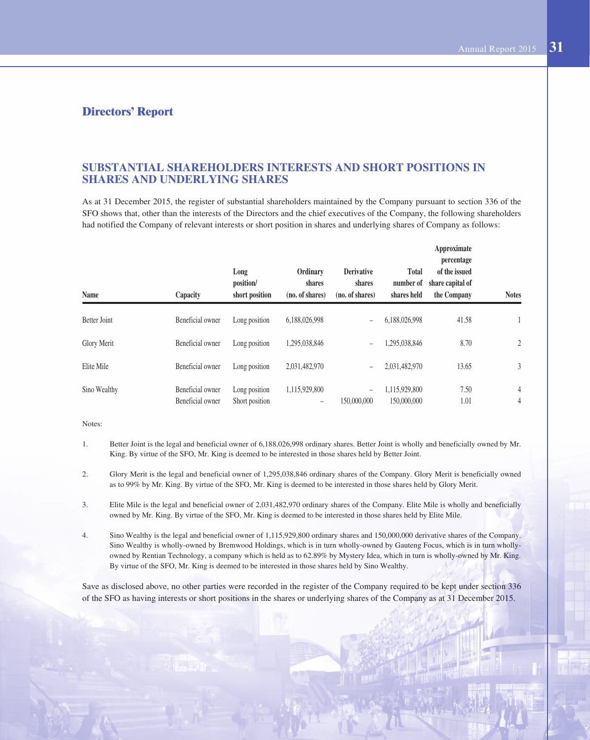## Directors' Report

### SUBSTANTIAL SHAREHOLDERS INTERESTS AND SHORT POSITIONS IN SHARES AND UNDERLYING SHARES

As at 31 December 2015, the register of substantial shareholders maintained by the Company pursuant to section 336 of the SFO shows that, other than the interests of the Directors and the chief executives of the Company, the following shareholders had notified the Company of relevant interests or short position in shares and underlying shares of Company as follows:

| Name | Capacity | Long position/ short position | Ordinary shares (no. of shares) | Derivative shares (no. of shares) | Total number of shares held | Approximate percentage of the issued share capital of the Company | Notes |
|---|---|---|---|---|---|---|---|
| Better Joint | Beneficial owner | Long position | 6,188,026,998 | – | 6,188,026,998 | 41.58 | 1 |
| Glory Merit | Beneficial owner | Long position | 1,295,038,846 | – | 1,295,038,846 | 8.70 | 2 |
| Elite Mile | Beneficial owner | Long position | 2,031,482,970 | – | 2,031,482,970 | 13.65 | 3 |
| Sino Wealthy | Beneficial owner | Long position | 1,115,929,800 | – | 1,115,929,800 | 7.50 | 4 |
| | Beneficial owner | Short position | – | 150,000,000 | 150,000,000 | 1.01 | 4 |

Notes:

1. Better Joint is the legal and beneficial owner of 6,188,026,998 ordinary shares. Better Joint is wholly and beneficially owned by Mr. King. By virtue of the SFO, Mr. King is deemed to be interested in those shares held by Better Joint.

2. Glory Merit is the legal and beneficial owner of 1,295,038,846 ordinary shares of the Company. Glory Merit is beneficially owned as to 99% by Mr. King. By virtue of the SFO, Mr. King is deemed to be interested in those shares held by Glory Merit.

3. Elite Mile is the legal and beneficial owner of 2,031,482,970 ordinary shares of the Company. Elite Mile is wholly and beneficially owned by Mr. King. By virtue of the SFO, Mr. King is deemed to be interested in those shares held by Elite Mile.

4. Sino Wealthy is the legal and beneficial owner of 1,115,929,800 ordinary shares and 150,000,000 derivative shares of the Company. Sino Wealthy is wholly-owned by Bremwood Holdings, which is in turn wholly-owned by Gauteng Focus, which is in turn wholly-owned by Rentian Technology, a company which is held as to 62.89% by Mystery Idea, which in turn is wholly-owned by Mr. King. By virtue of the SFO, Mr. King is deemed to be interested in those shares held by Sino Wealthy.

Save as disclosed above, no other parties were recorded in the register of the Company required to be kept under section 336 of the SFO as having interests or short positions in the shares or underlying shares of the Company as at 31 December 2015.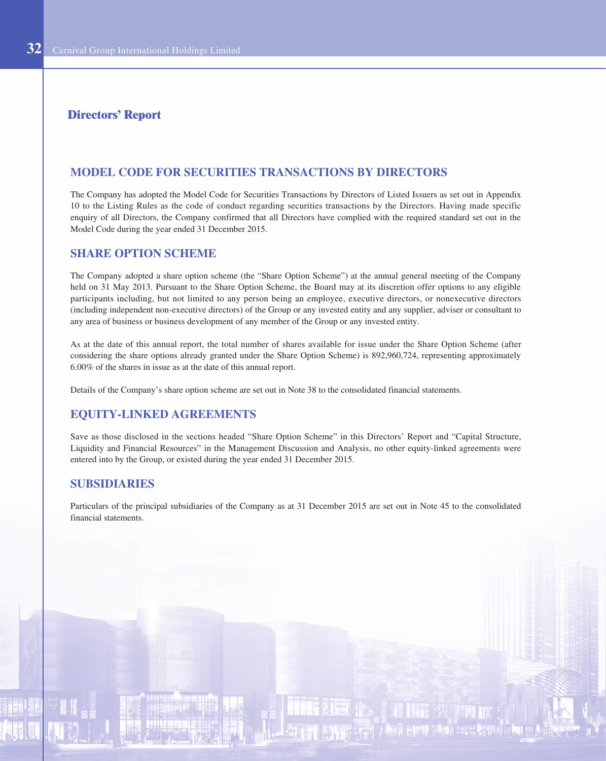## Directors' Report

### MODEL CODE FOR SECURITIES TRANSACTIONS BY DIRECTORS

The Company has adopted the Model Code for Securities Transactions by Directors of Listed Issuers as set out in Appendix 10 to the Listing Rules as the code of conduct regarding securities transactions by the Directors. Having made specific enquiry of all Directors, the Company confirmed that all Directors have complied with the required standard set out in the Model Code during the year ended 31 December 2015.

### SHARE OPTION SCHEME

The Company adopted a share option scheme (the "Share Option Scheme") at the annual general meeting of the Company held on 31 May 2013. Pursuant to the Share Option Scheme, the Board may at its discretion offer options to any eligible participants including, but not limited to any person being an employee, executive directors, or nonexecutive directors (including independent non-executive directors) of the Group or any invested entity and any supplier, adviser or consultant to any area of business or business development of any member of the Group or any invested entity.

As at the date of this annual report, the total number of shares available for issue under the Share Option Scheme (after considering the share options already granted under the Share Option Scheme) is 892,960,724, representing approximately 6.00% of the shares in issue as at the date of this annual report.

Details of the Company's share option scheme are set out in Note 38 to the consolidated financial statements.

### EQUITY-LINKED AGREEMENTS

Save as those disclosed in the sections headed "Share Option Scheme" in this Directors' Report and "Capital Structure, Liquidity and Financial Resources" in the Management Discussion and Analysis, no other equity-linked agreements were entered into by the Group, or existed during the year ended 31 December 2015.

### SUBSIDIARIES

Particulars of the principal subsidiaries of the Company as at 31 December 2015 are set out in Note 45 to the consolidated financial statements.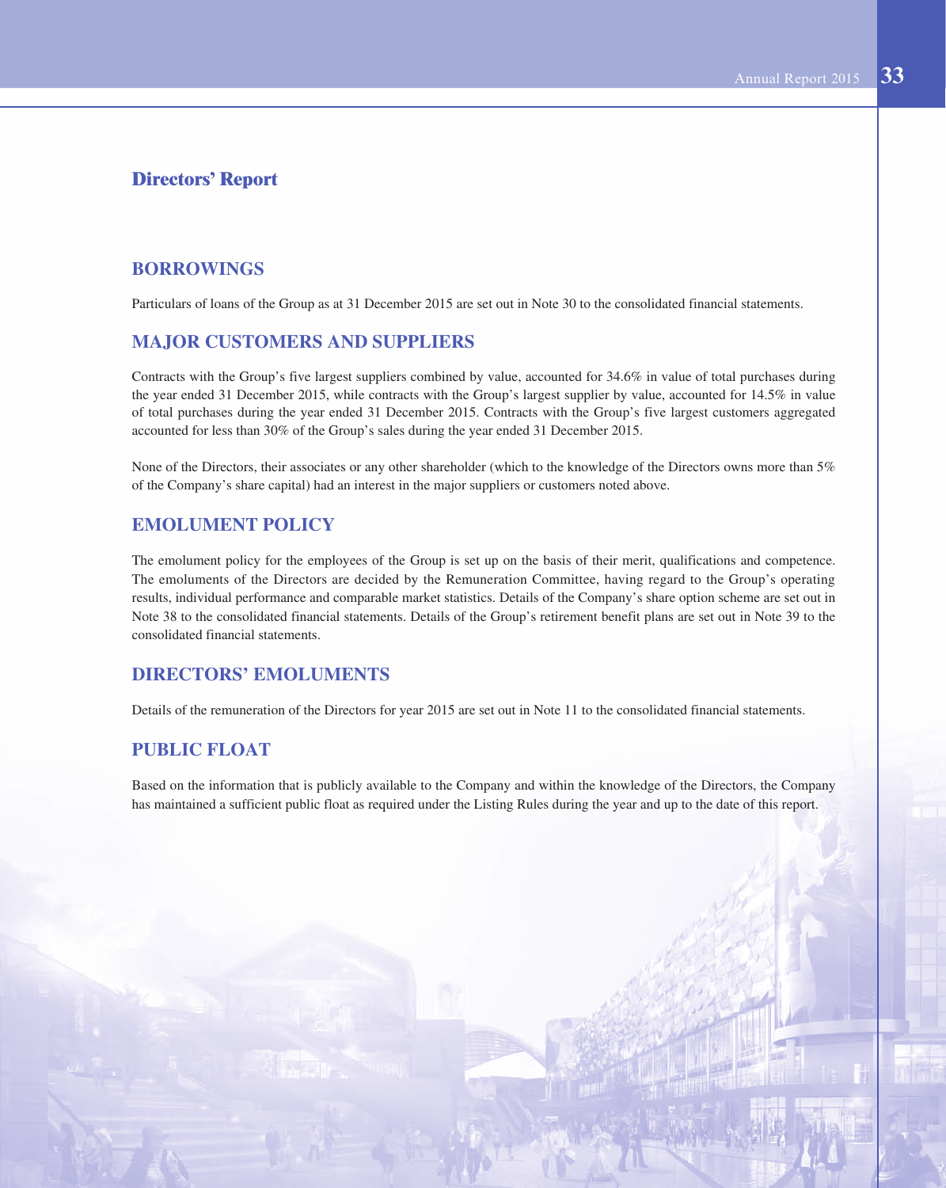# Directors' Report

## BORROWINGS

Particulars of loans of the Group as at 31 December 2015 are set out in Note 30 to the consolidated financial statements.

## MAJOR CUSTOMERS AND SUPPLIERS

Contracts with the Group's five largest suppliers combined by value, accounted for 34.6% in value of total purchases during the year ended 31 December 2015, while contracts with the Group's largest supplier by value, accounted for 14.5% in value of total purchases during the year ended 31 December 2015. Contracts with the Group's five largest customers aggregated accounted for less than 30% of the Group's sales during the year ended 31 December 2015.

None of the Directors, their associates or any other shareholder (which to the knowledge of the Directors owns more than 5% of the Company's share capital) had an interest in the major suppliers or customers noted above.

## EMOLUMENT POLICY

The emolument policy for the employees of the Group is set up on the basis of their merit, qualifications and competence. The emoluments of the Directors are decided by the Remuneration Committee, having regard to the Group's operating results, individual performance and comparable market statistics. Details of the Company's share option scheme are set out in Note 38 to the consolidated financial statements. Details of the Group's retirement benefit plans are set out in Note 39 to the consolidated financial statements.

## DIRECTORS' EMOLUMENTS

Details of the remuneration of the Directors for year 2015 are set out in Note 11 to the consolidated financial statements.

## PUBLIC FLOAT

Based on the information that is publicly available to the Company and within the knowledge of the Directors, the Company has maintained a sufficient public float as required under the Listing Rules during the year and up to the date of this report.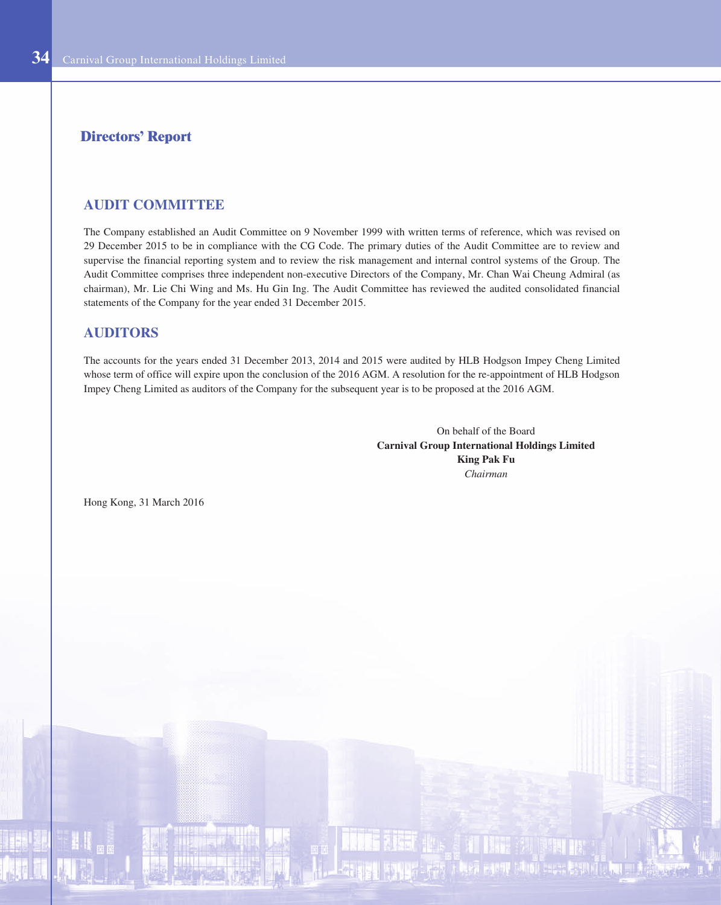## Directors' Report

### AUDIT COMMITTEE

The Company established an Audit Committee on 9 November 1999 with written terms of reference, which was revised on 29 December 2015 to be in compliance with the CG Code. The primary duties of the Audit Committee are to review and supervise the financial reporting system and to review the risk management and internal control systems of the Group. The Audit Committee comprises three independent non-executive Directors of the Company, Mr. Chan Wai Cheung Admiral (as chairman), Mr. Lie Chi Wing and Ms. Hu Gin Ing. The Audit Committee has reviewed the audited consolidated financial statements of the Company for the year ended 31 December 2015.

### AUDITORS

The accounts for the years ended 31 December 2013, 2014 and 2015 were audited by HLB Hodgson Impey Cheng Limited whose term of office will expire upon the conclusion of the 2016 AGM. A resolution for the re-appointment of HLB Hodgson Impey Cheng Limited as auditors of the Company for the subsequent year is to be proposed at the 2016 AGM.

On behalf of the Board
**Carnival Group International Holdings Limited**
**King Pak Fu**
*Chairman*

Hong Kong, 31 March 2016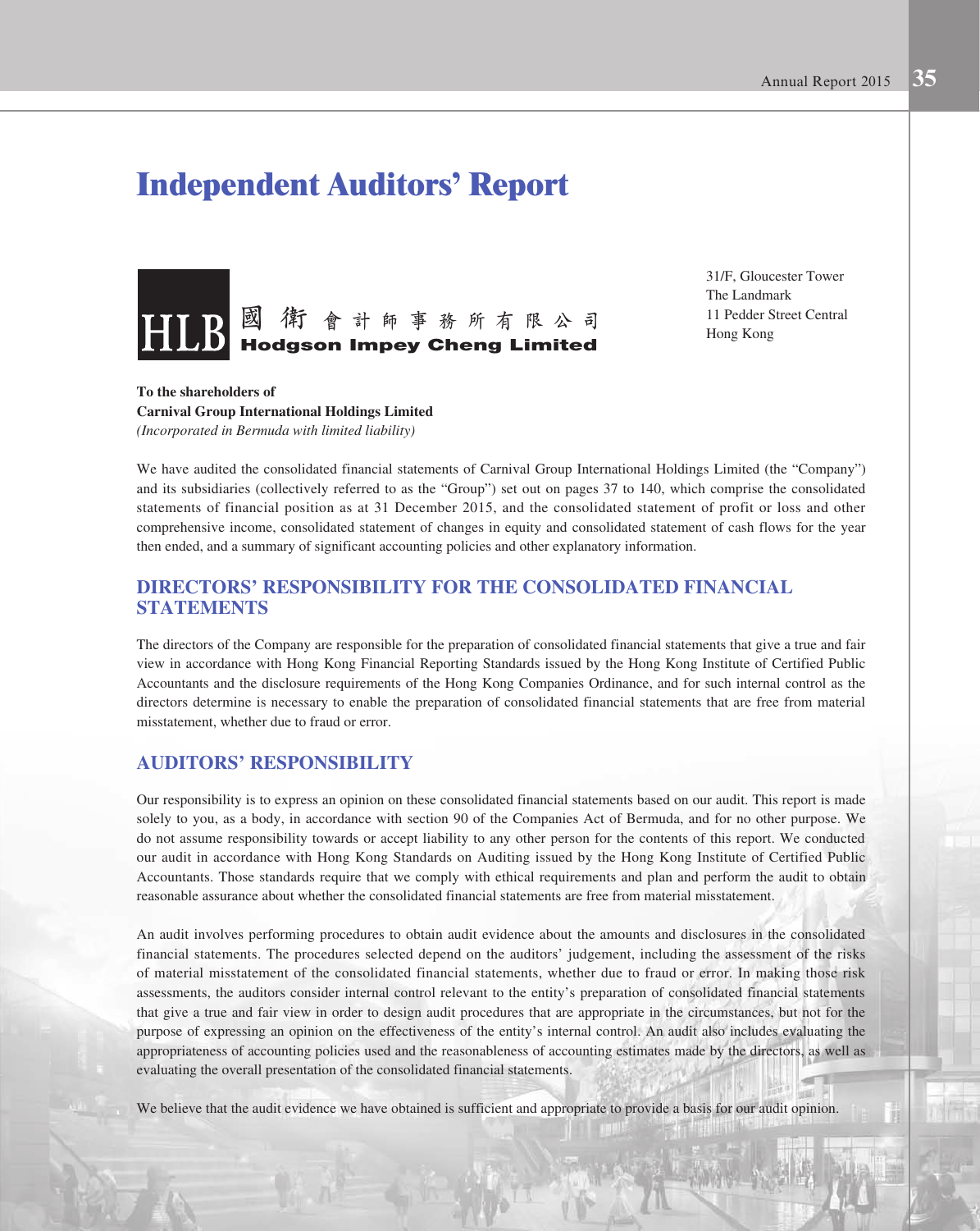# Independent Auditors' Report

HLB 國衛會計師事務所有限公司
**Hodgson Impey Cheng Limited**

31/F, Gloucester Tower
The Landmark
11 Pedder Street Central
Hong Kong

**To the shareholders of**
**Carnival Group International Holdings Limited**
*(Incorporated in Bermuda with limited liability)*

We have audited the consolidated financial statements of Carnival Group International Holdings Limited (the "Company") and its subsidiaries (collectively referred to as the "Group") set out on pages 37 to 140, which comprise the consolidated statements of financial position as at 31 December 2015, and the consolidated statement of profit or loss and other comprehensive income, consolidated statement of changes in equity and consolidated statement of cash flows for the year then ended, and a summary of significant accounting policies and other explanatory information.

## DIRECTORS' RESPONSIBILITY FOR THE CONSOLIDATED FINANCIAL STATEMENTS

The directors of the Company are responsible for the preparation of consolidated financial statements that give a true and fair view in accordance with Hong Kong Financial Reporting Standards issued by the Hong Kong Institute of Certified Public Accountants and the disclosure requirements of the Hong Kong Companies Ordinance, and for such internal control as the directors determine is necessary to enable the preparation of consolidated financial statements that are free from material misstatement, whether due to fraud or error.

## AUDITORS' RESPONSIBILITY

Our responsibility is to express an opinion on these consolidated financial statements based on our audit. This report is made solely to you, as a body, in accordance with section 90 of the Companies Act of Bermuda, and for no other purpose. We do not assume responsibility towards or accept liability to any other person for the contents of this report. We conducted our audit in accordance with Hong Kong Standards on Auditing issued by the Hong Kong Institute of Certified Public Accountants. Those standards require that we comply with ethical requirements and plan and perform the audit to obtain reasonable assurance about whether the consolidated financial statements are free from material misstatement.

An audit involves performing procedures to obtain audit evidence about the amounts and disclosures in the consolidated financial statements. The procedures selected depend on the auditors' judgement, including the assessment of the risks of material misstatement of the consolidated financial statements, whether due to fraud or error. In making those risk assessments, the auditors consider internal control relevant to the entity's preparation of consolidated financial statements that give a true and fair view in order to design audit procedures that are appropriate in the circumstances, but not for the purpose of expressing an opinion on the effectiveness of the entity's internal control. An audit also includes evaluating the appropriateness of accounting policies used and the reasonableness of accounting estimates made by the directors, as well as evaluating the overall presentation of the consolidated financial statements.

We believe that the audit evidence we have obtained is sufficient and appropriate to provide a basis for our audit opinion.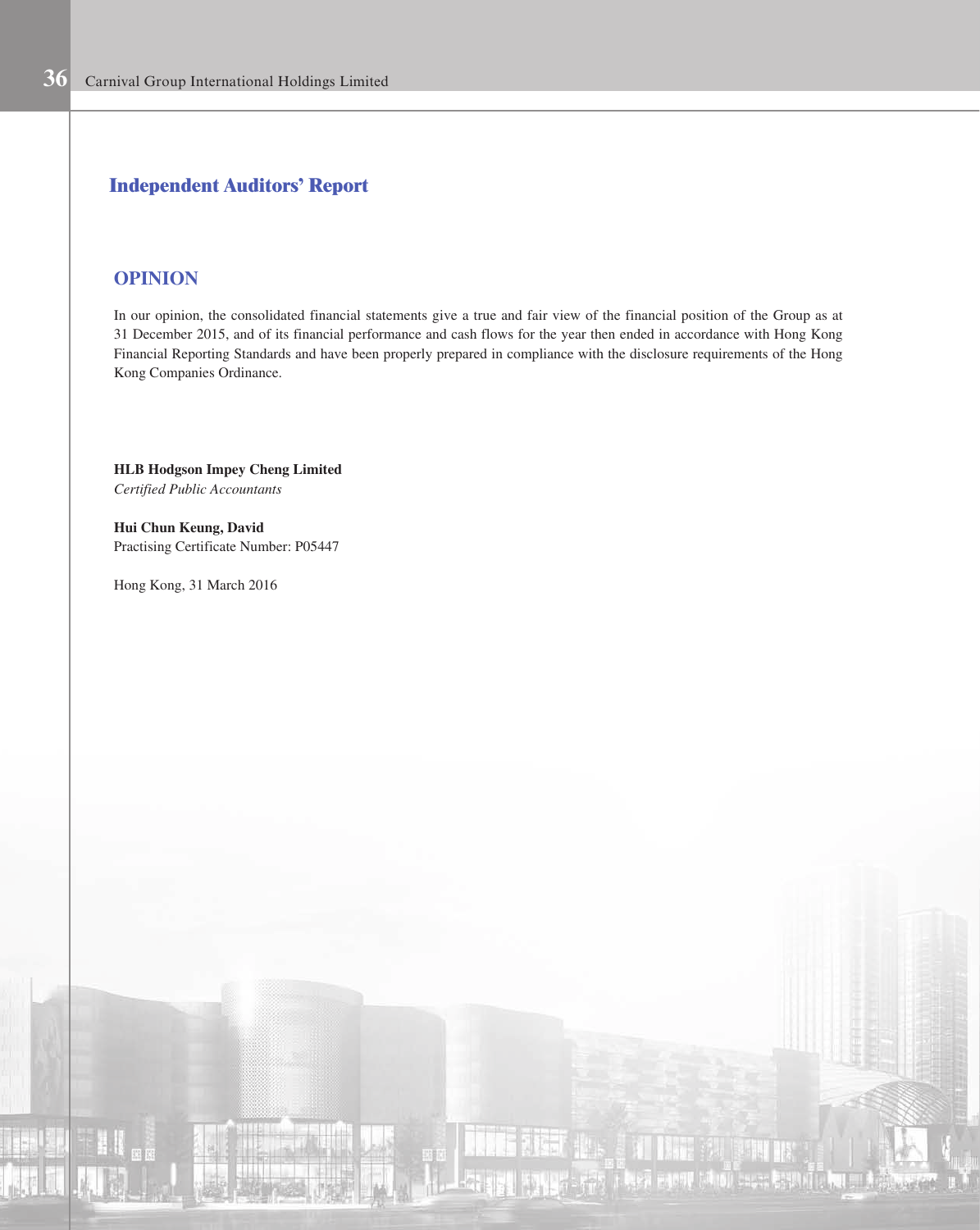## Independent Auditors' Report

### OPINION

In our opinion, the consolidated financial statements give a true and fair view of the financial position of the Group as at 31 December 2015, and of its financial performance and cash flows for the year then ended in accordance with Hong Kong Financial Reporting Standards and have been properly prepared in compliance with the disclosure requirements of the Hong Kong Companies Ordinance.

**HLB Hodgson Impey Cheng Limited**
*Certified Public Accountants*

**Hui Chun Keung, David**
Practising Certificate Number: P05447

Hong Kong, 31 March 2016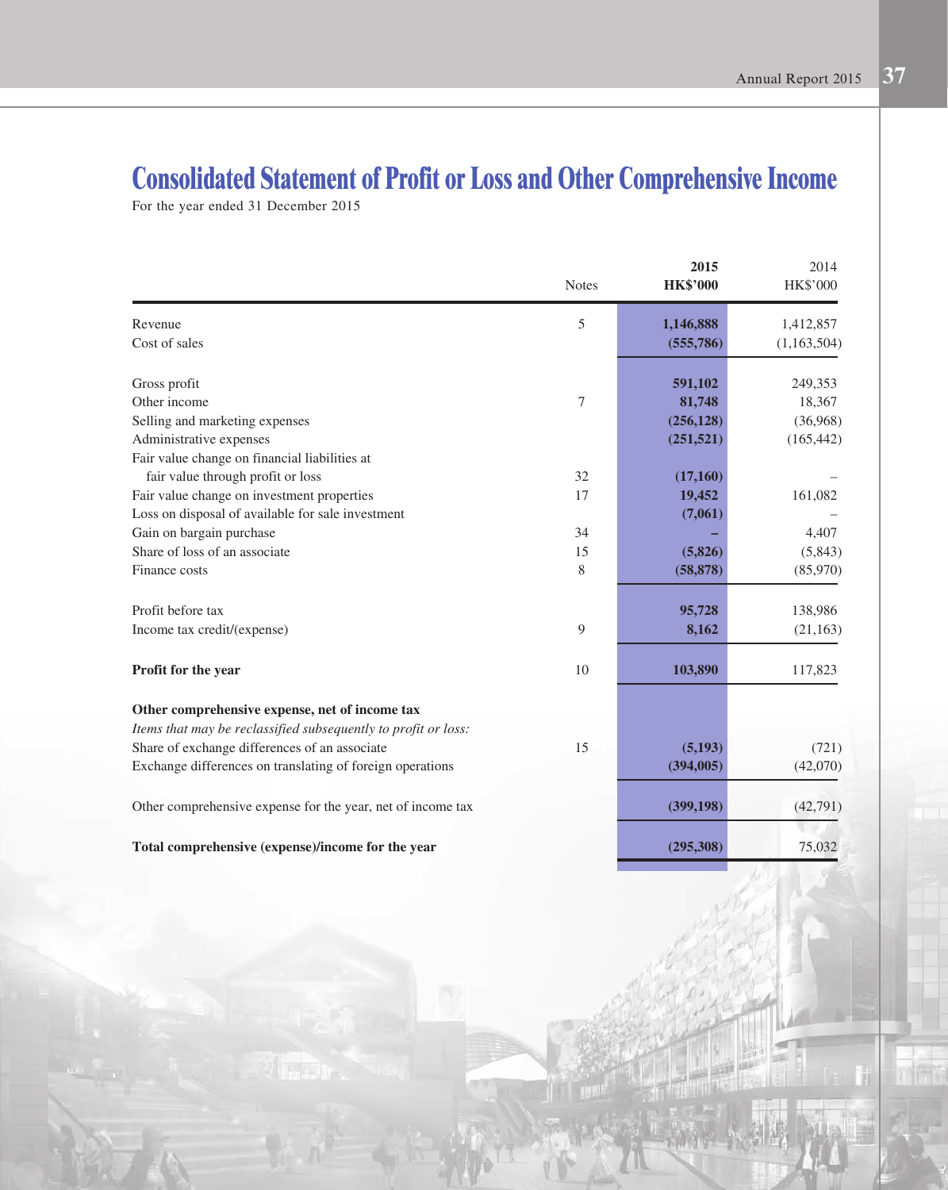# Consolidated Statement of Profit or Loss and Other Comprehensive Income

For the year ended 31 December 2015

| | Notes | 2015 HK$'000 | 2014 HK$'000 |
|---|---|---|---|
| Revenue | 5 | **1,146,888** | 1,412,857 |
| Cost of sales | | **(555,786)** | (1,163,504) |
| Gross profit | | **591,102** | 249,353 |
| Other income | 7 | **81,748** | 18,367 |
| Selling and marketing expenses | | **(256,128)** | (36,968) |
| Administrative expenses | | **(251,521)** | (165,442) |
| Fair value change on financial liabilities at fair value through profit or loss | 32 | **(17,160)** | – |
| Fair value change on investment properties | 17 | **19,452** | 161,082 |
| Loss on disposal of available for sale investment | | **(7,061)** | – |
| Gain on bargain purchase | 34 | **–** | 4,407 |
| Share of loss of an associate | 15 | **(5,826)** | (5,843) |
| Finance costs | 8 | **(58,878)** | (85,970) |
| Profit before tax | | **95,728** | 138,986 |
| Income tax credit/(expense) | 9 | **8,162** | (21,163) |
| **Profit for the year** | 10 | **103,890** | 117,823 |
| **Other comprehensive expense, net of income tax** | | | |
| *Items that may be reclassified subsequently to profit or loss:* | | | |
| Share of exchange differences of an associate | 15 | **(5,193)** | (721) |
| Exchange differences on translating of foreign operations | | **(394,005)** | (42,070) |
| Other comprehensive expense for the year, net of income tax | | **(399,198)** | (42,791) |
| **Total comprehensive (expense)/income for the year** | | **(295,308)** | 75,032 |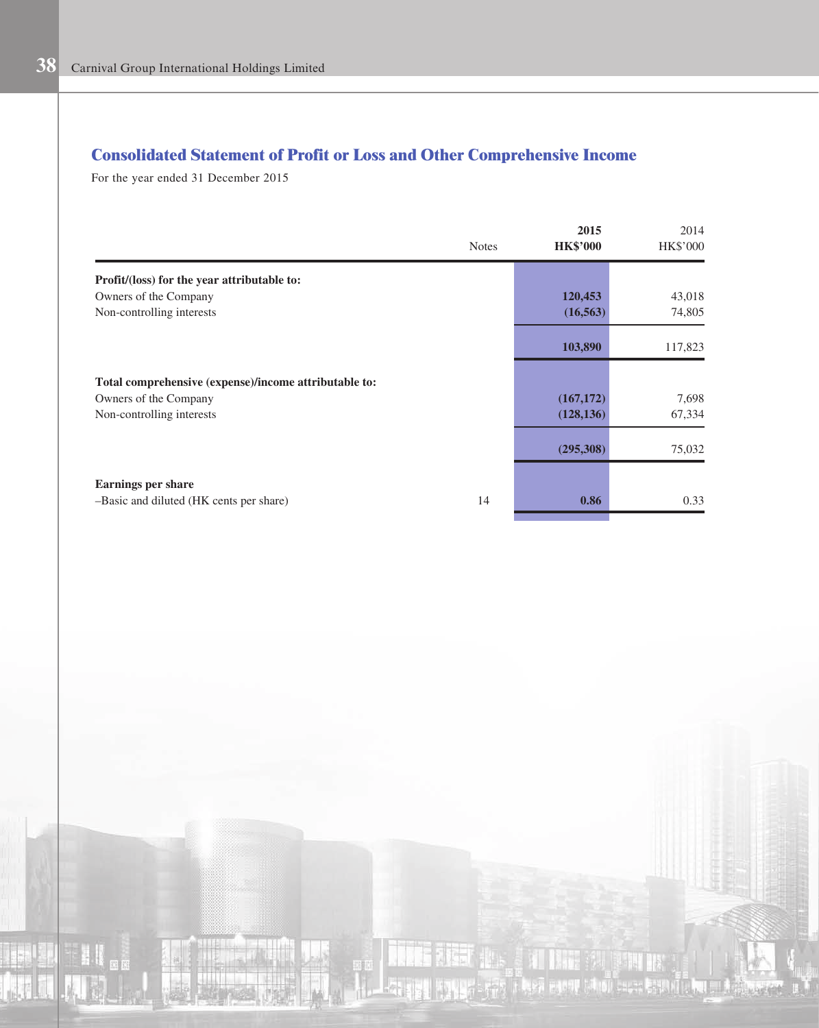## Consolidated Statement of Profit or Loss and Other Comprehensive Income

For the year ended 31 December 2015

| | Notes | 2015<br>HK$'000 | 2014<br>HK$'000 |
|---|---|---|---|
| **Profit/(loss) for the year attributable to:** | | | |
| Owners of the Company | | **120,453** | 43,018 |
| Non-controlling interests | | **(16,563)** | 74,805 |
| | | **103,890** | 117,823 |
| **Total comprehensive (expense)/income attributable to:** | | | |
| Owners of the Company | | **(167,172)** | 7,698 |
| Non-controlling interests | | **(128,136)** | 67,334 |
| | | **(295,308)** | 75,032 |
| **Earnings per share** | | | |
| –Basic and diluted (HK cents per share) | 14 | **0.86** | 0.33 |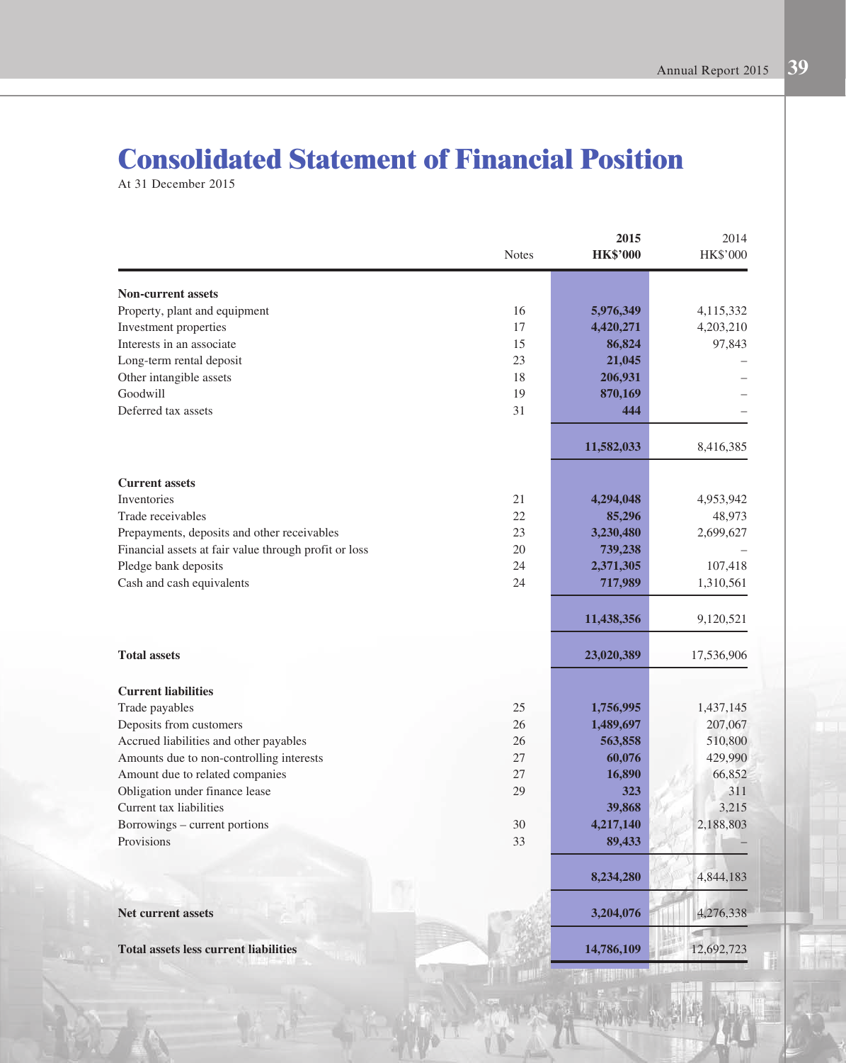# Consolidated Statement of Financial Position

At 31 December 2015

| | Notes | 2015 HK$'000 | 2014 HK$'000 |
|---|---|---|---|
| **Non-current assets** | | | |
| Property, plant and equipment | 16 | **5,976,349** | 4,115,332 |
| Investment properties | 17 | **4,420,271** | 4,203,210 |
| Interests in an associate | 15 | **86,824** | 97,843 |
| Long-term rental deposit | 23 | **21,045** | – |
| Other intangible assets | 18 | **206,931** | – |
| Goodwill | 19 | **870,169** | – |
| Deferred tax assets | 31 | **444** | – |
| | | **11,582,033** | 8,416,385 |
| **Current assets** | | | |
| Inventories | 21 | **4,294,048** | 4,953,942 |
| Trade receivables | 22 | **85,296** | 48,973 |
| Prepayments, deposits and other receivables | 23 | **3,230,480** | 2,699,627 |
| Financial assets at fair value through profit or loss | 20 | **739,238** | – |
| Pledge bank deposits | 24 | **2,371,305** | 107,418 |
| Cash and cash equivalents | 24 | **717,989** | 1,310,561 |
| | | **11,438,356** | 9,120,521 |
| **Total assets** | | **23,020,389** | 17,536,906 |
| **Current liabilities** | | | |
| Trade payables | 25 | **1,756,995** | 1,437,145 |
| Deposits from customers | 26 | **1,489,697** | 207,067 |
| Accrued liabilities and other payables | 26 | **563,858** | 510,800 |
| Amounts due to non-controlling interests | 27 | **60,076** | 429,990 |
| Amount due to related companies | 27 | **16,890** | 66,852 |
| Obligation under finance lease | 29 | **323** | 311 |
| Current tax liabilities | | **39,868** | 3,215 |
| Borrowings – current portions | 30 | **4,217,140** | 2,188,803 |
| Provisions | 33 | **89,433** | – |
| | | **8,234,280** | 4,844,183 |
| **Net current assets** | | **3,204,076** | 4,276,338 |
| **Total assets less current liabilities** | | **14,786,109** | 12,692,723 |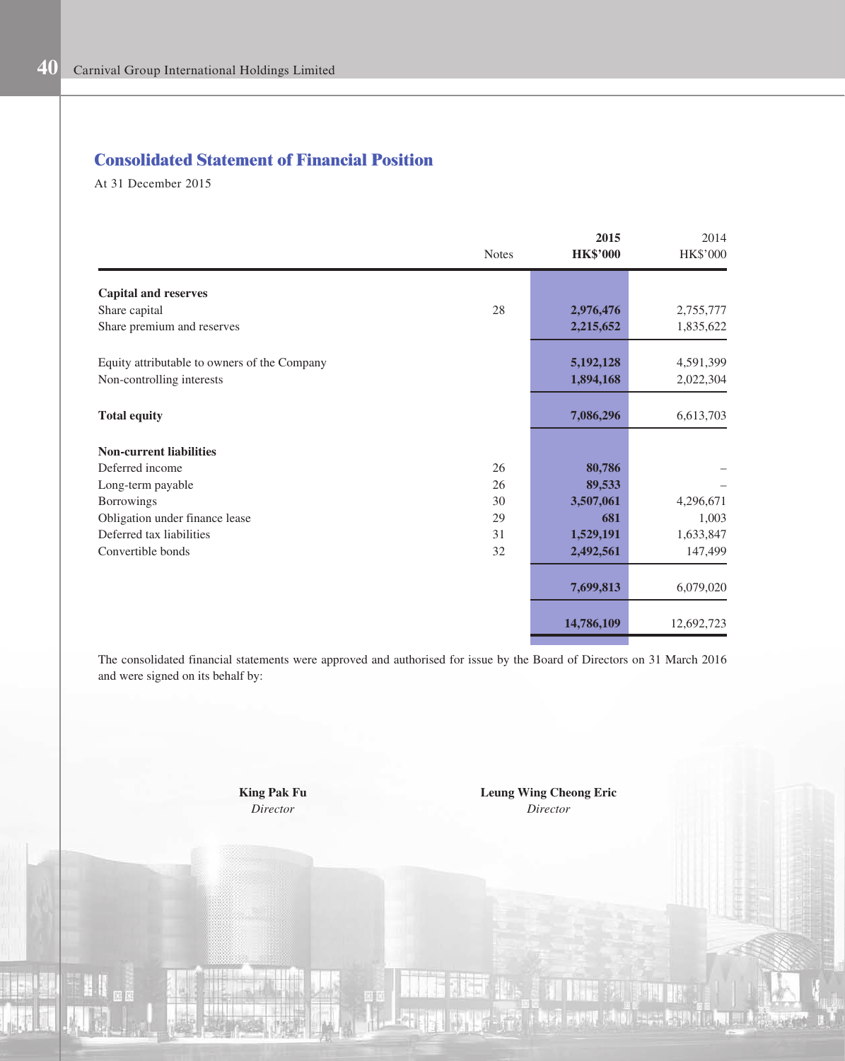## Consolidated Statement of Financial Position

At 31 December 2015

| | Notes | **2015 HK$'000** | 2014 HK$'000 |
|---|---|---|---|
| **Capital and reserves** | | | |
| Share capital | 28 | **2,976,476** | 2,755,777 |
| Share premium and reserves | | **2,215,652** | 1,835,622 |
| Equity attributable to owners of the Company | | **5,192,128** | 4,591,399 |
| Non-controlling interests | | **1,894,168** | 2,022,304 |
| **Total equity** | | **7,086,296** | 6,613,703 |
| **Non-current liabilities** | | | |
| Deferred income | 26 | **80,786** | – |
| Long-term payable | 26 | **89,533** | – |
| Borrowings | 30 | **3,507,061** | 4,296,671 |
| Obligation under finance lease | 29 | **681** | 1,003 |
| Deferred tax liabilities | 31 | **1,529,191** | 1,633,847 |
| Convertible bonds | 32 | **2,492,561** | 147,499 |
| | | **7,699,813** | 6,079,020 |
| | | **14,786,109** | 12,692,723 |

The consolidated financial statements were approved and authorised for issue by the Board of Directors on 31 March 2016 and were signed on its behalf by:

**King Pak Fu**
*Director*

**Leung Wing Cheong Eric**
*Director*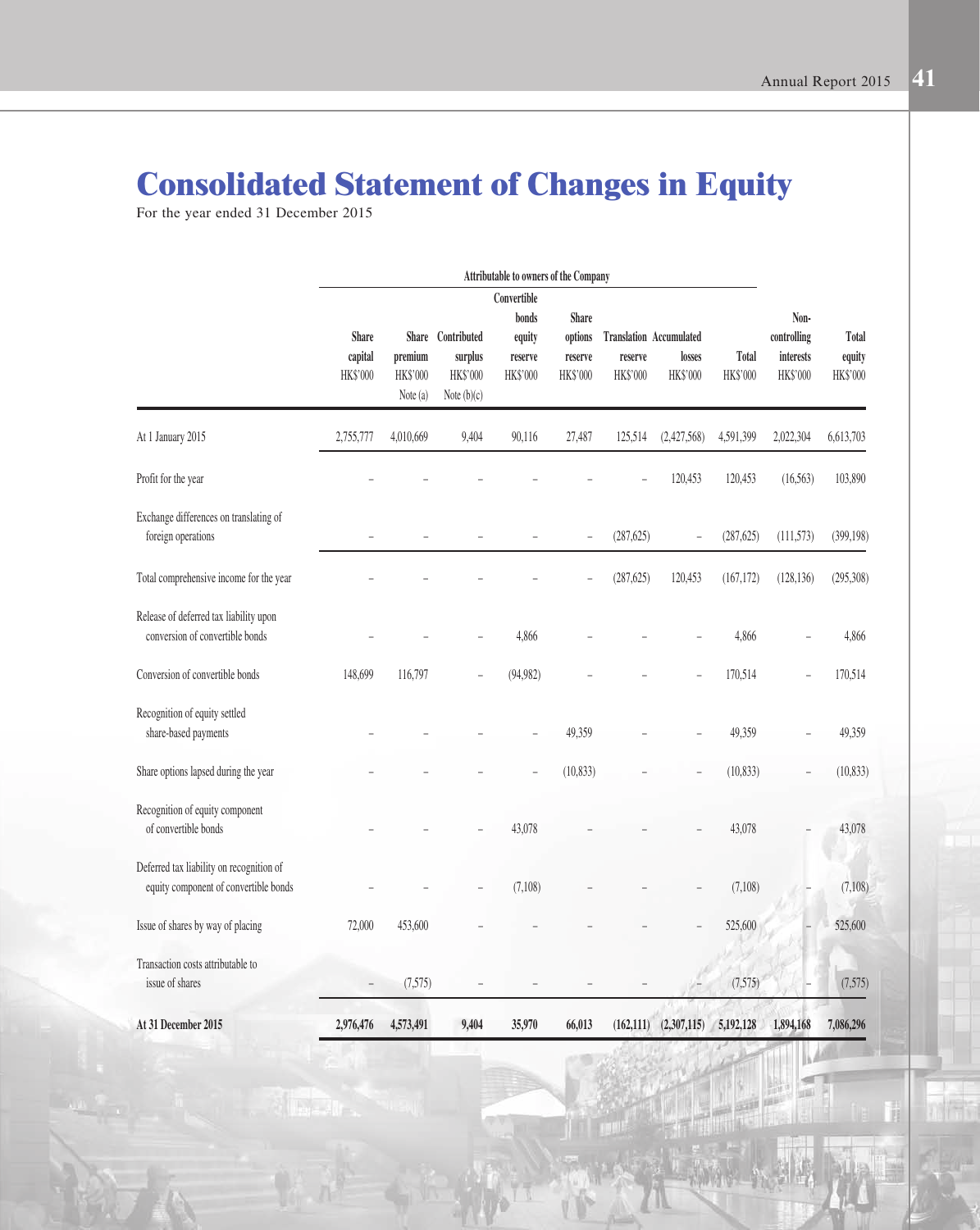# Consolidated Statement of Changes in Equity

For the year ended 31 December 2015

| | Attributable to owners of the Company | | | | | | | | | |
|---|---|---|---|---|---|---|---|---|---|---|
| | Share capital HK$'000 | Share premium HK$'000 Note (a) | Contributed surplus HK$'000 Note (b)(c) | Convertible bonds equity reserve HK$'000 | Share options reserve HK$'000 | Translation reserve HK$'000 | Accumulated losses HK$'000 | Total HK$'000 | Non-controlling interests HK$'000 | Total equity HK$'000 |
| At 1 January 2015 | 2,755,777 | 4,010,669 | 9,404 | 90,116 | 27,487 | 125,514 | (2,427,568) | 4,591,399 | 2,022,304 | 6,613,703 |
| Profit for the year | – | – | – | – | – | – | 120,453 | 120,453 | (16,563) | 103,890 |
| Exchange differences on translating of foreign operations | – | – | – | – | – | (287,625) | – | (287,625) | (111,573) | (399,198) |
| Total comprehensive income for the year | – | – | – | – | – | (287,625) | 120,453 | (167,172) | (128,136) | (295,308) |
| Release of deferred tax liability upon conversion of convertible bonds | – | – | – | 4,866 | – | – | – | 4,866 | – | 4,866 |
| Conversion of convertible bonds | 148,699 | 116,797 | – | (94,982) | – | – | – | 170,514 | – | 170,514 |
| Recognition of equity settled share-based payments | – | – | – | – | 49,359 | – | – | 49,359 | – | 49,359 |
| Share options lapsed during the year | – | – | – | – | (10,833) | – | – | (10,833) | – | (10,833) |
| Recognition of equity component of convertible bonds | – | – | – | 43,078 | – | – | – | 43,078 | – | 43,078 |
| Deferred tax liability on recognition of equity component of convertible bonds | – | – | – | (7,108) | – | – | – | (7,108) | – | (7,108) |
| Issue of shares by way of placing | 72,000 | 453,600 | – | – | – | – | – | 525,600 | – | 525,600 |
| Transaction costs attributable to issue of shares | – | (7,575) | – | – | – | – | – | (7,575) | – | (7,575) |
| **At 31 December 2015** | **2,976,476** | **4,573,491** | **9,404** | **35,970** | **66,013** | **(162,111)** | **(2,307,115)** | **5,192,128** | **1,894,168** | **7,086,296** |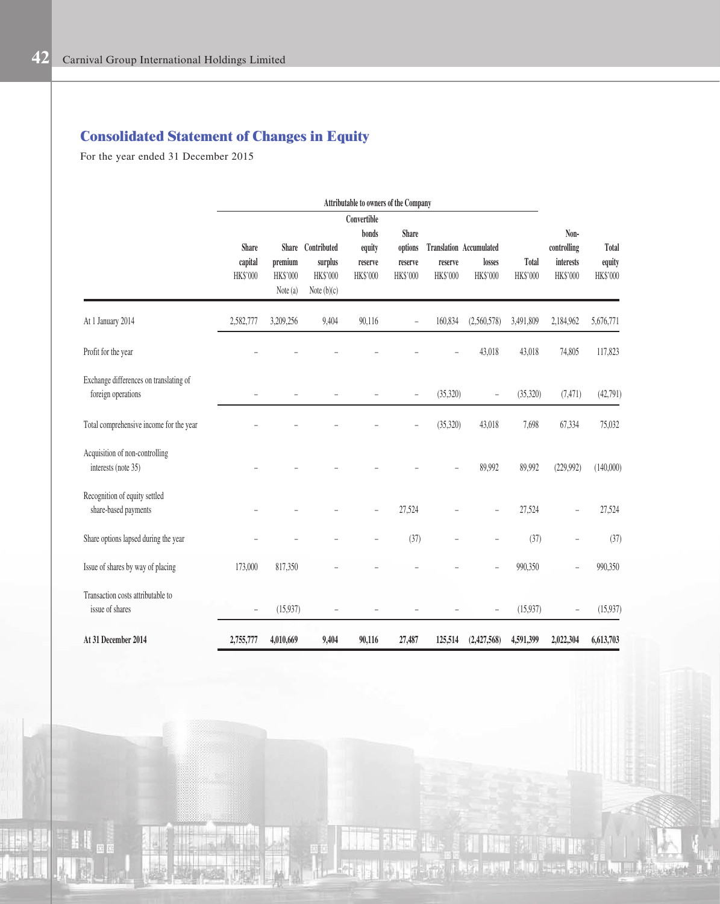## Consolidated Statement of Changes in Equity

For the year ended 31 December 2015

| | Attributable to owners of the Company | | | | | | | | | |
|---|---|---|---|---|---|---|---|---|---|---|
| | Share capital HK$'000 | Share premium HK$'000 Note (a) | Contributed surplus HK$'000 Note (b)(c) | Convertible bonds equity reserve HK$'000 | Share options reserve HK$'000 | Translation reserve HK$'000 | Accumulated losses HK$'000 | Total HK$'000 | Non-controlling interests HK$'000 | Total equity HK$'000 |
| At 1 January 2014 | 2,582,777 | 3,209,256 | 9,404 | 90,116 | – | 160,834 | (2,560,578) | 3,491,809 | 2,184,962 | 5,676,771 |
| Profit for the year | – | – | – | – | – | – | 43,018 | 43,018 | 74,805 | 117,823 |
| Exchange differences on translating of foreign operations | – | – | – | – | – | (35,320) | – | (35,320) | (7,471) | (42,791) |
| Total comprehensive income for the year | – | – | – | – | – | (35,320) | 43,018 | 7,698 | 67,334 | 75,032 |
| Acquisition of non-controlling interests (note 35) | – | – | – | – | – | – | 89,992 | 89,992 | (229,992) | (140,000) |
| Recognition of equity settled share-based payments | – | – | – | – | 27,524 | – | – | 27,524 | – | 27,524 |
| Share options lapsed during the year | – | – | – | – | (37) | – | – | (37) | – | (37) |
| Issue of shares by way of placing | 173,000 | 817,350 | – | – | – | – | – | 990,350 | – | 990,350 |
| Transaction costs attributable to issue of shares | – | (15,937) | – | – | – | – | – | (15,937) | – | (15,937) |
| **At 31 December 2014** | **2,755,777** | **4,010,669** | **9,404** | **90,116** | **27,487** | **125,514** | **(2,427,568)** | **4,591,399** | **2,022,304** | **6,613,703** |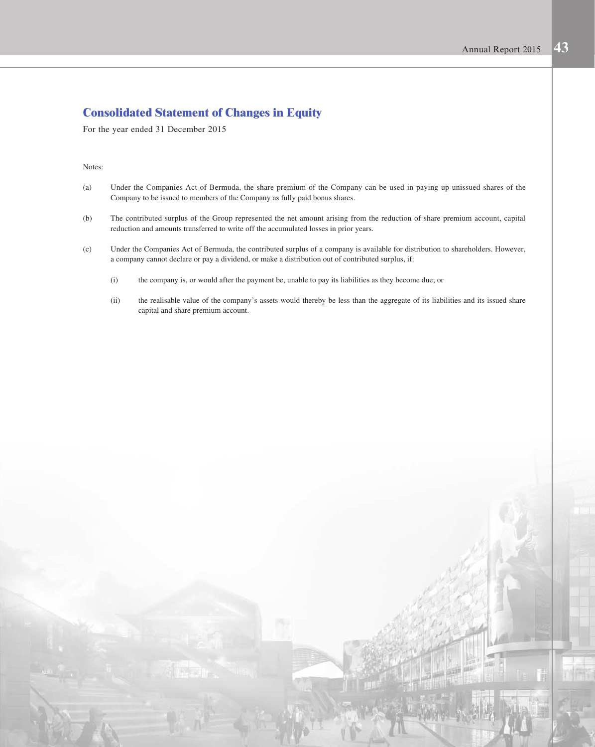## Consolidated Statement of Changes in Equity

For the year ended 31 December 2015

Notes:

(a) Under the Companies Act of Bermuda, the share premium of the Company can be used in paying up unissued shares of the Company to be issued to members of the Company as fully paid bonus shares.

(b) The contributed surplus of the Group represented the net amount arising from the reduction of share premium account, capital reduction and amounts transferred to write off the accumulated losses in prior years.

(c) Under the Companies Act of Bermuda, the contributed surplus of a company is available for distribution to shareholders. However, a company cannot declare or pay a dividend, or make a distribution out of contributed surplus, if:

   (i) the company is, or would after the payment be, unable to pay its liabilities as they become due; or

   (ii) the realisable value of the company's assets would thereby be less than the aggregate of its liabilities and its issued share capital and share premium account.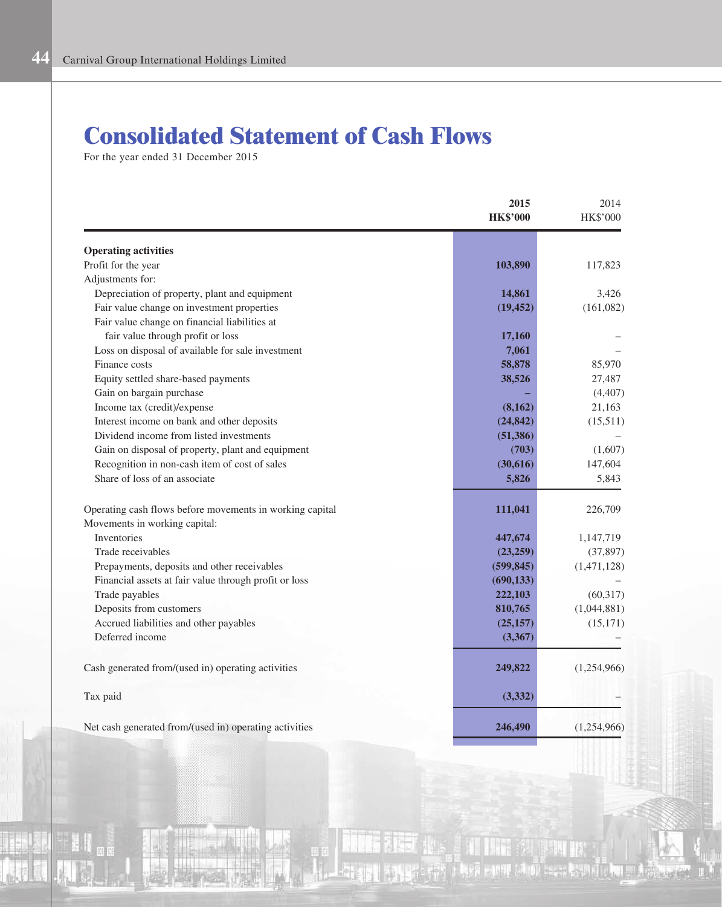# Consolidated Statement of Cash Flows

For the year ended 31 December 2015

| | **2015** | 2014 |
|---|---|---|
| | **HK$'000** | HK$'000 |
| **Operating activities** | | |
| Profit for the year | **103,890** | 117,823 |
| Adjustments for: | | |
| Depreciation of property, plant and equipment | **14,861** | 3,426 |
| Fair value change on investment properties | **(19,452)** | (161,082) |
| Fair value change on financial liabilities at fair value through profit or loss | **17,160** | – |
| Loss on disposal of available for sale investment | **7,061** | – |
| Finance costs | **58,878** | 85,970 |
| Equity settled share-based payments | **38,526** | 27,487 |
| Gain on bargain purchase | **–** | (4,407) |
| Income tax (credit)/expense | **(8,162)** | 21,163 |
| Interest income on bank and other deposits | **(24,842)** | (15,511) |
| Dividend income from listed investments | **(51,386)** | – |
| Gain on disposal of property, plant and equipment | **(703)** | (1,607) |
| Recognition in non-cash item of cost of sales | **(30,616)** | 147,604 |
| Share of loss of an associate | **5,826** | 5,843 |
| Operating cash flows before movements in working capital | **111,041** | 226,709 |
| Movements in working capital: | | |
| Inventories | **447,674** | 1,147,719 |
| Trade receivables | **(23,259)** | (37,897) |
| Prepayments, deposits and other receivables | **(599,845)** | (1,471,128) |
| Financial assets at fair value through profit or loss | **(690,133)** | – |
| Trade payables | **222,103** | (60,317) |
| Deposits from customers | **810,765** | (1,044,881) |
| Accrued liabilities and other payables | **(25,157)** | (15,171) |
| Deferred income | **(3,367)** | – |
| Cash generated from/(used in) operating activities | **249,822** | (1,254,966) |
| Tax paid | **(3,332)** | – |
| Net cash generated from/(used in) operating activities | **246,490** | (1,254,966) |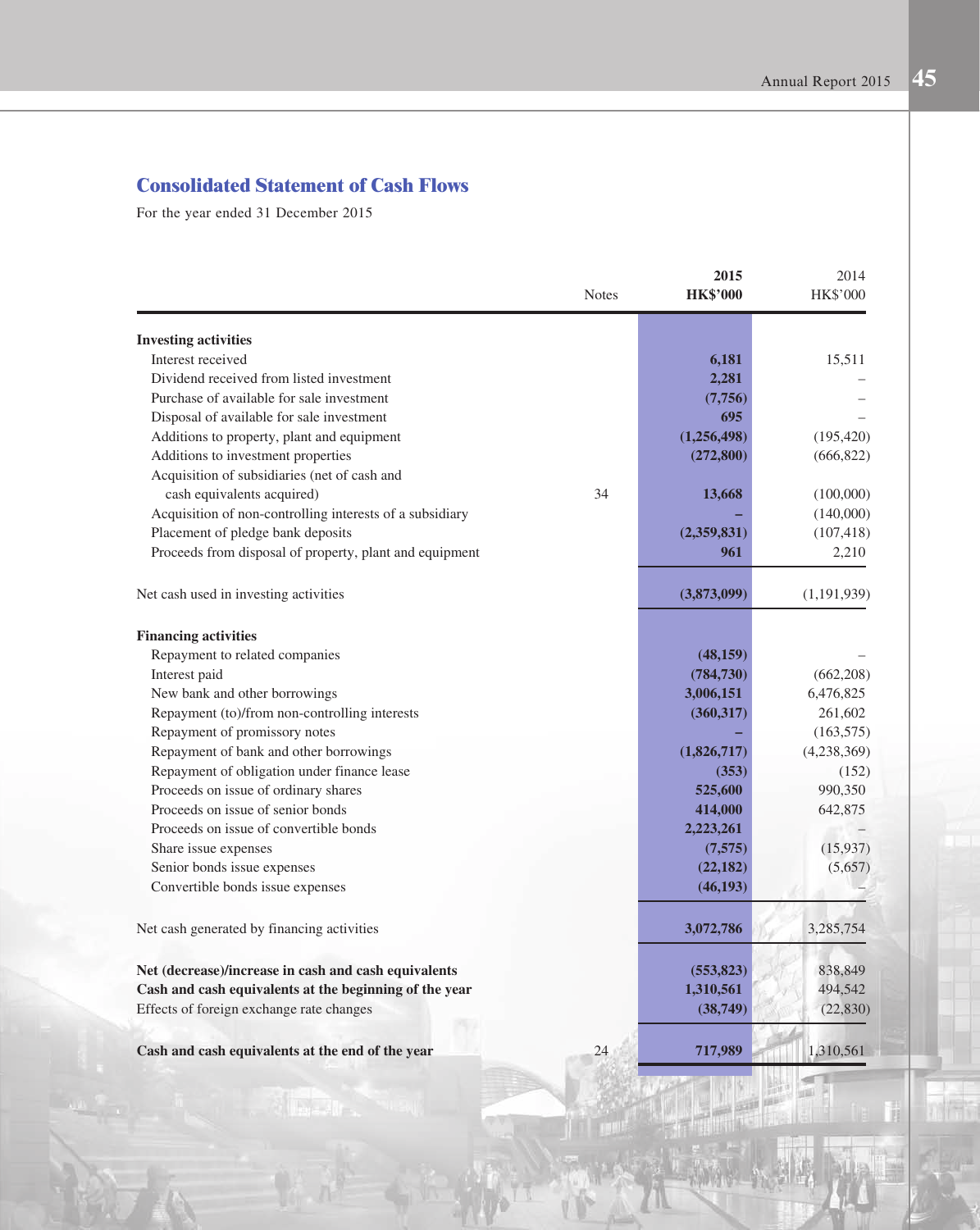## Consolidated Statement of Cash Flows

For the year ended 31 December 2015

| | Notes | 2015 HK$'000 | 2014 HK$'000 |
|---|---|---|---|
| **Investing activities** | | | |
| Interest received | | **6,181** | 15,511 |
| Dividend received from listed investment | | **2,281** | – |
| Purchase of available for sale investment | | **(7,756)** | – |
| Disposal of available for sale investment | | **695** | – |
| Additions to property, plant and equipment | | **(1,256,498)** | (195,420) |
| Additions to investment properties | | **(272,800)** | (666,822) |
| Acquisition of subsidiaries (net of cash and cash equivalents acquired) | 34 | **13,668** | (100,000) |
| Acquisition of non-controlling interests of a subsidiary | | **–** | (140,000) |
| Placement of pledge bank deposits | | **(2,359,831)** | (107,418) |
| Proceeds from disposal of property, plant and equipment | | **961** | 2,210 |
| Net cash used in investing activities | | **(3,873,099)** | (1,191,939) |
| **Financing activities** | | | |
| Repayment to related companies | | **(48,159)** | – |
| Interest paid | | **(784,730)** | (662,208) |
| New bank and other borrowings | | **3,006,151** | 6,476,825 |
| Repayment (to)/from non-controlling interests | | **(360,317)** | 261,602 |
| Repayment of promissory notes | | **–** | (163,575) |
| Repayment of bank and other borrowings | | **(1,826,717)** | (4,238,369) |
| Repayment of obligation under finance lease | | **(353)** | (152) |
| Proceeds on issue of ordinary shares | | **525,600** | 990,350 |
| Proceeds on issue of senior bonds | | **414,000** | 642,875 |
| Proceeds on issue of convertible bonds | | **2,223,261** | – |
| Share issue expenses | | **(7,575)** | (15,937) |
| Senior bonds issue expenses | | **(22,182)** | (5,657) |
| Convertible bonds issue expenses | | **(46,193)** | – |
| Net cash generated by financing activities | | **3,072,786** | 3,285,754 |
| **Net (decrease)/increase in cash and cash equivalents** | | **(553,823)** | 838,849 |
| **Cash and cash equivalents at the beginning of the year** | | **1,310,561** | 494,542 |
| Effects of foreign exchange rate changes | | **(38,749)** | (22,830) |
| **Cash and cash equivalents at the end of the year** | 24 | **717,989** | 1,310,561 |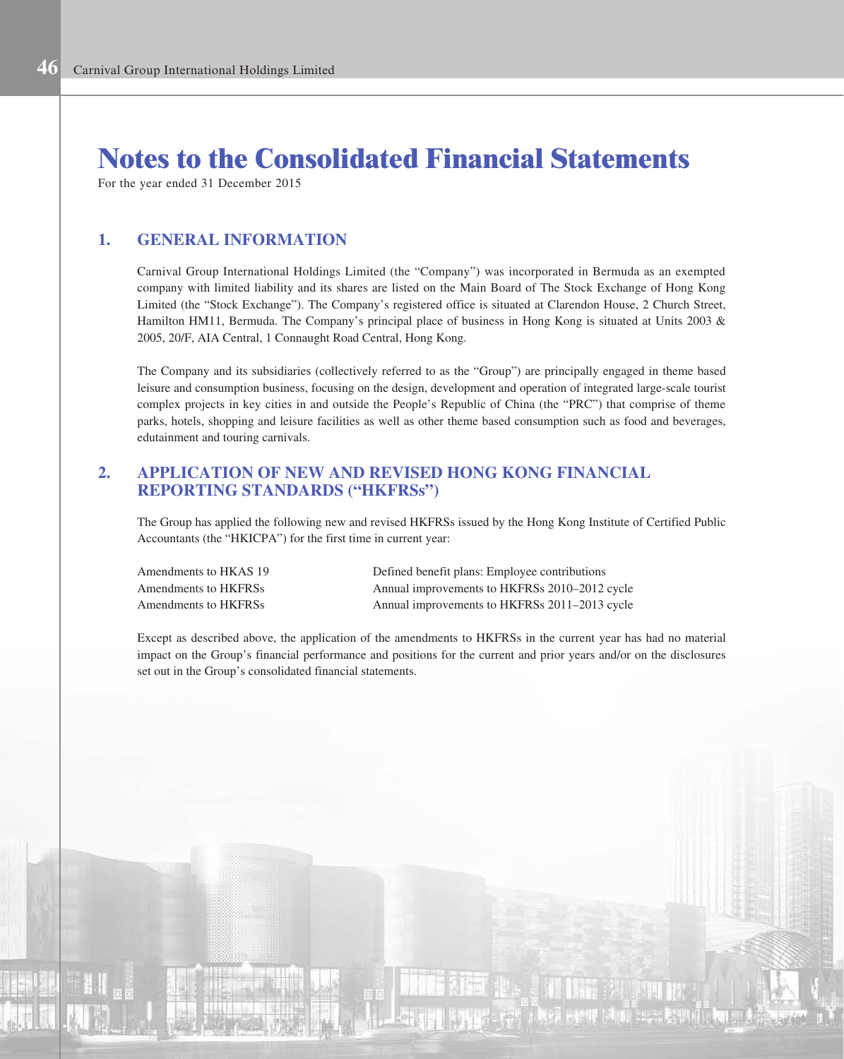# Notes to the Consolidated Financial Statements

For the year ended 31 December 2015

## 1. GENERAL INFORMATION

Carnival Group International Holdings Limited (the "Company") was incorporated in Bermuda as an exempted company with limited liability and its shares are listed on the Main Board of The Stock Exchange of Hong Kong Limited (the "Stock Exchange"). The Company's registered office is situated at Clarendon House, 2 Church Street, Hamilton HM11, Bermuda. The Company's principal place of business in Hong Kong is situated at Units 2003 & 2005, 20/F, AIA Central, 1 Connaught Road Central, Hong Kong.

The Company and its subsidiaries (collectively referred to as the "Group") are principally engaged in theme based leisure and consumption business, focusing on the design, development and operation of integrated large-scale tourist complex projects in key cities in and outside the People's Republic of China (the "PRC") that comprise of theme parks, hotels, shopping and leisure facilities as well as other theme based consumption such as food and beverages, edutainment and touring carnivals.

## 2. APPLICATION OF NEW AND REVISED HONG KONG FINANCIAL REPORTING STANDARDS ("HKFRSs")

The Group has applied the following new and revised HKFRSs issued by the Hong Kong Institute of Certified Public Accountants (the "HKICPA") for the first time in current year:

| | |
|---|---|
| Amendments to HKAS 19 | Defined benefit plans: Employee contributions |
| Amendments to HKFRSs | Annual improvements to HKFRSs 2010–2012 cycle |
| Amendments to HKFRSs | Annual improvements to HKFRSs 2011–2013 cycle |

Except as described above, the application of the amendments to HKFRSs in the current year has had no material impact on the Group's financial performance and positions for the current and prior years and/or on the disclosures set out in the Group's consolidated financial statements.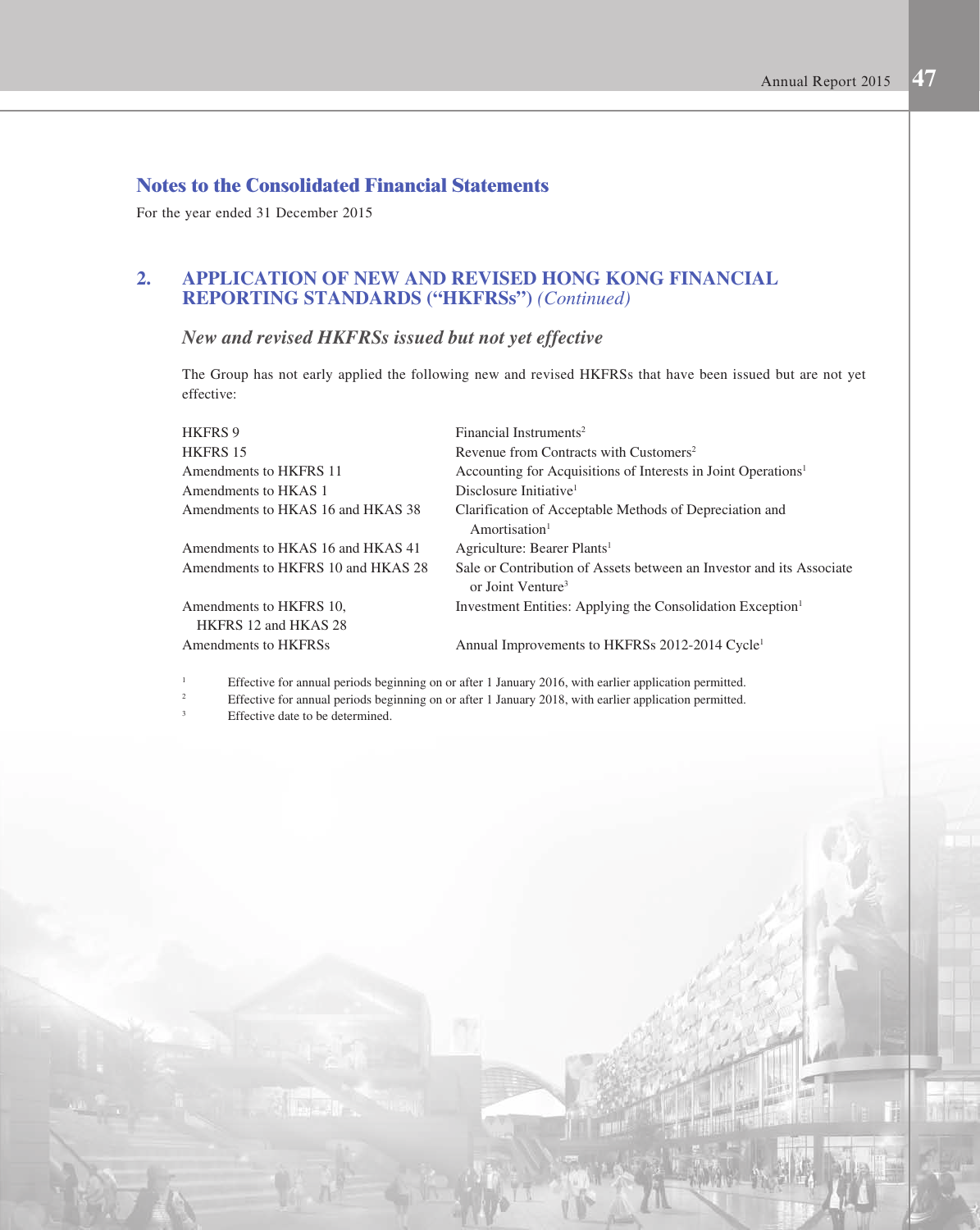## Notes to the Consolidated Financial Statements

For the year ended 31 December 2015

### 2. APPLICATION OF NEW AND REVISED HONG KONG FINANCIAL REPORTING STANDARDS ("HKFRSs") *(Continued)*

#### *New and revised HKFRSs issued but not yet effective*

The Group has not early applied the following new and revised HKFRSs that have been issued but are not yet effective:

| | |
|---|---|
| HKFRS 9 | Financial Instruments[2] |
| HKFRS 15 | Revenue from Contracts with Customers[2] |
| Amendments to HKFRS 11 | Accounting for Acquisitions of Interests in Joint Operations[1] |
| Amendments to HKAS 1 | Disclosure Initiative[1] |
| Amendments to HKAS 16 and HKAS 38 | Clarification of Acceptable Methods of Depreciation and Amortisation[1] |
| Amendments to HKAS 16 and HKAS 41 | Agriculture: Bearer Plants[1] |
| Amendments to HKFRS 10 and HKAS 28 | Sale or Contribution of Assets between an Investor and its Associate or Joint Venture[3] |
| Amendments to HKFRS 10, HKFRS 12 and HKAS 28 | Investment Entities: Applying the Consolidation Exception[1] |
| Amendments to HKFRSs | Annual Improvements to HKFRSs 2012-2014 Cycle[1] |

[1] Effective for annual periods beginning on or after 1 January 2016, with earlier application permitted.

[2] Effective for annual periods beginning on or after 1 January 2018, with earlier application permitted.

[3] Effective date to be determined.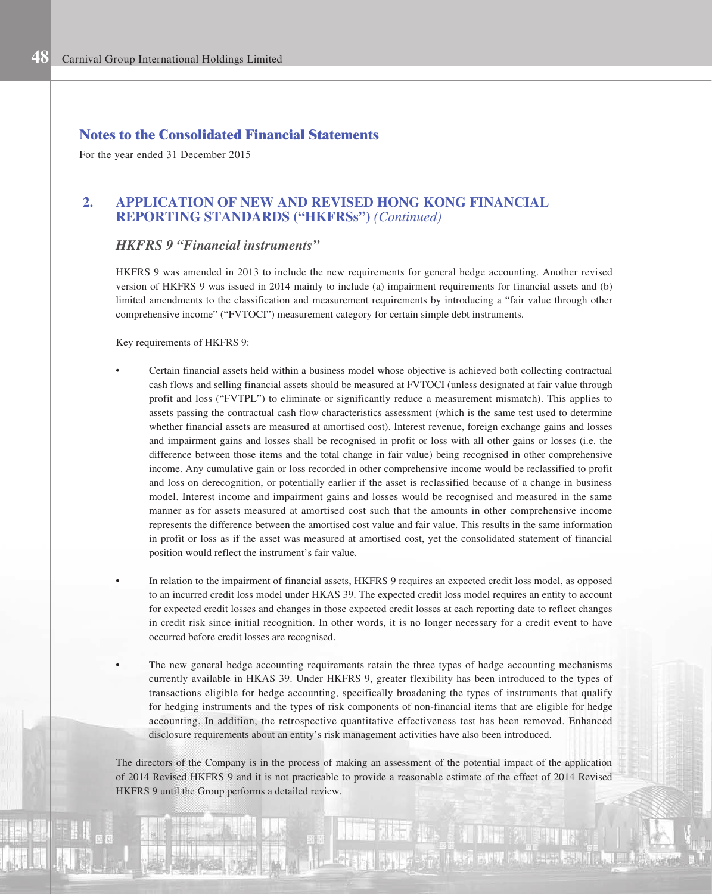## Notes to the Consolidated Financial Statements

For the year ended 31 December 2015

## 2. APPLICATION OF NEW AND REVISED HONG KONG FINANCIAL REPORTING STANDARDS ("HKFRSs") *(Continued)*

### *HKFRS 9 "Financial instruments"*

HKFRS 9 was amended in 2013 to include the new requirements for general hedge accounting. Another revised version of HKFRS 9 was issued in 2014 mainly to include (a) impairment requirements for financial assets and (b) limited amendments to the classification and measurement requirements by introducing a "fair value through other comprehensive income" ("FVTOCI") measurement category for certain simple debt instruments.

Key requirements of HKFRS 9:

- Certain financial assets held within a business model whose objective is achieved both collecting contractual cash flows and selling financial assets should be measured at FVTOCI (unless designated at fair value through profit and loss ("FVTPL") to eliminate or significantly reduce a measurement mismatch). This applies to assets passing the contractual cash flow characteristics assessment (which is the same test used to determine whether financial assets are measured at amortised cost). Interest revenue, foreign exchange gains and losses and impairment gains and losses shall be recognised in profit or loss with all other gains or losses (i.e. the difference between those items and the total change in fair value) being recognised in other comprehensive income. Any cumulative gain or loss recorded in other comprehensive income would be reclassified to profit and loss on derecognition, or potentially earlier if the asset is reclassified because of a change in business model. Interest income and impairment gains and losses would be recognised and measured in the same manner as for assets measured at amortised cost such that the amounts in other comprehensive income represents the difference between the amortised cost value and fair value. This results in the same information in profit or loss as if the asset was measured at amortised cost, yet the consolidated statement of financial position would reflect the instrument's fair value.

- In relation to the impairment of financial assets, HKFRS 9 requires an expected credit loss model, as opposed to an incurred credit loss model under HKAS 39. The expected credit loss model requires an entity to account for expected credit losses and changes in those expected credit losses at each reporting date to reflect changes in credit risk since initial recognition. In other words, it is no longer necessary for a credit event to have occurred before credit losses are recognised.

- The new general hedge accounting requirements retain the three types of hedge accounting mechanisms currently available in HKAS 39. Under HKFRS 9, greater flexibility has been introduced to the types of transactions eligible for hedge accounting, specifically broadening the types of instruments that qualify for hedging instruments and the types of risk components of non-financial items that are eligible for hedge accounting. In addition, the retrospective quantitative effectiveness test has been removed. Enhanced disclosure requirements about an entity's risk management activities have also been introduced.

The directors of the Company is in the process of making an assessment of the potential impact of the application of 2014 Revised HKFRS 9 and it is not practicable to provide a reasonable estimate of the effect of 2014 Revised HKFRS 9 until the Group performs a detailed review.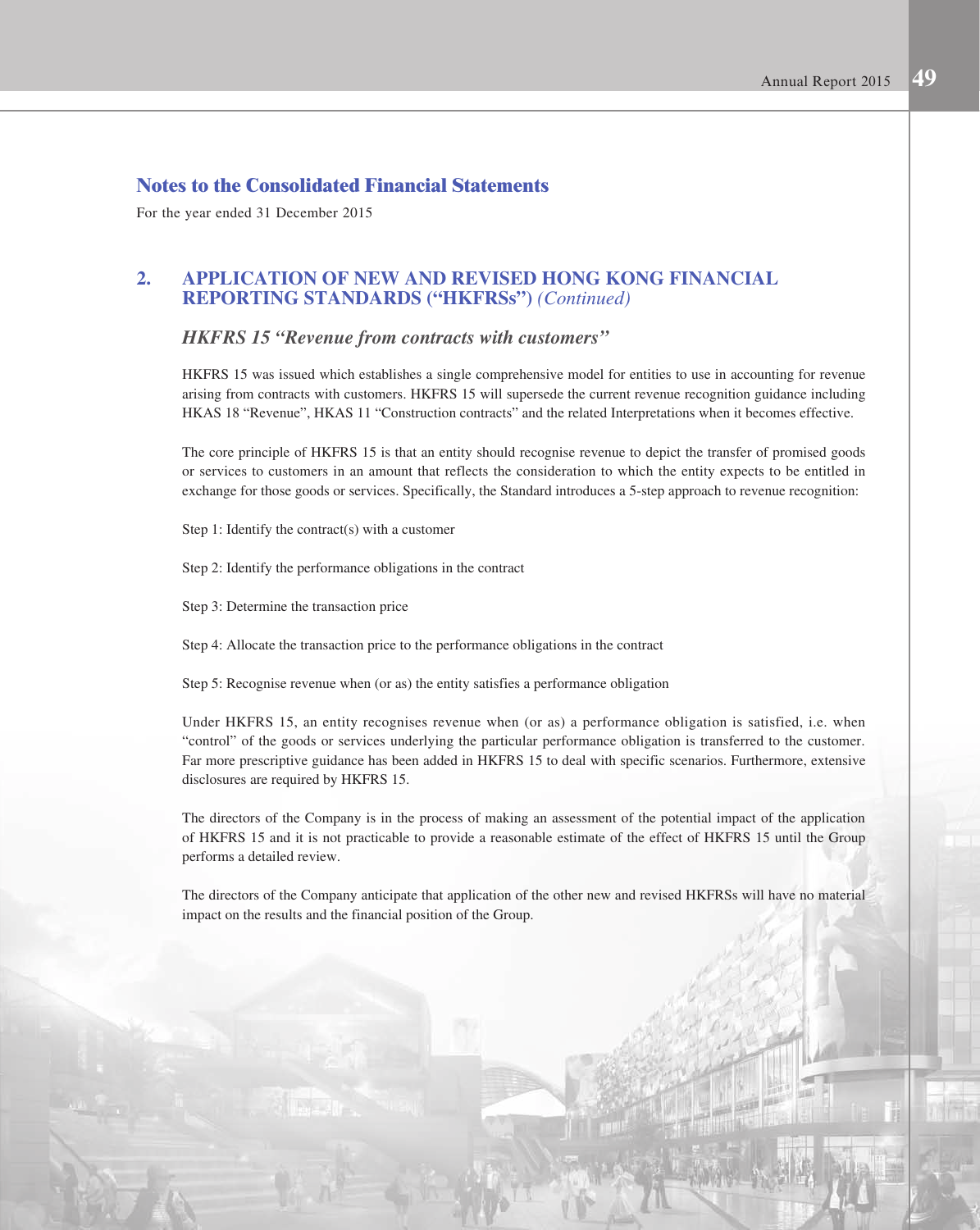## Notes to the Consolidated Financial Statements

For the year ended 31 December 2015

## 2. APPLICATION OF NEW AND REVISED HONG KONG FINANCIAL REPORTING STANDARDS ("HKFRSs") *(Continued)*

### *HKFRS 15 "Revenue from contracts with customers"*

HKFRS 15 was issued which establishes a single comprehensive model for entities to use in accounting for revenue arising from contracts with customers. HKFRS 15 will supersede the current revenue recognition guidance including HKAS 18 "Revenue", HKAS 11 "Construction contracts" and the related Interpretations when it becomes effective.

The core principle of HKFRS 15 is that an entity should recognise revenue to depict the transfer of promised goods or services to customers in an amount that reflects the consideration to which the entity expects to be entitled in exchange for those goods or services. Specifically, the Standard introduces a 5-step approach to revenue recognition:

Step 1: Identify the contract(s) with a customer

Step 2: Identify the performance obligations in the contract

Step 3: Determine the transaction price

Step 4: Allocate the transaction price to the performance obligations in the contract

Step 5: Recognise revenue when (or as) the entity satisfies a performance obligation

Under HKFRS 15, an entity recognises revenue when (or as) a performance obligation is satisfied, i.e. when "control" of the goods or services underlying the particular performance obligation is transferred to the customer. Far more prescriptive guidance has been added in HKFRS 15 to deal with specific scenarios. Furthermore, extensive disclosures are required by HKFRS 15.

The directors of the Company is in the process of making an assessment of the potential impact of the application of HKFRS 15 and it is not practicable to provide a reasonable estimate of the effect of HKFRS 15 until the Group performs a detailed review.

The directors of the Company anticipate that application of the other new and revised HKFRSs will have no material impact on the results and the financial position of the Group.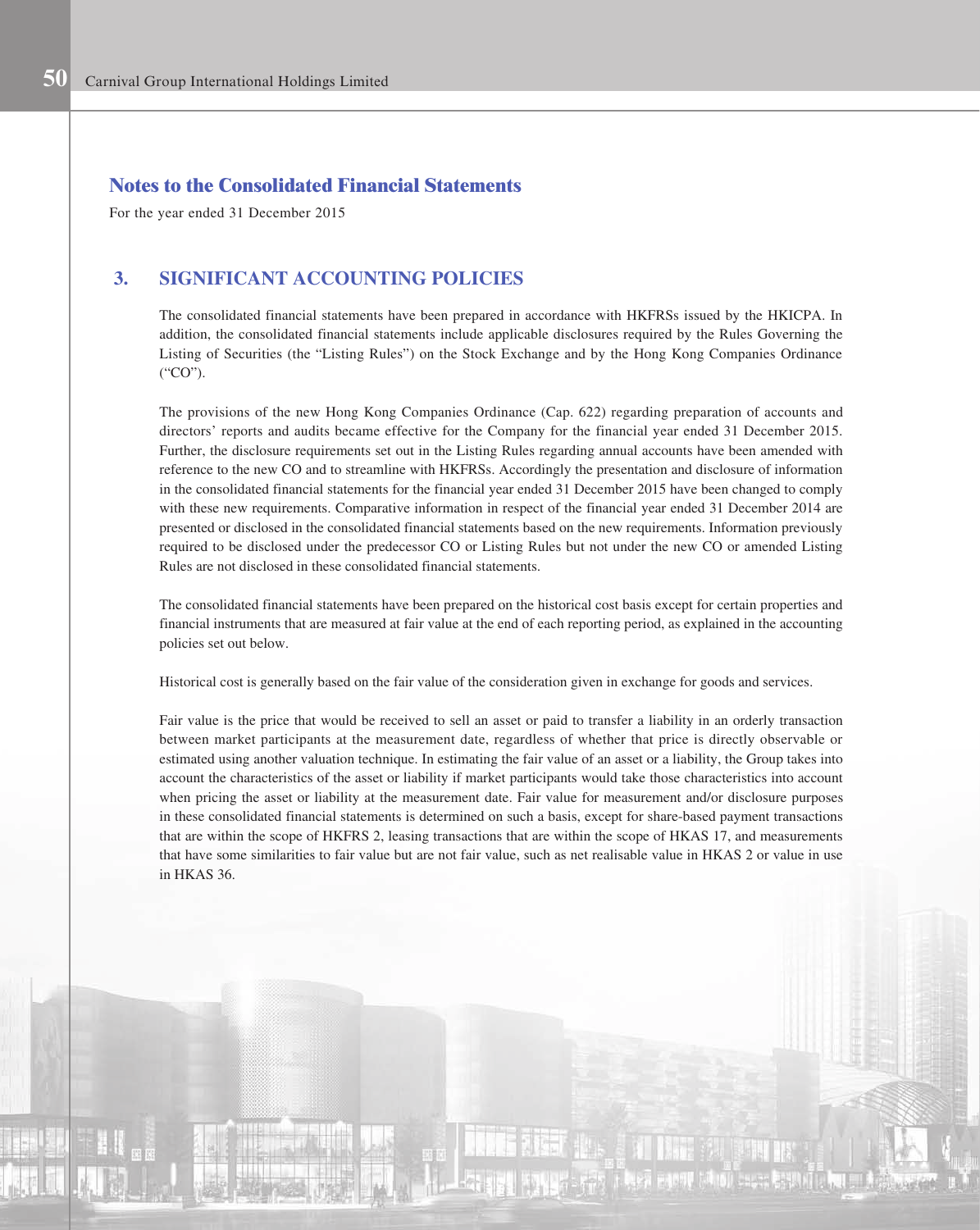## Notes to the Consolidated Financial Statements

For the year ended 31 December 2015

### 3. SIGNIFICANT ACCOUNTING POLICIES

The consolidated financial statements have been prepared in accordance with HKFRSs issued by the HKICPA. In addition, the consolidated financial statements include applicable disclosures required by the Rules Governing the Listing of Securities (the "Listing Rules") on the Stock Exchange and by the Hong Kong Companies Ordinance ("CO").

The provisions of the new Hong Kong Companies Ordinance (Cap. 622) regarding preparation of accounts and directors' reports and audits became effective for the Company for the financial year ended 31 December 2015. Further, the disclosure requirements set out in the Listing Rules regarding annual accounts have been amended with reference to the new CO and to streamline with HKFRSs. Accordingly the presentation and disclosure of information in the consolidated financial statements for the financial year ended 31 December 2015 have been changed to comply with these new requirements. Comparative information in respect of the financial year ended 31 December 2014 are presented or disclosed in the consolidated financial statements based on the new requirements. Information previously required to be disclosed under the predecessor CO or Listing Rules but not under the new CO or amended Listing Rules are not disclosed in these consolidated financial statements.

The consolidated financial statements have been prepared on the historical cost basis except for certain properties and financial instruments that are measured at fair value at the end of each reporting period, as explained in the accounting policies set out below.

Historical cost is generally based on the fair value of the consideration given in exchange for goods and services.

Fair value is the price that would be received to sell an asset or paid to transfer a liability in an orderly transaction between market participants at the measurement date, regardless of whether that price is directly observable or estimated using another valuation technique. In estimating the fair value of an asset or a liability, the Group takes into account the characteristics of the asset or liability if market participants would take those characteristics into account when pricing the asset or liability at the measurement date. Fair value for measurement and/or disclosure purposes in these consolidated financial statements is determined on such a basis, except for share-based payment transactions that are within the scope of HKFRS 2, leasing transactions that are within the scope of HKAS 17, and measurements that have some similarities to fair value but are not fair value, such as net realisable value in HKAS 2 or value in use in HKAS 36.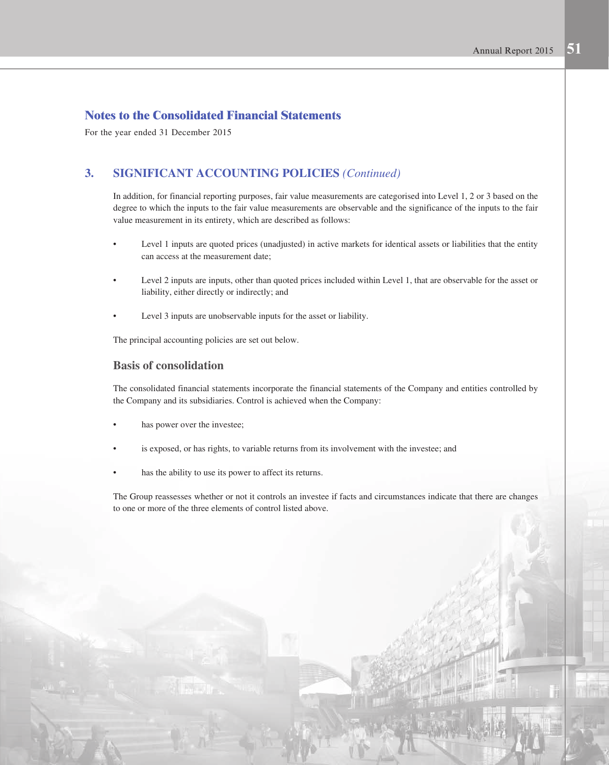## Notes to the Consolidated Financial Statements

For the year ended 31 December 2015

### 3. SIGNIFICANT ACCOUNTING POLICIES *(Continued)*

In addition, for financial reporting purposes, fair value measurements are categorised into Level 1, 2 or 3 based on the degree to which the inputs to the fair value measurements are observable and the significance of the inputs to the fair value measurement in its entirety, which are described as follows:

- Level 1 inputs are quoted prices (unadjusted) in active markets for identical assets or liabilities that the entity can access at the measurement date;
- Level 2 inputs are inputs, other than quoted prices included within Level 1, that are observable for the asset or liability, either directly or indirectly; and
- Level 3 inputs are unobservable inputs for the asset or liability.

The principal accounting policies are set out below.

#### Basis of consolidation

The consolidated financial statements incorporate the financial statements of the Company and entities controlled by the Company and its subsidiaries. Control is achieved when the Company:

- has power over the investee;
- is exposed, or has rights, to variable returns from its involvement with the investee; and
- has the ability to use its power to affect its returns.

The Group reassesses whether or not it controls an investee if facts and circumstances indicate that there are changes to one or more of the three elements of control listed above.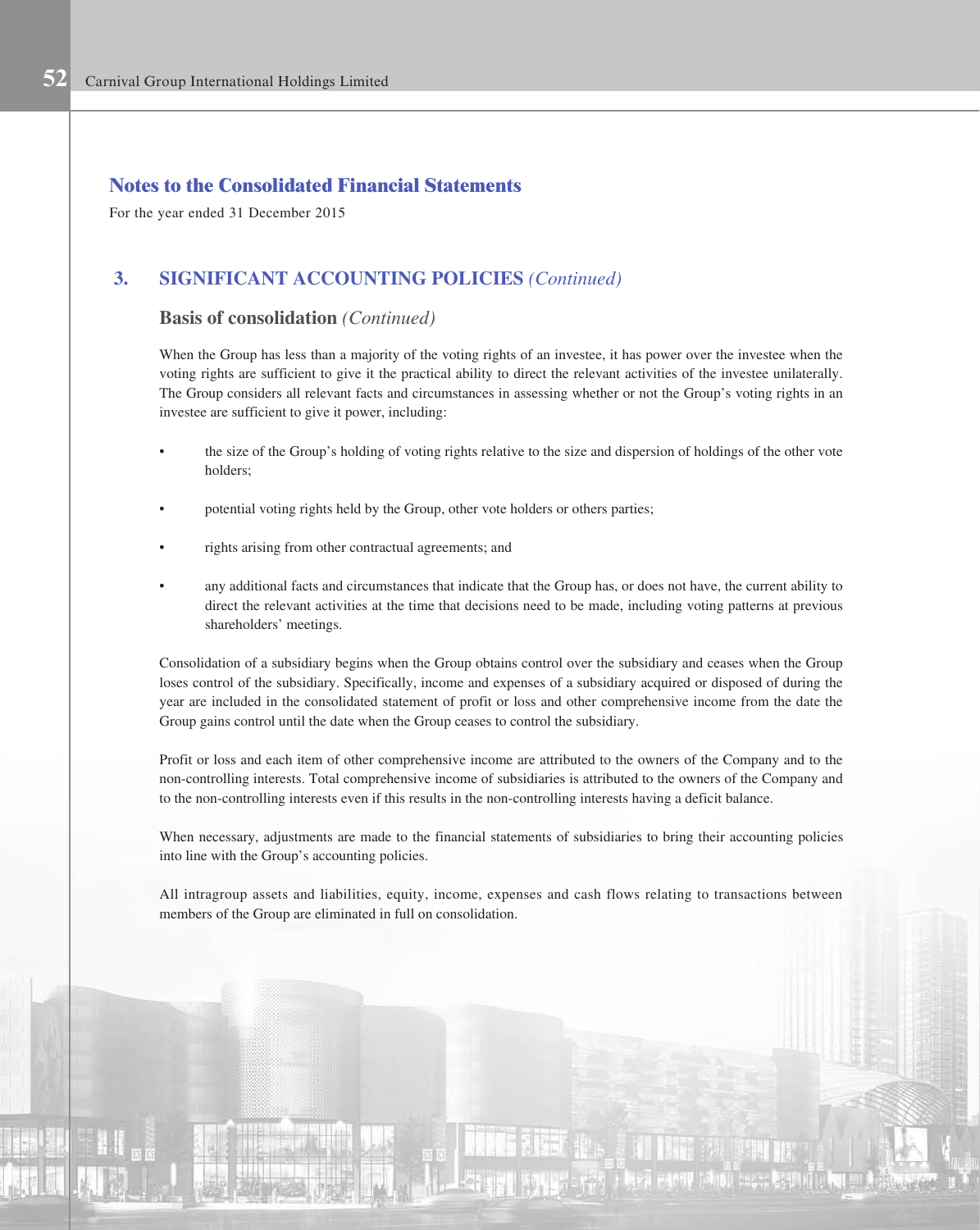## Notes to the Consolidated Financial Statements

For the year ended 31 December 2015

### 3. SIGNIFICANT ACCOUNTING POLICIES *(Continued)*

#### Basis of consolidation *(Continued)*

When the Group has less than a majority of the voting rights of an investee, it has power over the investee when the voting rights are sufficient to give it the practical ability to direct the relevant activities of the investee unilaterally. The Group considers all relevant facts and circumstances in assessing whether or not the Group's voting rights in an investee are sufficient to give it power, including:

- the size of the Group's holding of voting rights relative to the size and dispersion of holdings of the other vote holders;
- potential voting rights held by the Group, other vote holders or others parties;
- rights arising from other contractual agreements; and
- any additional facts and circumstances that indicate that the Group has, or does not have, the current ability to direct the relevant activities at the time that decisions need to be made, including voting patterns at previous shareholders' meetings.

Consolidation of a subsidiary begins when the Group obtains control over the subsidiary and ceases when the Group loses control of the subsidiary. Specifically, income and expenses of a subsidiary acquired or disposed of during the year are included in the consolidated statement of profit or loss and other comprehensive income from the date the Group gains control until the date when the Group ceases to control the subsidiary.

Profit or loss and each item of other comprehensive income are attributed to the owners of the Company and to the non-controlling interests. Total comprehensive income of subsidiaries is attributed to the owners of the Company and to the non-controlling interests even if this results in the non-controlling interests having a deficit balance.

When necessary, adjustments are made to the financial statements of subsidiaries to bring their accounting policies into line with the Group's accounting policies.

All intragroup assets and liabilities, equity, income, expenses and cash flows relating to transactions between members of the Group are eliminated in full on consolidation.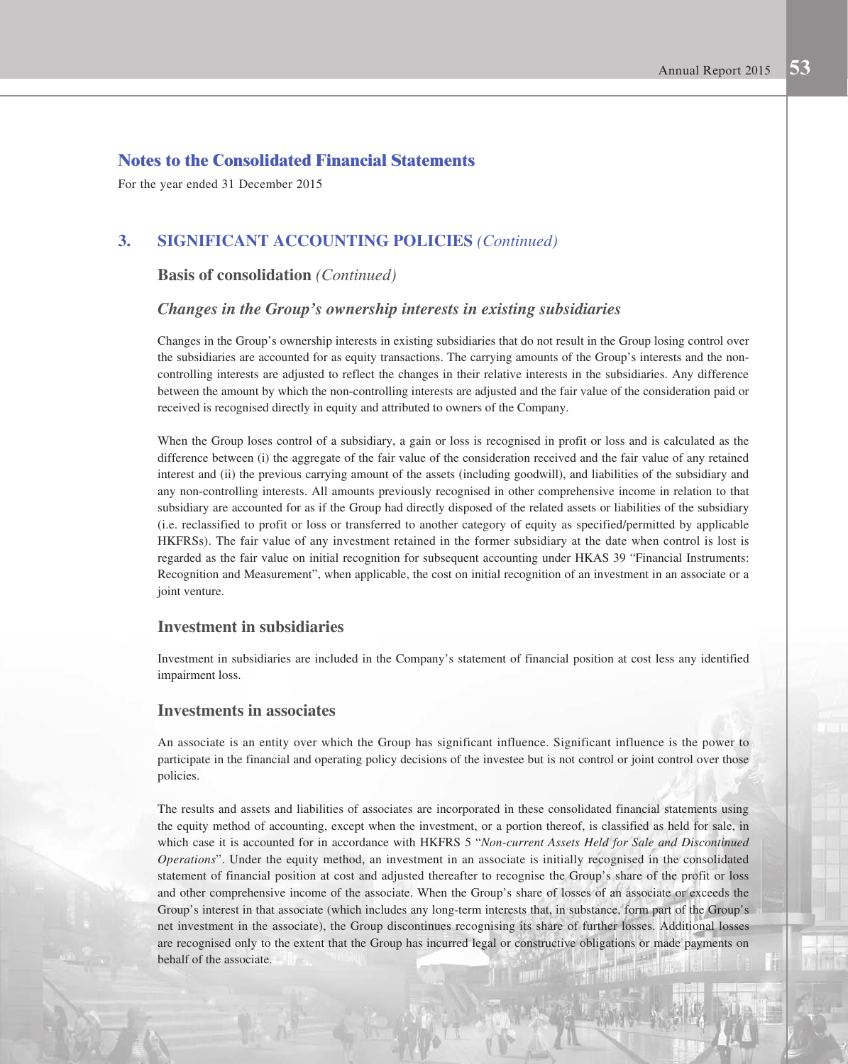## Notes to the Consolidated Financial Statements

For the year ended 31 December 2015

### 3. SIGNIFICANT ACCOUNTING POLICIES *(Continued)*

#### Basis of consolidation *(Continued)*

#### *Changes in the Group's ownership interests in existing subsidiaries*

Changes in the Group's ownership interests in existing subsidiaries that do not result in the Group losing control over the subsidiaries are accounted for as equity transactions. The carrying amounts of the Group's interests and the non-controlling interests are adjusted to reflect the changes in their relative interests in the subsidiaries. Any difference between the amount by which the non-controlling interests are adjusted and the fair value of the consideration paid or received is recognised directly in equity and attributed to owners of the Company.

When the Group loses control of a subsidiary, a gain or loss is recognised in profit or loss and is calculated as the difference between (i) the aggregate of the fair value of the consideration received and the fair value of any retained interest and (ii) the previous carrying amount of the assets (including goodwill), and liabilities of the subsidiary and any non-controlling interests. All amounts previously recognised in other comprehensive income in relation to that subsidiary are accounted for as if the Group had directly disposed of the related assets or liabilities of the subsidiary (i.e. reclassified to profit or loss or transferred to another category of equity as specified/permitted by applicable HKFRSs). The fair value of any investment retained in the former subsidiary at the date when control is lost is regarded as the fair value on initial recognition for subsequent accounting under HKAS 39 "Financial Instruments: Recognition and Measurement", when applicable, the cost on initial recognition of an investment in an associate or a joint venture.

#### Investment in subsidiaries

Investment in subsidiaries are included in the Company's statement of financial position at cost less any identified impairment loss.

#### Investments in associates

An associate is an entity over which the Group has significant influence. Significant influence is the power to participate in the financial and operating policy decisions of the investee but is not control or joint control over those policies.

The results and assets and liabilities of associates are incorporated in these consolidated financial statements using the equity method of accounting, except when the investment, or a portion thereof, is classified as held for sale, in which case it is accounted for in accordance with HKFRS 5 "*Non-current Assets Held for Sale and Discontinued Operations*". Under the equity method, an investment in an associate is initially recognised in the consolidated statement of financial position at cost and adjusted thereafter to recognise the Group's share of the profit or loss and other comprehensive income of the associate. When the Group's share of losses of an associate or exceeds the Group's interest in that associate (which includes any long-term interests that, in substance, form part of the Group's net investment in the associate), the Group discontinues recognising its share of further losses. Additional losses are recognised only to the extent that the Group has incurred legal or constructive obligations or made payments on behalf of the associate.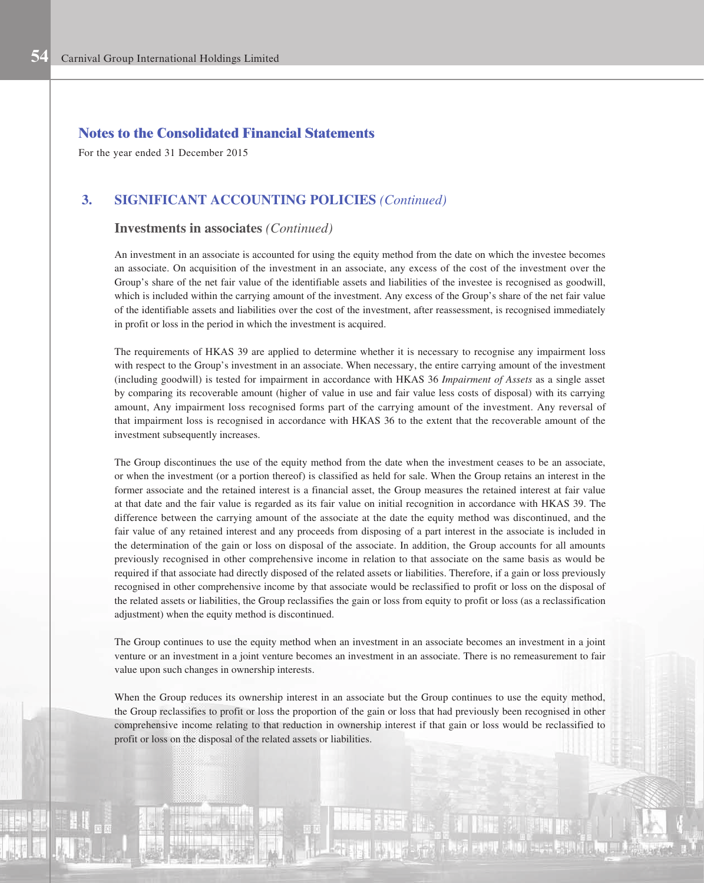## Notes to the Consolidated Financial Statements

For the year ended 31 December 2015

### 3. SIGNIFICANT ACCOUNTING POLICIES *(Continued)*

#### Investments in associates *(Continued)*

An investment in an associate is accounted for using the equity method from the date on which the investee becomes an associate. On acquisition of the investment in an associate, any excess of the cost of the investment over the Group's share of the net fair value of the identifiable assets and liabilities of the investee is recognised as goodwill, which is included within the carrying amount of the investment. Any excess of the Group's share of the net fair value of the identifiable assets and liabilities over the cost of the investment, after reassessment, is recognised immediately in profit or loss in the period in which the investment is acquired.

The requirements of HKAS 39 are applied to determine whether it is necessary to recognise any impairment loss with respect to the Group's investment in an associate. When necessary, the entire carrying amount of the investment (including goodwill) is tested for impairment in accordance with HKAS 36 *Impairment of Assets* as a single asset by comparing its recoverable amount (higher of value in use and fair value less costs of disposal) with its carrying amount, Any impairment loss recognised forms part of the carrying amount of the investment. Any reversal of that impairment loss is recognised in accordance with HKAS 36 to the extent that the recoverable amount of the investment subsequently increases.

The Group discontinues the use of the equity method from the date when the investment ceases to be an associate, or when the investment (or a portion thereof) is classified as held for sale. When the Group retains an interest in the former associate and the retained interest is a financial asset, the Group measures the retained interest at fair value at that date and the fair value is regarded as its fair value on initial recognition in accordance with HKAS 39. The difference between the carrying amount of the associate at the date the equity method was discontinued, and the fair value of any retained interest and any proceeds from disposing of a part interest in the associate is included in the determination of the gain or loss on disposal of the associate. In addition, the Group accounts for all amounts previously recognised in other comprehensive income in relation to that associate on the same basis as would be required if that associate had directly disposed of the related assets or liabilities. Therefore, if a gain or loss previously recognised in other comprehensive income by that associate would be reclassified to profit or loss on the disposal of the related assets or liabilities, the Group reclassifies the gain or loss from equity to profit or loss (as a reclassification adjustment) when the equity method is discontinued.

The Group continues to use the equity method when an investment in an associate becomes an investment in a joint venture or an investment in a joint venture becomes an investment in an associate. There is no remeasurement to fair value upon such changes in ownership interests.

When the Group reduces its ownership interest in an associate but the Group continues to use the equity method, the Group reclassifies to profit or loss the proportion of the gain or loss that had previously been recognised in other comprehensive income relating to that reduction in ownership interest if that gain or loss would be reclassified to profit or loss on the disposal of the related assets or liabilities.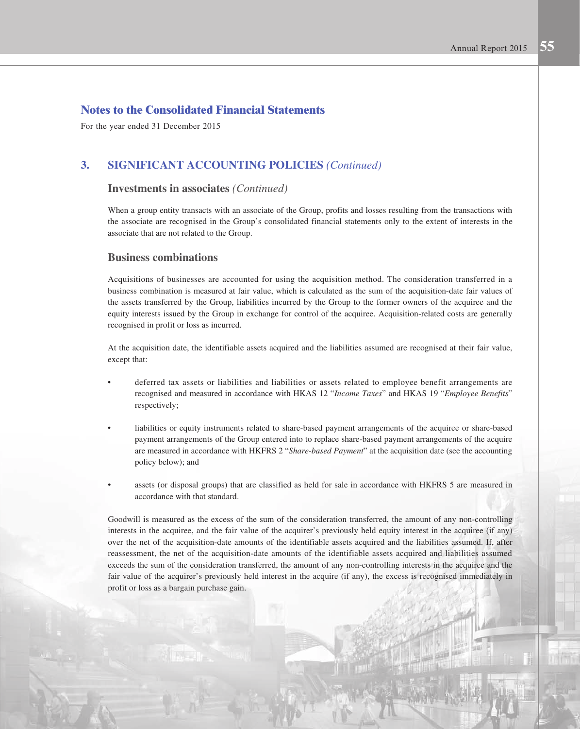## Notes to the Consolidated Financial Statements

For the year ended 31 December 2015

### 3. SIGNIFICANT ACCOUNTING POLICIES *(Continued)*

#### Investments in associates *(Continued)*

When a group entity transacts with an associate of the Group, profits and losses resulting from the transactions with the associate are recognised in the Group's consolidated financial statements only to the extent of interests in the associate that are not related to the Group.

#### Business combinations

Acquisitions of businesses are accounted for using the acquisition method. The consideration transferred in a business combination is measured at fair value, which is calculated as the sum of the acquisition-date fair values of the assets transferred by the Group, liabilities incurred by the Group to the former owners of the acquiree and the equity interests issued by the Group in exchange for control of the acquiree. Acquisition-related costs are generally recognised in profit or loss as incurred.

At the acquisition date, the identifiable assets acquired and the liabilities assumed are recognised at their fair value, except that:

- deferred tax assets or liabilities and liabilities or assets related to employee benefit arrangements are recognised and measured in accordance with HKAS 12 "*Income Taxes*" and HKAS 19 "*Employee Benefits*" respectively;
- liabilities or equity instruments related to share-based payment arrangements of the acquiree or share-based payment arrangements of the Group entered into to replace share-based payment arrangements of the acquire are measured in accordance with HKFRS 2 "*Share-based Payment*" at the acquisition date (see the accounting policy below); and
- assets (or disposal groups) that are classified as held for sale in accordance with HKFRS 5 are measured in accordance with that standard.

Goodwill is measured as the excess of the sum of the consideration transferred, the amount of any non-controlling interests in the acquiree, and the fair value of the acquirer's previously held equity interest in the acquiree (if any) over the net of the acquisition-date amounts of the identifiable assets acquired and the liabilities assumed. If, after reassessment, the net of the acquisition-date amounts of the identifiable assets acquired and liabilities assumed exceeds the sum of the consideration transferred, the amount of any non-controlling interests in the acquiree and the fair value of the acquirer's previously held interest in the acquire (if any), the excess is recognised immediately in profit or loss as a bargain purchase gain.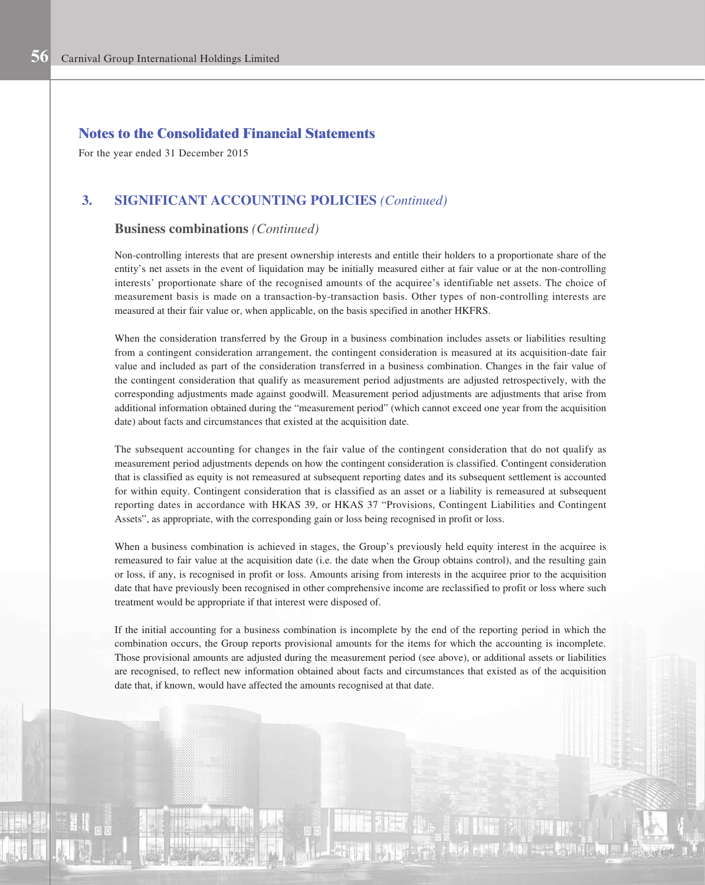## Notes to the Consolidated Financial Statements

For the year ended 31 December 2015

### 3. SIGNIFICANT ACCOUNTING POLICIES *(Continued)*

#### Business combinations *(Continued)*

Non-controlling interests that are present ownership interests and entitle their holders to a proportionate share of the entity's net assets in the event of liquidation may be initially measured either at fair value or at the non-controlling interests' proportionate share of the recognised amounts of the acquiree's identifiable net assets. The choice of measurement basis is made on a transaction-by-transaction basis. Other types of non-controlling interests are measured at their fair value or, when applicable, on the basis specified in another HKFRS.

When the consideration transferred by the Group in a business combination includes assets or liabilities resulting from a contingent consideration arrangement, the contingent consideration is measured at its acquisition-date fair value and included as part of the consideration transferred in a business combination. Changes in the fair value of the contingent consideration that qualify as measurement period adjustments are adjusted retrospectively, with the corresponding adjustments made against goodwill. Measurement period adjustments are adjustments that arise from additional information obtained during the "measurement period" (which cannot exceed one year from the acquisition date) about facts and circumstances that existed at the acquisition date.

The subsequent accounting for changes in the fair value of the contingent consideration that do not qualify as measurement period adjustments depends on how the contingent consideration is classified. Contingent consideration that is classified as equity is not remeasured at subsequent reporting dates and its subsequent settlement is accounted for within equity. Contingent consideration that is classified as an asset or a liability is remeasured at subsequent reporting dates in accordance with HKAS 39, or HKAS 37 "Provisions, Contingent Liabilities and Contingent Assets", as appropriate, with the corresponding gain or loss being recognised in profit or loss.

When a business combination is achieved in stages, the Group's previously held equity interest in the acquiree is remeasured to fair value at the acquisition date (i.e. the date when the Group obtains control), and the resulting gain or loss, if any, is recognised in profit or loss. Amounts arising from interests in the acquiree prior to the acquisition date that have previously been recognised in other comprehensive income are reclassified to profit or loss where such treatment would be appropriate if that interest were disposed of.

If the initial accounting for a business combination is incomplete by the end of the reporting period in which the combination occurs, the Group reports provisional amounts for the items for which the accounting is incomplete. Those provisional amounts are adjusted during the measurement period (see above), or additional assets or liabilities are recognised, to reflect new information obtained about facts and circumstances that existed as of the acquisition date that, if known, would have affected the amounts recognised at that date.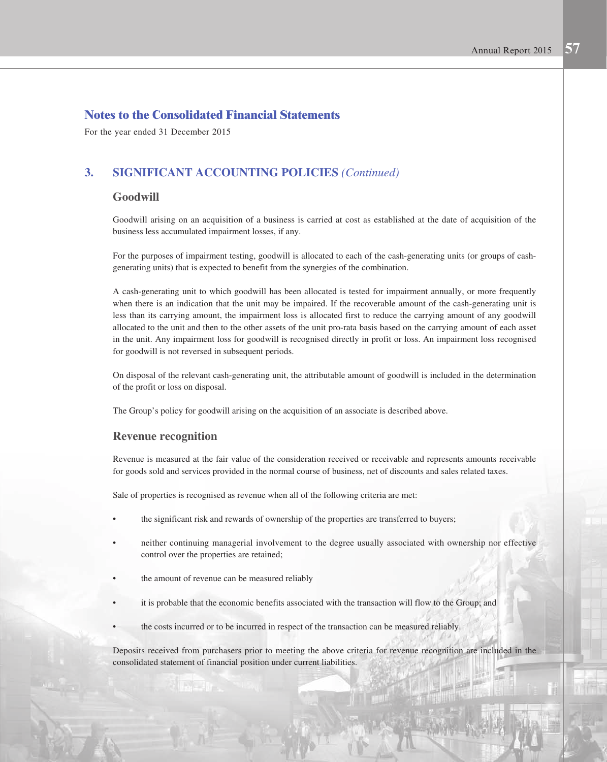## Notes to the Consolidated Financial Statements

For the year ended 31 December 2015

### 3. SIGNIFICANT ACCOUNTING POLICIES *(Continued)*

#### Goodwill

Goodwill arising on an acquisition of a business is carried at cost as established at the date of acquisition of the business less accumulated impairment losses, if any.

For the purposes of impairment testing, goodwill is allocated to each of the cash-generating units (or groups of cash-generating units) that is expected to benefit from the synergies of the combination.

A cash-generating unit to which goodwill has been allocated is tested for impairment annually, or more frequently when there is an indication that the unit may be impaired. If the recoverable amount of the cash-generating unit is less than its carrying amount, the impairment loss is allocated first to reduce the carrying amount of any goodwill allocated to the unit and then to the other assets of the unit pro-rata basis based on the carrying amount of each asset in the unit. Any impairment loss for goodwill is recognised directly in profit or loss. An impairment loss recognised for goodwill is not reversed in subsequent periods.

On disposal of the relevant cash-generating unit, the attributable amount of goodwill is included in the determination of the profit or loss on disposal.

The Group's policy for goodwill arising on the acquisition of an associate is described above.

#### Revenue recognition

Revenue is measured at the fair value of the consideration received or receivable and represents amounts receivable for goods sold and services provided in the normal course of business, net of discounts and sales related taxes.

Sale of properties is recognised as revenue when all of the following criteria are met:

- the significant risk and rewards of ownership of the properties are transferred to buyers;
- neither continuing managerial involvement to the degree usually associated with ownership nor effective control over the properties are retained;
- the amount of revenue can be measured reliably
- it is probable that the economic benefits associated with the transaction will flow to the Group; and
- the costs incurred or to be incurred in respect of the transaction can be measured reliably.

Deposits received from purchasers prior to meeting the above criteria for revenue recognition are included in the consolidated statement of financial position under current liabilities.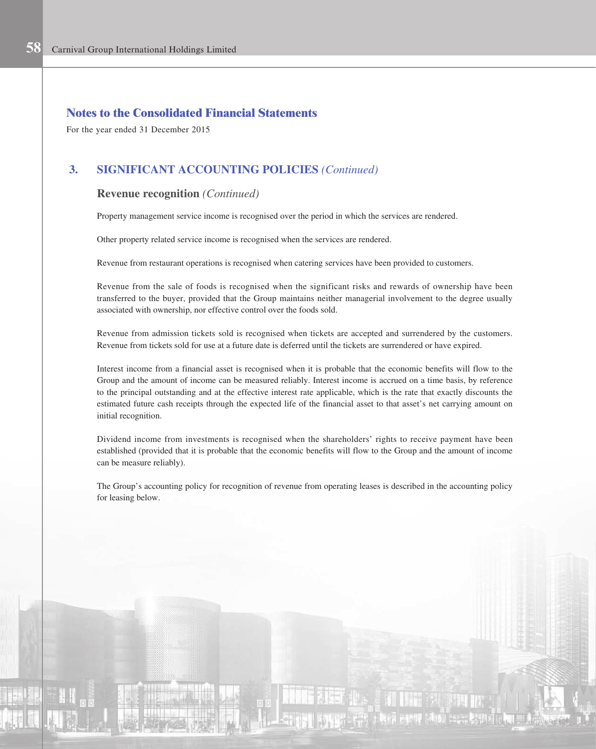# Notes to the Consolidated Financial Statements

For the year ended 31 December 2015

## 3. SIGNIFICANT ACCOUNTING POLICIES *(Continued)*

### Revenue recognition *(Continued)*

Property management service income is recognised over the period in which the services are rendered.

Other property related service income is recognised when the services are rendered.

Revenue from restaurant operations is recognised when catering services have been provided to customers.

Revenue from the sale of foods is recognised when the significant risks and rewards of ownership have been transferred to the buyer, provided that the Group maintains neither managerial involvement to the degree usually associated with ownership, nor effective control over the foods sold.

Revenue from admission tickets sold is recognised when tickets are accepted and surrendered by the customers. Revenue from tickets sold for use at a future date is deferred until the tickets are surrendered or have expired.

Interest income from a financial asset is recognised when it is probable that the economic benefits will flow to the Group and the amount of income can be measured reliably. Interest income is accrued on a time basis, by reference to the principal outstanding and at the effective interest rate applicable, which is the rate that exactly discounts the estimated future cash receipts through the expected life of the financial asset to that asset's net carrying amount on initial recognition.

Dividend income from investments is recognised when the shareholders' rights to receive payment have been established (provided that it is probable that the economic benefits will flow to the Group and the amount of income can be measure reliably).

The Group's accounting policy for recognition of revenue from operating leases is described in the accounting policy for leasing below.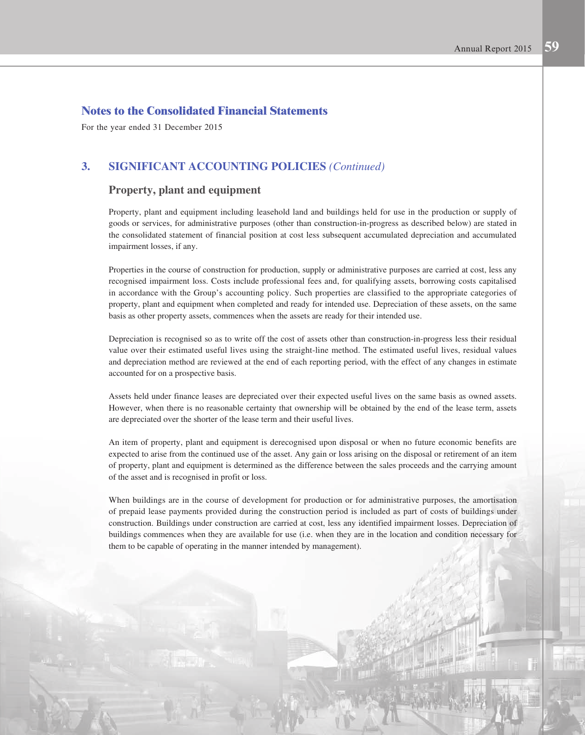## Notes to the Consolidated Financial Statements

For the year ended 31 December 2015

### 3. SIGNIFICANT ACCOUNTING POLICIES *(Continued)*

#### Property, plant and equipment

Property, plant and equipment including leasehold land and buildings held for use in the production or supply of goods or services, for administrative purposes (other than construction-in-progress as described below) are stated in the consolidated statement of financial position at cost less subsequent accumulated depreciation and accumulated impairment losses, if any.

Properties in the course of construction for production, supply or administrative purposes are carried at cost, less any recognised impairment loss. Costs include professional fees and, for qualifying assets, borrowing costs capitalised in accordance with the Group's accounting policy. Such properties are classified to the appropriate categories of property, plant and equipment when completed and ready for intended use. Depreciation of these assets, on the same basis as other property assets, commences when the assets are ready for their intended use.

Depreciation is recognised so as to write off the cost of assets other than construction-in-progress less their residual value over their estimated useful lives using the straight-line method. The estimated useful lives, residual values and depreciation method are reviewed at the end of each reporting period, with the effect of any changes in estimate accounted for on a prospective basis.

Assets held under finance leases are depreciated over their expected useful lives on the same basis as owned assets. However, when there is no reasonable certainty that ownership will be obtained by the end of the lease term, assets are depreciated over the shorter of the lease term and their useful lives.

An item of property, plant and equipment is derecognised upon disposal or when no future economic benefits are expected to arise from the continued use of the asset. Any gain or loss arising on the disposal or retirement of an item of property, plant and equipment is determined as the difference between the sales proceeds and the carrying amount of the asset and is recognised in profit or loss.

When buildings are in the course of development for production or for administrative purposes, the amortisation of prepaid lease payments provided during the construction period is included as part of costs of buildings under construction. Buildings under construction are carried at cost, less any identified impairment losses. Depreciation of buildings commences when they are available for use (i.e. when they are in the location and condition necessary for them to be capable of operating in the manner intended by management).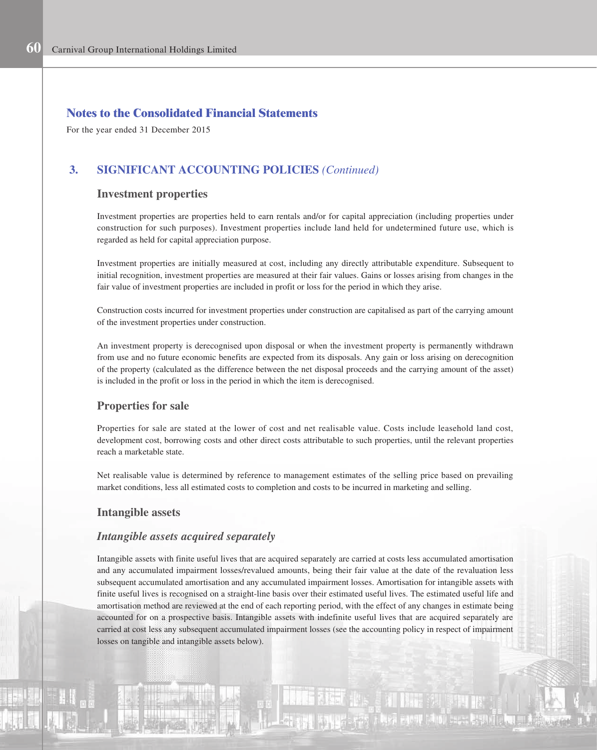## Notes to the Consolidated Financial Statements

For the year ended 31 December 2015

### 3. SIGNIFICANT ACCOUNTING POLICIES *(Continued)*

#### Investment properties

Investment properties are properties held to earn rentals and/or for capital appreciation (including properties under construction for such purposes). Investment properties include land held for undetermined future use, which is regarded as held for capital appreciation purpose.

Investment properties are initially measured at cost, including any directly attributable expenditure. Subsequent to initial recognition, investment properties are measured at their fair values. Gains or losses arising from changes in the fair value of investment properties are included in profit or loss for the period in which they arise.

Construction costs incurred for investment properties under construction are capitalised as part of the carrying amount of the investment properties under construction.

An investment property is derecognised upon disposal or when the investment property is permanently withdrawn from use and no future economic benefits are expected from its disposals. Any gain or loss arising on derecognition of the property (calculated as the difference between the net disposal proceeds and the carrying amount of the asset) is included in the profit or loss in the period in which the item is derecognised.

#### Properties for sale

Properties for sale are stated at the lower of cost and net realisable value. Costs include leasehold land cost, development cost, borrowing costs and other direct costs attributable to such properties, until the relevant properties reach a marketable state.

Net realisable value is determined by reference to management estimates of the selling price based on prevailing market conditions, less all estimated costs to completion and costs to be incurred in marketing and selling.

#### Intangible assets

##### *Intangible assets acquired separately*

Intangible assets with finite useful lives that are acquired separately are carried at costs less accumulated amortisation and any accumulated impairment losses/revalued amounts, being their fair value at the date of the revaluation less subsequent accumulated amortisation and any accumulated impairment losses. Amortisation for intangible assets with finite useful lives is recognised on a straight-line basis over their estimated useful lives. The estimated useful life and amortisation method are reviewed at the end of each reporting period, with the effect of any changes in estimate being accounted for on a prospective basis. Intangible assets with indefinite useful lives that are acquired separately are carried at cost less any subsequent accumulated impairment losses (see the accounting policy in respect of impairment losses on tangible and intangible assets below).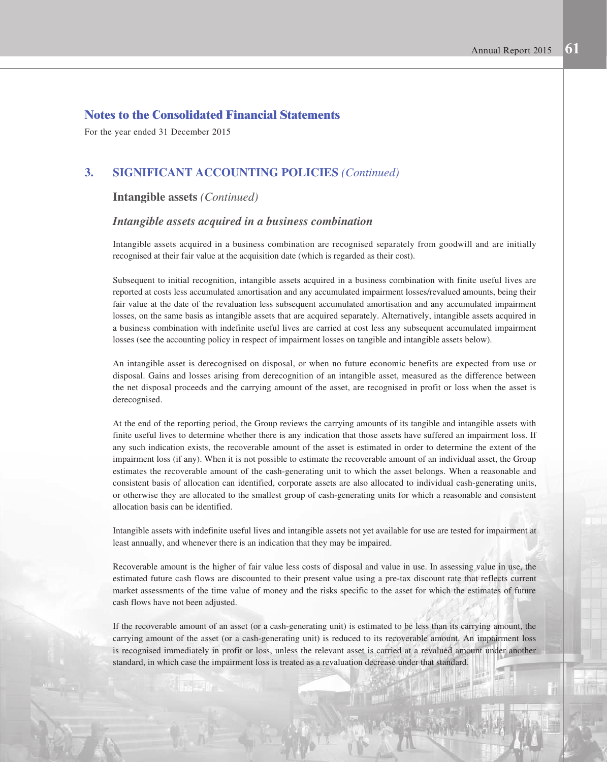## Notes to the Consolidated Financial Statements

For the year ended 31 December 2015

### 3. SIGNIFICANT ACCOUNTING POLICIES *(Continued)*

**Intangible assets** *(Continued)*

***Intangible assets acquired in a business combination***

Intangible assets acquired in a business combination are recognised separately from goodwill and are initially recognised at their fair value at the acquisition date (which is regarded as their cost).

Subsequent to initial recognition, intangible assets acquired in a business combination with finite useful lives are reported at costs less accumulated amortisation and any accumulated impairment losses/revalued amounts, being their fair value at the date of the revaluation less subsequent accumulated amortisation and any accumulated impairment losses, on the same basis as intangible assets that are acquired separately. Alternatively, intangible assets acquired in a business combination with indefinite useful lives are carried at cost less any subsequent accumulated impairment losses (see the accounting policy in respect of impairment losses on tangible and intangible assets below).

An intangible asset is derecognised on disposal, or when no future economic benefits are expected from use or disposal. Gains and losses arising from derecognition of an intangible asset, measured as the difference between the net disposal proceeds and the carrying amount of the asset, are recognised in profit or loss when the asset is derecognised.

At the end of the reporting period, the Group reviews the carrying amounts of its tangible and intangible assets with finite useful lives to determine whether there is any indication that those assets have suffered an impairment loss. If any such indication exists, the recoverable amount of the asset is estimated in order to determine the extent of the impairment loss (if any). When it is not possible to estimate the recoverable amount of an individual asset, the Group estimates the recoverable amount of the cash-generating unit to which the asset belongs. When a reasonable and consistent basis of allocation can identified, corporate assets are also allocated to individual cash-generating units, or otherwise they are allocated to the smallest group of cash-generating units for which a reasonable and consistent allocation basis can be identified.

Intangible assets with indefinite useful lives and intangible assets not yet available for use are tested for impairment at least annually, and whenever there is an indication that they may be impaired.

Recoverable amount is the higher of fair value less costs of disposal and value in use. In assessing value in use, the estimated future cash flows are discounted to their present value using a pre-tax discount rate that reflects current market assessments of the time value of money and the risks specific to the asset for which the estimates of future cash flows have not been adjusted.

If the recoverable amount of an asset (or a cash-generating unit) is estimated to be less than its carrying amount, the carrying amount of the asset (or a cash-generating unit) is reduced to its recoverable amount. An impairment loss is recognised immediately in profit or loss, unless the relevant asset is carried at a revalued amount under another standard, in which case the impairment loss is treated as a revaluation decrease under that standard.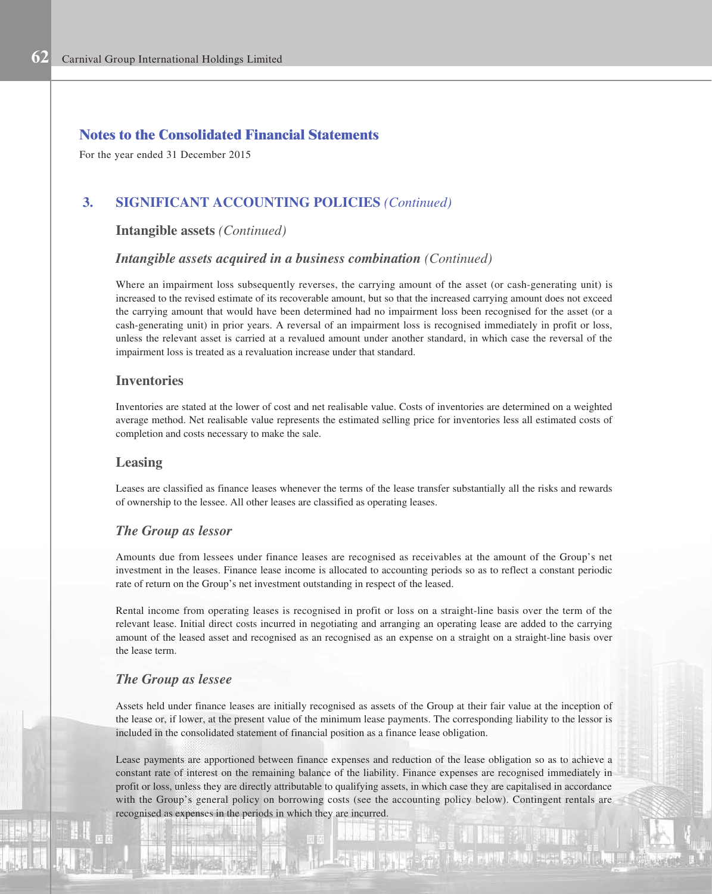## Notes to the Consolidated Financial Statements

For the year ended 31 December 2015

## 3. SIGNIFICANT ACCOUNTING POLICIES *(Continued)*

### Intangible assets *(Continued)*

#### *Intangible assets acquired in a business combination (Continued)*

Where an impairment loss subsequently reverses, the carrying amount of the asset (or cash-generating unit) is increased to the revised estimate of its recoverable amount, but so that the increased carrying amount does not exceed the carrying amount that would have been determined had no impairment loss been recognised for the asset (or a cash-generating unit) in prior years. A reversal of an impairment loss is recognised immediately in profit or loss, unless the relevant asset is carried at a revalued amount under another standard, in which case the reversal of the impairment loss is treated as a revaluation increase under that standard.

### Inventories

Inventories are stated at the lower of cost and net realisable value. Costs of inventories are determined on a weighted average method. Net realisable value represents the estimated selling price for inventories less all estimated costs of completion and costs necessary to make the sale.

### Leasing

Leases are classified as finance leases whenever the terms of the lease transfer substantially all the risks and rewards of ownership to the lessee. All other leases are classified as operating leases.

#### *The Group as lessor*

Amounts due from lessees under finance leases are recognised as receivables at the amount of the Group's net investment in the leases. Finance lease income is allocated to accounting periods so as to reflect a constant periodic rate of return on the Group's net investment outstanding in respect of the leased.

Rental income from operating leases is recognised in profit or loss on a straight-line basis over the term of the relevant lease. Initial direct costs incurred in negotiating and arranging an operating lease are added to the carrying amount of the leased asset and recognised as an recognised as an expense on a straight on a straight-line basis over the lease term.

#### *The Group as lessee*

Assets held under finance leases are initially recognised as assets of the Group at their fair value at the inception of the lease or, if lower, at the present value of the minimum lease payments. The corresponding liability to the lessor is included in the consolidated statement of financial position as a finance lease obligation.

Lease payments are apportioned between finance expenses and reduction of the lease obligation so as to achieve a constant rate of interest on the remaining balance of the liability. Finance expenses are recognised immediately in profit or loss, unless they are directly attributable to qualifying assets, in which case they are capitalised in accordance with the Group's general policy on borrowing costs (see the accounting policy below). Contingent rentals are recognised as expenses in the periods in which they are incurred.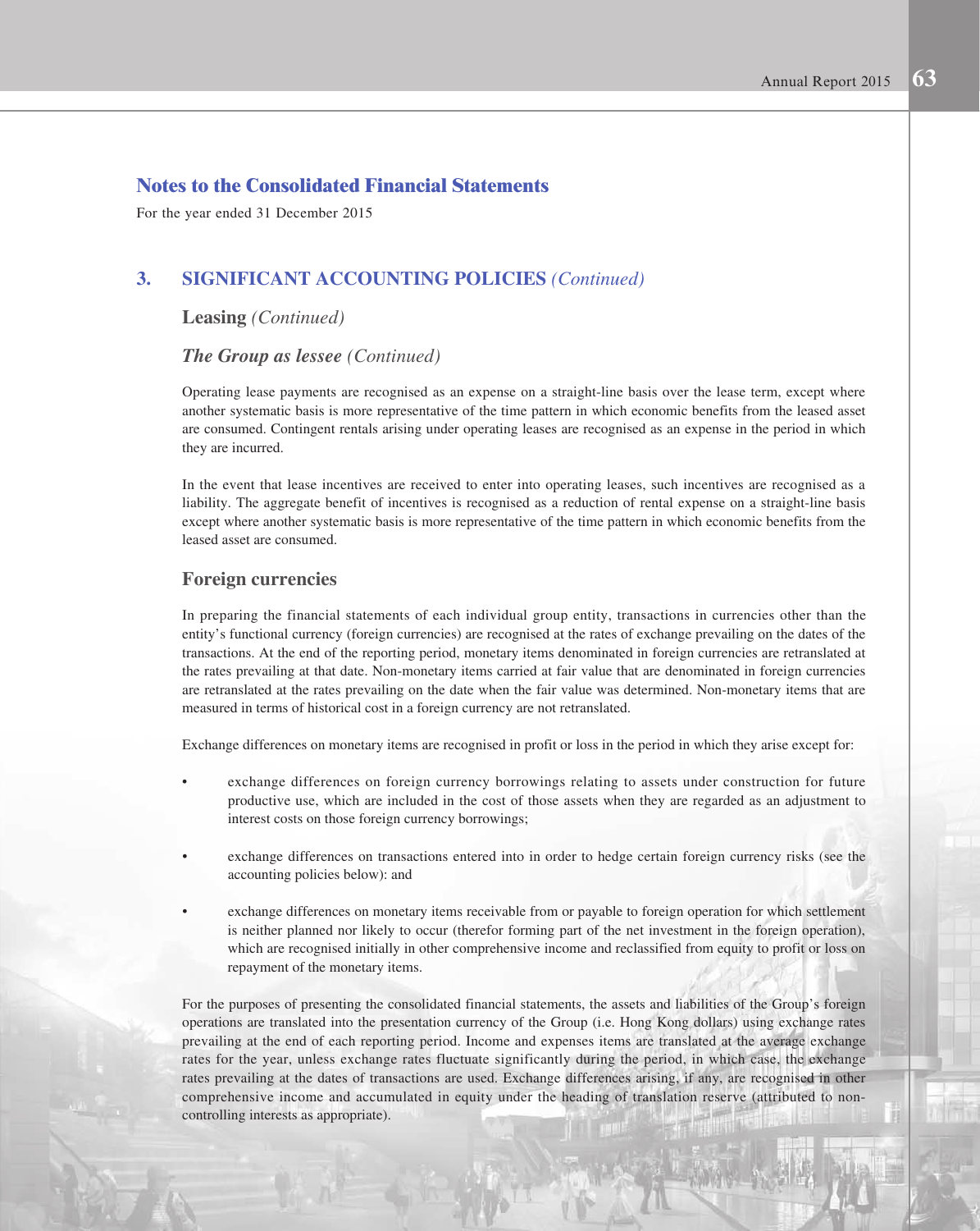## Notes to the Consolidated Financial Statements

For the year ended 31 December 2015

### 3. SIGNIFICANT ACCOUNTING POLICIES *(Continued)*

#### Leasing *(Continued)*

##### *The Group as lessee (Continued)*

Operating lease payments are recognised as an expense on a straight-line basis over the lease term, except where another systematic basis is more representative of the time pattern in which economic benefits from the leased asset are consumed. Contingent rentals arising under operating leases are recognised as an expense in the period in which they are incurred.

In the event that lease incentives are received to enter into operating leases, such incentives are recognised as a liability. The aggregate benefit of incentives is recognised as a reduction of rental expense on a straight-line basis except where another systematic basis is more representative of the time pattern in which economic benefits from the leased asset are consumed.

#### Foreign currencies

In preparing the financial statements of each individual group entity, transactions in currencies other than the entity's functional currency (foreign currencies) are recognised at the rates of exchange prevailing on the dates of the transactions. At the end of the reporting period, monetary items denominated in foreign currencies are retranslated at the rates prevailing at that date. Non-monetary items carried at fair value that are denominated in foreign currencies are retranslated at the rates prevailing on the date when the fair value was determined. Non-monetary items that are measured in terms of historical cost in a foreign currency are not retranslated.

Exchange differences on monetary items are recognised in profit or loss in the period in which they arise except for:

- exchange differences on foreign currency borrowings relating to assets under construction for future productive use, which are included in the cost of those assets when they are regarded as an adjustment to interest costs on those foreign currency borrowings;
- exchange differences on transactions entered into in order to hedge certain foreign currency risks (see the accounting policies below): and
- exchange differences on monetary items receivable from or payable to foreign operation for which settlement is neither planned nor likely to occur (therefor forming part of the net investment in the foreign operation), which are recognised initially in other comprehensive income and reclassified from equity to profit or loss on repayment of the monetary items.

For the purposes of presenting the consolidated financial statements, the assets and liabilities of the Group's foreign operations are translated into the presentation currency of the Group (i.e. Hong Kong dollars) using exchange rates prevailing at the end of each reporting period. Income and expenses items are translated at the average exchange rates for the year, unless exchange rates fluctuate significantly during the period, in which case, the exchange rates prevailing at the dates of transactions are used. Exchange differences arising, if any, are recognised in other comprehensive income and accumulated in equity under the heading of translation reserve (attributed to non-controlling interests as appropriate).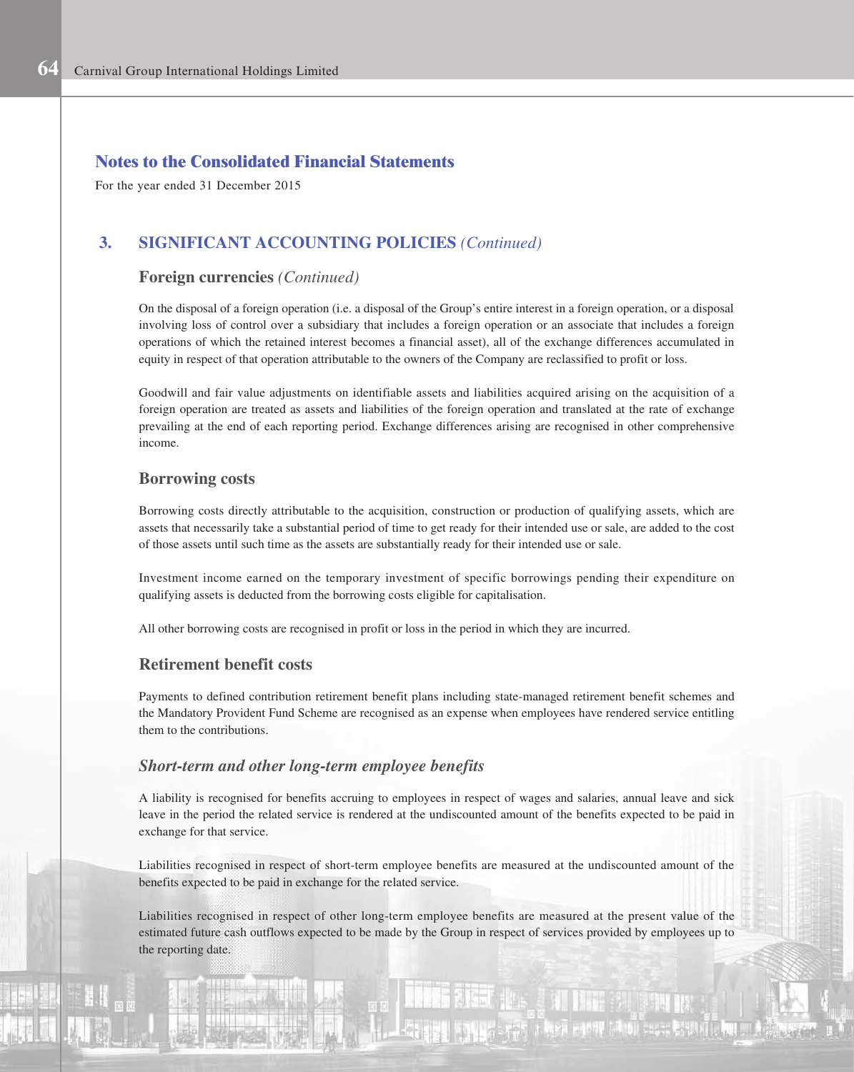## Notes to the Consolidated Financial Statements

For the year ended 31 December 2015

## 3. SIGNIFICANT ACCOUNTING POLICIES *(Continued)*

### Foreign currencies *(Continued)*

On the disposal of a foreign operation (i.e. a disposal of the Group's entire interest in a foreign operation, or a disposal involving loss of control over a subsidiary that includes a foreign operation or an associate that includes a foreign operations of which the retained interest becomes a financial asset), all of the exchange differences accumulated in equity in respect of that operation attributable to the owners of the Company are reclassified to profit or loss.

Goodwill and fair value adjustments on identifiable assets and liabilities acquired arising on the acquisition of a foreign operation are treated as assets and liabilities of the foreign operation and translated at the rate of exchange prevailing at the end of each reporting period. Exchange differences arising are recognised in other comprehensive income.

### Borrowing costs

Borrowing costs directly attributable to the acquisition, construction or production of qualifying assets, which are assets that necessarily take a substantial period of time to get ready for their intended use or sale, are added to the cost of those assets until such time as the assets are substantially ready for their intended use or sale.

Investment income earned on the temporary investment of specific borrowings pending their expenditure on qualifying assets is deducted from the borrowing costs eligible for capitalisation.

All other borrowing costs are recognised in profit or loss in the period in which they are incurred.

### Retirement benefit costs

Payments to defined contribution retirement benefit plans including state-managed retirement benefit schemes and the Mandatory Provident Fund Scheme are recognised as an expense when employees have rendered service entitling them to the contributions.

#### *Short-term and other long-term employee benefits*

A liability is recognised for benefits accruing to employees in respect of wages and salaries, annual leave and sick leave in the period the related service is rendered at the undiscounted amount of the benefits expected to be paid in exchange for that service.

Liabilities recognised in respect of short-term employee benefits are measured at the undiscounted amount of the benefits expected to be paid in exchange for the related service.

Liabilities recognised in respect of other long-term employee benefits are measured at the present value of the estimated future cash outflows expected to be made by the Group in respect of services provided by employees up to the reporting date.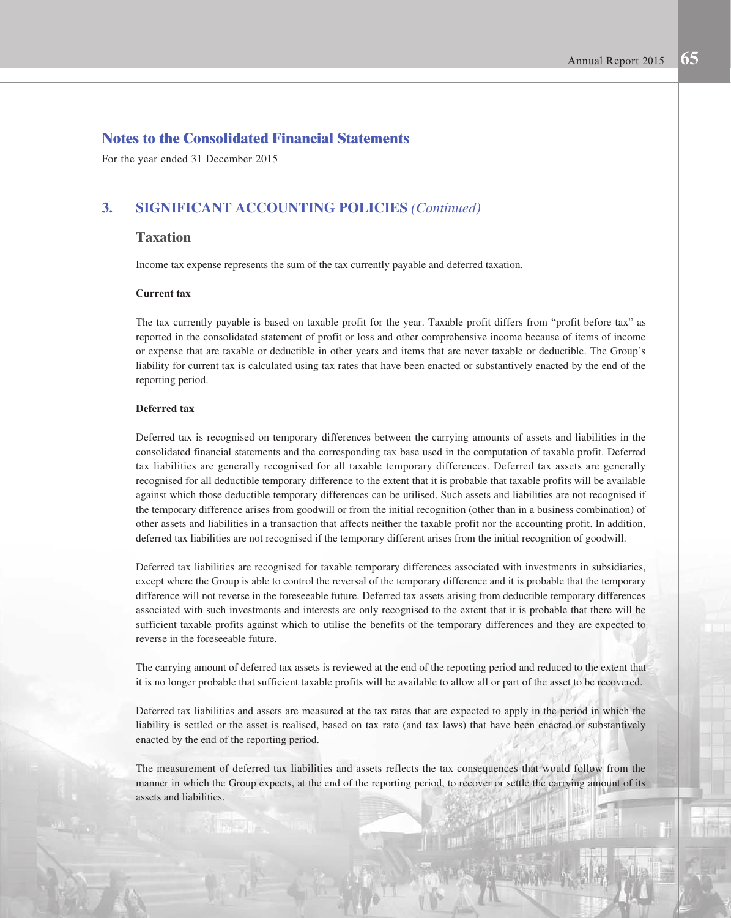# Notes to the Consolidated Financial Statements

For the year ended 31 December 2015

## 3. SIGNIFICANT ACCOUNTING POLICIES *(Continued)*

### Taxation

Income tax expense represents the sum of the tax currently payable and deferred taxation.

**Current tax**

The tax currently payable is based on taxable profit for the year. Taxable profit differs from "profit before tax" as reported in the consolidated statement of profit or loss and other comprehensive income because of items of income or expense that are taxable or deductible in other years and items that are never taxable or deductible. The Group's liability for current tax is calculated using tax rates that have been enacted or substantively enacted by the end of the reporting period.

**Deferred tax**

Deferred tax is recognised on temporary differences between the carrying amounts of assets and liabilities in the consolidated financial statements and the corresponding tax base used in the computation of taxable profit. Deferred tax liabilities are generally recognised for all taxable temporary differences. Deferred tax assets are generally recognised for all deductible temporary difference to the extent that it is probable that taxable profits will be available against which those deductible temporary differences can be utilised. Such assets and liabilities are not recognised if the temporary difference arises from goodwill or from the initial recognition (other than in a business combination) of other assets and liabilities in a transaction that affects neither the taxable profit nor the accounting profit. In addition, deferred tax liabilities are not recognised if the temporary different arises from the initial recognition of goodwill.

Deferred tax liabilities are recognised for taxable temporary differences associated with investments in subsidiaries, except where the Group is able to control the reversal of the temporary difference and it is probable that the temporary difference will not reverse in the foreseeable future. Deferred tax assets arising from deductible temporary differences associated with such investments and interests are only recognised to the extent that it is probable that there will be sufficient taxable profits against which to utilise the benefits of the temporary differences and they are expected to reverse in the foreseeable future.

The carrying amount of deferred tax assets is reviewed at the end of the reporting period and reduced to the extent that it is no longer probable that sufficient taxable profits will be available to allow all or part of the asset to be recovered.

Deferred tax liabilities and assets are measured at the tax rates that are expected to apply in the period in which the liability is settled or the asset is realised, based on tax rate (and tax laws) that have been enacted or substantively enacted by the end of the reporting period.

The measurement of deferred tax liabilities and assets reflects the tax consequences that would follow from the manner in which the Group expects, at the end of the reporting period, to recover or settle the carrying amount of its assets and liabilities.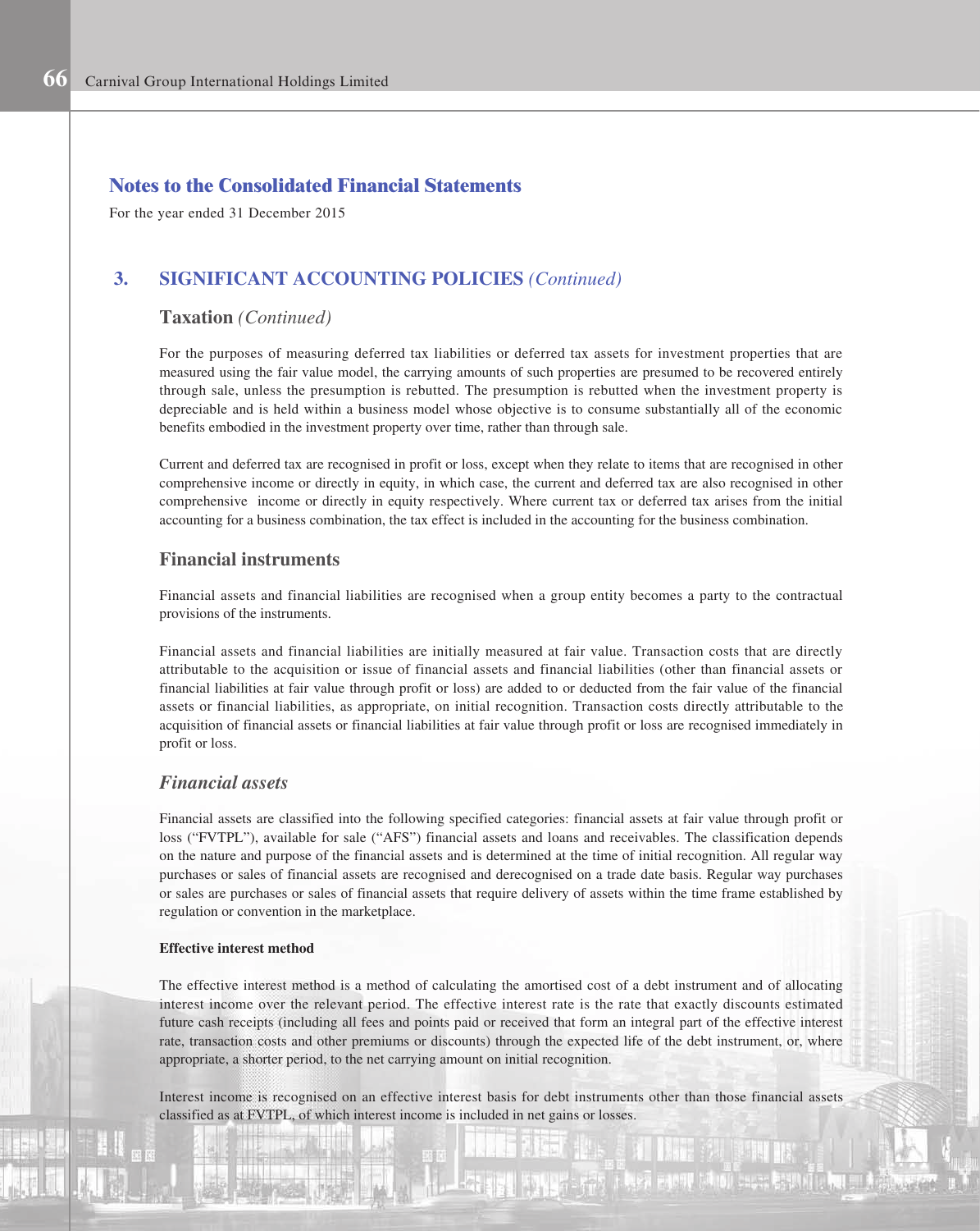## Notes to the Consolidated Financial Statements

For the year ended 31 December 2015

## 3. SIGNIFICANT ACCOUNTING POLICIES *(Continued)*

### Taxation *(Continued)*

For the purposes of measuring deferred tax liabilities or deferred tax assets for investment properties that are measured using the fair value model, the carrying amounts of such properties are presumed to be recovered entirely through sale, unless the presumption is rebutted. The presumption is rebutted when the investment property is depreciable and is held within a business model whose objective is to consume substantially all of the economic benefits embodied in the investment property over time, rather than through sale.

Current and deferred tax are recognised in profit or loss, except when they relate to items that are recognised in other comprehensive income or directly in equity, in which case, the current and deferred tax are also recognised in other comprehensive income or directly in equity respectively. Where current tax or deferred tax arises from the initial accounting for a business combination, the tax effect is included in the accounting for the business combination.

### Financial instruments

Financial assets and financial liabilities are recognised when a group entity becomes a party to the contractual provisions of the instruments.

Financial assets and financial liabilities are initially measured at fair value. Transaction costs that are directly attributable to the acquisition or issue of financial assets and financial liabilities (other than financial assets or financial liabilities at fair value through profit or loss) are added to or deducted from the fair value of the financial assets or financial liabilities, as appropriate, on initial recognition. Transaction costs directly attributable to the acquisition of financial assets or financial liabilities at fair value through profit or loss are recognised immediately in profit or loss.

### *Financial assets*

Financial assets are classified into the following specified categories: financial assets at fair value through profit or loss ("FVTPL"), available for sale ("AFS") financial assets and loans and receivables. The classification depends on the nature and purpose of the financial assets and is determined at the time of initial recognition. All regular way purchases or sales of financial assets are recognised and derecognised on a trade date basis. Regular way purchases or sales are purchases or sales of financial assets that require delivery of assets within the time frame established by regulation or convention in the marketplace.

**Effective interest method**

The effective interest method is a method of calculating the amortised cost of a debt instrument and of allocating interest income over the relevant period. The effective interest rate is the rate that exactly discounts estimated future cash receipts (including all fees and points paid or received that form an integral part of the effective interest rate, transaction costs and other premiums or discounts) through the expected life of the debt instrument, or, where appropriate, a shorter period, to the net carrying amount on initial recognition.

Interest income is recognised on an effective interest basis for debt instruments other than those financial assets classified as at FVTPL, of which interest income is included in net gains or losses.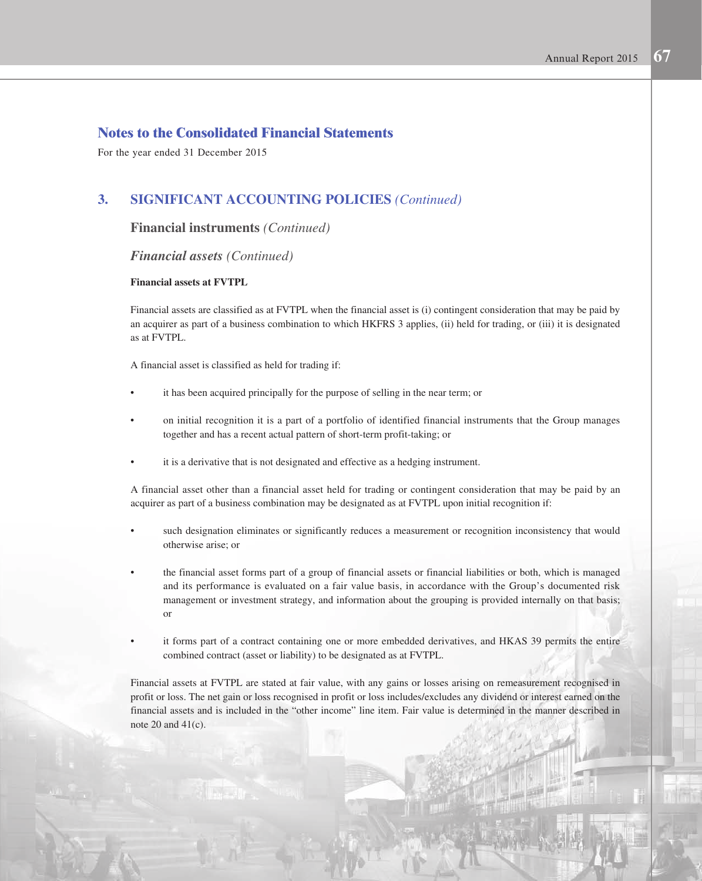## Notes to the Consolidated Financial Statements

For the year ended 31 December 2015

## 3. SIGNIFICANT ACCOUNTING POLICIES *(Continued)*

### Financial instruments *(Continued)*

### *Financial assets* (Continued)

**Financial assets at FVTPL**

Financial assets are classified as at FVTPL when the financial asset is (i) contingent consideration that may be paid by an acquirer as part of a business combination to which HKFRS 3 applies, (ii) held for trading, or (iii) it is designated as at FVTPL.

A financial asset is classified as held for trading if:

- it has been acquired principally for the purpose of selling in the near term; or
- on initial recognition it is a part of a portfolio of identified financial instruments that the Group manages together and has a recent actual pattern of short-term profit-taking; or
- it is a derivative that is not designated and effective as a hedging instrument.

A financial asset other than a financial asset held for trading or contingent consideration that may be paid by an acquirer as part of a business combination may be designated as at FVTPL upon initial recognition if:

- such designation eliminates or significantly reduces a measurement or recognition inconsistency that would otherwise arise; or
- the financial asset forms part of a group of financial assets or financial liabilities or both, which is managed and its performance is evaluated on a fair value basis, in accordance with the Group's documented risk management or investment strategy, and information about the grouping is provided internally on that basis; or
- it forms part of a contract containing one or more embedded derivatives, and HKAS 39 permits the entire combined contract (asset or liability) to be designated as at FVTPL.

Financial assets at FVTPL are stated at fair value, with any gains or losses arising on remeasurement recognised in profit or loss. The net gain or loss recognised in profit or loss includes/excludes any dividend or interest earned on the financial assets and is included in the "other income" line item. Fair value is determined in the manner described in note 20 and 41(c).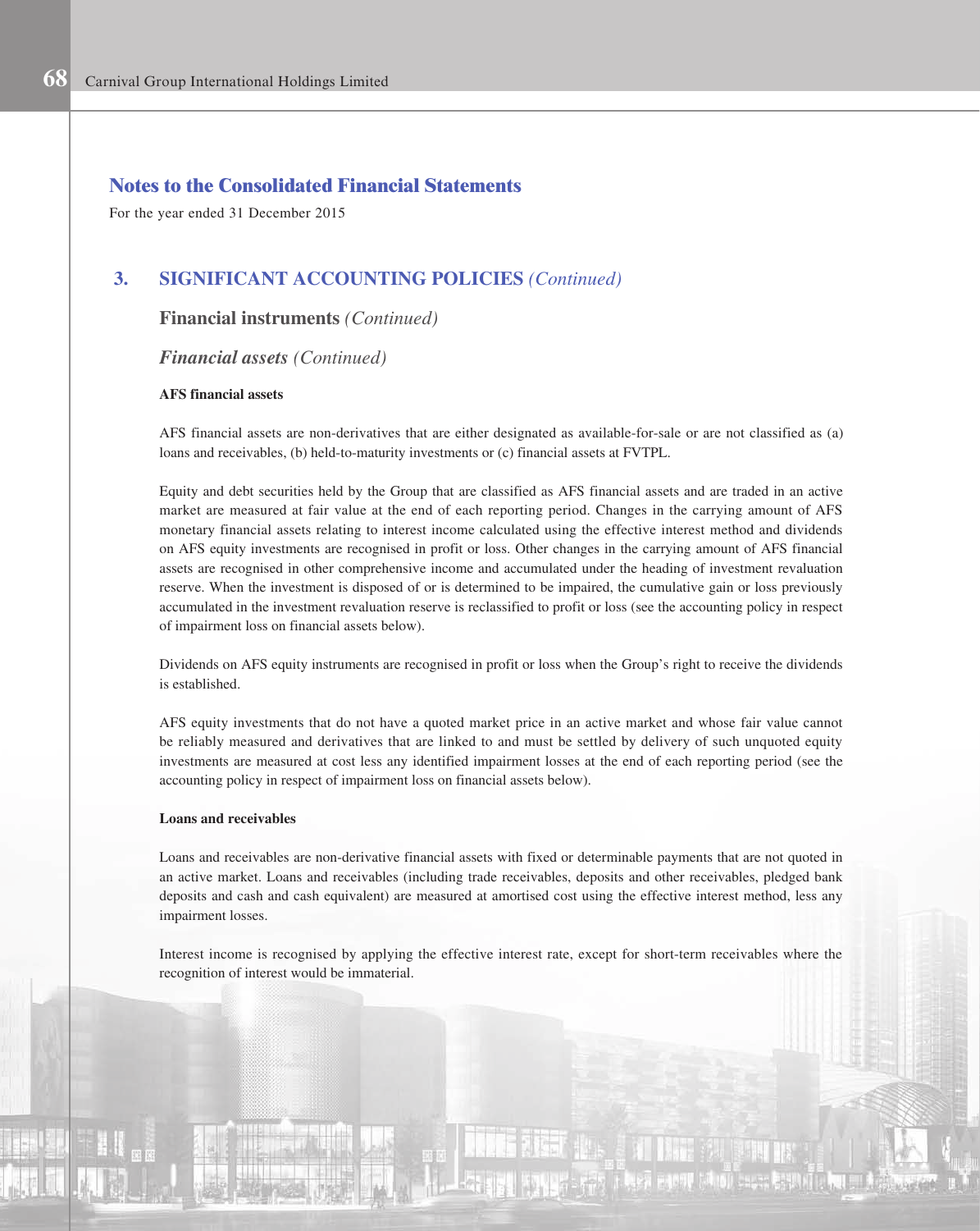## Notes to the Consolidated Financial Statements

For the year ended 31 December 2015

## 3. SIGNIFICANT ACCOUNTING POLICIES *(Continued)*

### Financial instruments *(Continued)*

### *Financial assets* (Continued)

**AFS financial assets**

AFS financial assets are non-derivatives that are either designated as available-for-sale or are not classified as (a) loans and receivables, (b) held-to-maturity investments or (c) financial assets at FVTPL.

Equity and debt securities held by the Group that are classified as AFS financial assets and are traded in an active market are measured at fair value at the end of each reporting period. Changes in the carrying amount of AFS monetary financial assets relating to interest income calculated using the effective interest method and dividends on AFS equity investments are recognised in profit or loss. Other changes in the carrying amount of AFS financial assets are recognised in other comprehensive income and accumulated under the heading of investment revaluation reserve. When the investment is disposed of or is determined to be impaired, the cumulative gain or loss previously accumulated in the investment revaluation reserve is reclassified to profit or loss (see the accounting policy in respect of impairment loss on financial assets below).

Dividends on AFS equity instruments are recognised in profit or loss when the Group's right to receive the dividends is established.

AFS equity investments that do not have a quoted market price in an active market and whose fair value cannot be reliably measured and derivatives that are linked to and must be settled by delivery of such unquoted equity investments are measured at cost less any identified impairment losses at the end of each reporting period (see the accounting policy in respect of impairment loss on financial assets below).

**Loans and receivables**

Loans and receivables are non-derivative financial assets with fixed or determinable payments that are not quoted in an active market. Loans and receivables (including trade receivables, deposits and other receivables, pledged bank deposits and cash and cash equivalent) are measured at amortised cost using the effective interest method, less any impairment losses.

Interest income is recognised by applying the effective interest rate, except for short-term receivables where the recognition of interest would be immaterial.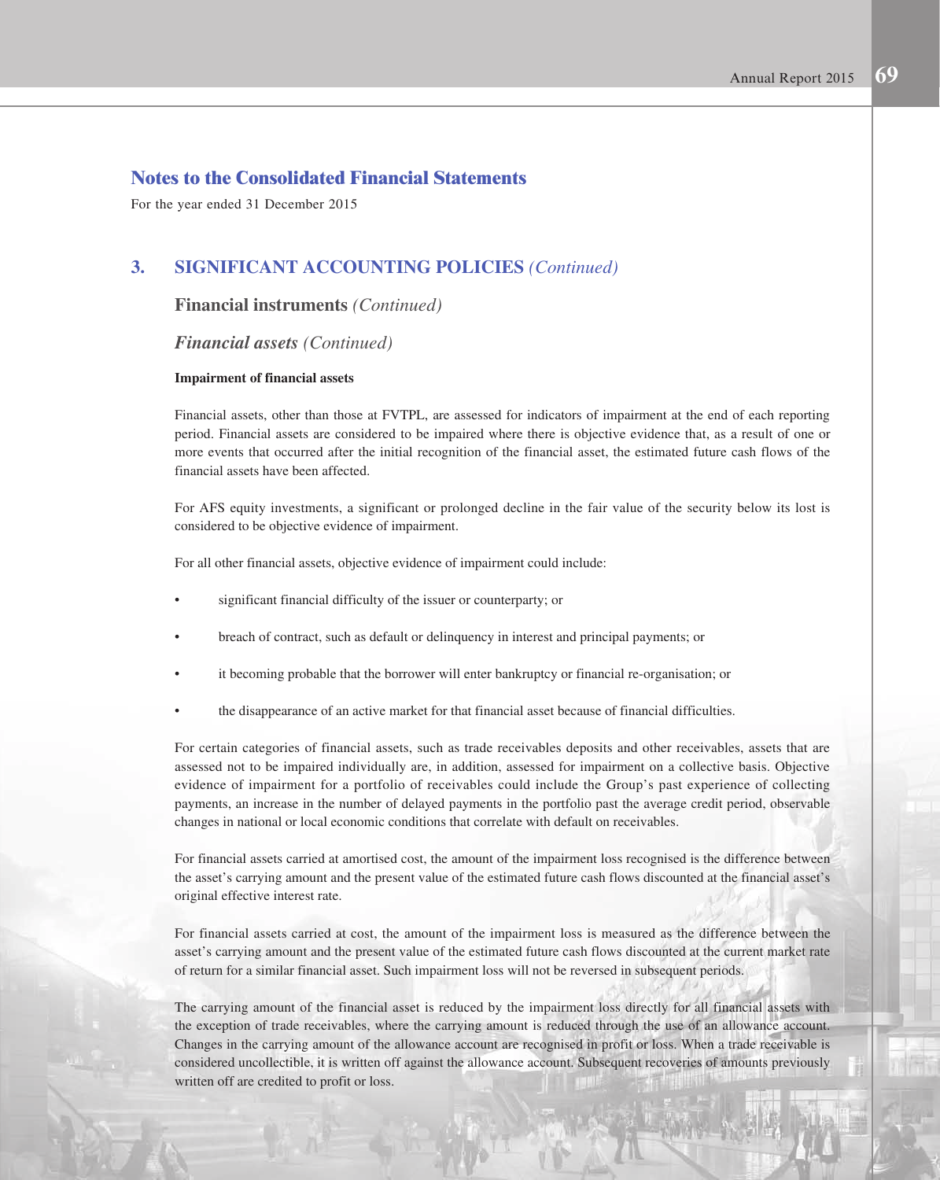## Notes to the Consolidated Financial Statements

For the year ended 31 December 2015

### 3. SIGNIFICANT ACCOUNTING POLICIES *(Continued)*

#### Financial instruments *(Continued)*

#### *Financial assets* (Continued)

**Impairment of financial assets**

Financial assets, other than those at FVTPL, are assessed for indicators of impairment at the end of each reporting period. Financial assets are considered to be impaired where there is objective evidence that, as a result of one or more events that occurred after the initial recognition of the financial asset, the estimated future cash flows of the financial assets have been affected.

For AFS equity investments, a significant or prolonged decline in the fair value of the security below its lost is considered to be objective evidence of impairment.

For all other financial assets, objective evidence of impairment could include:

- significant financial difficulty of the issuer or counterparty; or
- breach of contract, such as default or delinquency in interest and principal payments; or
- it becoming probable that the borrower will enter bankruptcy or financial re-organisation; or
- the disappearance of an active market for that financial asset because of financial difficulties.

For certain categories of financial assets, such as trade receivables deposits and other receivables, assets that are assessed not to be impaired individually are, in addition, assessed for impairment on a collective basis. Objective evidence of impairment for a portfolio of receivables could include the Group's past experience of collecting payments, an increase in the number of delayed payments in the portfolio past the average credit period, observable changes in national or local economic conditions that correlate with default on receivables.

For financial assets carried at amortised cost, the amount of the impairment loss recognised is the difference between the asset's carrying amount and the present value of the estimated future cash flows discounted at the financial asset's original effective interest rate.

For financial assets carried at cost, the amount of the impairment loss is measured as the difference between the asset's carrying amount and the present value of the estimated future cash flows discounted at the current market rate of return for a similar financial asset. Such impairment loss will not be reversed in subsequent periods.

The carrying amount of the financial asset is reduced by the impairment loss directly for all financial assets with the exception of trade receivables, where the carrying amount is reduced through the use of an allowance account. Changes in the carrying amount of the allowance account are recognised in profit or loss. When a trade receivable is considered uncollectible, it is written off against the allowance account. Subsequent recoveries of amounts previously written off are credited to profit or loss.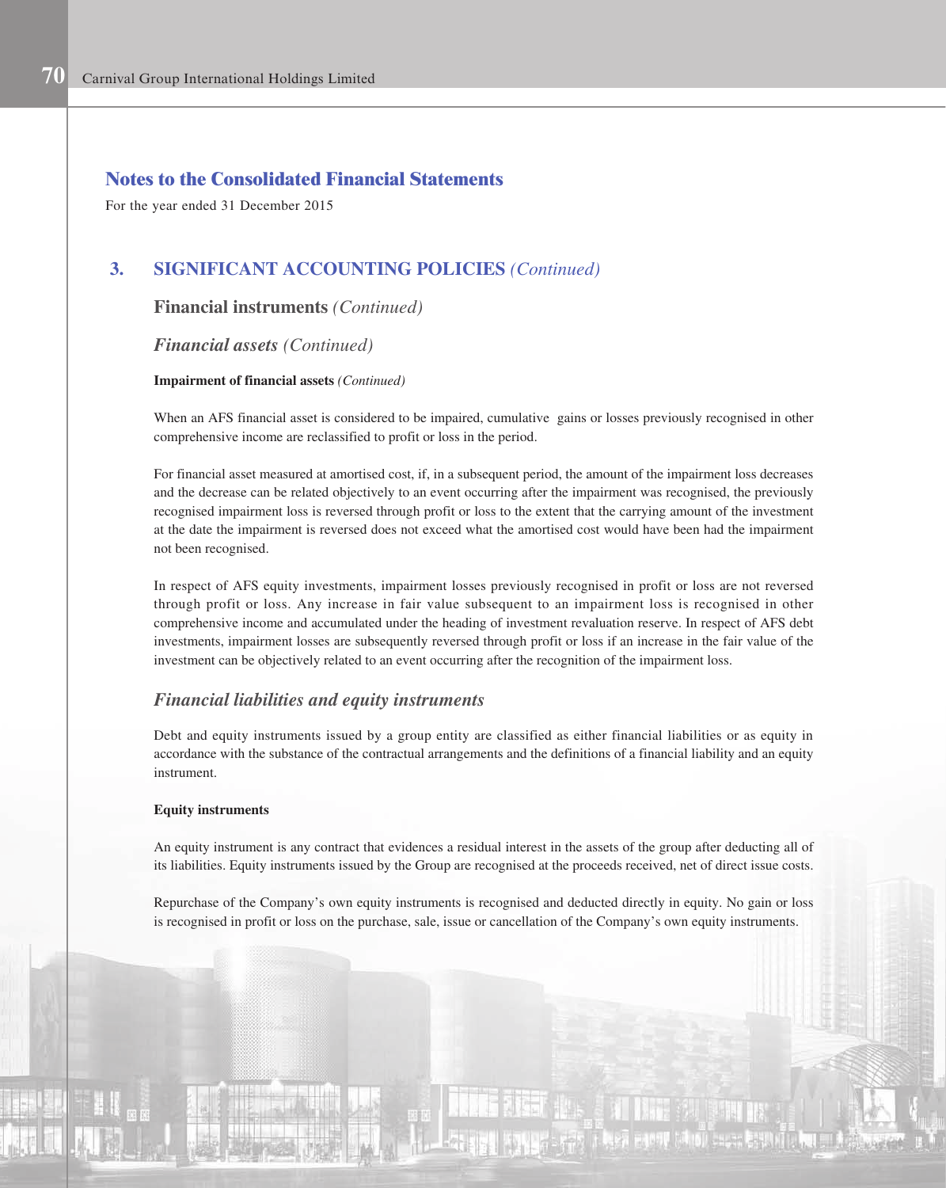## Notes to the Consolidated Financial Statements

For the year ended 31 December 2015

## 3. SIGNIFICANT ACCOUNTING POLICIES *(Continued)*

### Financial instruments *(Continued)*

### *Financial assets (Continued)*

**Impairment of financial assets** *(Continued)*

When an AFS financial asset is considered to be impaired, cumulative gains or losses previously recognised in other comprehensive income are reclassified to profit or loss in the period.

For financial asset measured at amortised cost, if, in a subsequent period, the amount of the impairment loss decreases and the decrease can be related objectively to an event occurring after the impairment was recognised, the previously recognised impairment loss is reversed through profit or loss to the extent that the carrying amount of the investment at the date the impairment is reversed does not exceed what the amortised cost would have been had the impairment not been recognised.

In respect of AFS equity investments, impairment losses previously recognised in profit or loss are not reversed through profit or loss. Any increase in fair value subsequent to an impairment loss is recognised in other comprehensive income and accumulated under the heading of investment revaluation reserve. In respect of AFS debt investments, impairment losses are subsequently reversed through profit or loss if an increase in the fair value of the investment can be objectively related to an event occurring after the recognition of the impairment loss.

### *Financial liabilities and equity instruments*

Debt and equity instruments issued by a group entity are classified as either financial liabilities or as equity in accordance with the substance of the contractual arrangements and the definitions of a financial liability and an equity instrument.

**Equity instruments**

An equity instrument is any contract that evidences a residual interest in the assets of the group after deducting all of its liabilities. Equity instruments issued by the Group are recognised at the proceeds received, net of direct issue costs.

Repurchase of the Company's own equity instruments is recognised and deducted directly in equity. No gain or loss is recognised in profit or loss on the purchase, sale, issue or cancellation of the Company's own equity instruments.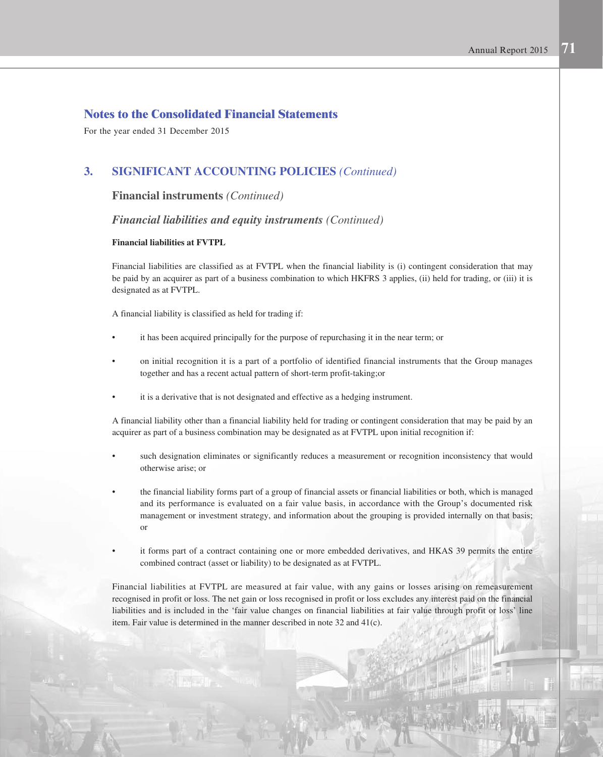## Notes to the Consolidated Financial Statements

For the year ended 31 December 2015

## 3. SIGNIFICANT ACCOUNTING POLICIES *(Continued)*

### Financial instruments *(Continued)*

### *Financial liabilities and equity instruments* (Continued)

**Financial liabilities at FVTPL**

Financial liabilities are classified as at FVTPL when the financial liability is (i) contingent consideration that may be paid by an acquirer as part of a business combination to which HKFRS 3 applies, (ii) held for trading, or (iii) it is designated as at FVTPL.

A financial liability is classified as held for trading if:

- it has been acquired principally for the purpose of repurchasing it in the near term; or
- on initial recognition it is a part of a portfolio of identified financial instruments that the Group manages together and has a recent actual pattern of short-term profit-taking;or
- it is a derivative that is not designated and effective as a hedging instrument.

A financial liability other than a financial liability held for trading or contingent consideration that may be paid by an acquirer as part of a business combination may be designated as at FVTPL upon initial recognition if:

- such designation eliminates or significantly reduces a measurement or recognition inconsistency that would otherwise arise; or
- the financial liability forms part of a group of financial assets or financial liabilities or both, which is managed and its performance is evaluated on a fair value basis, in accordance with the Group's documented risk management or investment strategy, and information about the grouping is provided internally on that basis; or
- it forms part of a contract containing one or more embedded derivatives, and HKAS 39 permits the entire combined contract (asset or liability) to be designated as at FVTPL.

Financial liabilities at FVTPL are measured at fair value, with any gains or losses arising on remeasurement recognised in profit or loss. The net gain or loss recognised in profit or loss excludes any interest paid on the financial liabilities and is included in the 'fair value changes on financial liabilities at fair value through profit or loss' line item. Fair value is determined in the manner described in note 32 and 41(c).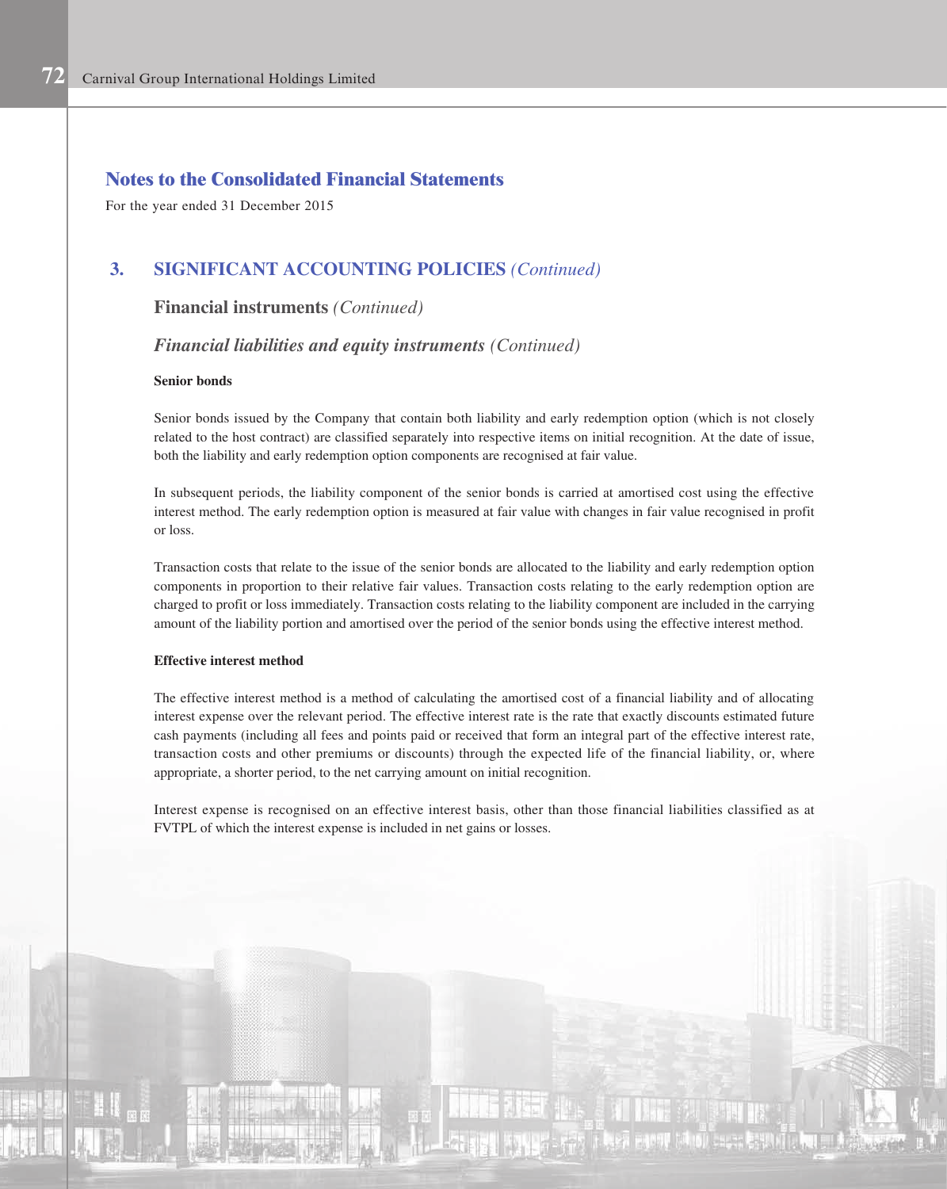## Notes to the Consolidated Financial Statements

For the year ended 31 December 2015

### 3. SIGNIFICANT ACCOUNTING POLICIES *(Continued)*

**Financial instruments** *(Continued)*

***Financial liabilities and equity instruments*** *(Continued)*

**Senior bonds**

Senior bonds issued by the Company that contain both liability and early redemption option (which is not closely related to the host contract) are classified separately into respective items on initial recognition. At the date of issue, both the liability and early redemption option components are recognised at fair value.

In subsequent periods, the liability component of the senior bonds is carried at amortised cost using the effective interest method. The early redemption option is measured at fair value with changes in fair value recognised in profit or loss.

Transaction costs that relate to the issue of the senior bonds are allocated to the liability and early redemption option components in proportion to their relative fair values. Transaction costs relating to the early redemption option are charged to profit or loss immediately. Transaction costs relating to the liability component are included in the carrying amount of the liability portion and amortised over the period of the senior bonds using the effective interest method.

**Effective interest method**

The effective interest method is a method of calculating the amortised cost of a financial liability and of allocating interest expense over the relevant period. The effective interest rate is the rate that exactly discounts estimated future cash payments (including all fees and points paid or received that form an integral part of the effective interest rate, transaction costs and other premiums or discounts) through the expected life of the financial liability, or, where appropriate, a shorter period, to the net carrying amount on initial recognition.

Interest expense is recognised on an effective interest basis, other than those financial liabilities classified as at FVTPL of which the interest expense is included in net gains or losses.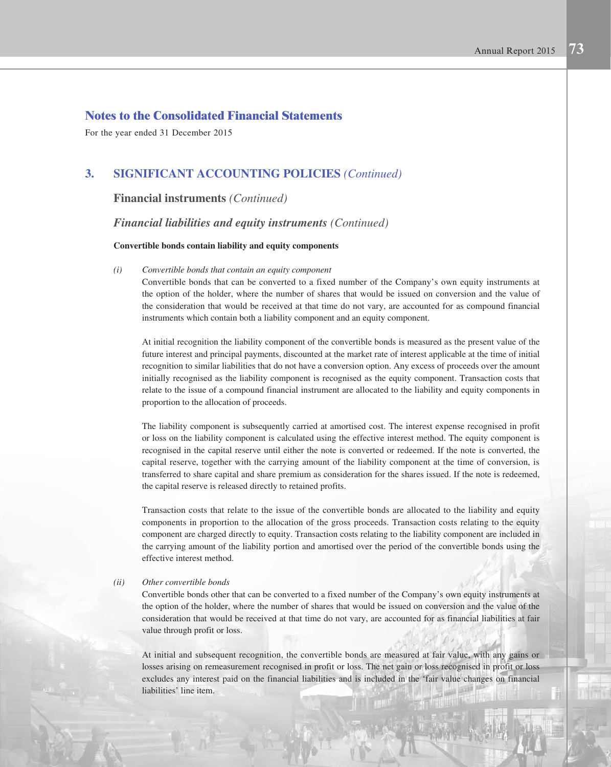## Notes to the Consolidated Financial Statements

For the year ended 31 December 2015

## 3. SIGNIFICANT ACCOUNTING POLICIES *(Continued)*

### Financial instruments *(Continued)*

### *Financial liabilities and equity instruments* *(Continued)*

**Convertible bonds contain liability and equity components**

*(i)* *Convertible bonds that contain an equity component*

Convertible bonds that can be converted to a fixed number of the Company's own equity instruments at the option of the holder, where the number of shares that would be issued on conversion and the value of the consideration that would be received at that time do not vary, are accounted for as compound financial instruments which contain both a liability component and an equity component.

At initial recognition the liability component of the convertible bonds is measured as the present value of the future interest and principal payments, discounted at the market rate of interest applicable at the time of initial recognition to similar liabilities that do not have a conversion option. Any excess of proceeds over the amount initially recognised as the liability component is recognised as the equity component. Transaction costs that relate to the issue of a compound financial instrument are allocated to the liability and equity components in proportion to the allocation of proceeds.

The liability component is subsequently carried at amortised cost. The interest expense recognised in profit or loss on the liability component is calculated using the effective interest method. The equity component is recognised in the capital reserve until either the note is converted or redeemed. If the note is converted, the capital reserve, together with the carrying amount of the liability component at the time of conversion, is transferred to share capital and share premium as consideration for the shares issued. If the note is redeemed, the capital reserve is released directly to retained profits.

Transaction costs that relate to the issue of the convertible bonds are allocated to the liability and equity components in proportion to the allocation of the gross proceeds. Transaction costs relating to the equity component are charged directly to equity. Transaction costs relating to the liability component are included in the carrying amount of the liability portion and amortised over the period of the convertible bonds using the effective interest method.

*(ii)* *Other convertible bonds*

Convertible bonds other that can be converted to a fixed number of the Company's own equity instruments at the option of the holder, where the number of shares that would be issued on conversion and the value of the consideration that would be received at that time do not vary, are accounted for as financial liabilities at fair value through profit or loss.

At initial and subsequent recognition, the convertible bonds are measured at fair value, with any gains or losses arising on remeasurement recognised in profit or loss. The net gain or loss recognised in profit or loss excludes any interest paid on the financial liabilities and is included in the 'fair value changes on financial liabilities' line item.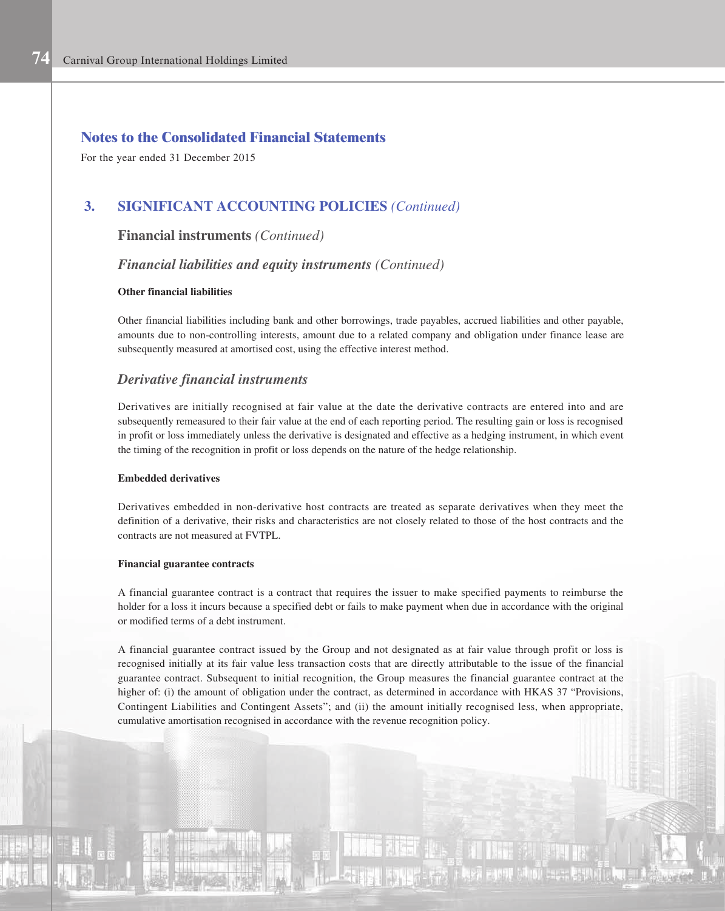## Notes to the Consolidated Financial Statements

For the year ended 31 December 2015

### 3. SIGNIFICANT ACCOUNTING POLICIES *(Continued)*

#### Financial instruments *(Continued)*

##### *Financial liabilities and equity instruments (Continued)*

**Other financial liabilities**

Other financial liabilities including bank and other borrowings, trade payables, accrued liabilities and other payable, amounts due to non-controlling interests, amount due to a related company and obligation under finance lease are subsequently measured at amortised cost, using the effective interest method.

##### *Derivative financial instruments*

Derivatives are initially recognised at fair value at the date the derivative contracts are entered into and are subsequently remeasured to their fair value at the end of each reporting period. The resulting gain or loss is recognised in profit or loss immediately unless the derivative is designated and effective as a hedging instrument, in which event the timing of the recognition in profit or loss depends on the nature of the hedge relationship.

**Embedded derivatives**

Derivatives embedded in non-derivative host contracts are treated as separate derivatives when they meet the definition of a derivative, their risks and characteristics are not closely related to those of the host contracts and the contracts are not measured at FVTPL.

**Financial guarantee contracts**

A financial guarantee contract is a contract that requires the issuer to make specified payments to reimburse the holder for a loss it incurs because a specified debt or fails to make payment when due in accordance with the original or modified terms of a debt instrument.

A financial guarantee contract issued by the Group and not designated as at fair value through profit or loss is recognised initially at its fair value less transaction costs that are directly attributable to the issue of the financial guarantee contract. Subsequent to initial recognition, the Group measures the financial guarantee contract at the higher of: (i) the amount of obligation under the contract, as determined in accordance with HKAS 37 "Provisions, Contingent Liabilities and Contingent Assets"; and (ii) the amount initially recognised less, when appropriate, cumulative amortisation recognised in accordance with the revenue recognition policy.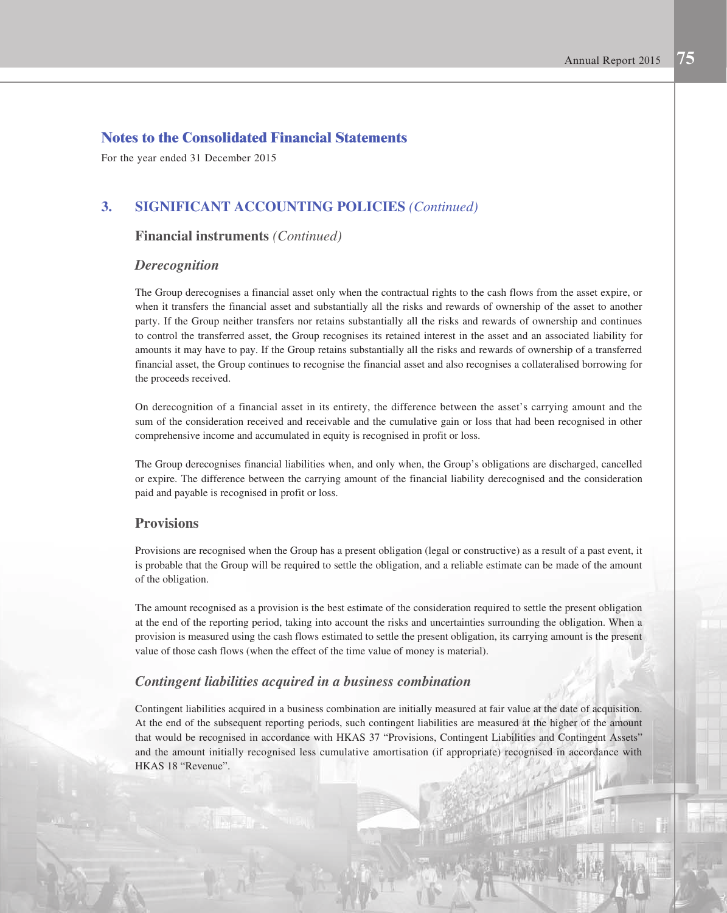## Notes to the Consolidated Financial Statements

For the year ended 31 December 2015

## 3. SIGNIFICANT ACCOUNTING POLICIES *(Continued)*

### Financial instruments *(Continued)*

#### *Derecognition*

The Group derecognises a financial asset only when the contractual rights to the cash flows from the asset expire, or when it transfers the financial asset and substantially all the risks and rewards of ownership of the asset to another party. If the Group neither transfers nor retains substantially all the risks and rewards of ownership and continues to control the transferred asset, the Group recognises its retained interest in the asset and an associated liability for amounts it may have to pay. If the Group retains substantially all the risks and rewards of ownership of a transferred financial asset, the Group continues to recognise the financial asset and also recognises a collateralised borrowing for the proceeds received.

On derecognition of a financial asset in its entirety, the difference between the asset's carrying amount and the sum of the consideration received and receivable and the cumulative gain or loss that had been recognised in other comprehensive income and accumulated in equity is recognised in profit or loss.

The Group derecognises financial liabilities when, and only when, the Group's obligations are discharged, cancelled or expire. The difference between the carrying amount of the financial liability derecognised and the consideration paid and payable is recognised in profit or loss.

### Provisions

Provisions are recognised when the Group has a present obligation (legal or constructive) as a result of a past event, it is probable that the Group will be required to settle the obligation, and a reliable estimate can be made of the amount of the obligation.

The amount recognised as a provision is the best estimate of the consideration required to settle the present obligation at the end of the reporting period, taking into account the risks and uncertainties surrounding the obligation. When a provision is measured using the cash flows estimated to settle the present obligation, its carrying amount is the present value of those cash flows (when the effect of the time value of money is material).

#### *Contingent liabilities acquired in a business combination*

Contingent liabilities acquired in a business combination are initially measured at fair value at the date of acquisition. At the end of the subsequent reporting periods, such contingent liabilities are measured at the higher of the amount that would be recognised in accordance with HKAS 37 "Provisions, Contingent Liabilities and Contingent Assets" and the amount initially recognised less cumulative amortisation (if appropriate) recognised in accordance with HKAS 18 "Revenue".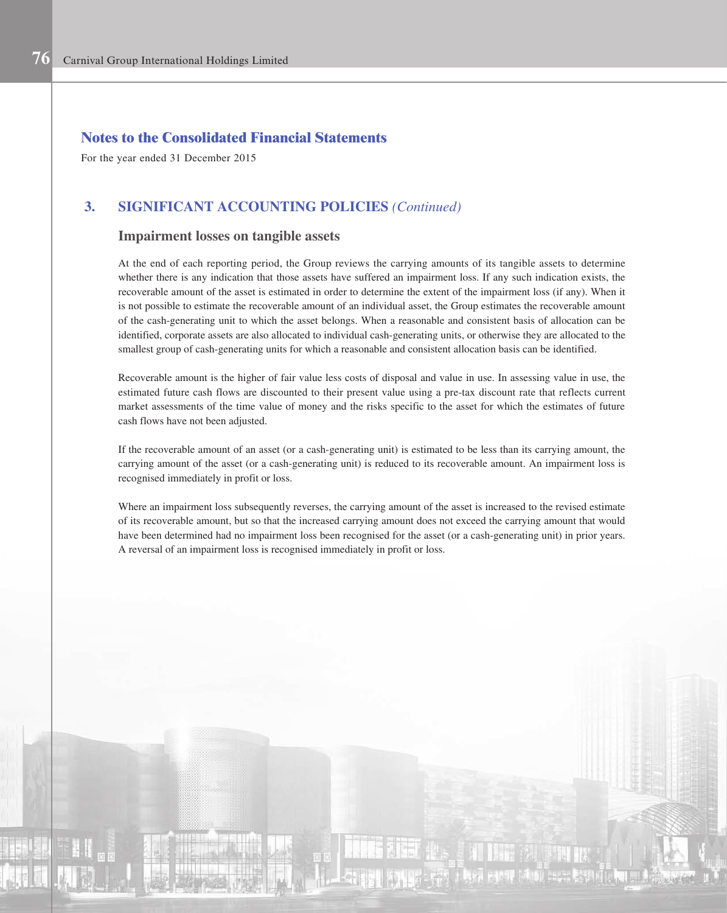## Notes to the Consolidated Financial Statements

For the year ended 31 December 2015

## 3. SIGNIFICANT ACCOUNTING POLICIES *(Continued)*

### Impairment losses on tangible assets

At the end of each reporting period, the Group reviews the carrying amounts of its tangible assets to determine whether there is any indication that those assets have suffered an impairment loss. If any such indication exists, the recoverable amount of the asset is estimated in order to determine the extent of the impairment loss (if any). When it is not possible to estimate the recoverable amount of an individual asset, the Group estimates the recoverable amount of the cash-generating unit to which the asset belongs. When a reasonable and consistent basis of allocation can be identified, corporate assets are also allocated to individual cash-generating units, or otherwise they are allocated to the smallest group of cash-generating units for which a reasonable and consistent allocation basis can be identified.

Recoverable amount is the higher of fair value less costs of disposal and value in use. In assessing value in use, the estimated future cash flows are discounted to their present value using a pre-tax discount rate that reflects current market assessments of the time value of money and the risks specific to the asset for which the estimates of future cash flows have not been adjusted.

If the recoverable amount of an asset (or a cash-generating unit) is estimated to be less than its carrying amount, the carrying amount of the asset (or a cash-generating unit) is reduced to its recoverable amount. An impairment loss is recognised immediately in profit or loss.

Where an impairment loss subsequently reverses, the carrying amount of the asset is increased to the revised estimate of its recoverable amount, but so that the increased carrying amount does not exceed the carrying amount that would have been determined had no impairment loss been recognised for the asset (or a cash-generating unit) in prior years. A reversal of an impairment loss is recognised immediately in profit or loss.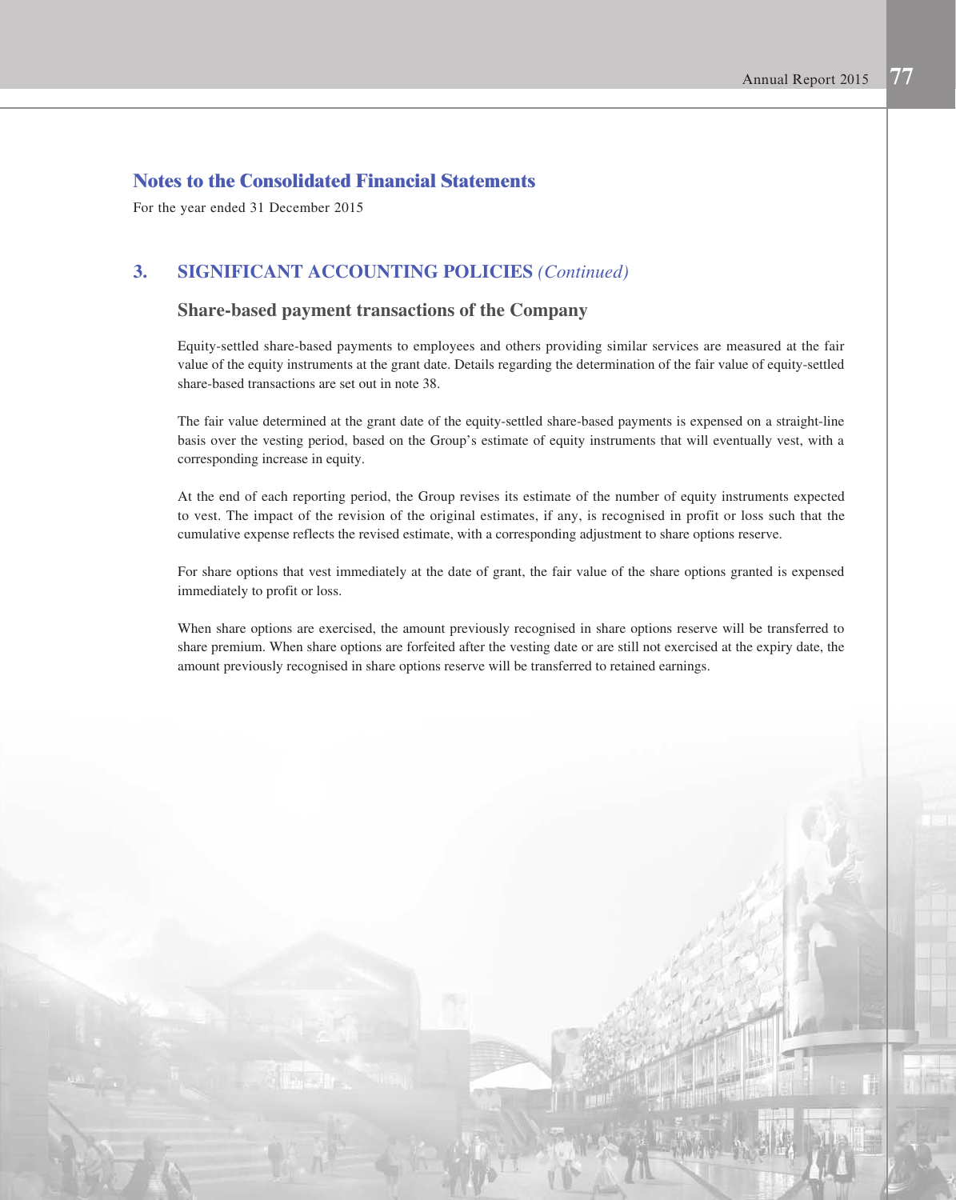## Notes to the Consolidated Financial Statements

For the year ended 31 December 2015

### 3. SIGNIFICANT ACCOUNTING POLICIES *(Continued)*

#### Share-based payment transactions of the Company

Equity-settled share-based payments to employees and others providing similar services are measured at the fair value of the equity instruments at the grant date. Details regarding the determination of the fair value of equity-settled share-based transactions are set out in note 38.

The fair value determined at the grant date of the equity-settled share-based payments is expensed on a straight-line basis over the vesting period, based on the Group's estimate of equity instruments that will eventually vest, with a corresponding increase in equity.

At the end of each reporting period, the Group revises its estimate of the number of equity instruments expected to vest. The impact of the revision of the original estimates, if any, is recognised in profit or loss such that the cumulative expense reflects the revised estimate, with a corresponding adjustment to share options reserve.

For share options that vest immediately at the date of grant, the fair value of the share options granted is expensed immediately to profit or loss.

When share options are exercised, the amount previously recognised in share options reserve will be transferred to share premium. When share options are forfeited after the vesting date or are still not exercised at the expiry date, the amount previously recognised in share options reserve will be transferred to retained earnings.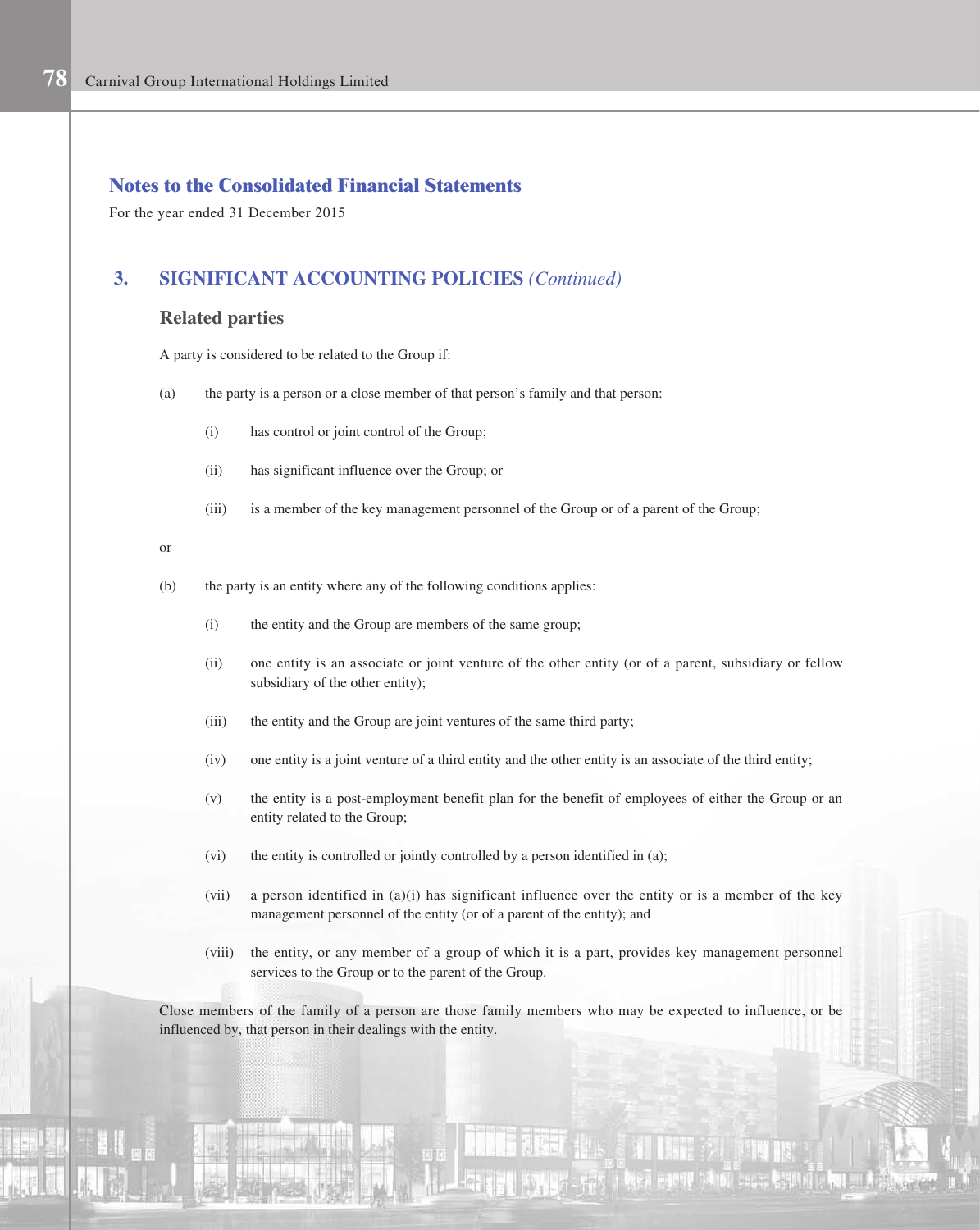## Notes to the Consolidated Financial Statements

For the year ended 31 December 2015

### 3. SIGNIFICANT ACCOUNTING POLICIES *(Continued)*

#### Related parties

A party is considered to be related to the Group if:

(a) the party is a person or a close member of that person's family and that person:

- (i) has control or joint control of the Group;
- (ii) has significant influence over the Group; or
- (iii) is a member of the key management personnel of the Group or of a parent of the Group;

or

(b) the party is an entity where any of the following conditions applies:

- (i) the entity and the Group are members of the same group;
- (ii) one entity is an associate or joint venture of the other entity (or of a parent, subsidiary or fellow subsidiary of the other entity);
- (iii) the entity and the Group are joint ventures of the same third party;
- (iv) one entity is a joint venture of a third entity and the other entity is an associate of the third entity;
- (v) the entity is a post-employment benefit plan for the benefit of employees of either the Group or an entity related to the Group;
- (vi) the entity is controlled or jointly controlled by a person identified in (a);
- (vii) a person identified in (a)(i) has significant influence over the entity or is a member of the key management personnel of the entity (or of a parent of the entity); and
- (viii) the entity, or any member of a group of which it is a part, provides key management personnel services to the Group or to the parent of the Group.

Close members of the family of a person are those family members who may be expected to influence, or be influenced by, that person in their dealings with the entity.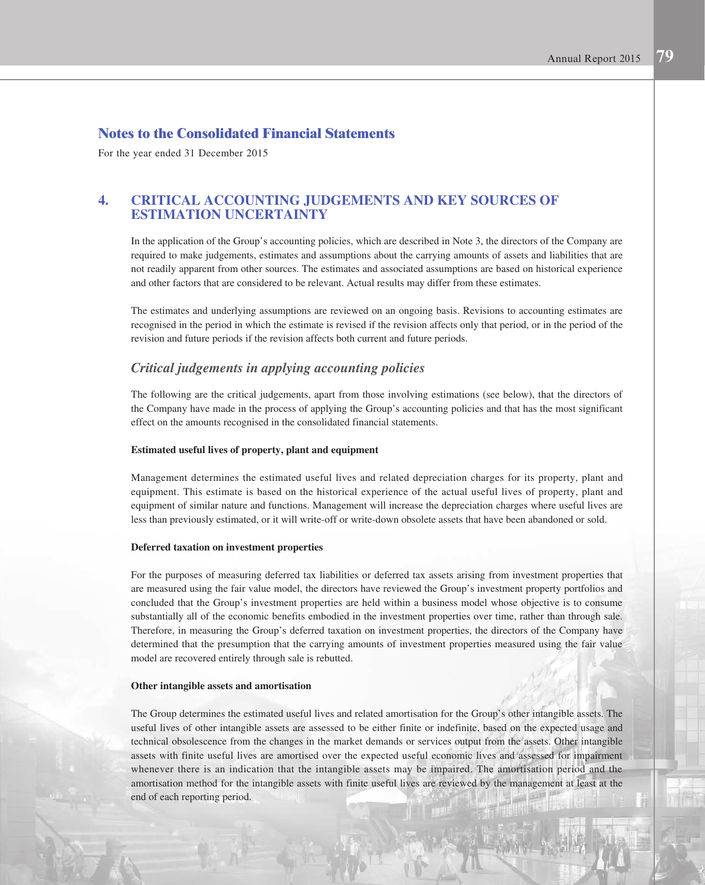## Notes to the Consolidated Financial Statements

For the year ended 31 December 2015

## 4. CRITICAL ACCOUNTING JUDGEMENTS AND KEY SOURCES OF ESTIMATION UNCERTAINTY

In the application of the Group's accounting policies, which are described in Note 3, the directors of the Company are required to make judgements, estimates and assumptions about the carrying amounts of assets and liabilities that are not readily apparent from other sources. The estimates and associated assumptions are based on historical experience and other factors that are considered to be relevant. Actual results may differ from these estimates.

The estimates and underlying assumptions are reviewed on an ongoing basis. Revisions to accounting estimates are recognised in the period in which the estimate is revised if the revision affects only that period, or in the period of the revision and future periods if the revision affects both current and future periods.

### *Critical judgements in applying accounting policies*

The following are the critical judgements, apart from those involving estimations (see below), that the directors of the Company have made in the process of applying the Group's accounting policies and that has the most significant effect on the amounts recognised in the consolidated financial statements.

**Estimated useful lives of property, plant and equipment**

Management determines the estimated useful lives and related depreciation charges for its property, plant and equipment. This estimate is based on the historical experience of the actual useful lives of property, plant and equipment of similar nature and functions. Management will increase the depreciation charges where useful lives are less than previously estimated, or it will write-off or write-down obsolete assets that have been abandoned or sold.

**Deferred taxation on investment properties**

For the purposes of measuring deferred tax liabilities or deferred tax assets arising from investment properties that are measured using the fair value model, the directors have reviewed the Group's investment property portfolios and concluded that the Group's investment properties are held within a business model whose objective is to consume substantially all of the economic benefits embodied in the investment properties over time, rather than through sale. Therefore, in measuring the Group's deferred taxation on investment properties, the directors of the Company have determined that the presumption that the carrying amounts of investment properties measured using the fair value model are recovered entirely through sale is rebutted.

**Other intangible assets and amortisation**

The Group determines the estimated useful lives and related amortisation for the Group's other intangible assets. The useful lives of other intangible assets are assessed to be either finite or indefinite, based on the expected usage and technical obsolescence from the changes in the market demands or services output from the assets. Other intangible assets with finite useful lives are amortised over the expected useful economic lives and assessed for impairment whenever there is an indication that the intangible assets may be impaired. The amortisation period and the amortisation method for the intangible assets with finite useful lives are reviewed by the management at least at the end of each reporting period.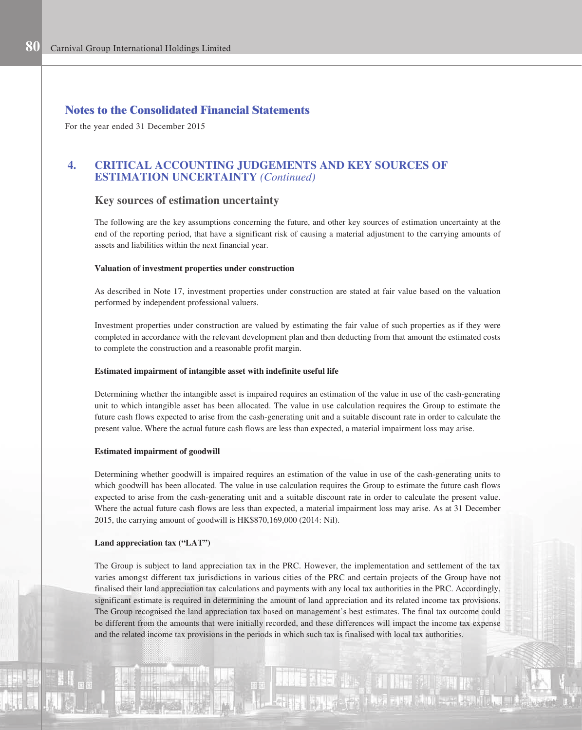## Notes to the Consolidated Financial Statements

For the year ended 31 December 2015

## 4. CRITICAL ACCOUNTING JUDGEMENTS AND KEY SOURCES OF ESTIMATION UNCERTAINTY *(Continued)*

### Key sources of estimation uncertainty

The following are the key assumptions concerning the future, and other key sources of estimation uncertainty at the end of the reporting period, that have a significant risk of causing a material adjustment to the carrying amounts of assets and liabilities within the next financial year.

**Valuation of investment properties under construction**

As described in Note 17, investment properties under construction are stated at fair value based on the valuation performed by independent professional valuers.

Investment properties under construction are valued by estimating the fair value of such properties as if they were completed in accordance with the relevant development plan and then deducting from that amount the estimated costs to complete the construction and a reasonable profit margin.

**Estimated impairment of intangible asset with indefinite useful life**

Determining whether the intangible asset is impaired requires an estimation of the value in use of the cash-generating unit to which intangible asset has been allocated. The value in use calculation requires the Group to estimate the future cash flows expected to arise from the cash-generating unit and a suitable discount rate in order to calculate the present value. Where the actual future cash flows are less than expected, a material impairment loss may arise.

**Estimated impairment of goodwill**

Determining whether goodwill is impaired requires an estimation of the value in use of the cash-generating units to which goodwill has been allocated. The value in use calculation requires the Group to estimate the future cash flows expected to arise from the cash-generating unit and a suitable discount rate in order to calculate the present value. Where the actual future cash flows are less than expected, a material impairment loss may arise. As at 31 December 2015, the carrying amount of goodwill is HK$870,169,000 (2014: Nil).

**Land appreciation tax ("LAT")**

The Group is subject to land appreciation tax in the PRC. However, the implementation and settlement of the tax varies amongst different tax jurisdictions in various cities of the PRC and certain projects of the Group have not finalised their land appreciation tax calculations and payments with any local tax authorities in the PRC. Accordingly, significant estimate is required in determining the amount of land appreciation and its related income tax provisions. The Group recognised the land appreciation tax based on management's best estimates. The final tax outcome could be different from the amounts that were initially recorded, and these differences will impact the income tax expense and the related income tax provisions in the periods in which such tax is finalised with local tax authorities.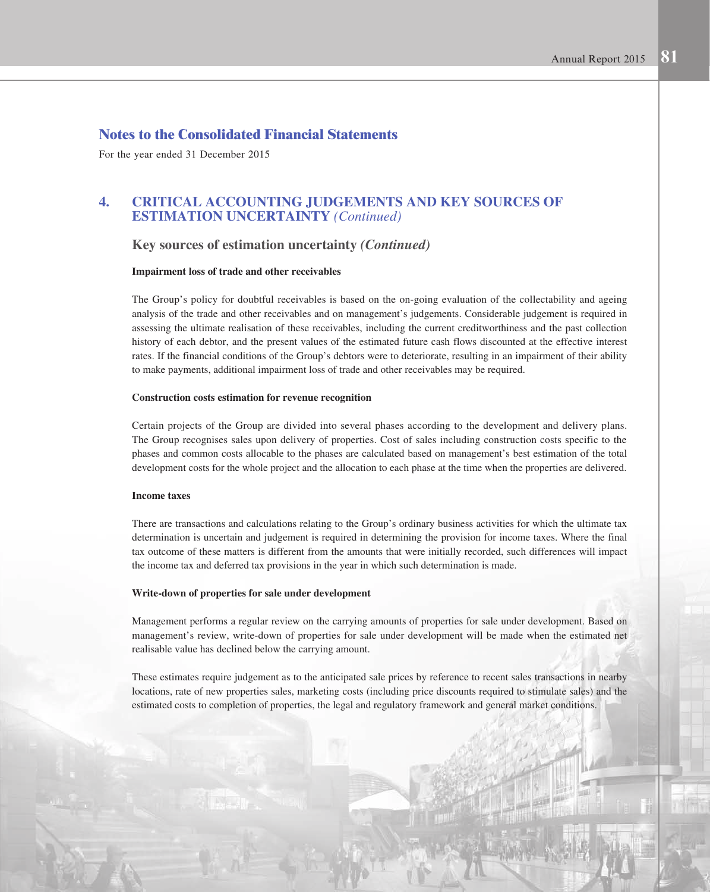## Notes to the Consolidated Financial Statements

For the year ended 31 December 2015

## 4. CRITICAL ACCOUNTING JUDGEMENTS AND KEY SOURCES OF ESTIMATION UNCERTAINTY *(Continued)*

### Key sources of estimation uncertainty *(Continued)*

**Impairment loss of trade and other receivables**

The Group's policy for doubtful receivables is based on the on-going evaluation of the collectability and ageing analysis of the trade and other receivables and on management's judgements. Considerable judgement is required in assessing the ultimate realisation of these receivables, including the current creditworthiness and the past collection history of each debtor, and the present values of the estimated future cash flows discounted at the effective interest rates. If the financial conditions of the Group's debtors were to deteriorate, resulting in an impairment of their ability to make payments, additional impairment loss of trade and other receivables may be required.

**Construction costs estimation for revenue recognition**

Certain projects of the Group are divided into several phases according to the development and delivery plans. The Group recognises sales upon delivery of properties. Cost of sales including construction costs specific to the phases and common costs allocable to the phases are calculated based on management's best estimation of the total development costs for the whole project and the allocation to each phase at the time when the properties are delivered.

**Income taxes**

There are transactions and calculations relating to the Group's ordinary business activities for which the ultimate tax determination is uncertain and judgement is required in determining the provision for income taxes. Where the final tax outcome of these matters is different from the amounts that were initially recorded, such differences will impact the income tax and deferred tax provisions in the year in which such determination is made.

**Write-down of properties for sale under development**

Management performs a regular review on the carrying amounts of properties for sale under development. Based on management's review, write-down of properties for sale under development will be made when the estimated net realisable value has declined below the carrying amount.

These estimates require judgement as to the anticipated sale prices by reference to recent sales transactions in nearby locations, rate of new properties sales, marketing costs (including price discounts required to stimulate sales) and the estimated costs to completion of properties, the legal and regulatory framework and general market conditions.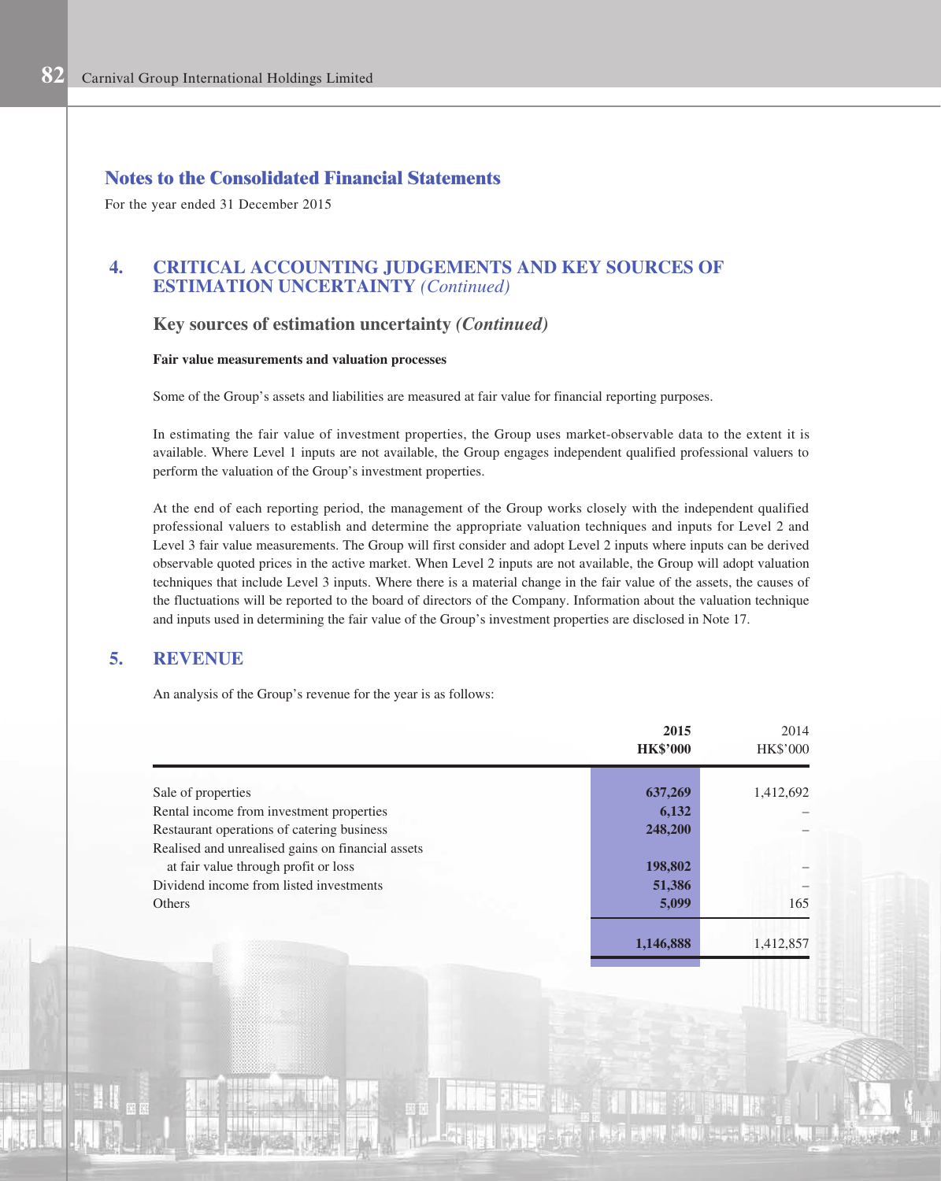## Notes to the Consolidated Financial Statements

For the year ended 31 December 2015

### 4. CRITICAL ACCOUNTING JUDGEMENTS AND KEY SOURCES OF ESTIMATION UNCERTAINTY *(Continued)*

#### Key sources of estimation uncertainty *(Continued)*

**Fair value measurements and valuation processes**

Some of the Group's assets and liabilities are measured at fair value for financial reporting purposes.

In estimating the fair value of investment properties, the Group uses market-observable data to the extent it is available. Where Level 1 inputs are not available, the Group engages independent qualified professional valuers to perform the valuation of the Group's investment properties.

At the end of each reporting period, the management of the Group works closely with the independent qualified professional valuers to establish and determine the appropriate valuation techniques and inputs for Level 2 and Level 3 fair value measurements. The Group will first consider and adopt Level 2 inputs where inputs can be derived observable quoted prices in the active market. When Level 2 inputs are not available, the Group will adopt valuation techniques that include Level 3 inputs. Where there is a material change in the fair value of the assets, the causes of the fluctuations will be reported to the board of directors of the Company. Information about the valuation technique and inputs used in determining the fair value of the Group's investment properties are disclosed in Note 17.

### 5. REVENUE

An analysis of the Group's revenue for the year is as follows:

| | **2015**<br>**HK$'000** | 2014<br>HK$'000 |
|---|---|---|
| Sale of properties | **637,269** | 1,412,692 |
| Rental income from investment properties | **6,132** | – |
| Restaurant operations of catering business | **248,200** | – |
| Realised and unrealised gains on financial assets at fair value through profit or loss | **198,802** | – |
| Dividend income from listed investments | **51,386** | – |
| Others | **5,099** | 165 |
| | **1,146,888** | 1,412,857 |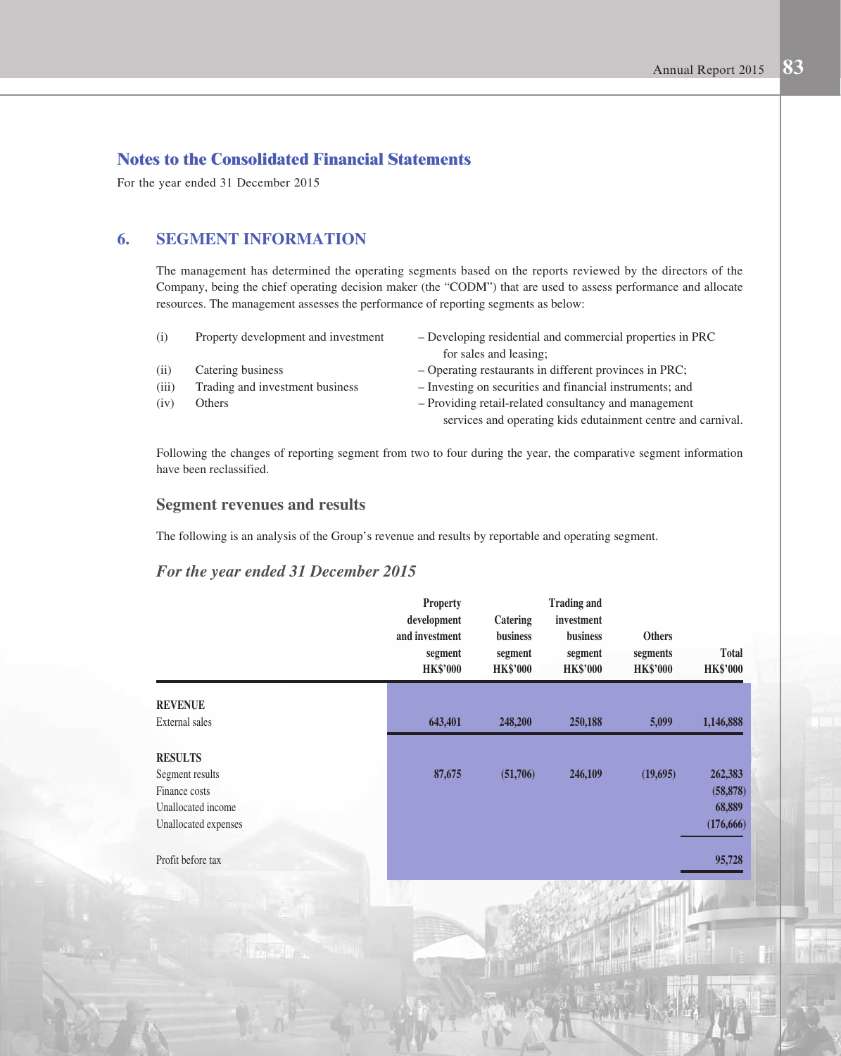## Notes to the Consolidated Financial Statements

For the year ended 31 December 2015

## 6. SEGMENT INFORMATION

The management has determined the operating segments based on the reports reviewed by the directors of the Company, being the chief operating decision maker (the "CODM") that are used to assess performance and allocate resources. The management assesses the performance of reporting segments as below:

| | | |
|---|---|---|
| (i) | Property development and investment | – Developing residential and commercial properties in PRC for sales and leasing; |
| (ii) | Catering business | – Operating restaurants in different provinces in PRC; |
| (iii) | Trading and investment business | – Investing on securities and financial instruments; and |
| (iv) | Others | – Providing retail-related consultancy and management services and operating kids edutainment centre and carnival. |

Following the changes of reporting segment from two to four during the year, the comparative segment information have been reclassified.

### Segment revenues and results

The following is an analysis of the Group's revenue and results by reportable and operating segment.

### *For the year ended 31 December 2015*

| | Property development and investment segment HK$'000 | Catering business segment HK$'000 | Trading and investment business segment HK$'000 | Others segments HK$'000 | Total HK$'000 |
|---|---|---|---|---|---|
| **REVENUE** | | | | | |
| External sales | 643,401 | 248,200 | 250,188 | 5,099 | 1,146,888 |
| **RESULTS** | | | | | |
| Segment results | 87,675 | (51,706) | 246,109 | (19,695) | 262,383 |
| Finance costs | | | | | (58,878) |
| Unallocated income | | | | | 68,889 |
| Unallocated expenses | | | | | (176,666) |
| Profit before tax | | | | | 95,728 |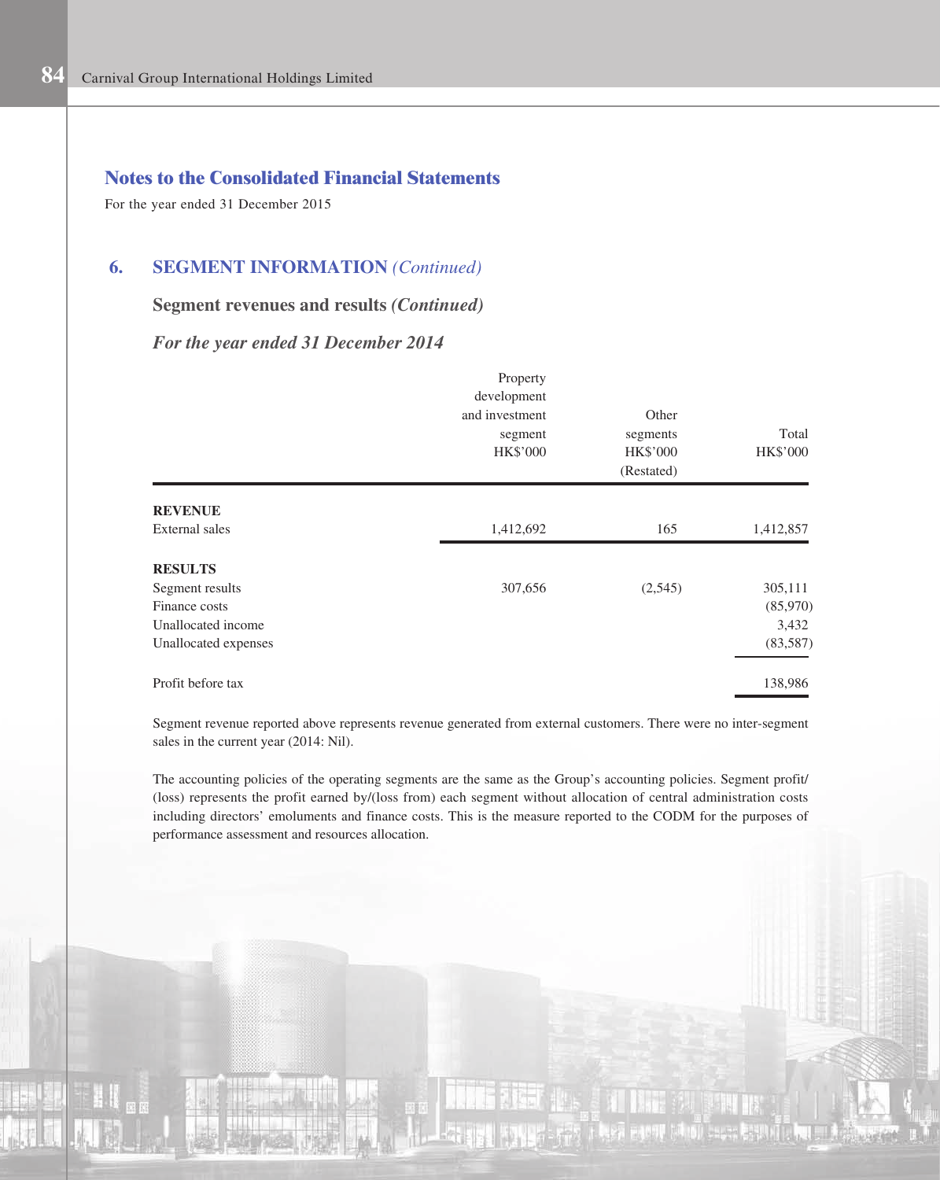## Notes to the Consolidated Financial Statements

For the year ended 31 December 2015

### 6. SEGMENT INFORMATION *(Continued)*

**Segment revenues and results *(Continued)***

***For the year ended 31 December 2014***

| | Property development and investment segment HK$'000 | Other segments HK$'000 (Restated) | Total HK$'000 |
|---|---|---|---|
| **REVENUE** | | | |
| External sales | 1,412,692 | 165 | 1,412,857 |
| **RESULTS** | | | |
| Segment results | 307,656 | (2,545) | 305,111 |
| Finance costs | | | (85,970) |
| Unallocated income | | | 3,432 |
| Unallocated expenses | | | (83,587) |
| Profit before tax | | | 138,986 |

Segment revenue reported above represents revenue generated from external customers. There were no inter-segment sales in the current year (2014: Nil).

The accounting policies of the operating segments are the same as the Group's accounting policies. Segment profit/(loss) represents the profit earned by/(loss from) each segment without allocation of central administration costs including directors' emoluments and finance costs. This is the measure reported to the CODM for the purposes of performance assessment and resources allocation.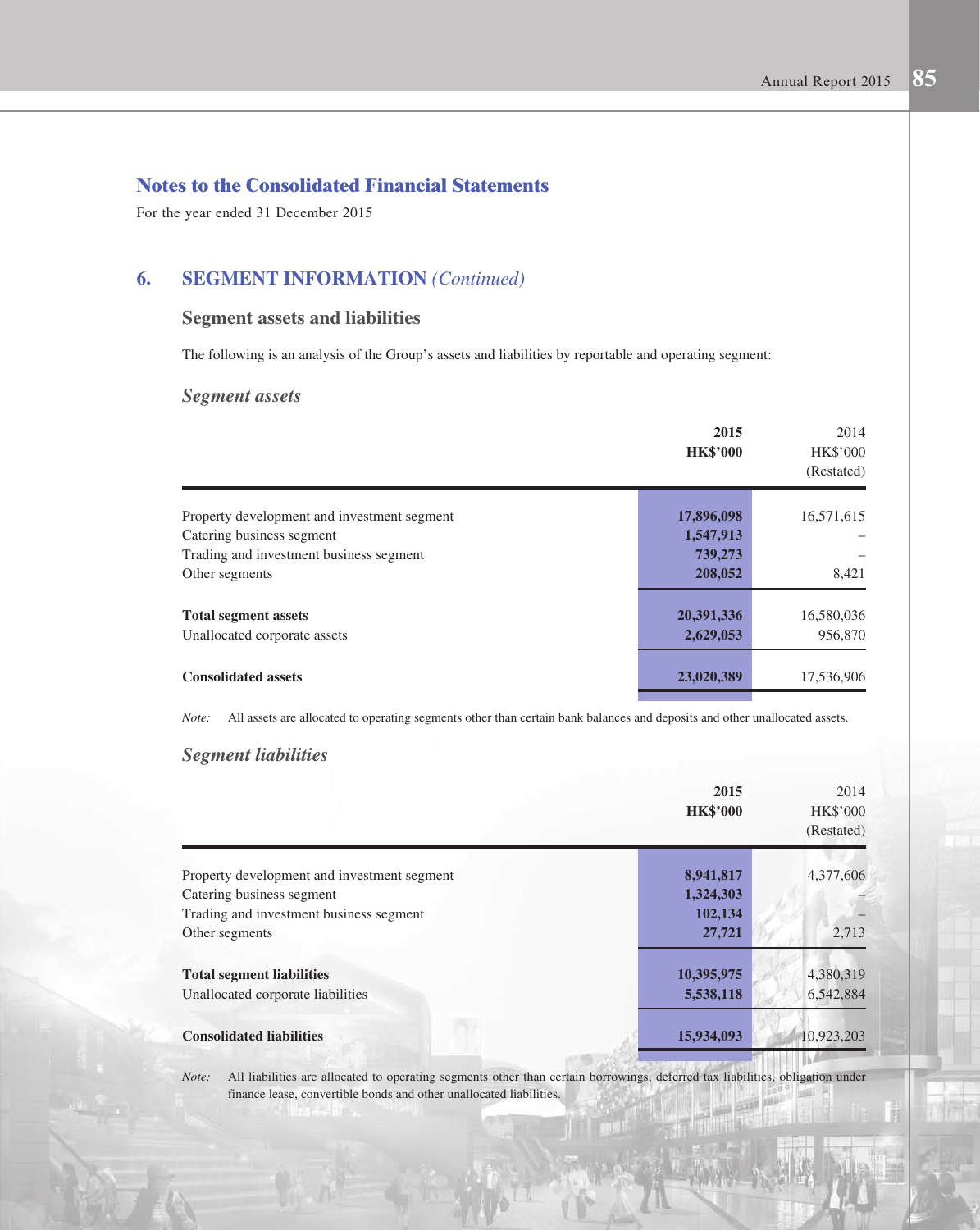## Notes to the Consolidated Financial Statements

For the year ended 31 December 2015

## 6. SEGMENT INFORMATION *(Continued)*

### Segment assets and liabilities

The following is an analysis of the Group's assets and liabilities by reportable and operating segment:

#### *Segment assets*

| | **2015** | 2014 |
|---|---|---|
| | **HK$'000** | HK$'000 |
| | | (Restated) |
| Property development and investment segment | **17,896,098** | 16,571,615 |
| Catering business segment | **1,547,913** | – |
| Trading and investment business segment | **739,273** | – |
| Other segments | **208,052** | 8,421 |
| **Total segment assets** | **20,391,336** | 16,580,036 |
| Unallocated corporate assets | **2,629,053** | 956,870 |
| **Consolidated assets** | **23,020,389** | 17,536,906 |

*Note:* All assets are allocated to operating segments other than certain bank balances and deposits and other unallocated assets.

#### *Segment liabilities*

| | **2015** | 2014 |
|---|---|---|
| | **HK$'000** | HK$'000 |
| | | (Restated) |
| Property development and investment segment | **8,941,817** | 4,377,606 |
| Catering business segment | **1,324,303** | – |
| Trading and investment business segment | **102,134** | – |
| Other segments | **27,721** | 2,713 |
| **Total segment liabilities** | **10,395,975** | 4,380,319 |
| Unallocated corporate liabilities | **5,538,118** | 6,542,884 |
| **Consolidated liabilities** | **15,934,093** | 10,923,203 |

*Note:* All liabilities are allocated to operating segments other than certain borrowings, deferred tax liabilities, obligation under finance lease, convertible bonds and other unallocated liabilities.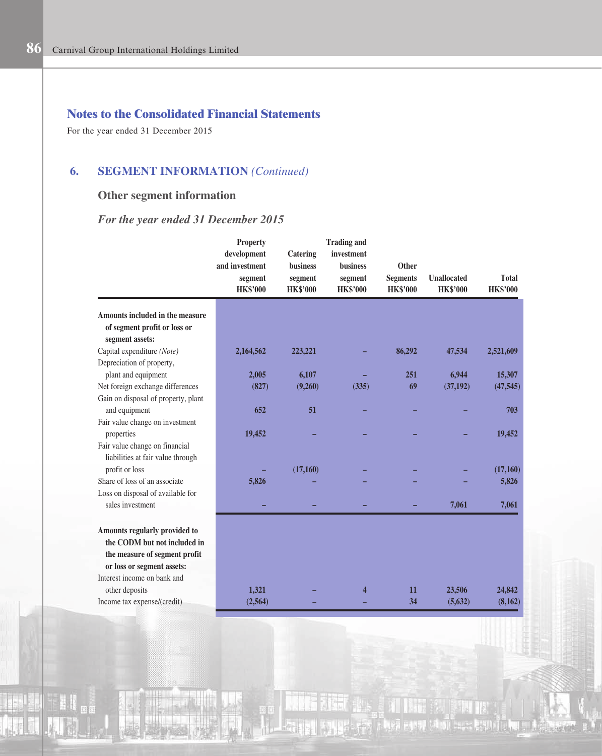# Notes to the Consolidated Financial Statements

For the year ended 31 December 2015

## 6. SEGMENT INFORMATION *(Continued)*

### Other segment information

### *For the year ended 31 December 2015*

| | Property development and investment segment HK$'000 | Catering business segment HK$'000 | Trading and investment business segment HK$'000 | Other Segments HK$'000 | Unallocated HK$'000 | Total HK$'000 |
|---|---|---|---|---|---|---|
| **Amounts included in the measure of segment profit or loss or segment assets:** | | | | | | |
| Capital expenditure *(Note)* | 2,164,562 | 223,221 | – | 86,292 | 47,534 | 2,521,609 |
| Depreciation of property, plant and equipment | 2,005 | 6,107 | – | 251 | 6,944 | 15,307 |
| Net foreign exchange differences | (827) | (9,260) | (335) | 69 | (37,192) | (47,545) |
| Gain on disposal of property, plant and equipment | 652 | 51 | – | – | – | 703 |
| Fair value change on investment properties | 19,452 | – | – | – | – | 19,452 |
| Fair value change on financial liabilities at fair value through profit or loss | – | (17,160) | – | – | – | (17,160) |
| Share of loss of an associate | 5,826 | – | – | – | – | 5,826 |
| Loss on disposal of available for sales investment | – | – | – | – | 7,061 | 7,061 |
| **Amounts regularly provided to the CODM but not included in the measure of segment profit or loss or segment assets:** | | | | | | |
| Interest income on bank and other deposits | 1,321 | – | 4 | 11 | 23,506 | 24,842 |
| Income tax expense/(credit) | (2,564) | – | – | 34 | (5,632) | (8,162) |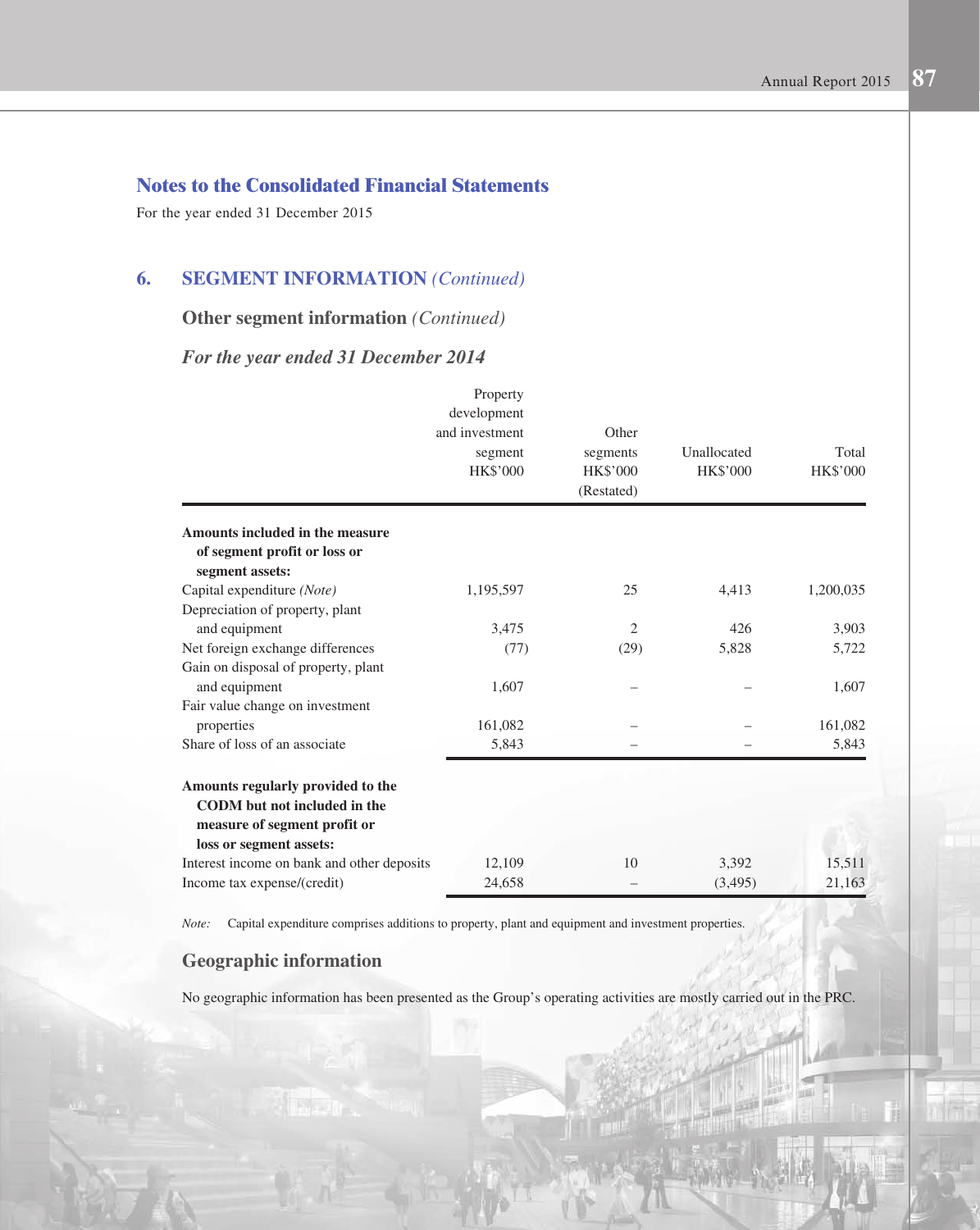## Notes to the Consolidated Financial Statements

For the year ended 31 December 2015

### 6. SEGMENT INFORMATION *(Continued)*

#### Other segment information *(Continued)*

#### *For the year ended 31 December 2014*

| | Property development and investment segment HK$'000 | Other segments HK$'000 (Restated) | Unallocated HK$'000 | Total HK$'000 |
|---|---|---|---|---|
| **Amounts included in the measure of segment profit or loss or segment assets:** | | | | |
| Capital expenditure *(Note)* | 1,195,597 | 25 | 4,413 | 1,200,035 |
| Depreciation of property, plant and equipment | 3,475 | 2 | 426 | 3,903 |
| Net foreign exchange differences | (77) | (29) | 5,828 | 5,722 |
| Gain on disposal of property, plant and equipment | 1,607 | – | – | 1,607 |
| Fair value change on investment properties | 161,082 | – | – | 161,082 |
| Share of loss of an associate | 5,843 | – | – | 5,843 |
| **Amounts regularly provided to the CODM but not included in the measure of segment profit or loss or segment assets:** | | | | |
| Interest income on bank and other deposits | 12,109 | 10 | 3,392 | 15,511 |
| Income tax expense/(credit) | 24,658 | – | (3,495) | 21,163 |

*Note:* Capital expenditure comprises additions to property, plant and equipment and investment properties.

#### Geographic information

No geographic information has been presented as the Group's operating activities are mostly carried out in the PRC.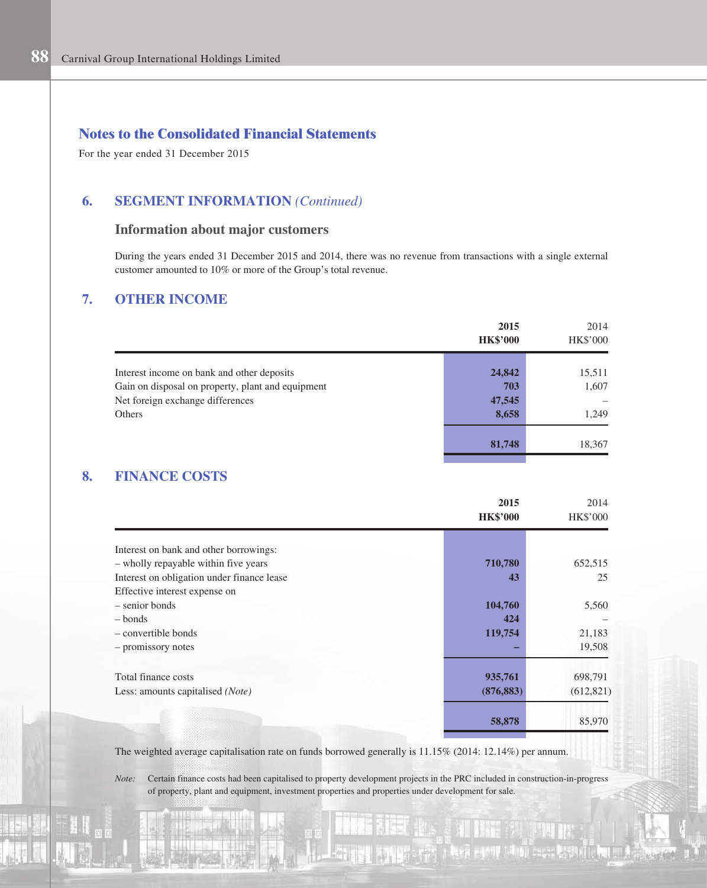## Notes to the Consolidated Financial Statements

For the year ended 31 December 2015

### 6. SEGMENT INFORMATION *(Continued)*

#### Information about major customers

During the years ended 31 December 2015 and 2014, there was no revenue from transactions with a single external customer amounted to 10% or more of the Group's total revenue.

### 7. OTHER INCOME

| | **2015**<br>**HK\$'000** | 2014<br>HK\$'000 |
|---|---|---|
| Interest income on bank and other deposits | **24,842** | 15,511 |
| Gain on disposal on property, plant and equipment | **703** | 1,607 |
| Net foreign exchange differences | **47,545** | – |
| Others | **8,658** | 1,249 |
| | **81,748** | 18,367 |

### 8. FINANCE COSTS

| | **2015**<br>**HK\$'000** | 2014<br>HK\$'000 |
|---|---|---|
| Interest on bank and other borrowings: | | |
| – wholly repayable within five years | **710,780** | 652,515 |
| Interest on obligation under finance lease | **43** | 25 |
| Effective interest expense on | | |
| – senior bonds | **104,760** | 5,560 |
| – bonds | **424** | – |
| – convertible bonds | **119,754** | 21,183 |
| – promissory notes | **–** | 19,508 |
| Total finance costs | **935,761** | 698,791 |
| Less: amounts capitalised *(Note)* | **(876,883)** | (612,821) |
| | **58,878** | 85,970 |

The weighted average capitalisation rate on funds borrowed generally is 11.15% (2014: 12.14%) per annum.

*Note:* Certain finance costs had been capitalised to property development projects in the PRC included in construction-in-progress of property, plant and equipment, investment properties and properties under development for sale.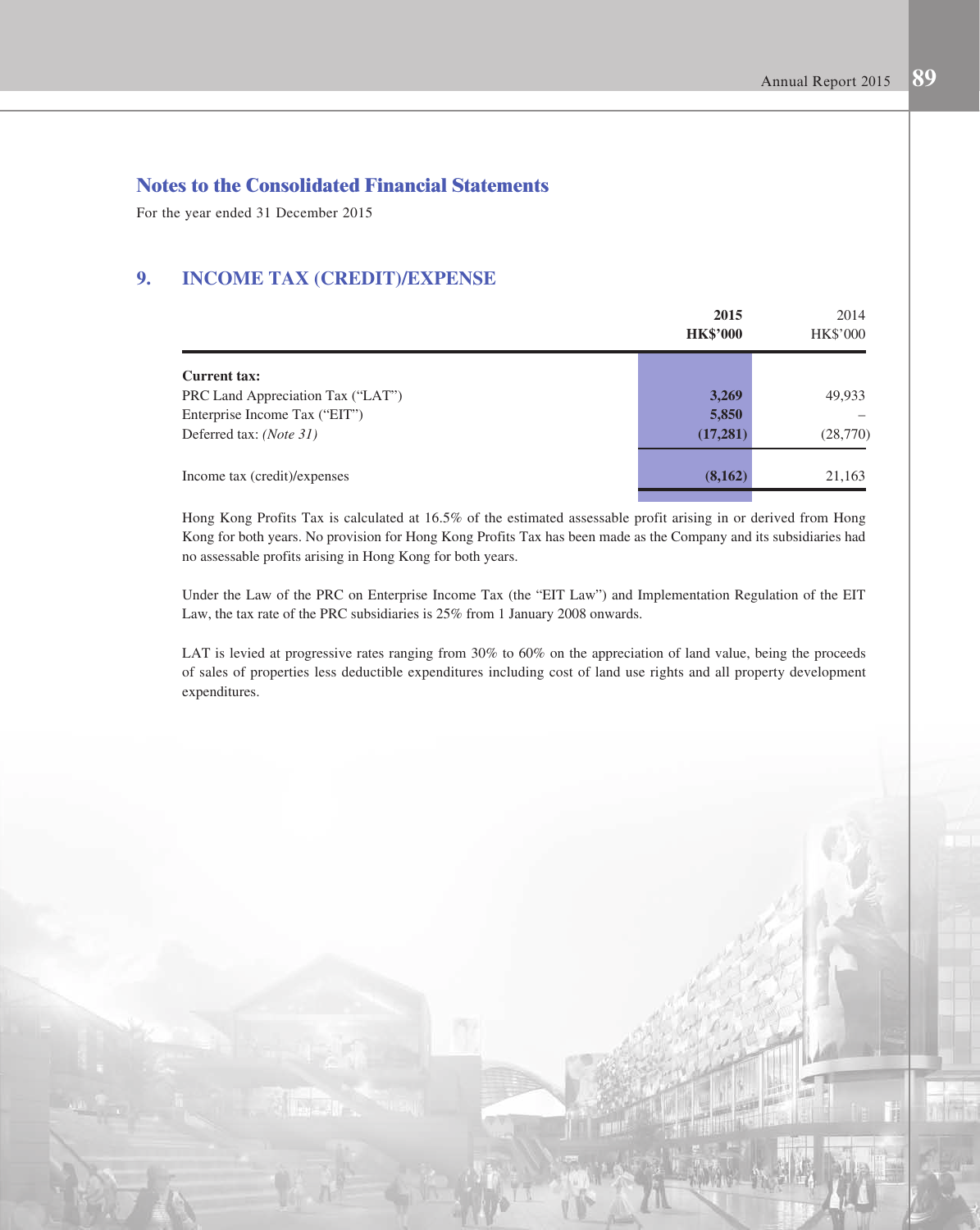## Notes to the Consolidated Financial Statements

For the year ended 31 December 2015

### 9. INCOME TAX (CREDIT)/EXPENSE

| | **2015** **HK$'000** | 2014 HK$'000 |
|---|---|---|
| **Current tax:** | | |
| PRC Land Appreciation Tax ("LAT") | **3,269** | 49,933 |
| Enterprise Income Tax ("EIT") | **5,850** | – |
| Deferred tax: *(Note 31)* | **(17,281)** | (28,770) |
| Income tax (credit)/expenses | **(8,162)** | 21,163 |

Hong Kong Profits Tax is calculated at 16.5% of the estimated assessable profit arising in or derived from Hong Kong for both years. No provision for Hong Kong Profits Tax has been made as the Company and its subsidiaries had no assessable profits arising in Hong Kong for both years.

Under the Law of the PRC on Enterprise Income Tax (the "EIT Law") and Implementation Regulation of the EIT Law, the tax rate of the PRC subsidiaries is 25% from 1 January 2008 onwards.

LAT is levied at progressive rates ranging from 30% to 60% on the appreciation of land value, being the proceeds of sales of properties less deductible expenditures including cost of land use rights and all property development expenditures.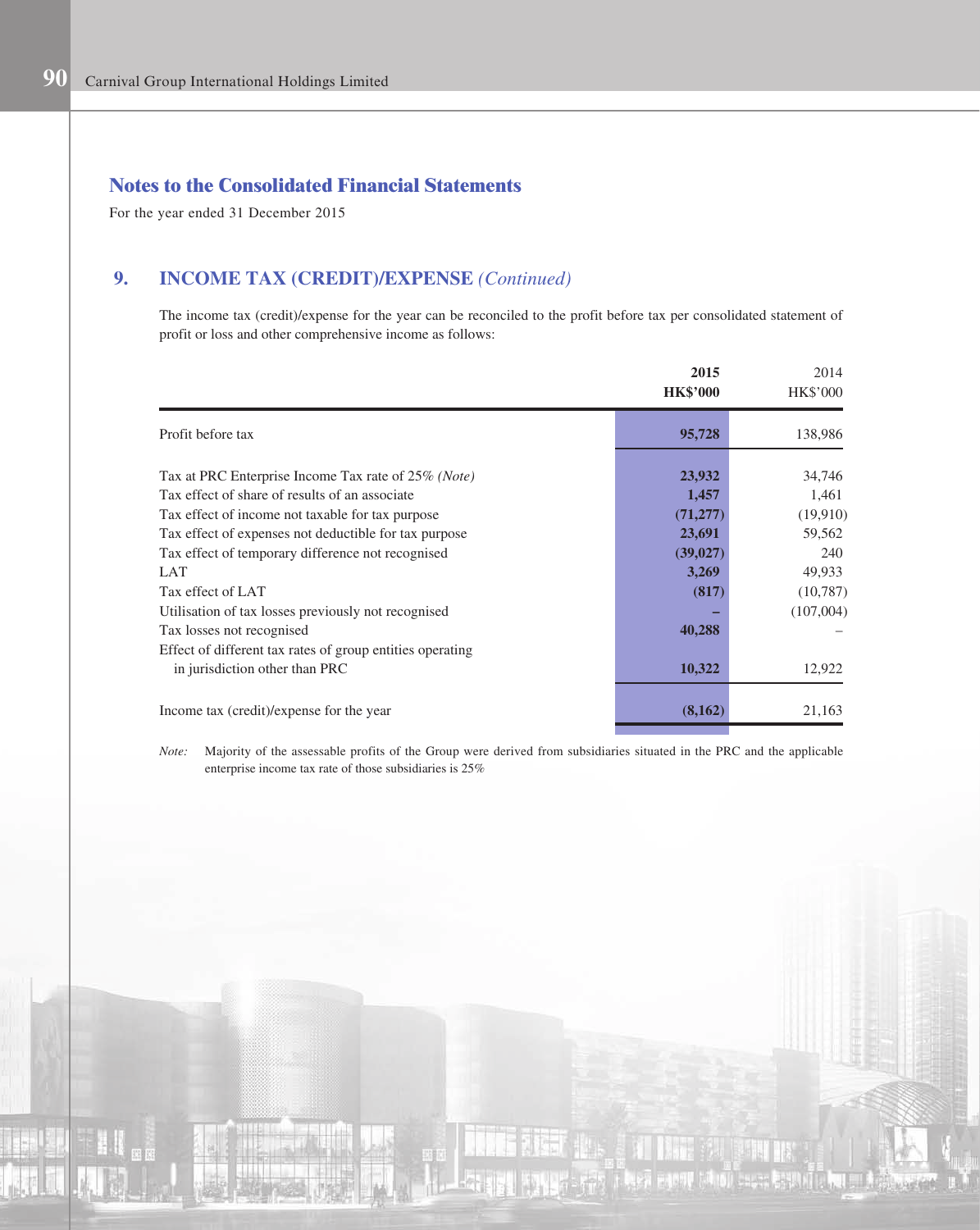## Notes to the Consolidated Financial Statements

For the year ended 31 December 2015

### 9. INCOME TAX (CREDIT)/EXPENSE *(Continued)*

The income tax (credit)/expense for the year can be reconciled to the profit before tax per consolidated statement of profit or loss and other comprehensive income as follows:

| | **2015** | 2014 |
|---|---|---|
| | **HK$'000** | HK$'000 |
| Profit before tax | **95,728** | 138,986 |
| Tax at PRC Enterprise Income Tax rate of 25% *(Note)* | **23,932** | 34,746 |
| Tax effect of share of results of an associate | **1,457** | 1,461 |
| Tax effect of income not taxable for tax purpose | **(71,277)** | (19,910) |
| Tax effect of expenses not deductible for tax purpose | **23,691** | 59,562 |
| Tax effect of temporary difference not recognised | **(39,027)** | 240 |
| LAT | **3,269** | 49,933 |
| Tax effect of LAT | **(817)** | (10,787) |
| Utilisation of tax losses previously not recognised | **–** | (107,004) |
| Tax losses not recognised | **40,288** | – |
| Effect of different tax rates of group entities operating in jurisdiction other than PRC | **10,322** | 12,922 |
| Income tax (credit)/expense for the year | **(8,162)** | 21,163 |

*Note:* Majority of the assessable profits of the Group were derived from subsidiaries situated in the PRC and the applicable enterprise income tax rate of those subsidiaries is 25%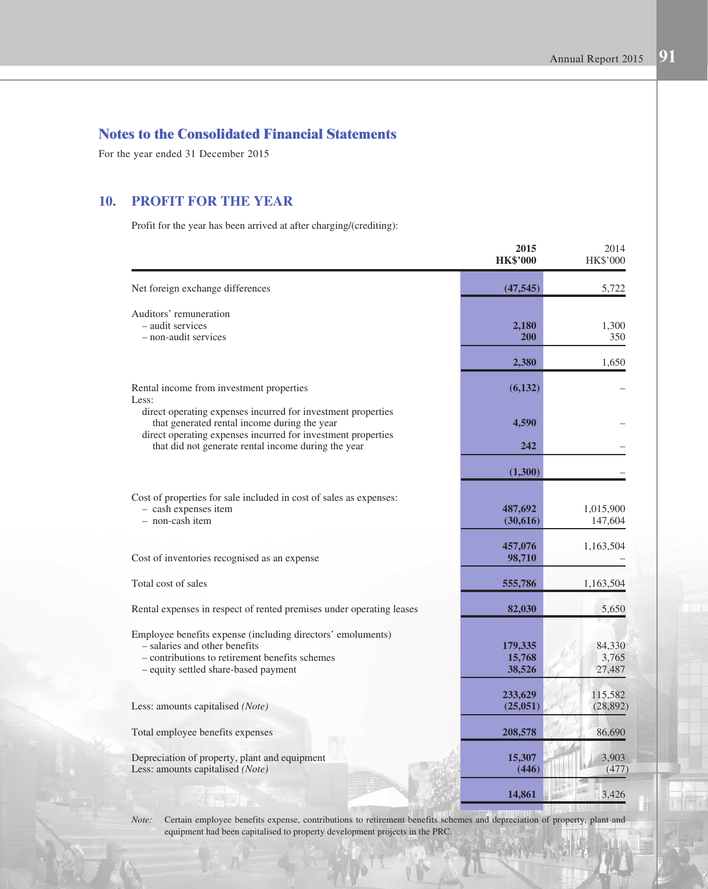## Notes to the Consolidated Financial Statements

For the year ended 31 December 2015

### 10. PROFIT FOR THE YEAR

Profit for the year has been arrived at after charging/(crediting):

| | **2015 HK$'000** | 2014 HK$'000 |
|---|---|---|
| Net foreign exchange differences | **(47,545)** | 5,722 |
| Auditors' remuneration | | |
| – audit services | **2,180** | 1,300 |
| – non-audit services | **200** | 350 |
| | **2,380** | 1,650 |
| Rental income from investment properties | **(6,132)** | – |
| Less: | | |
| direct operating expenses incurred for investment properties that generated rental income during the year | **4,590** | – |
| direct operating expenses incurred for investment properties that did not generate rental income during the year | **242** | – |
| | **(1,300)** | – |
| Cost of properties for sale included in cost of sales as expenses: | | |
| – cash expenses item | **487,692** | 1,015,900 |
| – non-cash item | **(30,616)** | 147,604 |
| | **457,076** | 1,163,504 |
| Cost of inventories recognised as an expense | **98,710** | – |
| Total cost of sales | **555,786** | 1,163,504 |
| Rental expenses in respect of rented premises under operating leases | **82,030** | 5,650 |
| Employee benefits expense (including directors' emoluments) | | |
| – salaries and other benefits | **179,335** | 84,330 |
| – contributions to retirement benefits schemes | **15,768** | 3,765 |
| – equity settled share-based payment | **38,526** | 27,487 |
| | **233,629** | 115,582 |
| Less: amounts capitalised *(Note)* | **(25,051)** | (28,892) |
| Total employee benefits expenses | **208,578** | 86,690 |
| Depreciation of property, plant and equipment | **15,307** | 3,903 |
| Less: amounts capitalised *(Note)* | **(446)** | (477) |
| | **14,861** | 3,426 |

*Note:* Certain employee benefits expense, contributions to retirement benefits schemes and depreciation of property, plant and equipment had been capitalised to property development projects in the PRC.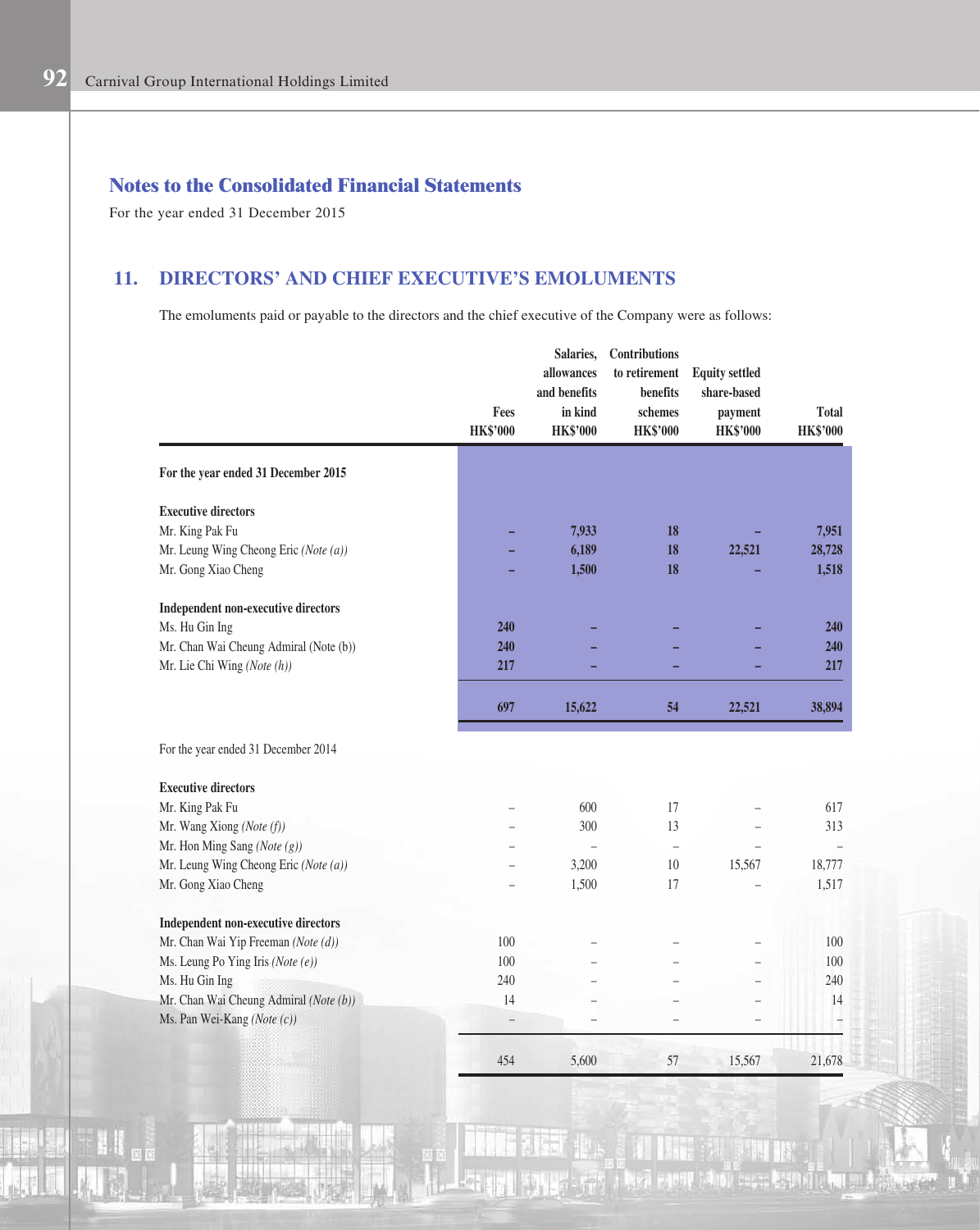# Notes to the Consolidated Financial Statements

For the year ended 31 December 2015

## 11. DIRECTORS' AND CHIEF EXECUTIVE'S EMOLUMENTS

The emoluments paid or payable to the directors and the chief executive of the Company were as follows:

| | Fees HK$'000 | Salaries, allowances and benefits in kind HK$'000 | Contributions to retirement benefits schemes HK$'000 | Equity settled share-based payment HK$'000 | Total HK$'000 |
|---|---|---|---|---|---|
| **For the year ended 31 December 2015** | | | | | |
| **Executive directors** | | | | | |
| Mr. King Pak Fu | **–** | **7,933** | **18** | **–** | **7,951** |
| Mr. Leung Wing Cheong Eric *(Note (a))* | **–** | **6,189** | **18** | **22,521** | **28,728** |
| Mr. Gong Xiao Cheng | **–** | **1,500** | **18** | **–** | **1,518** |
| **Independent non-executive directors** | | | | | |
| Ms. Hu Gin Ing | **240** | **–** | **–** | **–** | **240** |
| Mr. Chan Wai Cheung Admiral (Note (b)) | **240** | **–** | **–** | **–** | **240** |
| Mr. Lie Chi Wing *(Note (h))* | **217** | **–** | **–** | **–** | **217** |
| | **697** | **15,622** | **54** | **22,521** | **38,894** |
| For the year ended 31 December 2014 | | | | | |
| **Executive directors** | | | | | |
| Mr. King Pak Fu | – | 600 | 17 | – | 617 |
| Mr. Wang Xiong *(Note (f))* | – | 300 | 13 | – | 313 |
| Mr. Hon Ming Sang *(Note (g))* | – | – | – | – | – |
| Mr. Leung Wing Cheong Eric *(Note (a))* | – | 3,200 | 10 | 15,567 | 18,777 |
| Mr. Gong Xiao Cheng | – | 1,500 | 17 | – | 1,517 |
| **Independent non-executive directors** | | | | | |
| Mr. Chan Wai Yip Freeman *(Note (d))* | 100 | – | – | – | 100 |
| Ms. Leung Po Ying Iris *(Note (e))* | 100 | – | – | – | 100 |
| Ms. Hu Gin Ing | 240 | – | – | – | 240 |
| Mr. Chan Wai Cheung Admiral *(Note (b))* | 14 | – | – | – | 14 |
| Ms. Pan Wei-Kang *(Note (c))* | – | – | – | – | – |
| | 454 | 5,600 | 57 | 15,567 | 21,678 |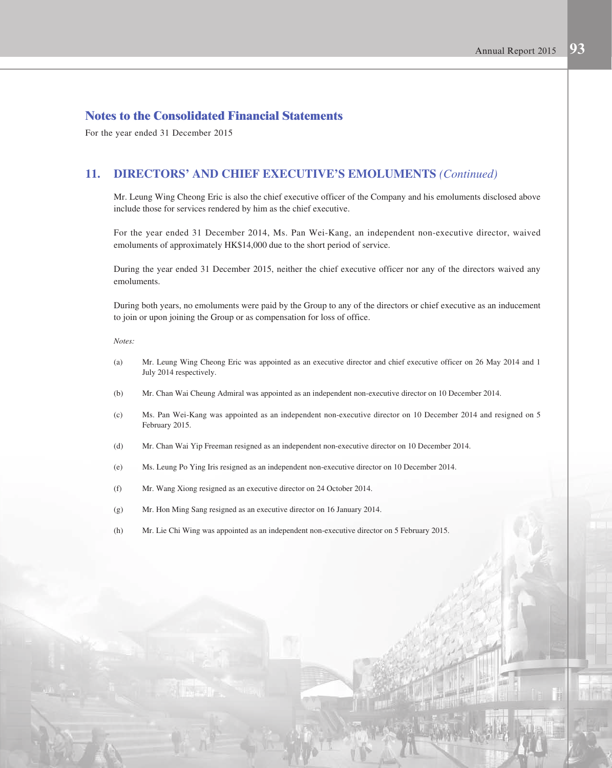## Notes to the Consolidated Financial Statements

For the year ended 31 December 2015

### 11. DIRECTORS' AND CHIEF EXECUTIVE'S EMOLUMENTS *(Continued)*

Mr. Leung Wing Cheong Eric is also the chief executive officer of the Company and his emoluments disclosed above include those for services rendered by him as the chief executive.

For the year ended 31 December 2014, Ms. Pan Wei-Kang, an independent non-executive director, waived emoluments of approximately HK$14,000 due to the short period of service.

During the year ended 31 December 2015, neither the chief executive officer nor any of the directors waived any emoluments.

During both years, no emoluments were paid by the Group to any of the directors or chief executive as an inducement to join or upon joining the Group or as compensation for loss of office.

*Notes:*

(a) Mr. Leung Wing Cheong Eric was appointed as an executive director and chief executive officer on 26 May 2014 and 1 July 2014 respectively.

(b) Mr. Chan Wai Cheung Admiral was appointed as an independent non-executive director on 10 December 2014.

(c) Ms. Pan Wei-Kang was appointed as an independent non-executive director on 10 December 2014 and resigned on 5 February 2015.

(d) Mr. Chan Wai Yip Freeman resigned as an independent non-executive director on 10 December 2014.

(e) Ms. Leung Po Ying Iris resigned as an independent non-executive director on 10 December 2014.

(f) Mr. Wang Xiong resigned as an executive director on 24 October 2014.

(g) Mr. Hon Ming Sang resigned as an executive director on 16 January 2014.

(h) Mr. Lie Chi Wing was appointed as an independent non-executive director on 5 February 2015.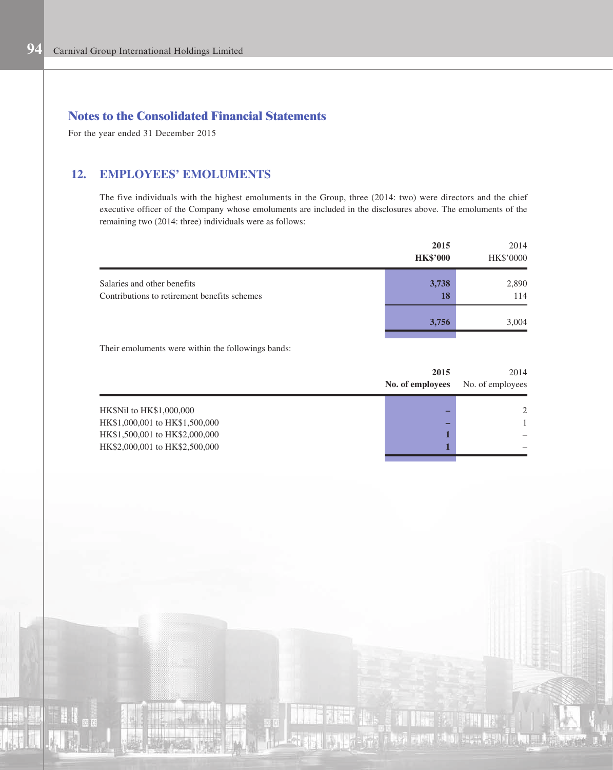## Notes to the Consolidated Financial Statements

For the year ended 31 December 2015

## 12. EMPLOYEES' EMOLUMENTS

The five individuals with the highest emoluments in the Group, three (2014: two) were directors and the chief executive officer of the Company whose emoluments are included in the disclosures above. The emoluments of the remaining two (2014: three) individuals were as follows:

| | **2015** | 2014 |
|---|---|---|
| | **HK$'000** | HK$'0000 |
| Salaries and other benefits | **3,738** | 2,890 |
| Contributions to retirement benefits schemes | **18** | 114 |
| | **3,756** | 3,004 |

Their emoluments were within the followings bands:

| | **2015** | 2014 |
|---|---|---|
| | **No. of employees** | No. of employees |
| HK$Nil to HK$1,000,000 | **–** | 2 |
| HK$1,000,001 to HK$1,500,000 | **–** | 1 |
| HK$1,500,001 to HK$2,000,000 | **1** | – |
| HK$2,000,001 to HK$2,500,000 | **1** | – |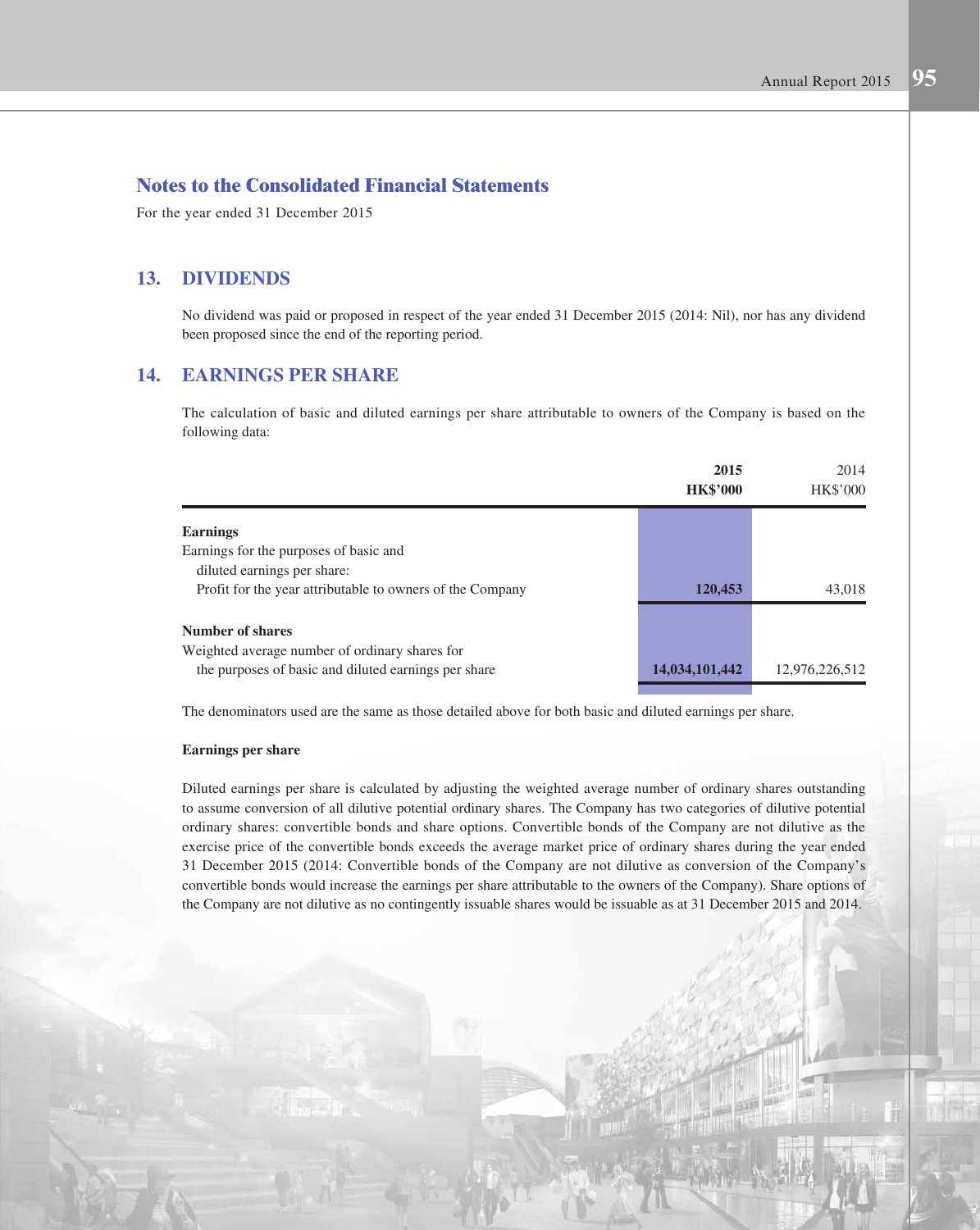## Notes to the Consolidated Financial Statements

For the year ended 31 December 2015

## 13. DIVIDENDS

No dividend was paid or proposed in respect of the year ended 31 December 2015 (2014: Nil), nor has any dividend been proposed since the end of the reporting period.

## 14. EARNINGS PER SHARE

The calculation of basic and diluted earnings per share attributable to owners of the Company is based on the following data:

| | **2015** **HK$'000** | 2014 HK$'000 |
|---|---|---|
| **Earnings** | | |
| Earnings for the purposes of basic and diluted earnings per share: | | |
| Profit for the year attributable to owners of the Company | **120,453** | 43,018 |
| **Number of shares** | | |
| Weighted average number of ordinary shares for the purposes of basic and diluted earnings per share | **14,034,101,442** | 12,976,226,512 |

The denominators used are the same as those detailed above for both basic and diluted earnings per share.

**Earnings per share**

Diluted earnings per share is calculated by adjusting the weighted average number of ordinary shares outstanding to assume conversion of all dilutive potential ordinary shares. The Company has two categories of dilutive potential ordinary shares: convertible bonds and share options. Convertible bonds of the Company are not dilutive as the exercise price of the convertible bonds exceeds the average market price of ordinary shares during the year ended 31 December 2015 (2014: Convertible bonds of the Company are not dilutive as conversion of the Company's convertible bonds would increase the earnings per share attributable to the owners of the Company). Share options of the Company are not dilutive as no contingently issuable shares would be issuable as at 31 December 2015 and 2014.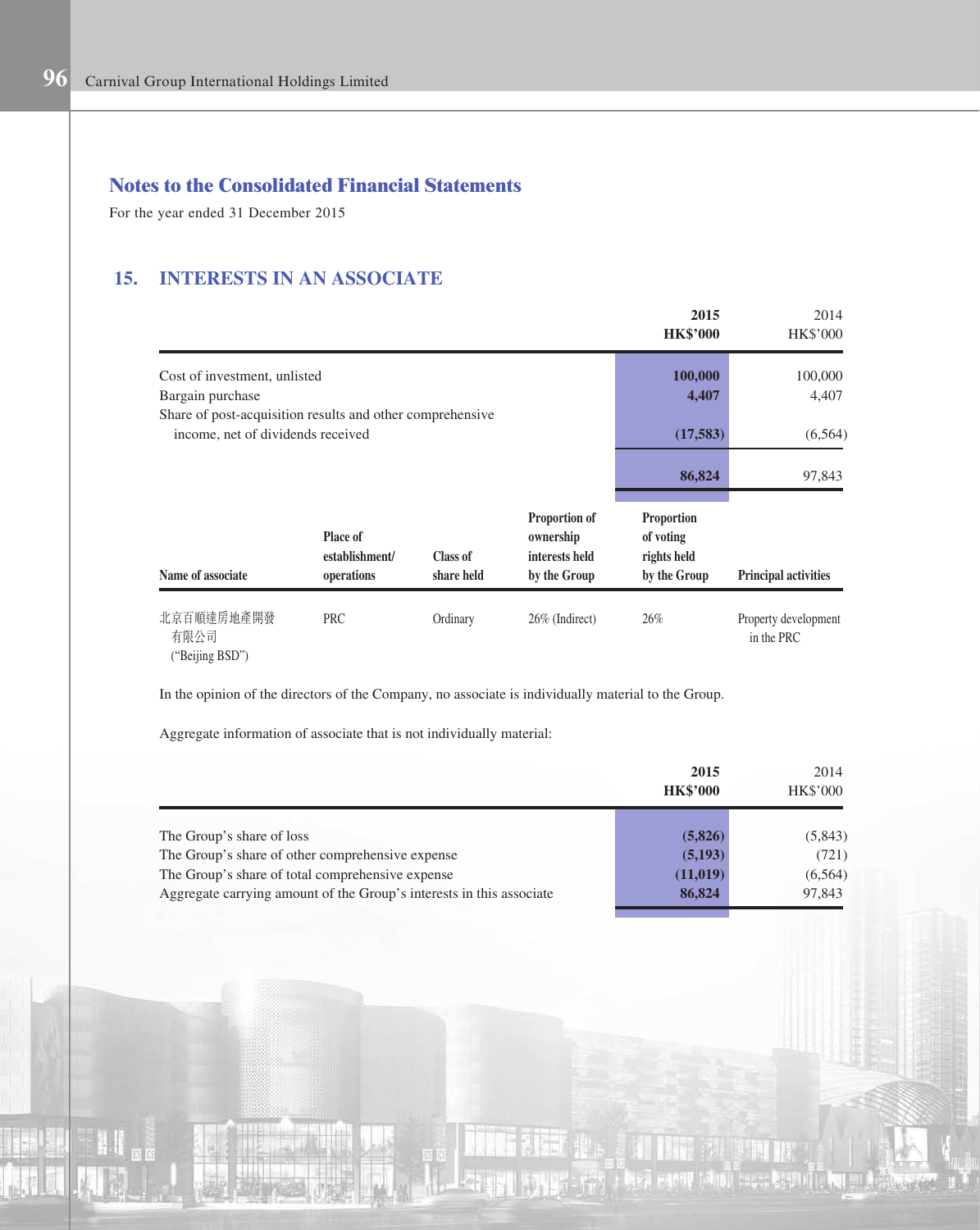## Notes to the Consolidated Financial Statements

For the year ended 31 December 2015

## 15. INTERESTS IN AN ASSOCIATE

| | 2015<br>HK$'000 | 2014<br>HK$'000 |
|---|---|---|
| Cost of investment, unlisted | **100,000** | 100,000 |
| Bargain purchase | **4,407** | 4,407 |
| Share of post-acquisition results and other comprehensive income, net of dividends received | **(17,583)** | (6,564) |
| | **86,824** | 97,843 |

| Name of associate | Place of establishment/ operations | Class of share held | Proportion of ownership interests held by the Group | Proportion of voting rights held by the Group | Principal activities |
|---|---|---|---|---|---|
| 北京百順達房地產開發有限公司 ("Beijing BSD") | PRC | Ordinary | 26% (Indirect) | 26% | Property development in the PRC |

In the opinion of the directors of the Company, no associate is individually material to the Group.

Aggregate information of associate that is not individually material:

| | 2015<br>HK$'000 | 2014<br>HK$'000 |
|---|---|---|
| The Group's share of loss | **(5,826)** | (5,843) |
| The Group's share of other comprehensive expense | **(5,193)** | (721) |
| The Group's share of total comprehensive expense | **(11,019)** | (6,564) |
| Aggregate carrying amount of the Group's interests in this associate | **86,824** | 97,843 |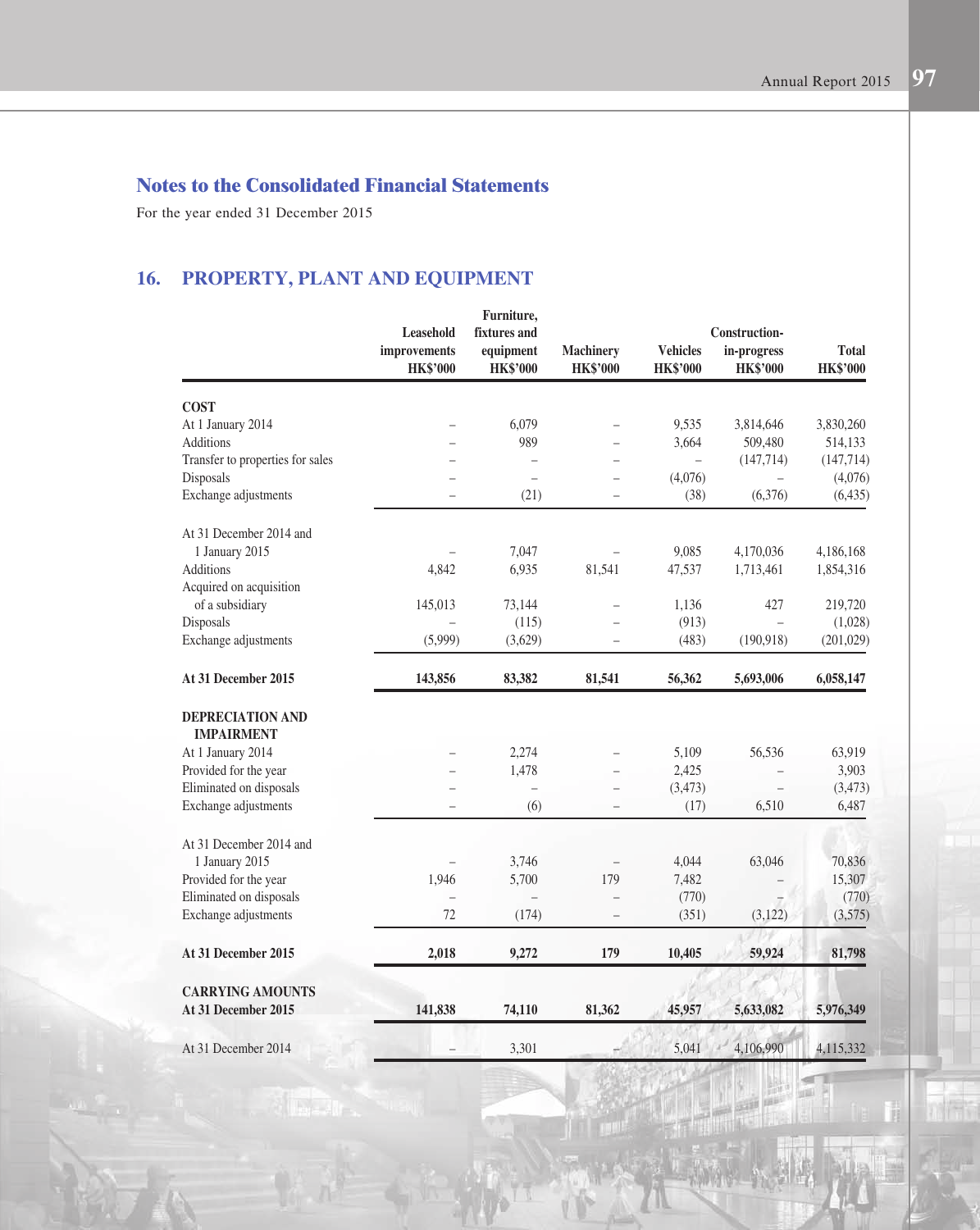## Notes to the Consolidated Financial Statements

For the year ended 31 December 2015

## 16. PROPERTY, PLANT AND EQUIPMENT

| | Leasehold improvements HK$'000 | Furniture, fixtures and equipment HK$'000 | Machinery HK$'000 | Vehicles HK$'000 | Construction-in-progress HK$'000 | Total HK$'000 |
|---|---|---|---|---|---|---|
| **COST** | | | | | | |
| At 1 January 2014 | – | 6,079 | – | 9,535 | 3,814,646 | 3,830,260 |
| Additions | – | 989 | – | 3,664 | 509,480 | 514,133 |
| Transfer to properties for sales | – | – | – | – | (147,714) | (147,714) |
| Disposals | – | – | – | (4,076) | – | (4,076) |
| Exchange adjustments | – | (21) | – | (38) | (6,376) | (6,435) |
| At 31 December 2014 and 1 January 2015 | – | 7,047 | – | 9,085 | 4,170,036 | 4,186,168 |
| Additions | 4,842 | 6,935 | 81,541 | 47,537 | 1,713,461 | 1,854,316 |
| Acquired on acquisition of a subsidiary | 145,013 | 73,144 | – | 1,136 | 427 | 219,720 |
| Disposals | – | (115) | – | (913) | – | (1,028) |
| Exchange adjustments | (5,999) | (3,629) | – | (483) | (190,918) | (201,029) |
| **At 31 December 2015** | **143,856** | **83,382** | **81,541** | **56,362** | **5,693,006** | **6,058,147** |
| **DEPRECIATION AND IMPAIRMENT** | | | | | | |
| At 1 January 2014 | – | 2,274 | – | 5,109 | 56,536 | 63,919 |
| Provided for the year | – | 1,478 | – | 2,425 | – | 3,903 |
| Eliminated on disposals | – | – | – | (3,473) | – | (3,473) |
| Exchange adjustments | – | (6) | – | (17) | 6,510 | 6,487 |
| At 31 December 2014 and 1 January 2015 | – | 3,746 | – | 4,044 | 63,046 | 70,836 |
| Provided for the year | 1,946 | 5,700 | 179 | 7,482 | – | 15,307 |
| Eliminated on disposals | – | – | – | (770) | – | (770) |
| Exchange adjustments | 72 | (174) | – | (351) | (3,122) | (3,575) |
| **At 31 December 2015** | **2,018** | **9,272** | **179** | **10,405** | **59,924** | **81,798** |
| **CARRYING AMOUNTS** | | | | | | |
| **At 31 December 2015** | **141,838** | **74,110** | **81,362** | **45,957** | **5,633,082** | **5,976,349** |
| At 31 December 2014 | – | 3,301 | – | 5,041 | 4,106,990 | 4,115,332 |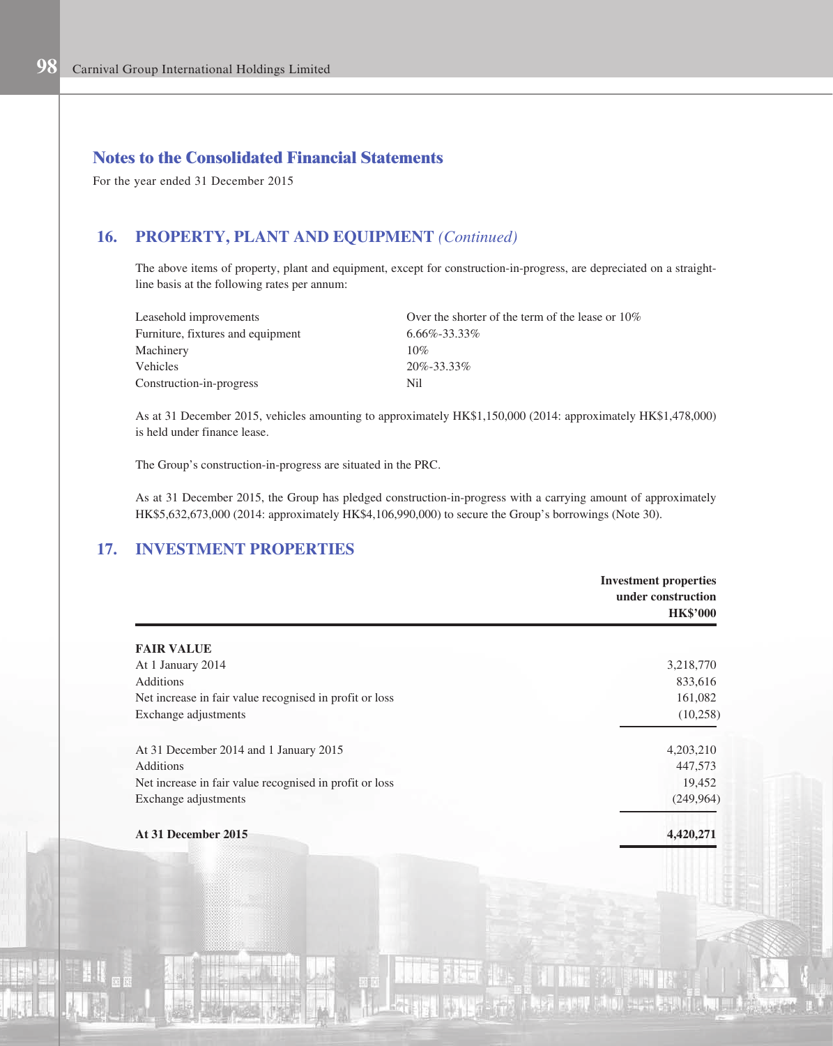## Notes to the Consolidated Financial Statements

For the year ended 31 December 2015

### 16. PROPERTY, PLANT AND EQUIPMENT *(Continued)*

The above items of property, plant and equipment, except for construction-in-progress, are depreciated on a straight-line basis at the following rates per annum:

| | |
|---|---|
| Leasehold improvements | Over the shorter of the term of the lease or 10% |
| Furniture, fixtures and equipment | 6.66%-33.33% |
| Machinery | 10% |
| Vehicles | 20%-33.33% |
| Construction-in-progress | Nil |

As at 31 December 2015, vehicles amounting to approximately HK$1,150,000 (2014: approximately HK$1,478,000) is held under finance lease.

The Group's construction-in-progress are situated in the PRC.

As at 31 December 2015, the Group has pledged construction-in-progress with a carrying amount of approximately HK$5,632,673,000 (2014: approximately HK$4,106,990,000) to secure the Group's borrowings (Note 30).

### 17. INVESTMENT PROPERTIES

| | **Investment properties under construction HK$'000** |
|---|---|
| **FAIR VALUE** | |
| At 1 January 2014 | 3,218,770 |
| Additions | 833,616 |
| Net increase in fair value recognised in profit or loss | 161,082 |
| Exchange adjustments | (10,258) |
| At 31 December 2014 and 1 January 2015 | 4,203,210 |
| Additions | 447,573 |
| Net increase in fair value recognised in profit or loss | 19,452 |
| Exchange adjustments | (249,964) |
| **At 31 December 2015** | **4,420,271** |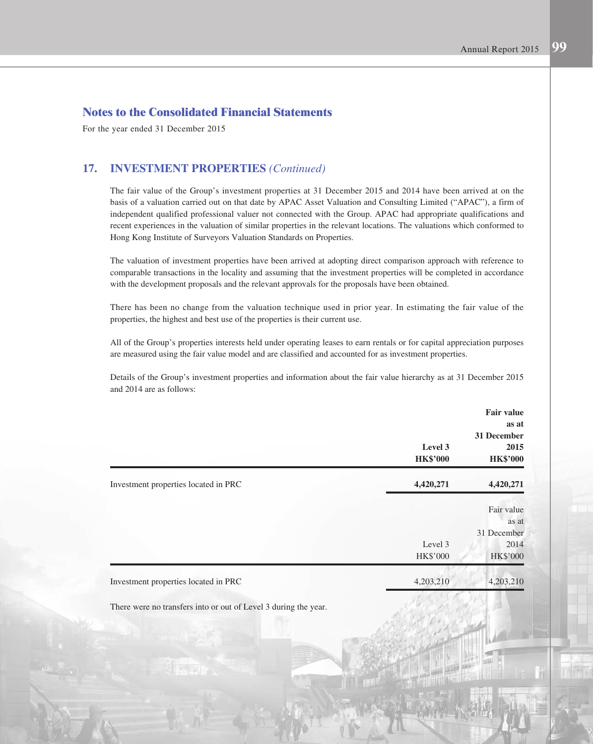## Notes to the Consolidated Financial Statements

For the year ended 31 December 2015

### 17. INVESTMENT PROPERTIES *(Continued)*

The fair value of the Group's investment properties at 31 December 2015 and 2014 have been arrived at on the basis of a valuation carried out on that date by APAC Asset Valuation and Consulting Limited ("APAC"), a firm of independent qualified professional valuer not connected with the Group. APAC had appropriate qualifications and recent experiences in the valuation of similar properties in the relevant locations. The valuations which conformed to Hong Kong Institute of Surveyors Valuation Standards on Properties.

The valuation of investment properties have been arrived at adopting direct comparison approach with reference to comparable transactions in the locality and assuming that the investment properties will be completed in accordance with the development proposals and the relevant approvals for the proposals have been obtained.

There has been no change from the valuation technique used in prior year. In estimating the fair value of the properties, the highest and best use of the properties is their current use.

All of the Group's properties interests held under operating leases to earn rentals or for capital appreciation purposes are measured using the fair value model and are classified and accounted for as investment properties.

Details of the Group's investment properties and information about the fair value hierarchy as at 31 December 2015 and 2014 are as follows:

| | **Level 3**<br>**HK$'000** | **Fair value as at 31 December 2015**<br>**HK$'000** |
|---|---|---|
| Investment properties located in PRC | **4,420,271** | **4,420,271** |

| | Level 3<br>HK$'000 | Fair value as at 31 December 2014<br>HK$'000 |
|---|---|---|
| Investment properties located in PRC | 4,203,210 | 4,203,210 |

There were no transfers into or out of Level 3 during the year.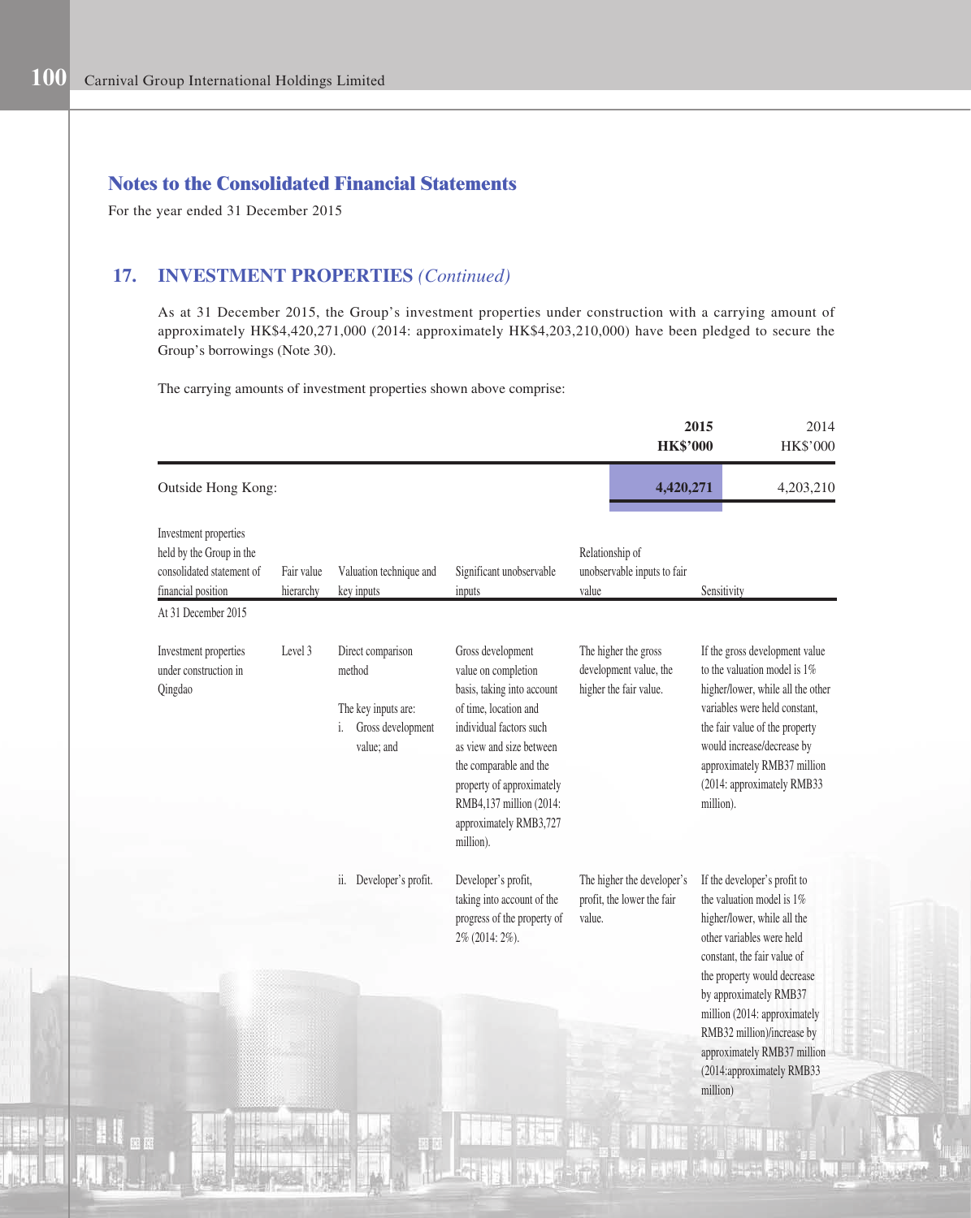## Notes to the Consolidated Financial Statements

For the year ended 31 December 2015

## 17. INVESTMENT PROPERTIES *(Continued)*

As at 31 December 2015, the Group's investment properties under construction with a carrying amount of approximately HK$4,420,271,000 (2014: approximately HK$4,203,210,000) have been pledged to secure the Group's borrowings (Note 30).

The carrying amounts of investment properties shown above comprise:

| | **2015** **HK$'000** | 2014 HK$'000 |
|---|---|---|
| Outside Hong Kong: | **4,420,271** | 4,203,210 |

| Investment properties held by the Group in the consolidated statement of financial position | Fair value hierarchy | Valuation technique and key inputs | Significant unobservable inputs | Relationship of unobservable inputs to fair value | Sensitivity |
|---|---|---|---|---|---|
| At 31 December 2015 | | | | | |
| Investment properties under construction in Qingdao | Level 3 | Direct comparison method<br><br>The key inputs are:<br>i. Gross development value; and | Gross development value on completion basis, taking into account of time, location and individual factors such as view and size between the comparable and the property of approximately RMB4,137 million (2014: approximately RMB3,727 million). | The higher the gross development value, the higher the fair value. | If the gross development value to the valuation model is 1% higher/lower, while all the other variables were held constant, the fair value of the property would increase/decrease by approximately RMB37 million (2014: approximately RMB33 million). |
| | | ii. Developer's profit. | Developer's profit, taking into account of the progress of the property of 2% (2014: 2%). | The higher the developer's profit, the lower the fair value. | If the developer's profit to the valuation model is 1% higher/lower, while all the other variables were held constant, the fair value of the property would decrease by approximately RMB37 million (2014: approximately RMB32 million)/increase by approximately RMB37 million (2014:approximately RMB33 million) |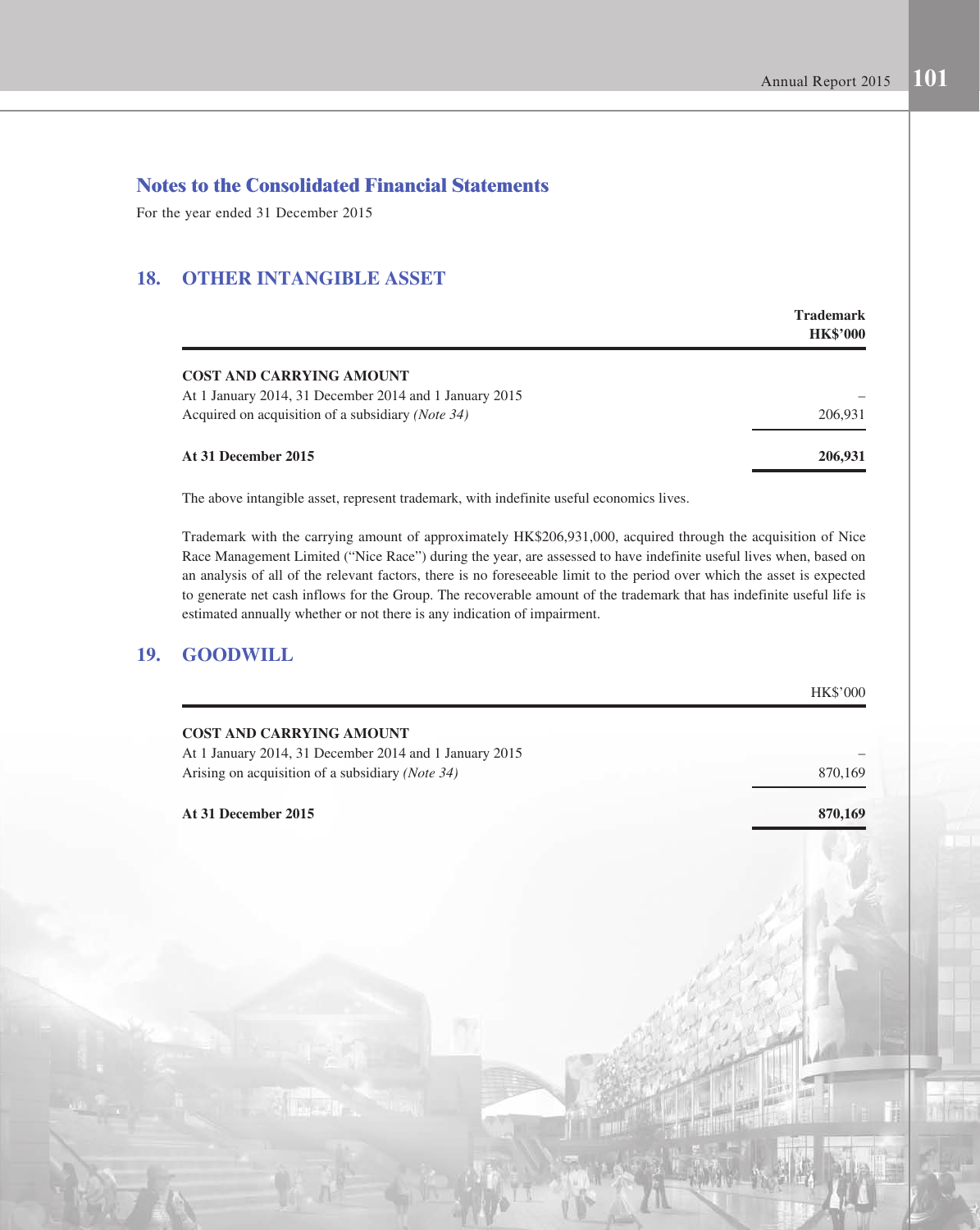## Notes to the Consolidated Financial Statements

For the year ended 31 December 2015

### 18. OTHER INTANGIBLE ASSET

| | Trademark HK$'000 |
|---|---|
| **COST AND CARRYING AMOUNT** | |
| At 1 January 2014, 31 December 2014 and 1 January 2015 | – |
| Acquired on acquisition of a subsidiary *(Note 34)* | 206,931 |
| **At 31 December 2015** | **206,931** |

The above intangible asset, represent trademark, with indefinite useful economics lives.

Trademark with the carrying amount of approximately HK$206,931,000, acquired through the acquisition of Nice Race Management Limited ("Nice Race") during the year, are assessed to have indefinite useful lives when, based on an analysis of all of the relevant factors, there is no foreseeable limit to the period over which the asset is expected to generate net cash inflows for the Group. The recoverable amount of the trademark that has indefinite useful life is estimated annually whether or not there is any indication of impairment.

### 19. GOODWILL

| | HK$'000 |
|---|---|
| **COST AND CARRYING AMOUNT** | |
| At 1 January 2014, 31 December 2014 and 1 January 2015 | – |
| Arising on acquisition of a subsidiary *(Note 34)* | 870,169 |
| **At 31 December 2015** | **870,169** |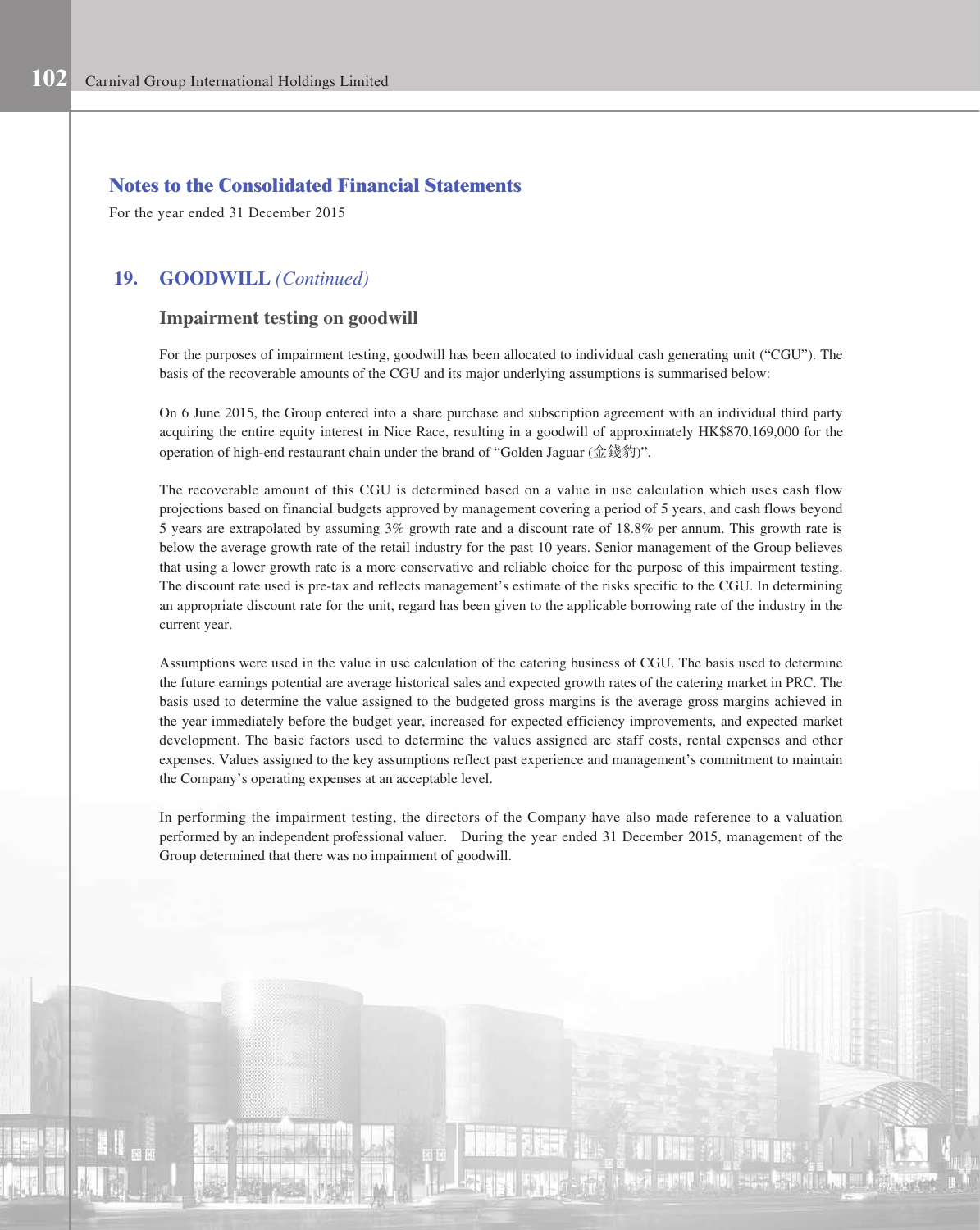## Notes to the Consolidated Financial Statements

For the year ended 31 December 2015

## 19. GOODWILL *(Continued)*

### Impairment testing on goodwill

For the purposes of impairment testing, goodwill has been allocated to individual cash generating unit ("CGU"). The basis of the recoverable amounts of the CGU and its major underlying assumptions is summarised below:

On 6 June 2015, the Group entered into a share purchase and subscription agreement with an individual third party acquiring the entire equity interest in Nice Race, resulting in a goodwill of approximately HK$870,169,000 for the operation of high-end restaurant chain under the brand of "Golden Jaguar (金錢豹)".

The recoverable amount of this CGU is determined based on a value in use calculation which uses cash flow projections based on financial budgets approved by management covering a period of 5 years, and cash flows beyond 5 years are extrapolated by assuming 3% growth rate and a discount rate of 18.8% per annum. This growth rate is below the average growth rate of the retail industry for the past 10 years. Senior management of the Group believes that using a lower growth rate is a more conservative and reliable choice for the purpose of this impairment testing. The discount rate used is pre-tax and reflects management's estimate of the risks specific to the CGU. In determining an appropriate discount rate for the unit, regard has been given to the applicable borrowing rate of the industry in the current year.

Assumptions were used in the value in use calculation of the catering business of CGU. The basis used to determine the future earnings potential are average historical sales and expected growth rates of the catering market in PRC. The basis used to determine the value assigned to the budgeted gross margins is the average gross margins achieved in the year immediately before the budget year, increased for expected efficiency improvements, and expected market development. The basic factors used to determine the values assigned are staff costs, rental expenses and other expenses. Values assigned to the key assumptions reflect past experience and management's commitment to maintain the Company's operating expenses at an acceptable level.

In performing the impairment testing, the directors of the Company have also made reference to a valuation performed by an independent professional valuer. During the year ended 31 December 2015, management of the Group determined that there was no impairment of goodwill.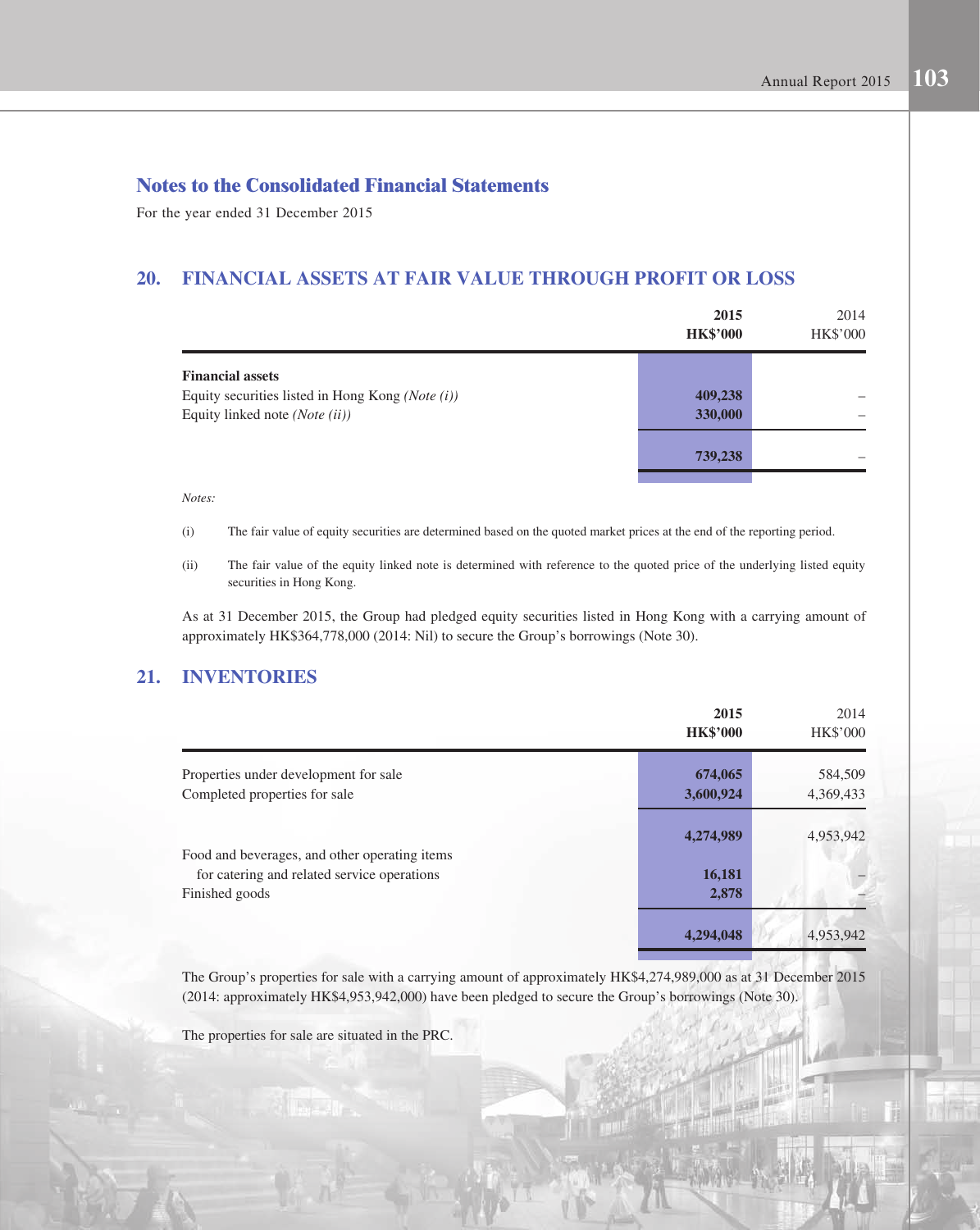## Notes to the Consolidated Financial Statements

For the year ended 31 December 2015

## 20. FINANCIAL ASSETS AT FAIR VALUE THROUGH PROFIT OR LOSS

| | **2015** **HK$'000** | 2014 HK$'000 |
|---|---|---|
| **Financial assets** | | |
| Equity securities listed in Hong Kong *(Note (i))* | **409,238** | – |
| Equity linked note *(Note (ii))* | **330,000** | – |
| | **739,238** | – |

*Notes:*

(i) The fair value of equity securities are determined based on the quoted market prices at the end of the reporting period.

(ii) The fair value of the equity linked note is determined with reference to the quoted price of the underlying listed equity securities in Hong Kong.

As at 31 December 2015, the Group had pledged equity securities listed in Hong Kong with a carrying amount of approximately HK$364,778,000 (2014: Nil) to secure the Group's borrowings (Note 30).

## 21. INVENTORIES

| | **2015** **HK$'000** | 2014 HK$'000 |
|---|---|---|
| Properties under development for sale | **674,065** | 584,509 |
| Completed properties for sale | **3,600,924** | 4,369,433 |
| | **4,274,989** | 4,953,942 |
| Food and beverages, and other operating items for catering and related service operations | **16,181** | – |
| Finished goods | **2,878** | – |
| | **4,294,048** | 4,953,942 |

The Group's properties for sale with a carrying amount of approximately HK$4,274,989,000 as at 31 December 2015 (2014: approximately HK$4,953,942,000) have been pledged to secure the Group's borrowings (Note 30).

The properties for sale are situated in the PRC.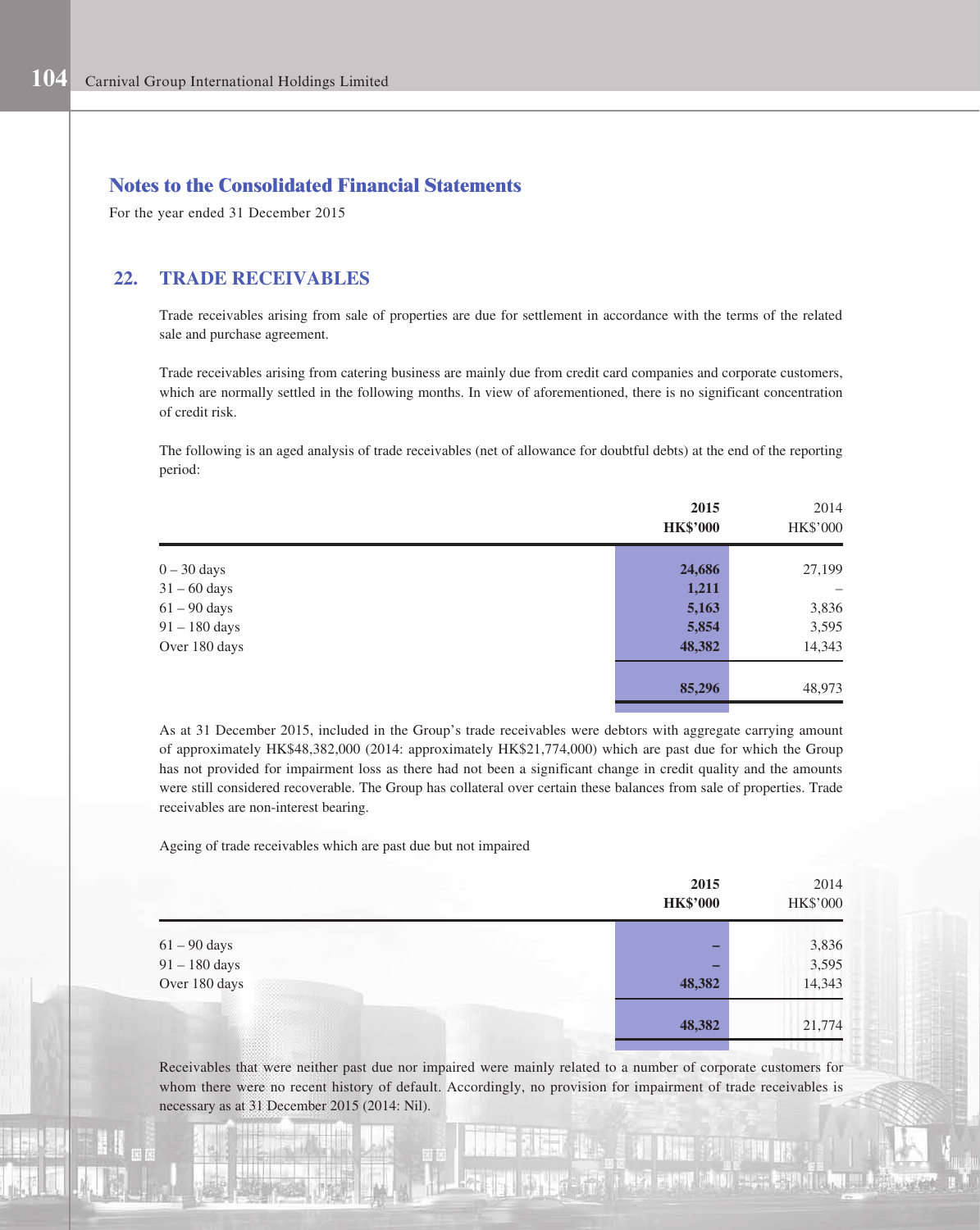# Notes to the Consolidated Financial Statements

For the year ended 31 December 2015

## 22. TRADE RECEIVABLES

Trade receivables arising from sale of properties are due for settlement in accordance with the terms of the related sale and purchase agreement.

Trade receivables arising from catering business are mainly due from credit card companies and corporate customers, which are normally settled in the following months. In view of aforementioned, there is no significant concentration of credit risk.

The following is an aged analysis of trade receivables (net of allowance for doubtful debts) at the end of the reporting period:

| | **2015** | 2014 |
|---|---|---|
| | **HK$'000** | HK$'000 |
| 0 – 30 days | **24,686** | 27,199 |
| 31 – 60 days | **1,211** | – |
| 61 – 90 days | **5,163** | 3,836 |
| 91 – 180 days | **5,854** | 3,595 |
| Over 180 days | **48,382** | 14,343 |
| | **85,296** | 48,973 |

As at 31 December 2015, included in the Group's trade receivables were debtors with aggregate carrying amount of approximately HK$48,382,000 (2014: approximately HK$21,774,000) which are past due for which the Group has not provided for impairment loss as there had not been a significant change in credit quality and the amounts were still considered recoverable. The Group has collateral over certain these balances from sale of properties. Trade receivables are non-interest bearing.

Ageing of trade receivables which are past due but not impaired

| | **2015** | 2014 |
|---|---|---|
| | **HK$'000** | HK$'000 |
| 61 – 90 days | **–** | 3,836 |
| 91 – 180 days | **–** | 3,595 |
| Over 180 days | **48,382** | 14,343 |
| | **48,382** | 21,774 |

Receivables that were neither past due nor impaired were mainly related to a number of corporate customers for whom there were no recent history of default. Accordingly, no provision for impairment of trade receivables is necessary as at 31 December 2015 (2014: Nil).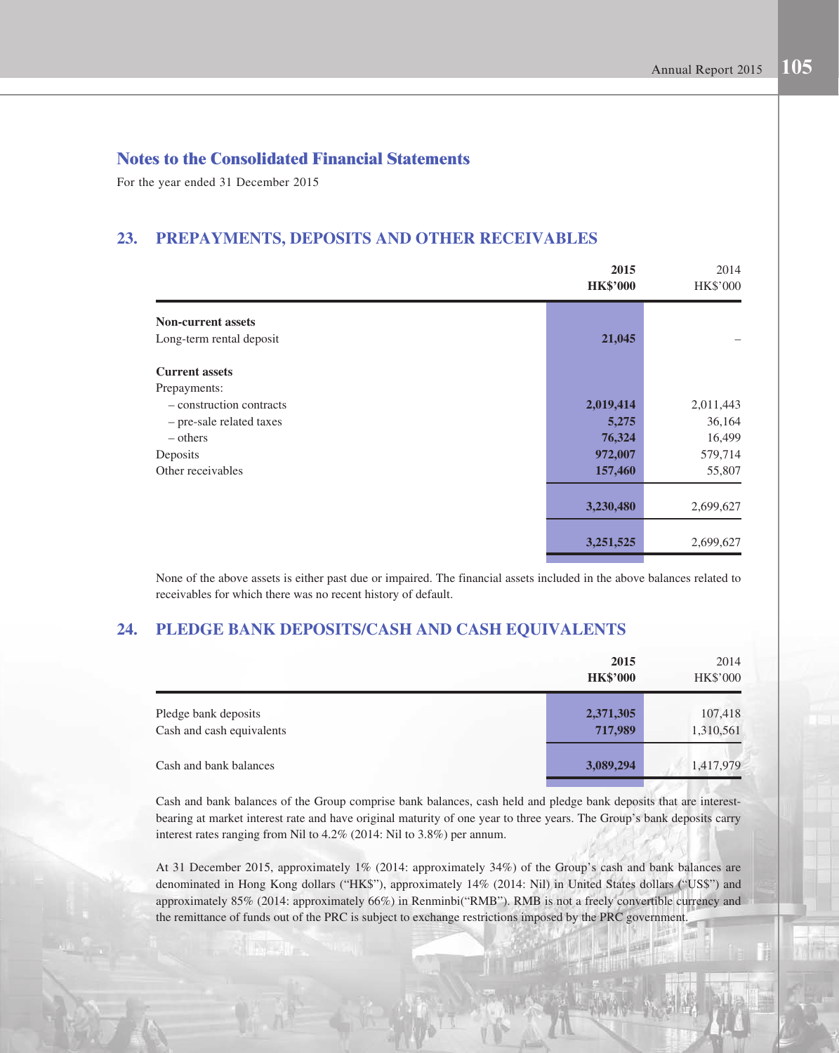## Notes to the Consolidated Financial Statements

For the year ended 31 December 2015

## 23. PREPAYMENTS, DEPOSITS AND OTHER RECEIVABLES

| | **2015** **HK$'000** | 2014 HK$'000 |
|---|---|---|
| **Non-current assets** | | |
| Long-term rental deposit | **21,045** | – |
| **Current assets** | | |
| Prepayments: | | |
| – construction contracts | **2,019,414** | 2,011,443 |
| – pre-sale related taxes | **5,275** | 36,164 |
| – others | **76,324** | 16,499 |
| Deposits | **972,007** | 579,714 |
| Other receivables | **157,460** | 55,807 |
| | **3,230,480** | 2,699,627 |
| | **3,251,525** | 2,699,627 |

None of the above assets is either past due or impaired. The financial assets included in the above balances related to receivables for which there was no recent history of default.

## 24. PLEDGE BANK DEPOSITS/CASH AND CASH EQUIVALENTS

| | **2015** **HK$'000** | 2014 HK$'000 |
|---|---|---|
| Pledge bank deposits | **2,371,305** | 107,418 |
| Cash and cash equivalents | **717,989** | 1,310,561 |
| Cash and bank balances | **3,089,294** | 1,417,979 |

Cash and bank balances of the Group comprise bank balances, cash held and pledge bank deposits that are interest-bearing at market interest rate and have original maturity of one year to three years. The Group's bank deposits carry interest rates ranging from Nil to 4.2% (2014: Nil to 3.8%) per annum.

At 31 December 2015, approximately 1% (2014: approximately 34%) of the Group's cash and bank balances are denominated in Hong Kong dollars ("HK$"), approximately 14% (2014: Nil) in United States dollars ("US$") and approximately 85% (2014: approximately 66%) in Renminbi("RMB"). RMB is not a freely convertible currency and the remittance of funds out of the PRC is subject to exchange restrictions imposed by the PRC government.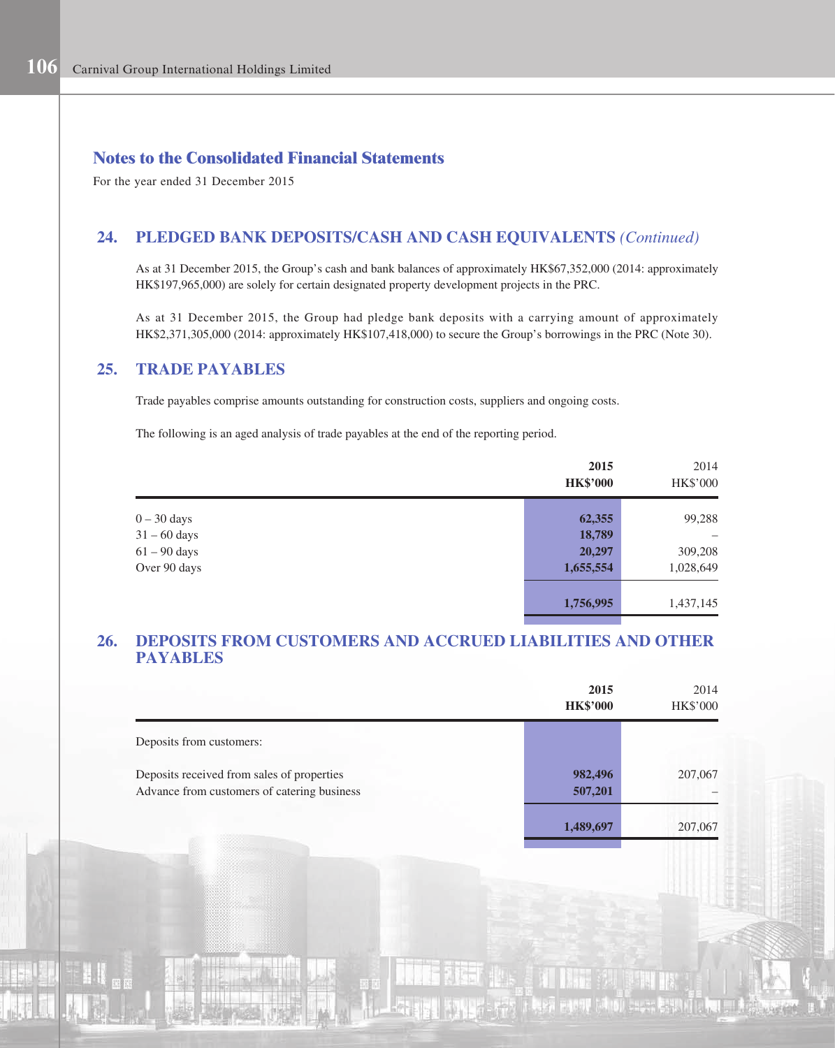## Notes to the Consolidated Financial Statements

For the year ended 31 December 2015

## 24. PLEDGED BANK DEPOSITS/CASH AND CASH EQUIVALENTS *(Continued)*

As at 31 December 2015, the Group's cash and bank balances of approximately HK$67,352,000 (2014: approximately HK$197,965,000) are solely for certain designated property development projects in the PRC.

As at 31 December 2015, the Group had pledge bank deposits with a carrying amount of approximately HK$2,371,305,000 (2014: approximately HK$107,418,000) to secure the Group's borrowings in the PRC (Note 30).

## 25. TRADE PAYABLES

Trade payables comprise amounts outstanding for construction costs, suppliers and ongoing costs.

The following is an aged analysis of trade payables at the end of the reporting period.

| | **2015** **HK$'000** | 2014 HK$'000 |
|---|---|---|
| 0 – 30 days | **62,355** | 99,288 |
| 31 – 60 days | **18,789** | – |
| 61 – 90 days | **20,297** | 309,208 |
| Over 90 days | **1,655,554** | 1,028,649 |
| | **1,756,995** | 1,437,145 |

## 26. DEPOSITS FROM CUSTOMERS AND ACCRUED LIABILITIES AND OTHER PAYABLES

| | **2015** **HK$'000** | 2014 HK$'000 |
|---|---|---|
| Deposits from customers: | | |
| Deposits received from sales of properties | **982,496** | 207,067 |
| Advance from customers of catering business | **507,201** | – |
| | **1,489,697** | 207,067 |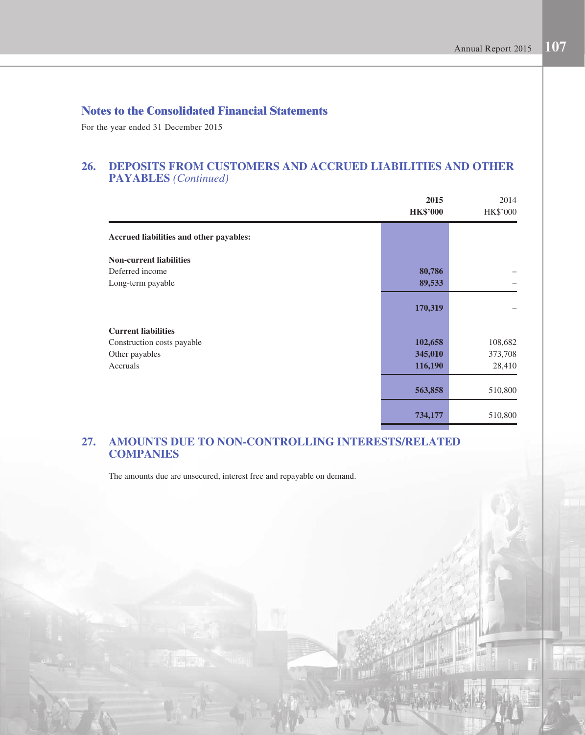## Notes to the Consolidated Financial Statements

For the year ended 31 December 2015

## 26. DEPOSITS FROM CUSTOMERS AND ACCRUED LIABILITIES AND OTHER PAYABLES *(Continued)*

| | **2015** **HK$'000** | 2014 HK$'000 |
|---|---|---|
| **Accrued liabilities and other payables:** | | |
| **Non-current liabilities** | | |
| Deferred income | **80,786** | – |
| Long-term payable | **89,533** | – |
| | **170,319** | – |
| **Current liabilities** | | |
| Construction costs payable | **102,658** | 108,682 |
| Other payables | **345,010** | 373,708 |
| Accruals | **116,190** | 28,410 |
| | **563,858** | 510,800 |
| | **734,177** | 510,800 |

## 27. AMOUNTS DUE TO NON-CONTROLLING INTERESTS/RELATED COMPANIES

The amounts due are unsecured, interest free and repayable on demand.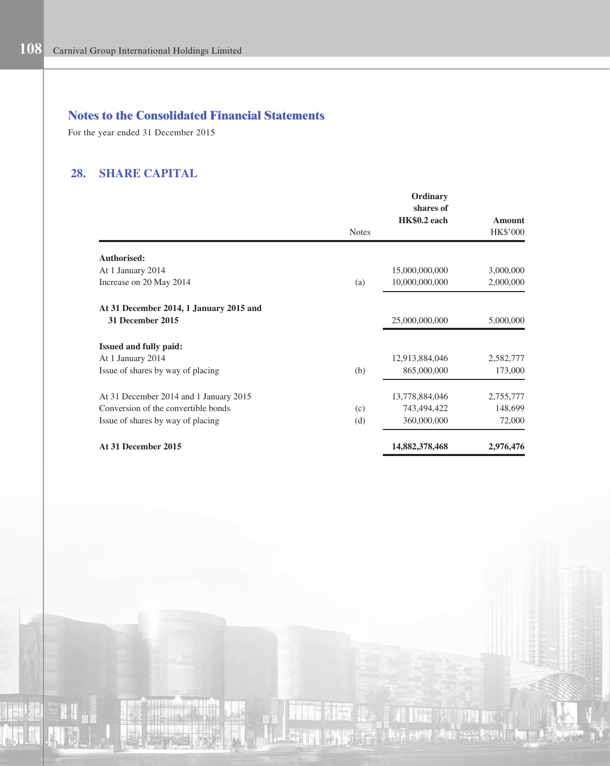## Notes to the Consolidated Financial Statements

For the year ended 31 December 2015

### 28. SHARE CAPITAL

| | Notes | Ordinary shares of HK$0.2 each | Amount HK$'000 |
|---|---|---|---|
| **Authorised:** | | | |
| At 1 January 2014 | | 15,000,000,000 | 3,000,000 |
| Increase on 20 May 2014 | (a) | 10,000,000,000 | 2,000,000 |
| **At 31 December 2014, 1 January 2015 and 31 December 2015** | | 25,000,000,000 | 5,000,000 |
| **Issued and fully paid:** | | | |
| At 1 January 2014 | | 12,913,884,046 | 2,582,777 |
| Issue of shares by way of placing | (b) | 865,000,000 | 173,000 |
| At 31 December 2014 and 1 January 2015 | | 13,778,884,046 | 2,755,777 |
| Conversion of the convertible bonds | (c) | 743,494,422 | 148,699 |
| Issue of shares by way of placing | (d) | 360,000,000 | 72,000 |
| **At 31 December 2015** | | **14,882,378,468** | **2,976,476** |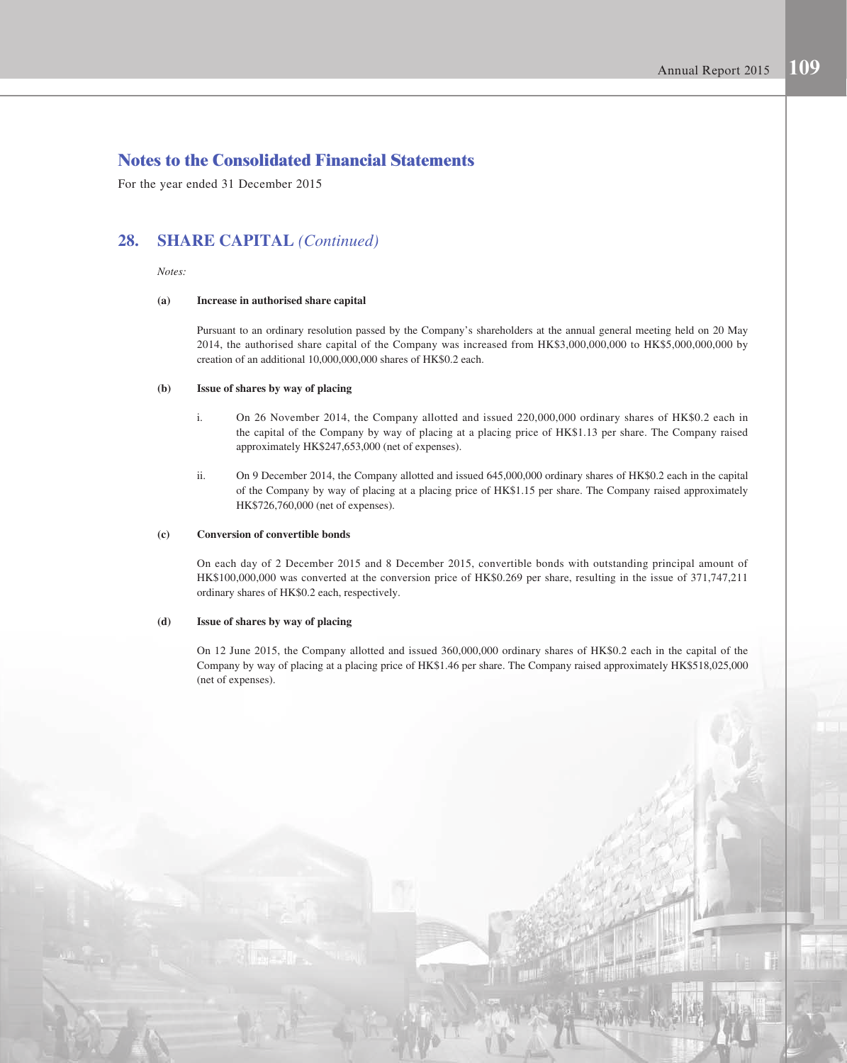# Notes to the Consolidated Financial Statements

For the year ended 31 December 2015

## 28. SHARE CAPITAL *(Continued)*

*Notes:*

**(a) Increase in authorised share capital**

Pursuant to an ordinary resolution passed by the Company's shareholders at the annual general meeting held on 20 May 2014, the authorised share capital of the Company was increased from HK$3,000,000,000 to HK$5,000,000,000 by creation of an additional 10,000,000,000 shares of HK$0.2 each.

**(b) Issue of shares by way of placing**

i. On 26 November 2014, the Company allotted and issued 220,000,000 ordinary shares of HK$0.2 each in the capital of the Company by way of placing at a placing price of HK$1.13 per share. The Company raised approximately HK$247,653,000 (net of expenses).

ii. On 9 December 2014, the Company allotted and issued 645,000,000 ordinary shares of HK$0.2 each in the capital of the Company by way of placing at a placing price of HK$1.15 per share. The Company raised approximately HK$726,760,000 (net of expenses).

**(c) Conversion of convertible bonds**

On each day of 2 December 2015 and 8 December 2015, convertible bonds with outstanding principal amount of HK$100,000,000 was converted at the conversion price of HK$0.269 per share, resulting in the issue of 371,747,211 ordinary shares of HK$0.2 each, respectively.

**(d) Issue of shares by way of placing**

On 12 June 2015, the Company allotted and issued 360,000,000 ordinary shares of HK$0.2 each in the capital of the Company by way of placing at a placing price of HK$1.46 per share. The Company raised approximately HK$518,025,000 (net of expenses).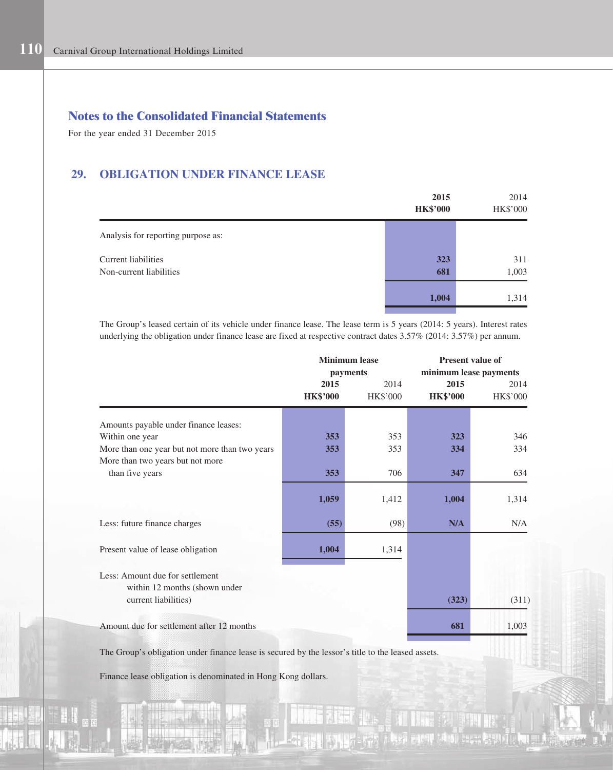## Notes to the Consolidated Financial Statements

For the year ended 31 December 2015

### 29. OBLIGATION UNDER FINANCE LEASE

| | 2015<br>HK$'000 | 2014<br>HK$'000 |
|---|---|---|
| Analysis for reporting purpose as: | | |
| Current liabilities | **323** | 311 |
| Non-current liabilities | **681** | 1,003 |
| | **1,004** | 1,314 |

The Group's leased certain of its vehicle under finance lease. The lease term is 5 years (2014: 5 years). Interest rates underlying the obligation under finance lease are fixed at respective contract dates 3.57% (2014: 3.57%) per annum.

| | Minimum lease payments | | Present value of minimum lease payments | |
|---|---|---|---|---|
| | 2015<br>HK$'000 | 2014<br>HK$'000 | 2015<br>HK$'000 | 2014<br>HK$'000 |
| Amounts payable under finance leases: | | | | |
| Within one year | **353** | 353 | **323** | 346 |
| More than one year but not more than two years | **353** | 353 | **334** | 334 |
| More than two years but not more than five years | **353** | 706 | **347** | 634 |
| | **1,059** | 1,412 | **1,004** | 1,314 |
| Less: future finance charges | **(55)** | (98) | **N/A** | N/A |
| Present value of lease obligation | **1,004** | 1,314 | | |
| Less: Amount due for settlement within 12 months (shown under current liabilities) | | | **(323)** | (311) |
| Amount due for settlement after 12 months | | | **681** | 1,003 |

The Group's obligation under finance lease is secured by the lessor's title to the leased assets.

Finance lease obligation is denominated in Hong Kong dollars.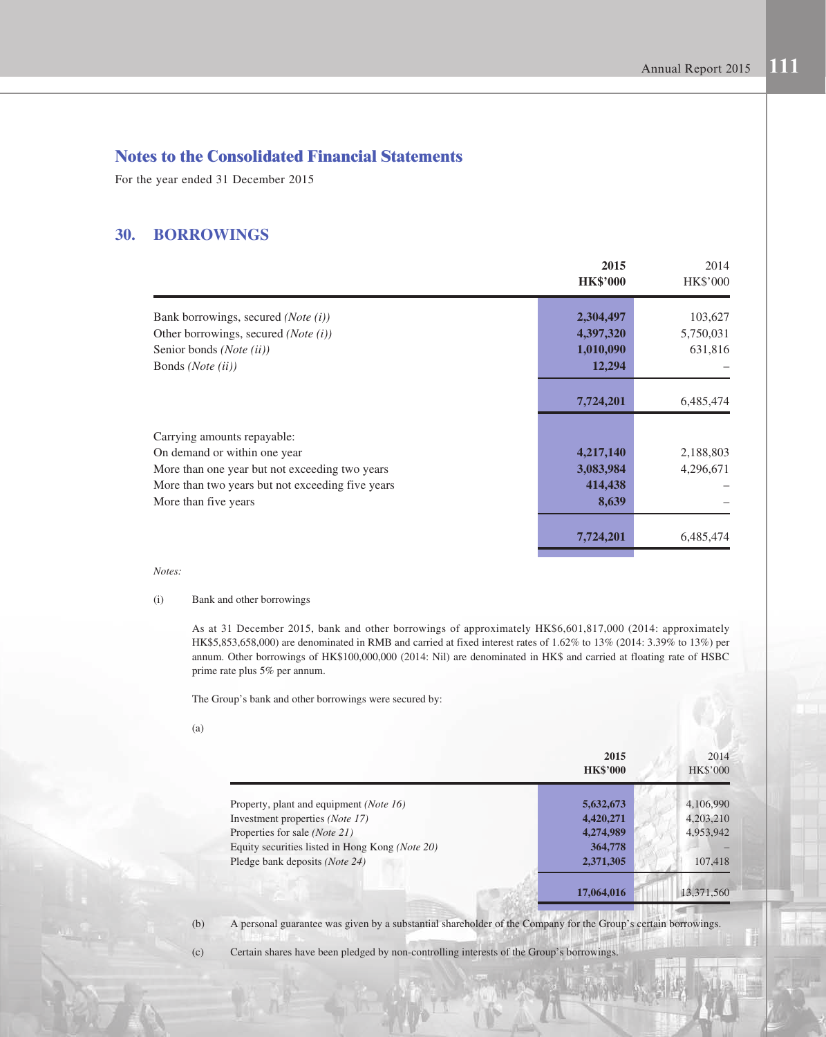## Notes to the Consolidated Financial Statements

For the year ended 31 December 2015

## 30. BORROWINGS

| | 2015<br>HK$'000 | 2014<br>HK$'000 |
|---|---|---|
| Bank borrowings, secured *(Note (i))* | **2,304,497** | 103,627 |
| Other borrowings, secured *(Note (i))* | **4,397,320** | 5,750,031 |
| Senior bonds *(Note (ii))* | **1,010,090** | 631,816 |
| Bonds *(Note (ii))* | **12,294** | – |
| | **7,724,201** | 6,485,474 |
| Carrying amounts repayable: | | |
| On demand or within one year | **4,217,140** | 2,188,803 |
| More than one year but not exceeding two years | **3,083,984** | 4,296,671 |
| More than two years but not exceeding five years | **414,438** | – |
| More than five years | **8,639** | – |
| | **7,724,201** | 6,485,474 |

*Notes:*

(i) Bank and other borrowings

As at 31 December 2015, bank and other borrowings of approximately HK$6,601,817,000 (2014: approximately HK$5,853,658,000) are denominated in RMB and carried at fixed interest rates of 1.62% to 13% (2014: 3.39% to 13%) per annum. Other borrowings of HK$100,000,000 (2014: Nil) are denominated in HK$ and carried at floating rate of HSBC prime rate plus 5% per annum.

The Group's bank and other borrowings were secured by:

(a)

| | 2015<br>HK$'000 | 2014<br>HK$'000 |
|---|---|---|
| Property, plant and equipment *(Note 16)* | **5,632,673** | 4,106,990 |
| Investment properties *(Note 17)* | **4,420,271** | 4,203,210 |
| Properties for sale *(Note 21)* | **4,274,989** | 4,953,942 |
| Equity securities listed in Hong Kong *(Note 20)* | **364,778** | – |
| Pledge bank deposits *(Note 24)* | **2,371,305** | 107,418 |
| | **17,064,016** | 13,371,560 |

(b) A personal guarantee was given by a substantial shareholder of the Company for the Group's certain borrowings.

(c) Certain shares have been pledged by non-controlling interests of the Group's borrowings.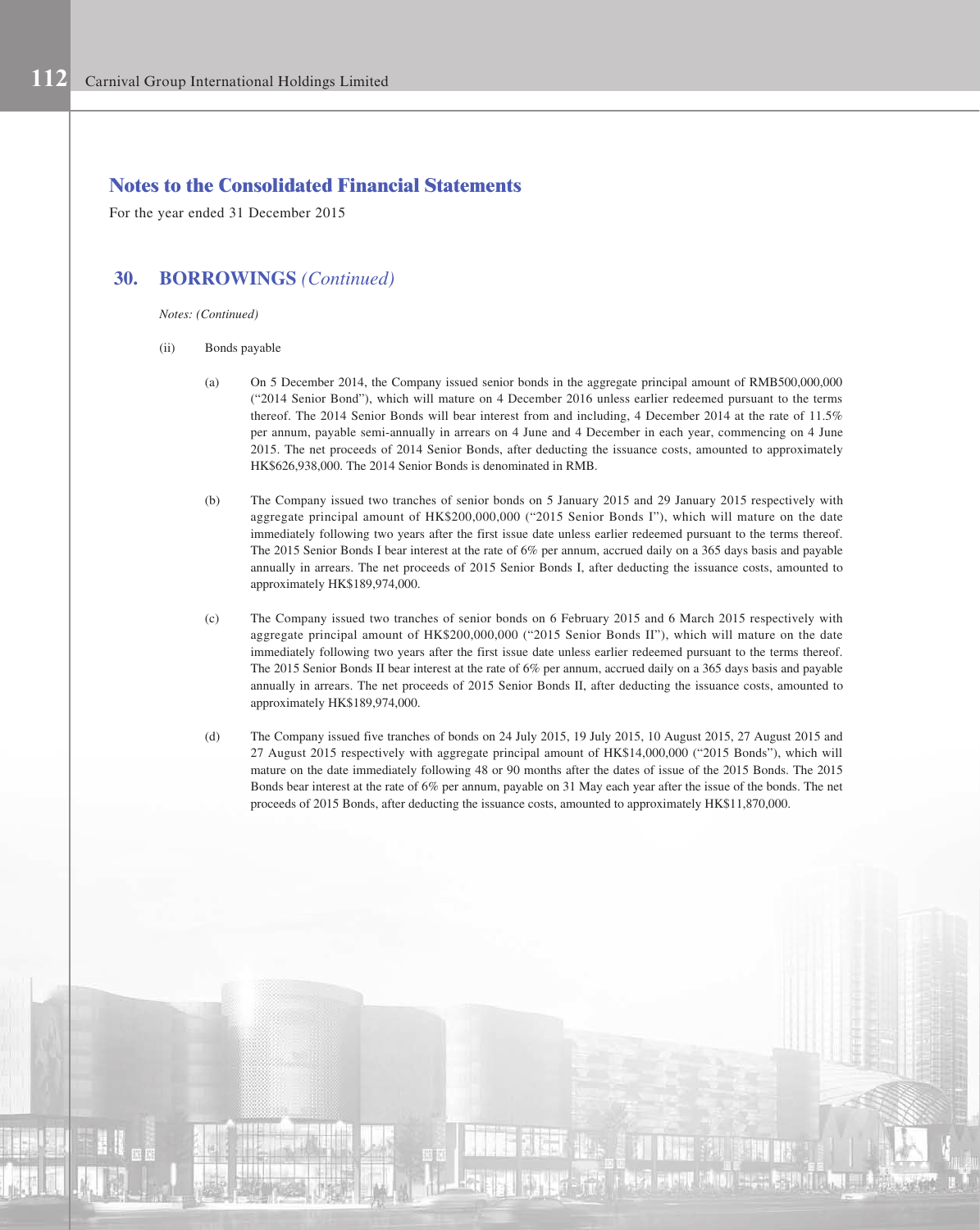# Notes to the Consolidated Financial Statements

For the year ended 31 December 2015

## 30. BORROWINGS *(Continued)*

*Notes: (Continued)*

(ii) Bonds payable

(a) On 5 December 2014, the Company issued senior bonds in the aggregate principal amount of RMB500,000,000 ("2014 Senior Bond"), which will mature on 4 December 2016 unless earlier redeemed pursuant to the terms thereof. The 2014 Senior Bonds will bear interest from and including, 4 December 2014 at the rate of 11.5% per annum, payable semi-annually in arrears on 4 June and 4 December in each year, commencing on 4 June 2015. The net proceeds of 2014 Senior Bonds, after deducting the issuance costs, amounted to approximately HK$626,938,000. The 2014 Senior Bonds is denominated in RMB.

(b) The Company issued two tranches of senior bonds on 5 January 2015 and 29 January 2015 respectively with aggregate principal amount of HK$200,000,000 ("2015 Senior Bonds I"), which will mature on the date immediately following two years after the first issue date unless earlier redeemed pursuant to the terms thereof. The 2015 Senior Bonds I bear interest at the rate of 6% per annum, accrued daily on a 365 days basis and payable annually in arrears. The net proceeds of 2015 Senior Bonds I, after deducting the issuance costs, amounted to approximately HK$189,974,000.

(c) The Company issued two tranches of senior bonds on 6 February 2015 and 6 March 2015 respectively with aggregate principal amount of HK$200,000,000 ("2015 Senior Bonds II"), which will mature on the date immediately following two years after the first issue date unless earlier redeemed pursuant to the terms thereof. The 2015 Senior Bonds II bear interest at the rate of 6% per annum, accrued daily on a 365 days basis and payable annually in arrears. The net proceeds of 2015 Senior Bonds II, after deducting the issuance costs, amounted to approximately HK$189,974,000.

(d) The Company issued five tranches of bonds on 24 July 2015, 19 July 2015, 10 August 2015, 27 August 2015 and 27 August 2015 respectively with aggregate principal amount of HK$14,000,000 ("2015 Bonds"), which will mature on the date immediately following 48 or 90 months after the dates of issue of the 2015 Bonds. The 2015 Bonds bear interest at the rate of 6% per annum, payable on 31 May each year after the issue of the bonds. The net proceeds of 2015 Bonds, after deducting the issuance costs, amounted to approximately HK$11,870,000.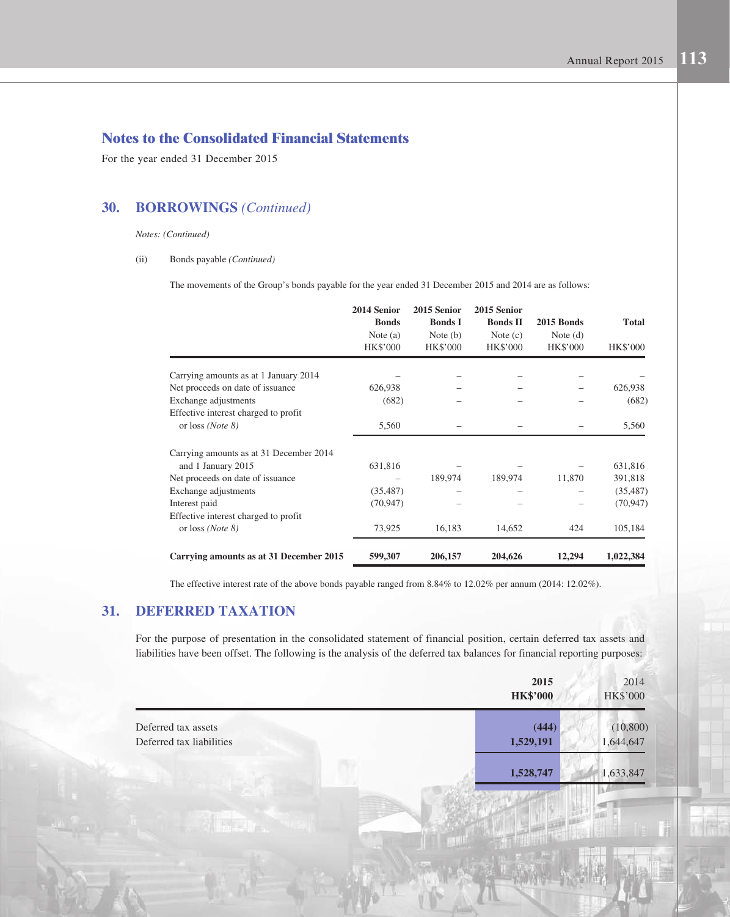## Notes to the Consolidated Financial Statements

For the year ended 31 December 2015

## 30. BORROWINGS *(Continued)*

*Notes: (Continued)*

(ii) Bonds payable *(Continued)*

The movements of the Group's bonds payable for the year ended 31 December 2015 and 2014 are as follows:

| | **2014 Senior Bonds** Note (a) HK$'000 | **2015 Senior Bonds I** Note (b) HK$'000 | **2015 Senior Bonds II** Note (c) HK$'000 | **2015 Bonds** Note (d) HK$'000 | **Total** HK$'000 |
|---|---|---|---|---|---|
| Carrying amounts as at 1 January 2014 | – | – | – | – | – |
| Net proceeds on date of issuance | 626,938 | – | – | – | 626,938 |
| Exchange adjustments | (682) | – | – | – | (682) |
| Effective interest charged to profit or loss *(Note 8)* | 5,560 | – | – | – | 5,560 |
| Carrying amounts as at 31 December 2014 and 1 January 2015 | 631,816 | – | – | – | 631,816 |
| Net proceeds on date of issuance | – | 189,974 | 189,974 | 11,870 | 391,818 |
| Exchange adjustments | (35,487) | – | – | – | (35,487) |
| Interest paid | (70,947) | – | – | – | (70,947) |
| Effective interest charged to profit or loss *(Note 8)* | 73,925 | 16,183 | 14,652 | 424 | 105,184 |
| **Carrying amounts as at 31 December 2015** | **599,307** | **206,157** | **204,626** | **12,294** | **1,022,384** |

The effective interest rate of the above bonds payable ranged from 8.84% to 12.02% per annum (2014: 12.02%).

## 31. DEFERRED TAXATION

For the purpose of presentation in the consolidated statement of financial position, certain deferred tax assets and liabilities have been offset. The following is the analysis of the deferred tax balances for financial reporting purposes:

| | **2015** **HK$'000** | 2014 HK$'000 |
|---|---|---|
| Deferred tax assets | **(444)** | (10,800) |
| Deferred tax liabilities | **1,529,191** | 1,644,647 |
| | **1,528,747** | 1,633,847 |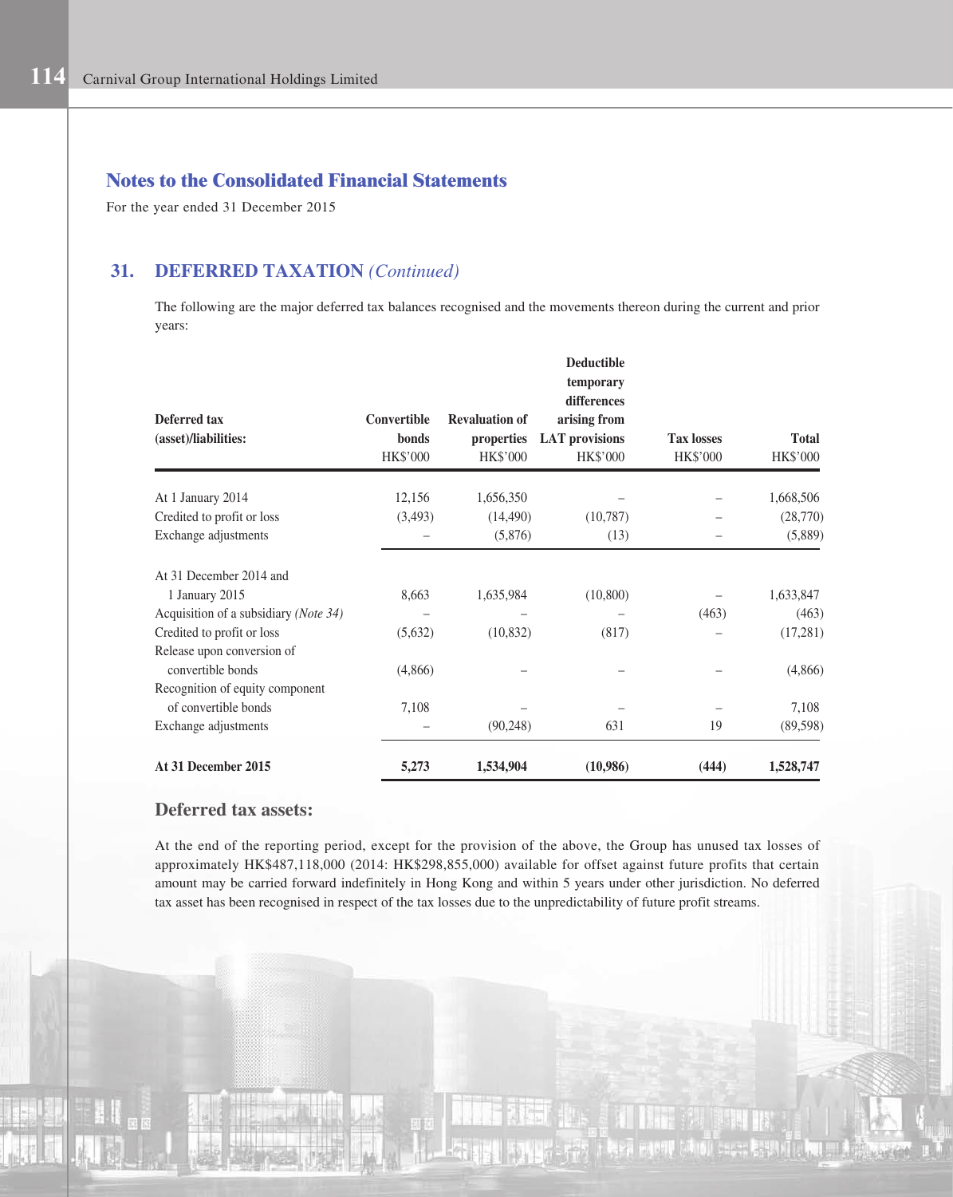## Notes to the Consolidated Financial Statements

For the year ended 31 December 2015

### 31. DEFERRED TAXATION *(Continued)*

The following are the major deferred tax balances recognised and the movements thereon during the current and prior years:

| Deferred tax (asset)/liabilities: | Convertible bonds HK$'000 | Revaluation of properties HK$'000 | Deductible temporary differences arising from LAT provisions HK$'000 | Tax losses HK$'000 | Total HK$'000 |
|---|---|---|---|---|---|
| At 1 January 2014 | 12,156 | 1,656,350 | – | – | 1,668,506 |
| Credited to profit or loss | (3,493) | (14,490) | (10,787) | – | (28,770) |
| Exchange adjustments | – | (5,876) | (13) | – | (5,889) |
| At 31 December 2014 and 1 January 2015 | 8,663 | 1,635,984 | (10,800) | – | 1,633,847 |
| Acquisition of a subsidiary *(Note 34)* | – | – | – | (463) | (463) |
| Credited to profit or loss | (5,632) | (10,832) | (817) | – | (17,281) |
| Release upon conversion of convertible bonds | (4,866) | – | – | – | (4,866) |
| Recognition of equity component of convertible bonds | 7,108 | – | – | – | 7,108 |
| Exchange adjustments | – | (90,248) | 631 | 19 | (89,598) |
| **At 31 December 2015** | **5,273** | **1,534,904** | **(10,986)** | **(444)** | **1,528,747** |

#### Deferred tax assets:

At the end of the reporting period, except for the provision of the above, the Group has unused tax losses of approximately HK$487,118,000 (2014: HK$298,855,000) available for offset against future profits that certain amount may be carried forward indefinitely in Hong Kong and within 5 years under other jurisdiction. No deferred tax asset has been recognised in respect of the tax losses due to the unpredictability of future profit streams.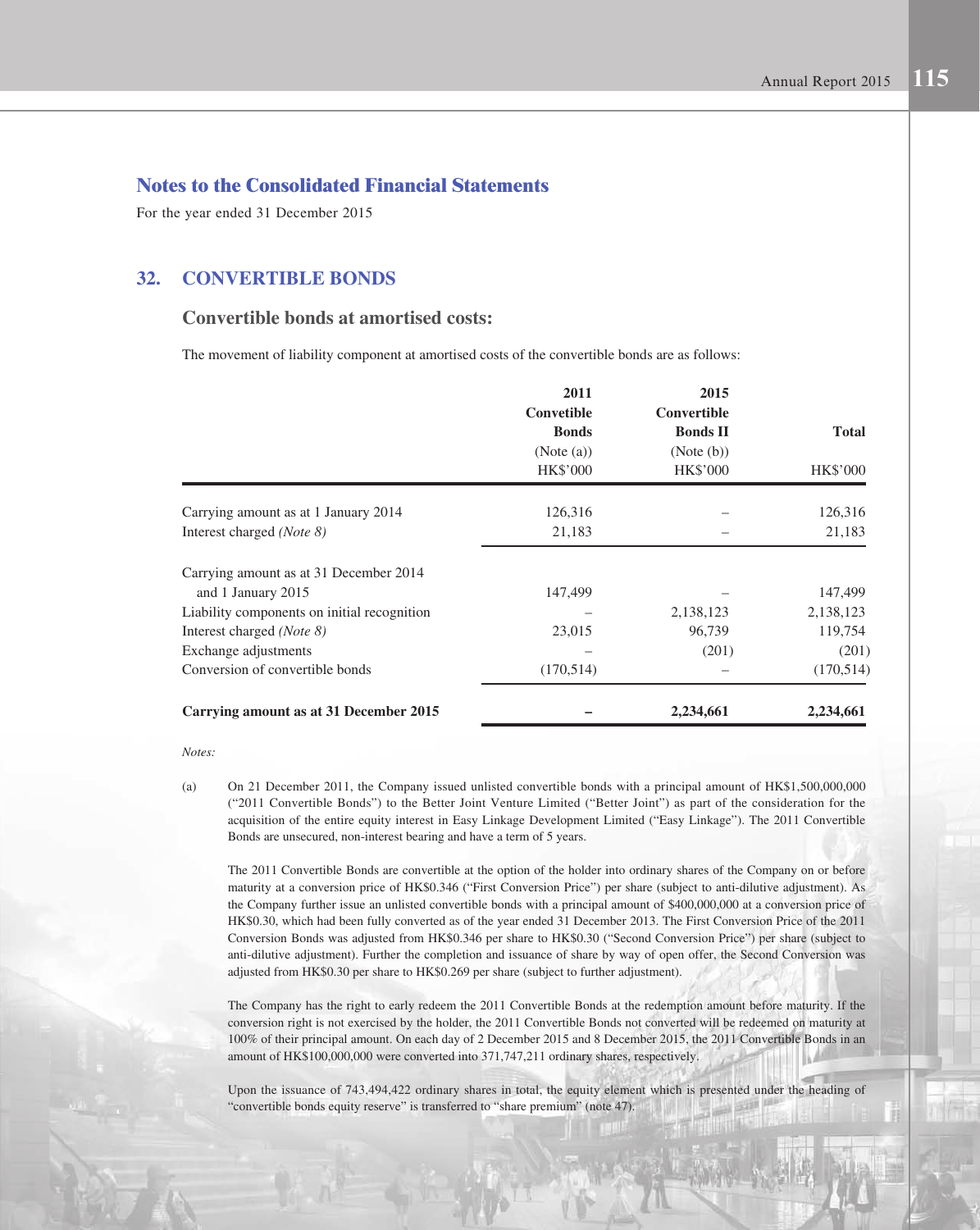## Notes to the Consolidated Financial Statements

For the year ended 31 December 2015

## 32. CONVERTIBLE BONDS

### Convertible bonds at amortised costs:

The movement of liability component at amortised costs of the convertible bonds are as follows:

| | 2011 Convetible Bonds (Note (a)) HK$'000 | 2015 Convertible Bonds II (Note (b)) HK$'000 | Total HK$'000 |
|---|---|---|---|
| Carrying amount as at 1 January 2014 | 126,316 | – | 126,316 |
| Interest charged *(Note 8)* | 21,183 | – | 21,183 |
| Carrying amount as at 31 December 2014 and 1 January 2015 | 147,499 | – | 147,499 |
| Liability components on initial recognition | – | 2,138,123 | 2,138,123 |
| Interest charged *(Note 8)* | 23,015 | 96,739 | 119,754 |
| Exchange adjustments | – | (201) | (201) |
| Conversion of convertible bonds | (170,514) | – | (170,514) |
| **Carrying amount as at 31 December 2015** | **–** | **2,234,661** | **2,234,661** |

*Notes:*

(a) On 21 December 2011, the Company issued unlisted convertible bonds with a principal amount of HK$1,500,000,000 ("2011 Convertible Bonds") to the Better Joint Venture Limited ("Better Joint") as part of the consideration for the acquisition of the entire equity interest in Easy Linkage Development Limited ("Easy Linkage"). The 2011 Convertible Bonds are unsecured, non-interest bearing and have a term of 5 years.

The 2011 Convertible Bonds are convertible at the option of the holder into ordinary shares of the Company on or before maturity at a conversion price of HK$0.346 ("First Conversion Price") per share (subject to anti-dilutive adjustment). As the Company further issue an unlisted convertible bonds with a principal amount of $400,000,000 at a conversion price of HK$0.30, which had been fully converted as of the year ended 31 December 2013. The First Conversion Price of the 2011 Conversion Bonds was adjusted from HK$0.346 per share to HK$0.30 ("Second Conversion Price") per share (subject to anti-dilutive adjustment). Further the completion and issuance of share by way of open offer, the Second Conversion was adjusted from HK$0.30 per share to HK$0.269 per share (subject to further adjustment).

The Company has the right to early redeem the 2011 Convertible Bonds at the redemption amount before maturity. If the conversion right is not exercised by the holder, the 2011 Convertible Bonds not converted will be redeemed on maturity at 100% of their principal amount. On each day of 2 December 2015 and 8 December 2015, the 2011 Convertible Bonds in an amount of HK$100,000,000 were converted into 371,747,211 ordinary shares, respectively.

Upon the issuance of 743,494,422 ordinary shares in total, the equity element which is presented under the heading of "convertible bonds equity reserve" is transferred to "share premium" (note 47).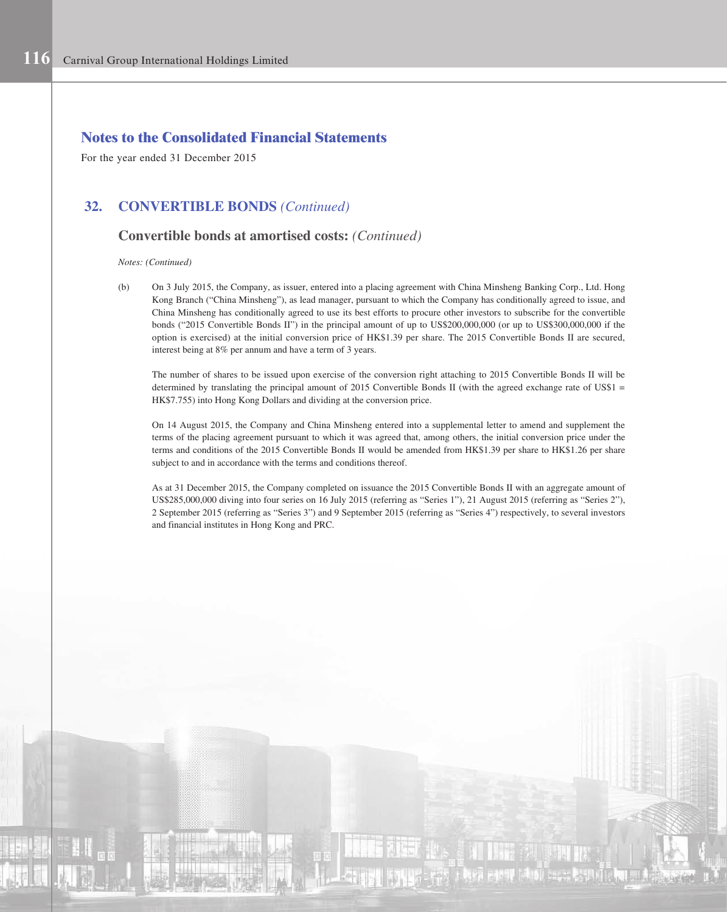## Notes to the Consolidated Financial Statements

For the year ended 31 December 2015

### 32. CONVERTIBLE BONDS *(Continued)*

#### Convertible bonds at amortised costs: *(Continued)*

*Notes: (Continued)*

(b) On 3 July 2015, the Company, as issuer, entered into a placing agreement with China Minsheng Banking Corp., Ltd. Hong Kong Branch ("China Minsheng"), as lead manager, pursuant to which the Company has conditionally agreed to issue, and China Minsheng has conditionally agreed to use its best efforts to procure other investors to subscribe for the convertible bonds ("2015 Convertible Bonds II") in the principal amount of up to US$200,000,000 (or up to US$300,000,000 if the option is exercised) at the initial conversion price of HK$1.39 per share. The 2015 Convertible Bonds II are secured, interest being at 8% per annum and have a term of 3 years.

The number of shares to be issued upon exercise of the conversion right attaching to 2015 Convertible Bonds II will be determined by translating the principal amount of 2015 Convertible Bonds II (with the agreed exchange rate of US$1 = HK$7.755) into Hong Kong Dollars and dividing at the conversion price.

On 14 August 2015, the Company and China Minsheng entered into a supplemental letter to amend and supplement the terms of the placing agreement pursuant to which it was agreed that, among others, the initial conversion price under the terms and conditions of the 2015 Convertible Bonds II would be amended from HK$1.39 per share to HK$1.26 per share subject to and in accordance with the terms and conditions thereof.

As at 31 December 2015, the Company completed on issuance the 2015 Convertible Bonds II with an aggregate amount of US$285,000,000 diving into four series on 16 July 2015 (referring as "Series 1"), 21 August 2015 (referring as "Series 2"), 2 September 2015 (referring as "Series 3") and 9 September 2015 (referring as "Series 4") respectively, to several investors and financial institutes in Hong Kong and PRC.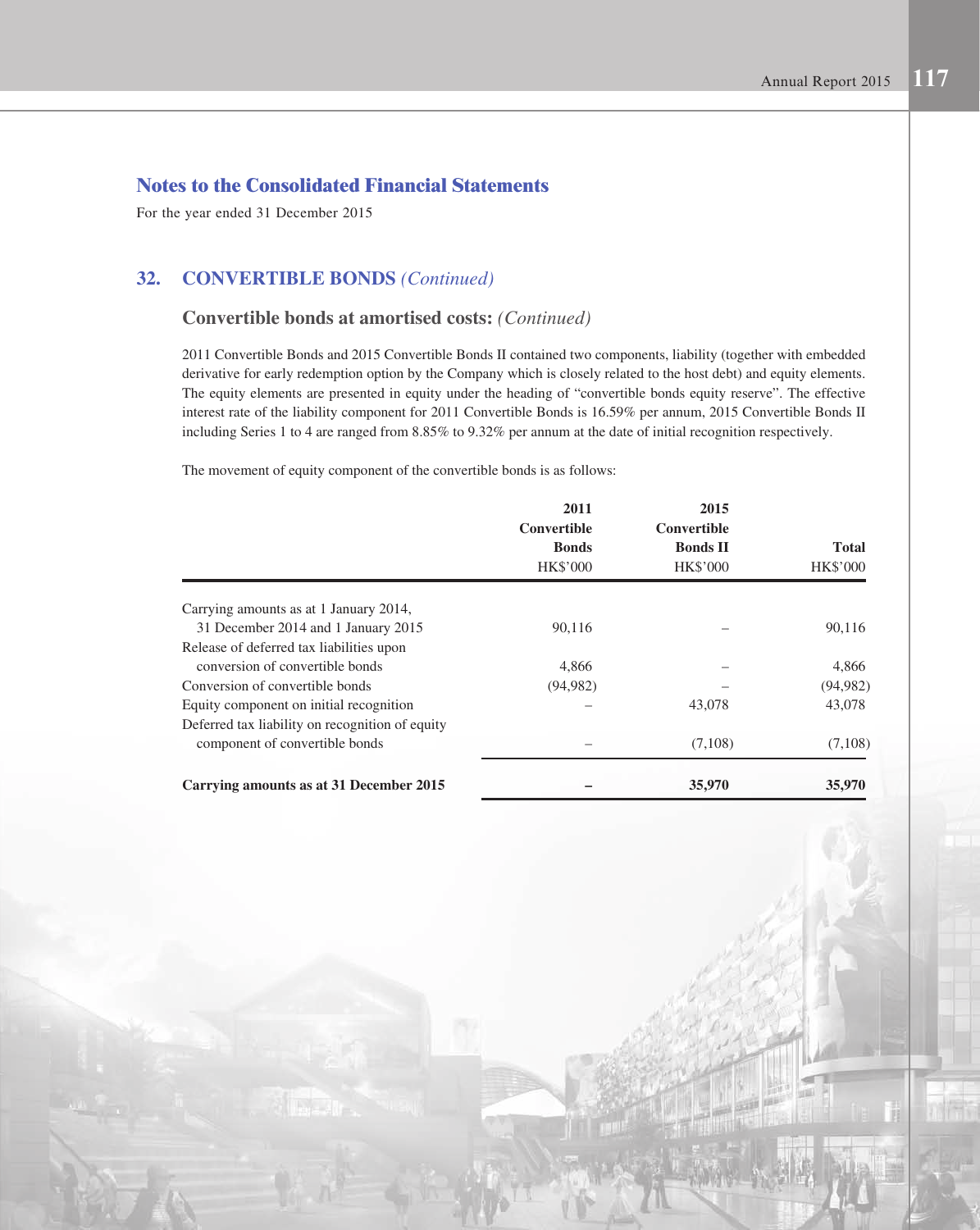## Notes to the Consolidated Financial Statements

For the year ended 31 December 2015

### 32. CONVERTIBLE BONDS *(Continued)*

#### Convertible bonds at amortised costs: *(Continued)*

2011 Convertible Bonds and 2015 Convertible Bonds II contained two components, liability (together with embedded derivative for early redemption option by the Company which is closely related to the host debt) and equity elements. The equity elements are presented in equity under the heading of "convertible bonds equity reserve". The effective interest rate of the liability component for 2011 Convertible Bonds is 16.59% per annum, 2015 Convertible Bonds II including Series 1 to 4 are ranged from 8.85% to 9.32% per annum at the date of initial recognition respectively.

The movement of equity component of the convertible bonds is as follows:

| | 2011 Convertible Bonds | 2015 Convertible Bonds II | Total |
|---|---|---|---|
| | HK$'000 | HK$'000 | HK$'000 |
| Carrying amounts as at 1 January 2014, 31 December 2014 and 1 January 2015 | 90,116 | – | 90,116 |
| Release of deferred tax liabilities upon conversion of convertible bonds | 4,866 | – | 4,866 |
| Conversion of convertible bonds | (94,982) | – | (94,982) |
| Equity component on initial recognition | – | 43,078 | 43,078 |
| Deferred tax liability on recognition of equity component of convertible bonds | – | (7,108) | (7,108) |
| **Carrying amounts as at 31 December 2015** | **–** | **35,970** | **35,970** |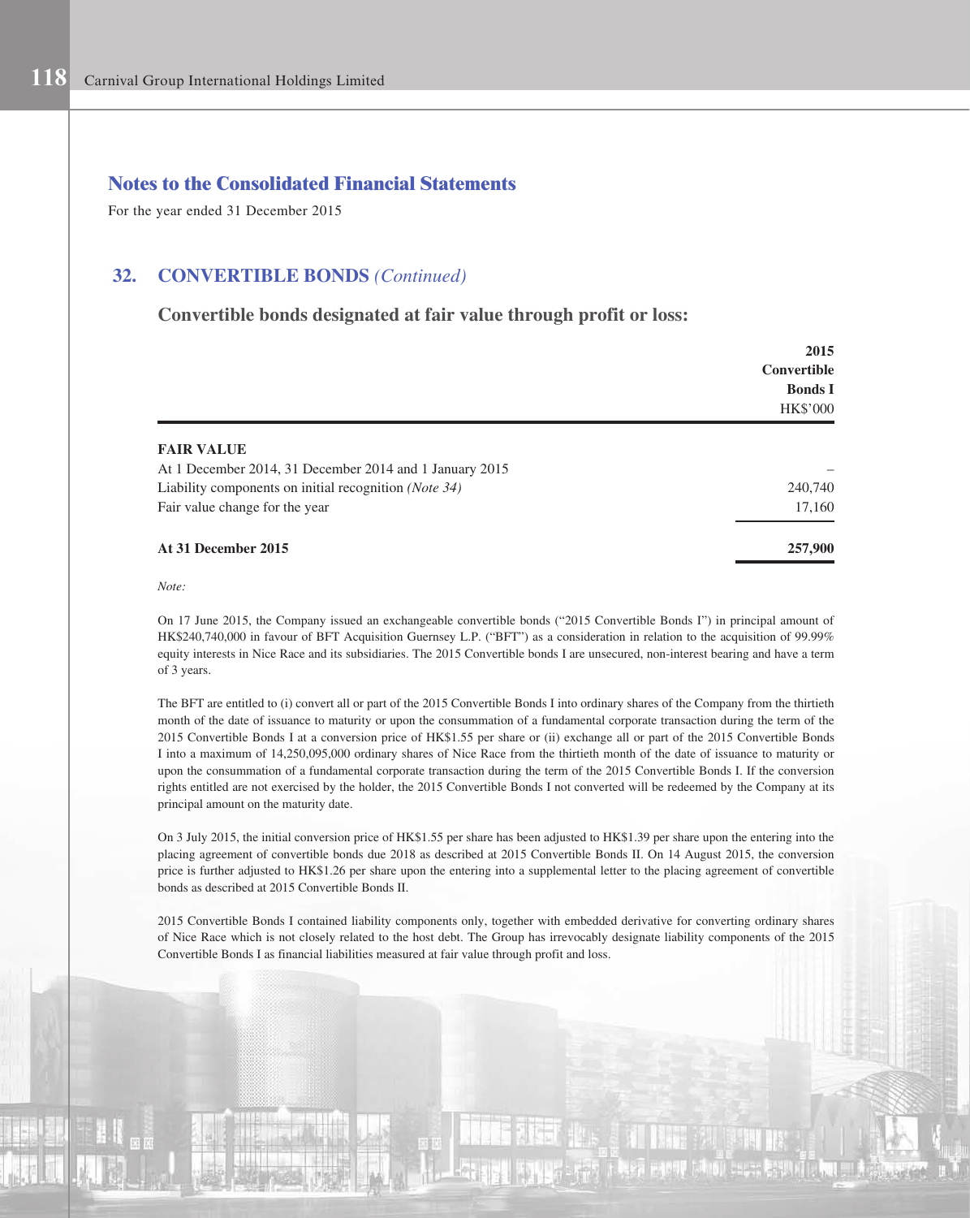## Notes to the Consolidated Financial Statements

For the year ended 31 December 2015

## 32. CONVERTIBLE BONDS *(Continued)*

### Convertible bonds designated at fair value through profit or loss:

| | 2015 Convertible Bonds I HK$'000 |
|---|---|
| **FAIR VALUE** | |
| At 1 December 2014, 31 December 2014 and 1 January 2015 | – |
| Liability components on initial recognition *(Note 34)* | 240,740 |
| Fair value change for the year | 17,160 |
| **At 31 December 2015** | **257,900** |

*Note:*

On 17 June 2015, the Company issued an exchangeable convertible bonds ("2015 Convertible Bonds I") in principal amount of HK$240,740,000 in favour of BFT Acquisition Guernsey L.P. ("BFT") as a consideration in relation to the acquisition of 99.99% equity interests in Nice Race and its subsidiaries. The 2015 Convertible bonds I are unsecured, non-interest bearing and have a term of 3 years.

The BFT are entitled to (i) convert all or part of the 2015 Convertible Bonds I into ordinary shares of the Company from the thirtieth month of the date of issuance to maturity or upon the consummation of a fundamental corporate transaction during the term of the 2015 Convertible Bonds I at a conversion price of HK$1.55 per share or (ii) exchange all or part of the 2015 Convertible Bonds I into a maximum of 14,250,095,000 ordinary shares of Nice Race from the thirtieth month of the date of issuance to maturity or upon the consummation of a fundamental corporate transaction during the term of the 2015 Convertible Bonds I. If the conversion rights entitled are not exercised by the holder, the 2015 Convertible Bonds I not converted will be redeemed by the Company at its principal amount on the maturity date.

On 3 July 2015, the initial conversion price of HK$1.55 per share has been adjusted to HK$1.39 per share upon the entering into the placing agreement of convertible bonds due 2018 as described at 2015 Convertible Bonds II. On 14 August 2015, the conversion price is further adjusted to HK$1.26 per share upon the entering into a supplemental letter to the placing agreement of convertible bonds as described at 2015 Convertible Bonds II.

2015 Convertible Bonds I contained liability components only, together with embedded derivative for converting ordinary shares of Nice Race which is not closely related to the host debt. The Group has irrevocably designate liability components of the 2015 Convertible Bonds I as financial liabilities measured at fair value through profit and loss.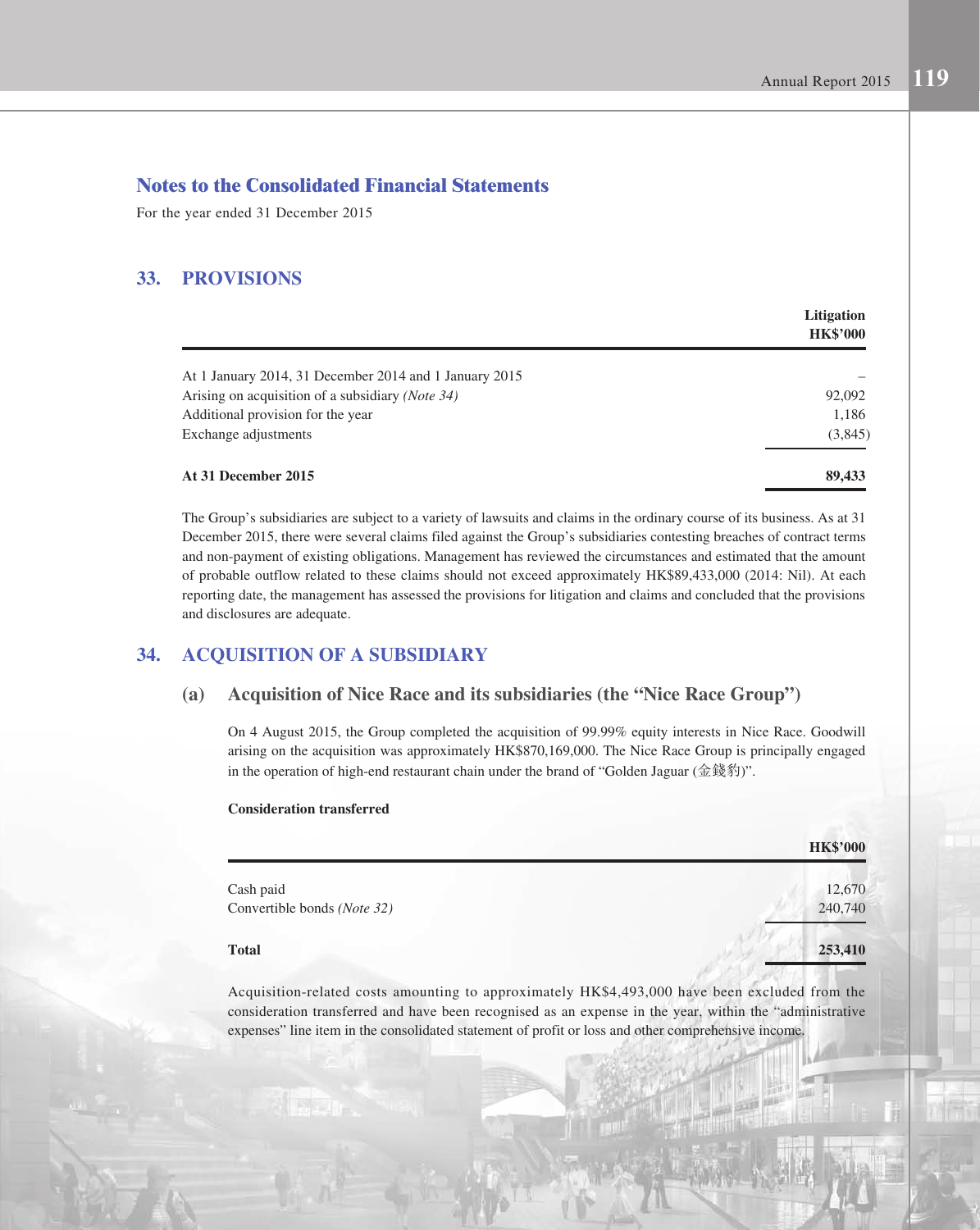## Notes to the Consolidated Financial Statements

For the year ended 31 December 2015

## 33. PROVISIONS

| | Litigation HK$'000 |
|---|---|
| At 1 January 2014, 31 December 2014 and 1 January 2015 | – |
| Arising on acquisition of a subsidiary *(Note 34)* | 92,092 |
| Additional provision for the year | 1,186 |
| Exchange adjustments | (3,845) |
| **At 31 December 2015** | **89,433** |

The Group's subsidiaries are subject to a variety of lawsuits and claims in the ordinary course of its business. As at 31 December 2015, there were several claims filed against the Group's subsidiaries contesting breaches of contract terms and non-payment of existing obligations. Management has reviewed the circumstances and estimated that the amount of probable outflow related to these claims should not exceed approximately HK$89,433,000 (2014: Nil). At each reporting date, the management has assessed the provisions for litigation and claims and concluded that the provisions and disclosures are adequate.

## 34. ACQUISITION OF A SUBSIDIARY

### (a) Acquisition of Nice Race and its subsidiaries (the "Nice Race Group")

On 4 August 2015, the Group completed the acquisition of 99.99% equity interests in Nice Race. Goodwill arising on the acquisition was approximately HK$870,169,000. The Nice Race Group is principally engaged in the operation of high-end restaurant chain under the brand of "Golden Jaguar (金錢豹)".

**Consideration transferred**

| | HK$'000 |
|---|---|
| Cash paid | 12,670 |
| Convertible bonds *(Note 32)* | 240,740 |
| **Total** | **253,410** |

Acquisition-related costs amounting to approximately HK$4,493,000 have been excluded from the consideration transferred and have been recognised as an expense in the year, within the "administrative expenses" line item in the consolidated statement of profit or loss and other comprehensive income.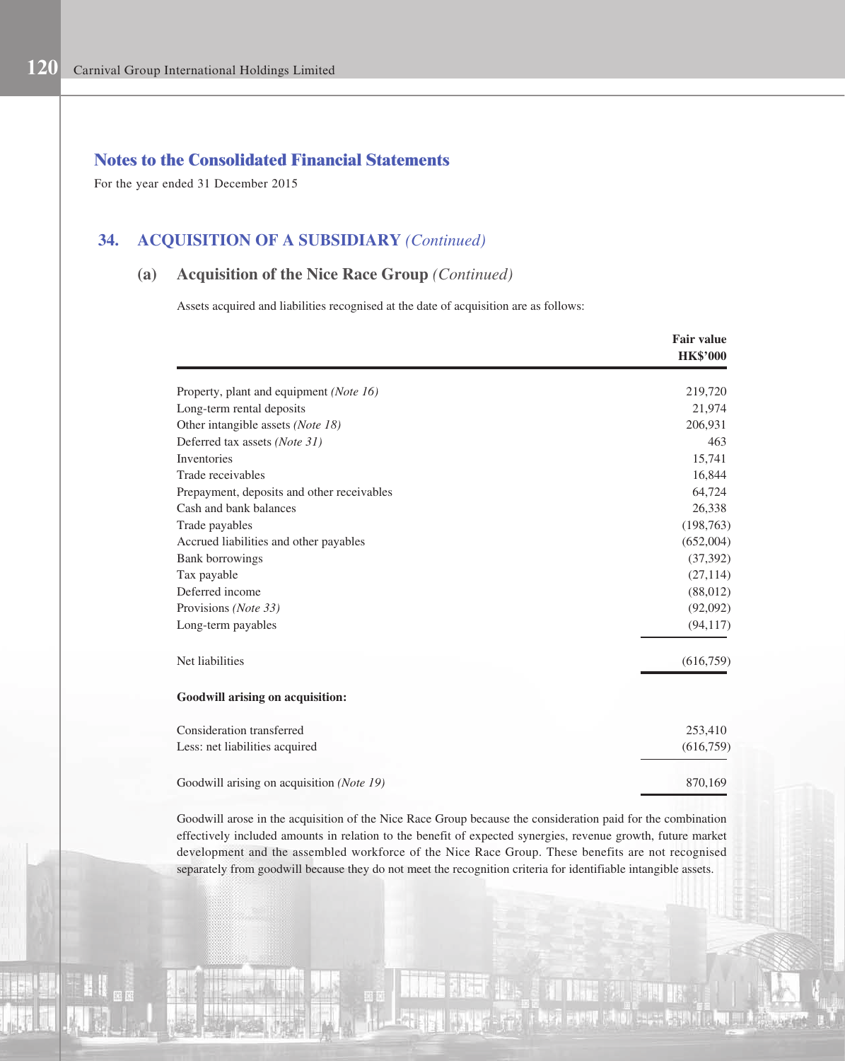## Notes to the Consolidated Financial Statements

For the year ended 31 December 2015

## 34. ACQUISITION OF A SUBSIDIARY *(Continued)*

### (a) Acquisition of the Nice Race Group *(Continued)*

Assets acquired and liabilities recognised at the date of acquisition are as follows:

| | Fair value HK$'000 |
|---|---|
| Property, plant and equipment *(Note 16)* | 219,720 |
| Long-term rental deposits | 21,974 |
| Other intangible assets *(Note 18)* | 206,931 |
| Deferred tax assets *(Note 31)* | 463 |
| Inventories | 15,741 |
| Trade receivables | 16,844 |
| Prepayment, deposits and other receivables | 64,724 |
| Cash and bank balances | 26,338 |
| Trade payables | (198,763) |
| Accrued liabilities and other payables | (652,004) |
| Bank borrowings | (37,392) |
| Tax payable | (27,114) |
| Deferred income | (88,012) |
| Provisions *(Note 33)* | (92,092) |
| Long-term payables | (94,117) |
| Net liabilities | (616,759) |
| **Goodwill arising on acquisition:** | |
| Consideration transferred | 253,410 |
| Less: net liabilities acquired | (616,759) |
| Goodwill arising on acquisition *(Note 19)* | 870,169 |

Goodwill arose in the acquisition of the Nice Race Group because the consideration paid for the combination effectively included amounts in relation to the benefit of expected synergies, revenue growth, future market development and the assembled workforce of the Nice Race Group. These benefits are not recognised separately from goodwill because they do not meet the recognition criteria for identifiable intangible assets.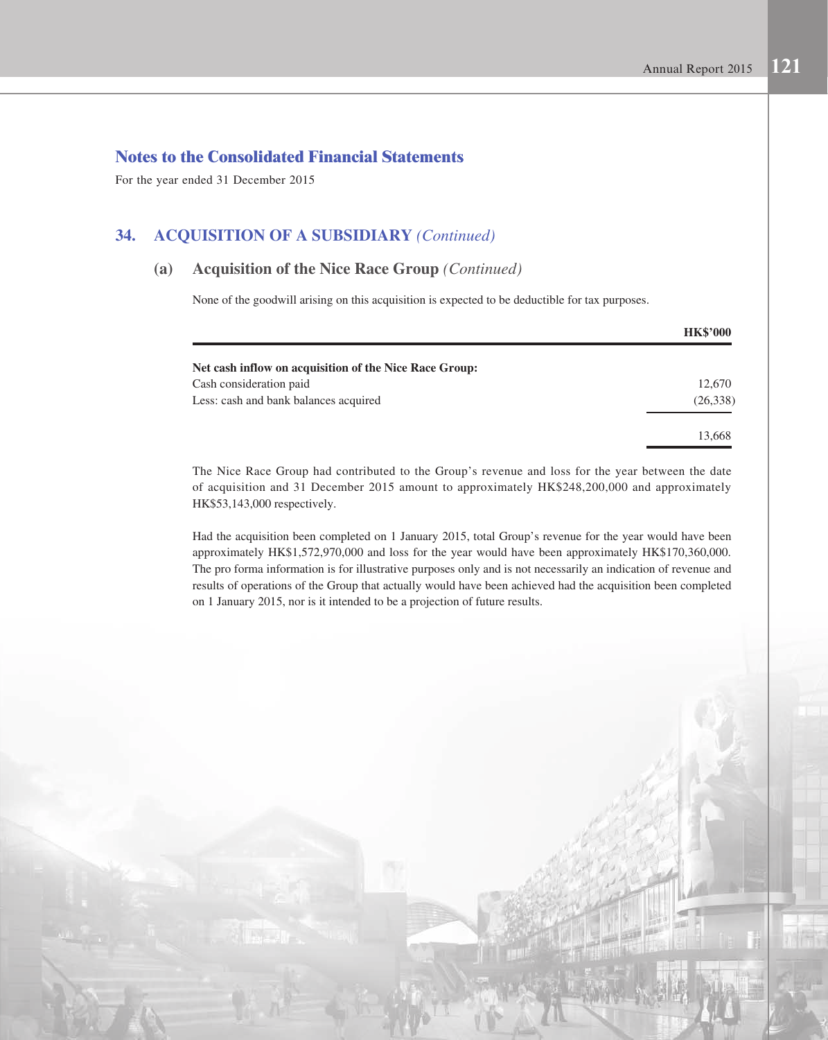## Notes to the Consolidated Financial Statements

For the year ended 31 December 2015

### 34. ACQUISITION OF A SUBSIDIARY *(Continued)*

#### (a) Acquisition of the Nice Race Group *(Continued)*

None of the goodwill arising on this acquisition is expected to be deductible for tax purposes.

| | HK$'000 |
|---|---|
| **Net cash inflow on acquisition of the Nice Race Group:** | |
| Cash consideration paid | 12,670 |
| Less: cash and bank balances acquired | (26,338) |
| | 13,668 |

The Nice Race Group had contributed to the Group's revenue and loss for the year between the date of acquisition and 31 December 2015 amount to approximately HK$248,200,000 and approximately HK$53,143,000 respectively.

Had the acquisition been completed on 1 January 2015, total Group's revenue for the year would have been approximately HK$1,572,970,000 and loss for the year would have been approximately HK$170,360,000. The pro forma information is for illustrative purposes only and is not necessarily an indication of revenue and results of operations of the Group that actually would have been achieved had the acquisition been completed on 1 January 2015, nor is it intended to be a projection of future results.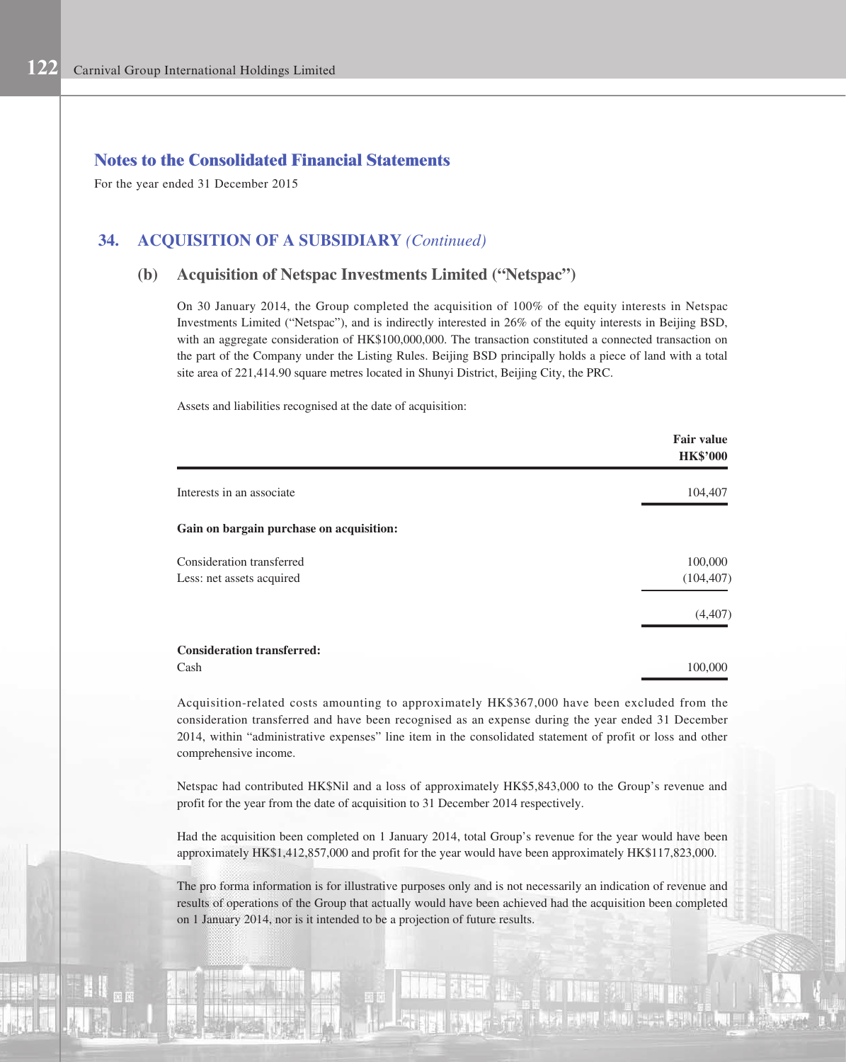# Notes to the Consolidated Financial Statements

For the year ended 31 December 2015

## 34. ACQUISITION OF A SUBSIDIARY *(Continued)*

### (b) Acquisition of Netspac Investments Limited ("Netspac")

On 30 January 2014, the Group completed the acquisition of 100% of the equity interests in Netspac Investments Limited ("Netspac"), and is indirectly interested in 26% of the equity interests in Beijing BSD, with an aggregate consideration of HK$100,000,000. The transaction constituted a connected transaction on the part of the Company under the Listing Rules. Beijing BSD principally holds a piece of land with a total site area of 221,414.90 square metres located in Shunyi District, Beijing City, the PRC.

Assets and liabilities recognised at the date of acquisition:

| | **Fair value HK$'000** |
|---|---|
| Interests in an associate | 104,407 |
| **Gain on bargain purchase on acquisition:** | |
| Consideration transferred | 100,000 |
| Less: net assets acquired | (104,407) |
| | (4,407) |
| **Consideration transferred:** | |
| Cash | 100,000 |

Acquisition-related costs amounting to approximately HK$367,000 have been excluded from the consideration transferred and have been recognised as an expense during the year ended 31 December 2014, within "administrative expenses" line item in the consolidated statement of profit or loss and other comprehensive income.

Netspac had contributed HK$Nil and a loss of approximately HK$5,843,000 to the Group's revenue and profit for the year from the date of acquisition to 31 December 2014 respectively.

Had the acquisition been completed on 1 January 2014, total Group's revenue for the year would have been approximately HK$1,412,857,000 and profit for the year would have been approximately HK$117,823,000.

The pro forma information is for illustrative purposes only and is not necessarily an indication of revenue and results of operations of the Group that actually would have been achieved had the acquisition been completed on 1 January 2014, nor is it intended to be a projection of future results.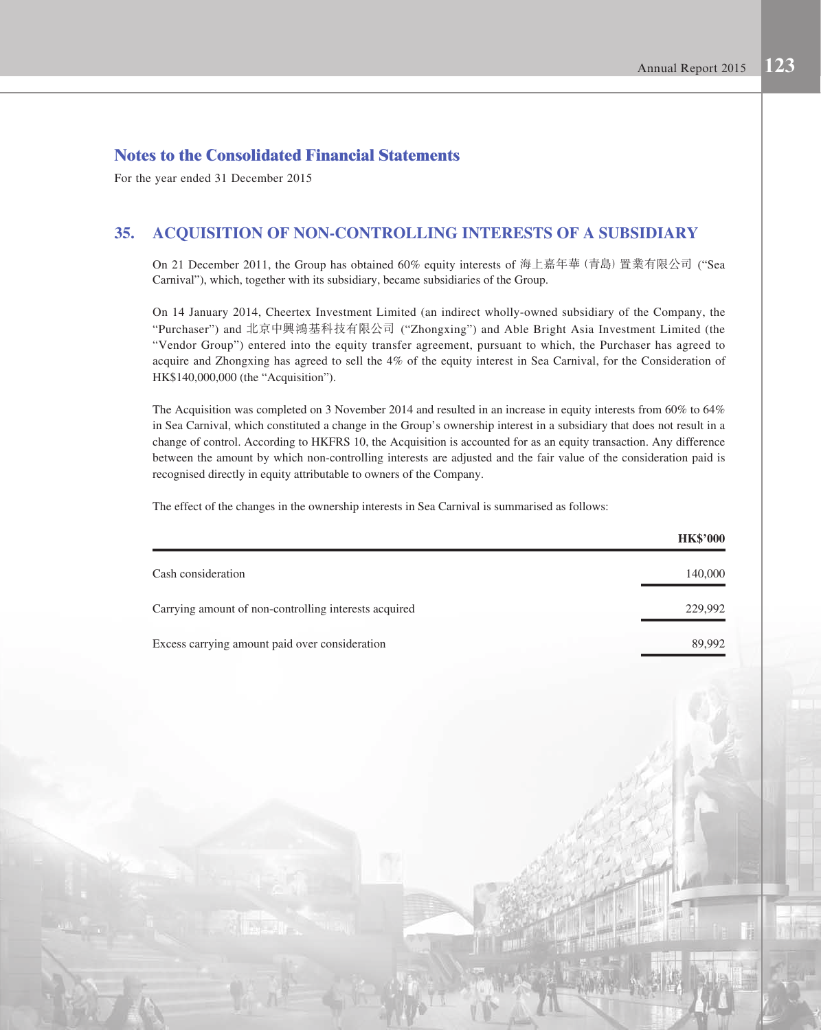## Notes to the Consolidated Financial Statements

For the year ended 31 December 2015

### 35. ACQUISITION OF NON-CONTROLLING INTERESTS OF A SUBSIDIARY

On 21 December 2011, the Group has obtained 60% equity interests of 海上嘉年華(青島)置業有限公司 ("Sea Carnival"), which, together with its subsidiary, became subsidiaries of the Group.

On 14 January 2014, Cheertex Investment Limited (an indirect wholly-owned subsidiary of the Company, the "Purchaser") and 北京中興鴻基科技有限公司 ("Zhongxing") and Able Bright Asia Investment Limited (the "Vendor Group") entered into the equity transfer agreement, pursuant to which, the Purchaser has agreed to acquire and Zhongxing has agreed to sell the 4% of the equity interest in Sea Carnival, for the Consideration of HK$140,000,000 (the "Acquisition").

The Acquisition was completed on 3 November 2014 and resulted in an increase in equity interests from 60% to 64% in Sea Carnival, which constituted a change in the Group's ownership interest in a subsidiary that does not result in a change of control. According to HKFRS 10, the Acquisition is accounted for as an equity transaction. Any difference between the amount by which non-controlling interests are adjusted and the fair value of the consideration paid is recognised directly in equity attributable to owners of the Company.

The effect of the changes in the ownership interests in Sea Carnival is summarised as follows:

| | HK$'000 |
|---|---|
| Cash consideration | 140,000 |
| Carrying amount of non-controlling interests acquired | 229,992 |
| Excess carrying amount paid over consideration | 89,992 |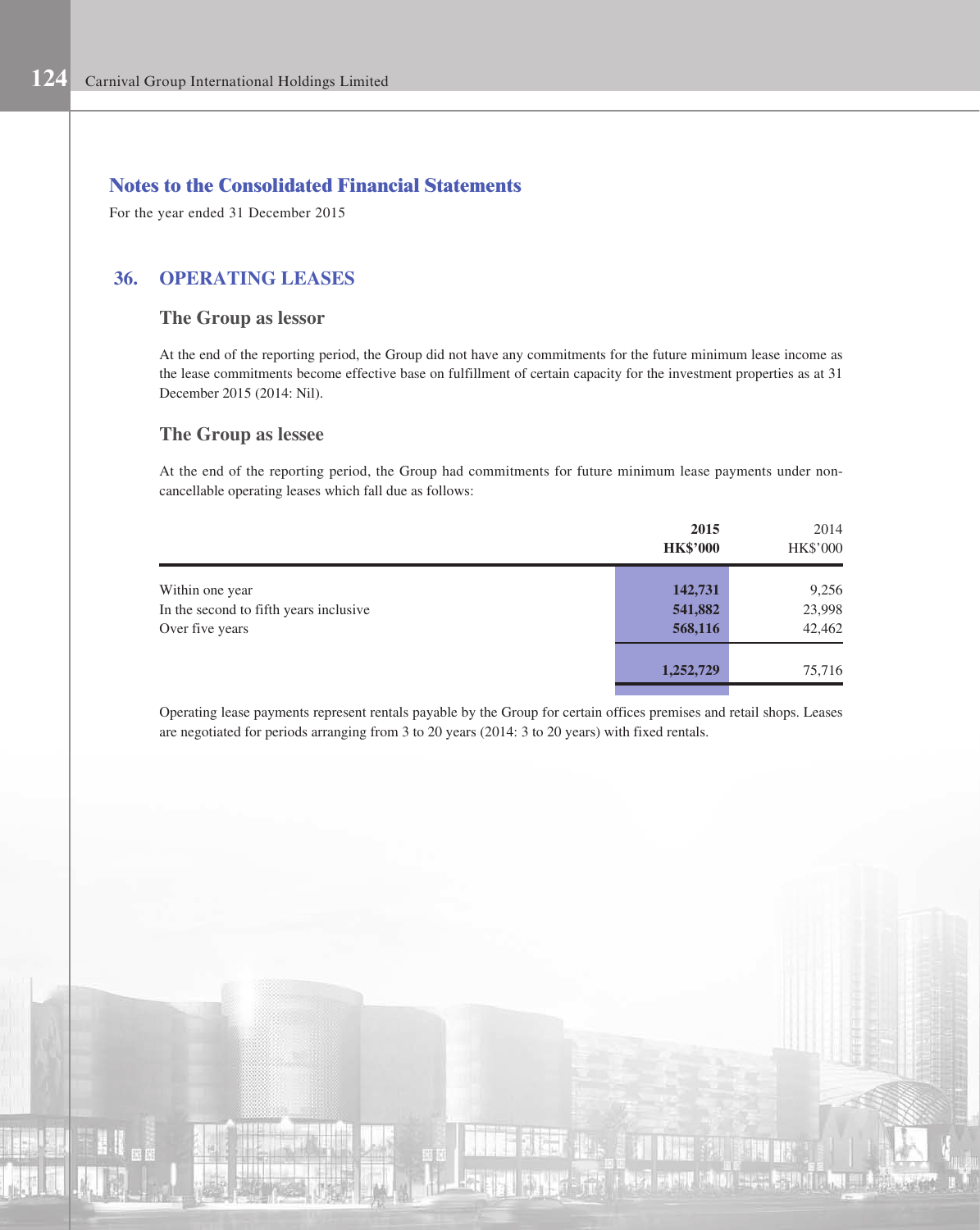## Notes to the Consolidated Financial Statements

For the year ended 31 December 2015

## 36. OPERATING LEASES

### The Group as lessor

At the end of the reporting period, the Group did not have any commitments for the future minimum lease income as the lease commitments become effective base on fulfillment of certain capacity for the investment properties as at 31 December 2015 (2014: Nil).

### The Group as lessee

At the end of the reporting period, the Group had commitments for future minimum lease payments under non-cancellable operating leases which fall due as follows:

| | **2015**<br>**HK$'000** | 2014<br>HK$'000 |
|---|---|---|
| Within one year | **142,731** | 9,256 |
| In the second to fifth years inclusive | **541,882** | 23,998 |
| Over five years | **568,116** | 42,462 |
| | **1,252,729** | 75,716 |

Operating lease payments represent rentals payable by the Group for certain offices premises and retail shops. Leases are negotiated for periods arranging from 3 to 20 years (2014: 3 to 20 years) with fixed rentals.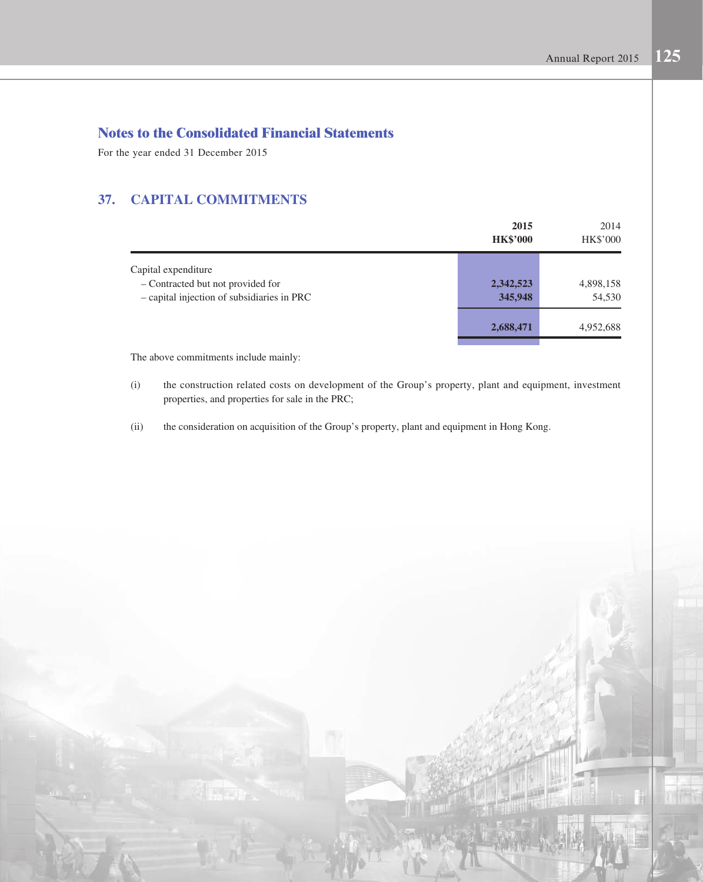## Notes to the Consolidated Financial Statements

For the year ended 31 December 2015

### 37. CAPITAL COMMITMENTS

| | **2015** **HK$'000** | 2014 HK$'000 |
|---|---|---|
| Capital expenditure | | |
| – Contracted but not provided for | **2,342,523** | 4,898,158 |
| – capital injection of subsidiaries in PRC | **345,948** | 54,530 |
| | **2,688,471** | 4,952,688 |

The above commitments include mainly:

(i) the construction related costs on development of the Group's property, plant and equipment, investment properties, and properties for sale in the PRC;

(ii) the consideration on acquisition of the Group's property, plant and equipment in Hong Kong.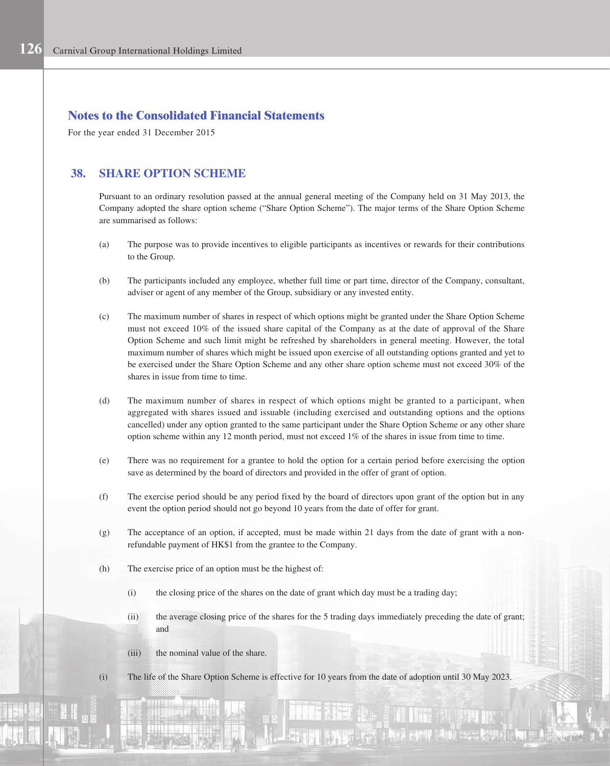## Notes to the Consolidated Financial Statements

For the year ended 31 December 2015

## 38. SHARE OPTION SCHEME

Pursuant to an ordinary resolution passed at the annual general meeting of the Company held on 31 May 2013, the Company adopted the share option scheme ("Share Option Scheme"). The major terms of the Share Option Scheme are summarised as follows:

(a) The purpose was to provide incentives to eligible participants as incentives or rewards for their contributions to the Group.

(b) The participants included any employee, whether full time or part time, director of the Company, consultant, adviser or agent of any member of the Group, subsidiary or any invested entity.

(c) The maximum number of shares in respect of which options might be granted under the Share Option Scheme must not exceed 10% of the issued share capital of the Company as at the date of approval of the Share Option Scheme and such limit might be refreshed by shareholders in general meeting. However, the total maximum number of shares which might be issued upon exercise of all outstanding options granted and yet to be exercised under the Share Option Scheme and any other share option scheme must not exceed 30% of the shares in issue from time to time.

(d) The maximum number of shares in respect of which options might be granted to a participant, when aggregated with shares issued and issuable (including exercised and outstanding options and the options cancelled) under any option granted to the same participant under the Share Option Scheme or any other share option scheme within any 12 month period, must not exceed 1% of the shares in issue from time to time.

(e) There was no requirement for a grantee to hold the option for a certain period before exercising the option save as determined by the board of directors and provided in the offer of grant of option.

(f) The exercise period should be any period fixed by the board of directors upon grant of the option but in any event the option period should not go beyond 10 years from the date of offer for grant.

(g) The acceptance of an option, if accepted, must be made within 21 days from the date of grant with a non-refundable payment of HK$1 from the grantee to the Company.

(h) The exercise price of an option must be the highest of:

    (i) the closing price of the shares on the date of grant which day must be a trading day;

    (ii) the average closing price of the shares for the 5 trading days immediately preceding the date of grant; and

    (iii) the nominal value of the share.

(i) The life of the Share Option Scheme is effective for 10 years from the date of adoption until 30 May 2023.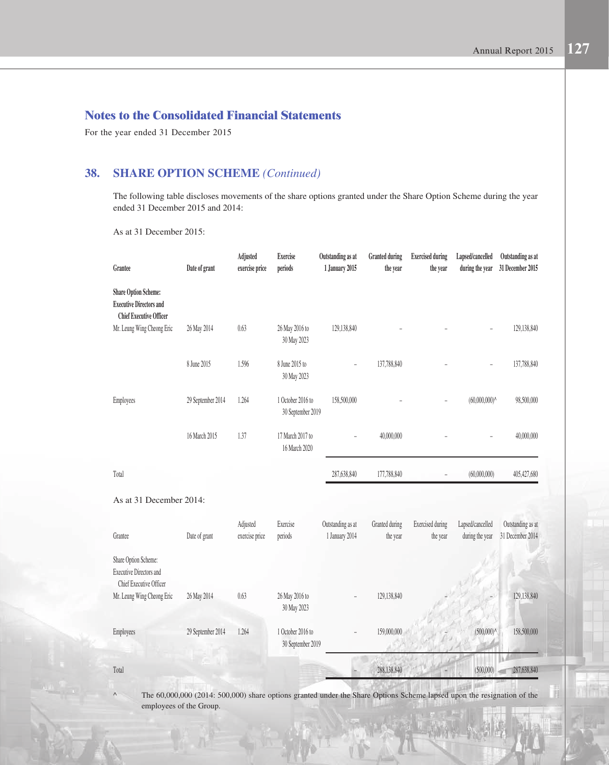## Notes to the Consolidated Financial Statements

For the year ended 31 December 2015

## 38. SHARE OPTION SCHEME *(Continued)*

The following table discloses movements of the share options granted under the Share Option Scheme during the year ended 31 December 2015 and 2014:

As at 31 December 2015:

| Grantee | Date of grant | Adjusted exercise price | Exercise periods | Outstanding as at 1 January 2015 | Granted during the year | Exercised during the year | Lapsed/cancelled during the year | Outstanding as at 31 December 2015 |
|---|---|---|---|---|---|---|---|---|
| **Share Option Scheme: Executive Directors and Chief Executive Officer** | | | | | | | | |
| Mr. Leung Wing Cheong Eric | 26 May 2014 | 0.63 | 26 May 2016 to 30 May 2023 | 129,138,840 | – | – | – | 129,138,840 |
| | 8 June 2015 | 1.596 | 8 June 2015 to 30 May 2023 | – | 137,788,840 | – | – | 137,788,840 |
| Employees | 29 September 2014 | 1.264 | 1 October 2016 to 30 September 2019 | 158,500,000 | – | – | (60,000,000)^ | 98,500,000 |
| | 16 March 2015 | 1.37 | 17 March 2017 to 16 March 2020 | – | 40,000,000 | – | – | 40,000,000 |
| Total | | | | 287,638,840 | 177,788,840 | – | (60,000,000) | 405,427,680 |

As at 31 December 2014:

| Grantee | Date of grant | Adjusted exercise price | Exercise periods | Outstanding as at 1 January 2014 | Granted during the year | Exercised during the year | Lapsed/cancelled during the year | Outstanding as at 31 December 2014 |
|---|---|---|---|---|---|---|---|---|
| Share Option Scheme: Executive Directors and Chief Executive Officer | | | | | | | | |
| Mr. Leung Wing Cheong Eric | 26 May 2014 | 0.63 | 26 May 2016 to 30 May 2023 | – | 129,138,840 | – | – | 129,138,840 |
| Employees | 29 September 2014 | 1.264 | 1 October 2016 to 30 September 2019 | – | 159,000,000 | – | (500,000)^ | 158,500,000 |
| Total | | | | – | 288,138,840 | – | (500,000) | 287,638,840 |

^ The 60,000,000 (2014: 500,000) share options granted under the Share Options Scheme lapsed upon the resignation of the employees of the Group.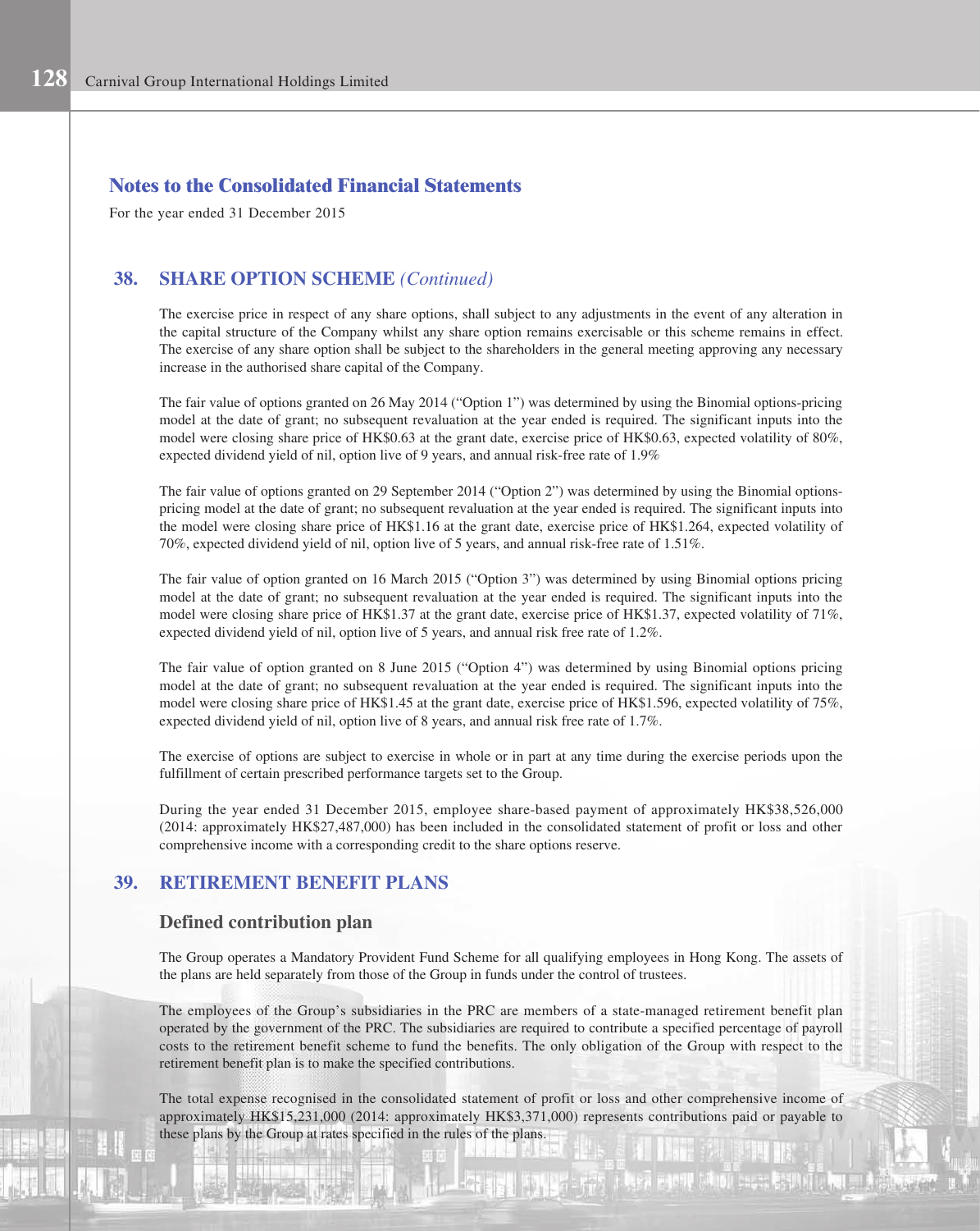## Notes to the Consolidated Financial Statements

For the year ended 31 December 2015

### 38. SHARE OPTION SCHEME *(Continued)*

The exercise price in respect of any share options, shall subject to any adjustments in the event of any alteration in the capital structure of the Company whilst any share option remains exercisable or this scheme remains in effect. The exercise of any share option shall be subject to the shareholders in the general meeting approving any necessary increase in the authorised share capital of the Company.

The fair value of options granted on 26 May 2014 ("Option 1") was determined by using the Binomial options-pricing model at the date of grant; no subsequent revaluation at the year ended is required. The significant inputs into the model were closing share price of HK$0.63 at the grant date, exercise price of HK$0.63, expected volatility of 80%, expected dividend yield of nil, option live of 9 years, and annual risk-free rate of 1.9%

The fair value of options granted on 29 September 2014 ("Option 2") was determined by using the Binomial options-pricing model at the date of grant; no subsequent revaluation at the year ended is required. The significant inputs into the model were closing share price of HK$1.16 at the grant date, exercise price of HK$1.264, expected volatility of 70%, expected dividend yield of nil, option live of 5 years, and annual risk-free rate of 1.51%.

The fair value of option granted on 16 March 2015 ("Option 3") was determined by using Binomial options pricing model at the date of grant; no subsequent revaluation at the year ended is required. The significant inputs into the model were closing share price of HK$1.37 at the grant date, exercise price of HK$1.37, expected volatility of 71%, expected dividend yield of nil, option live of 5 years, and annual risk free rate of 1.2%.

The fair value of option granted on 8 June 2015 ("Option 4") was determined by using Binomial options pricing model at the date of grant; no subsequent revaluation at the year ended is required. The significant inputs into the model were closing share price of HK$1.45 at the grant date, exercise price of HK$1.596, expected volatility of 75%, expected dividend yield of nil, option live of 8 years, and annual risk free rate of 1.7%.

The exercise of options are subject to exercise in whole or in part at any time during the exercise periods upon the fulfillment of certain prescribed performance targets set to the Group.

During the year ended 31 December 2015, employee share-based payment of approximately HK$38,526,000 (2014: approximately HK$27,487,000) has been included in the consolidated statement of profit or loss and other comprehensive income with a corresponding credit to the share options reserve.

### 39. RETIREMENT BENEFIT PLANS

#### Defined contribution plan

The Group operates a Mandatory Provident Fund Scheme for all qualifying employees in Hong Kong. The assets of the plans are held separately from those of the Group in funds under the control of trustees.

The employees of the Group's subsidiaries in the PRC are members of a state-managed retirement benefit plan operated by the government of the PRC. The subsidiaries are required to contribute a specified percentage of payroll costs to the retirement benefit scheme to fund the benefits. The only obligation of the Group with respect to the retirement benefit plan is to make the specified contributions.

The total expense recognised in the consolidated statement of profit or loss and other comprehensive income of approximately HK$15,231,000 (2014: approximately HK$3,371,000) represents contributions paid or payable to these plans by the Group at rates specified in the rules of the plans.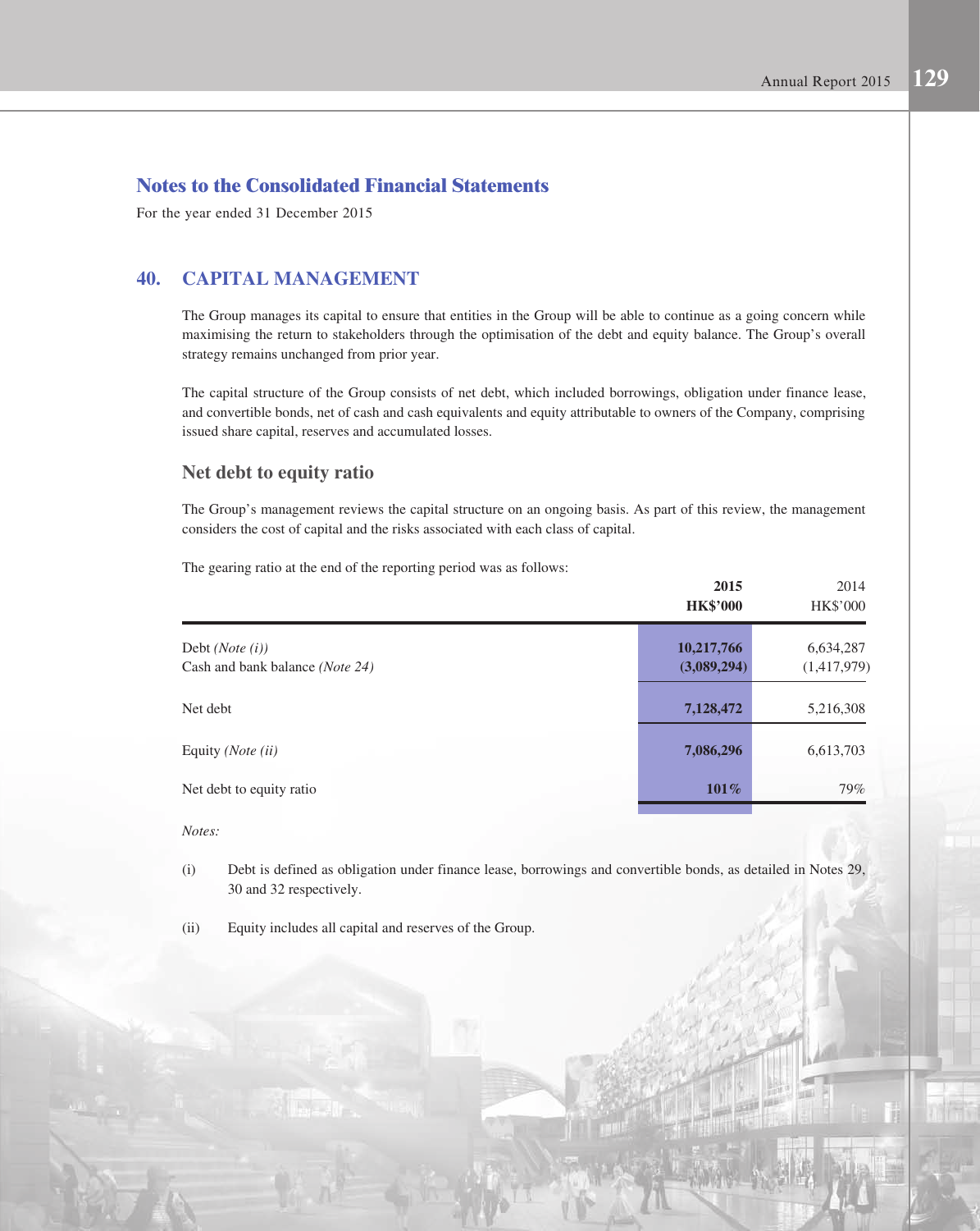# Notes to the Consolidated Financial Statements

For the year ended 31 December 2015

## 40. CAPITAL MANAGEMENT

The Group manages its capital to ensure that entities in the Group will be able to continue as a going concern while maximising the return to stakeholders through the optimisation of the debt and equity balance. The Group's overall strategy remains unchanged from prior year.

The capital structure of the Group consists of net debt, which included borrowings, obligation under finance lease, and convertible bonds, net of cash and cash equivalents and equity attributable to owners of the Company, comprising issued share capital, reserves and accumulated losses.

### Net debt to equity ratio

The Group's management reviews the capital structure on an ongoing basis. As part of this review, the management considers the cost of capital and the risks associated with each class of capital.

The gearing ratio at the end of the reporting period was as follows:

| | **2015** | 2014 |
|---|---|---|
| | **HK$'000** | HK$'000 |
| Debt *(Note (i))* | **10,217,766** | 6,634,287 |
| Cash and bank balance *(Note 24)* | **(3,089,294)** | (1,417,979) |
| Net debt | **7,128,472** | 5,216,308 |
| Equity *(Note (ii))* | **7,086,296** | 6,613,703 |
| Net debt to equity ratio | **101%** | 79% |

*Notes:*

(i) Debt is defined as obligation under finance lease, borrowings and convertible bonds, as detailed in Notes 29, 30 and 32 respectively.

(ii) Equity includes all capital and reserves of the Group.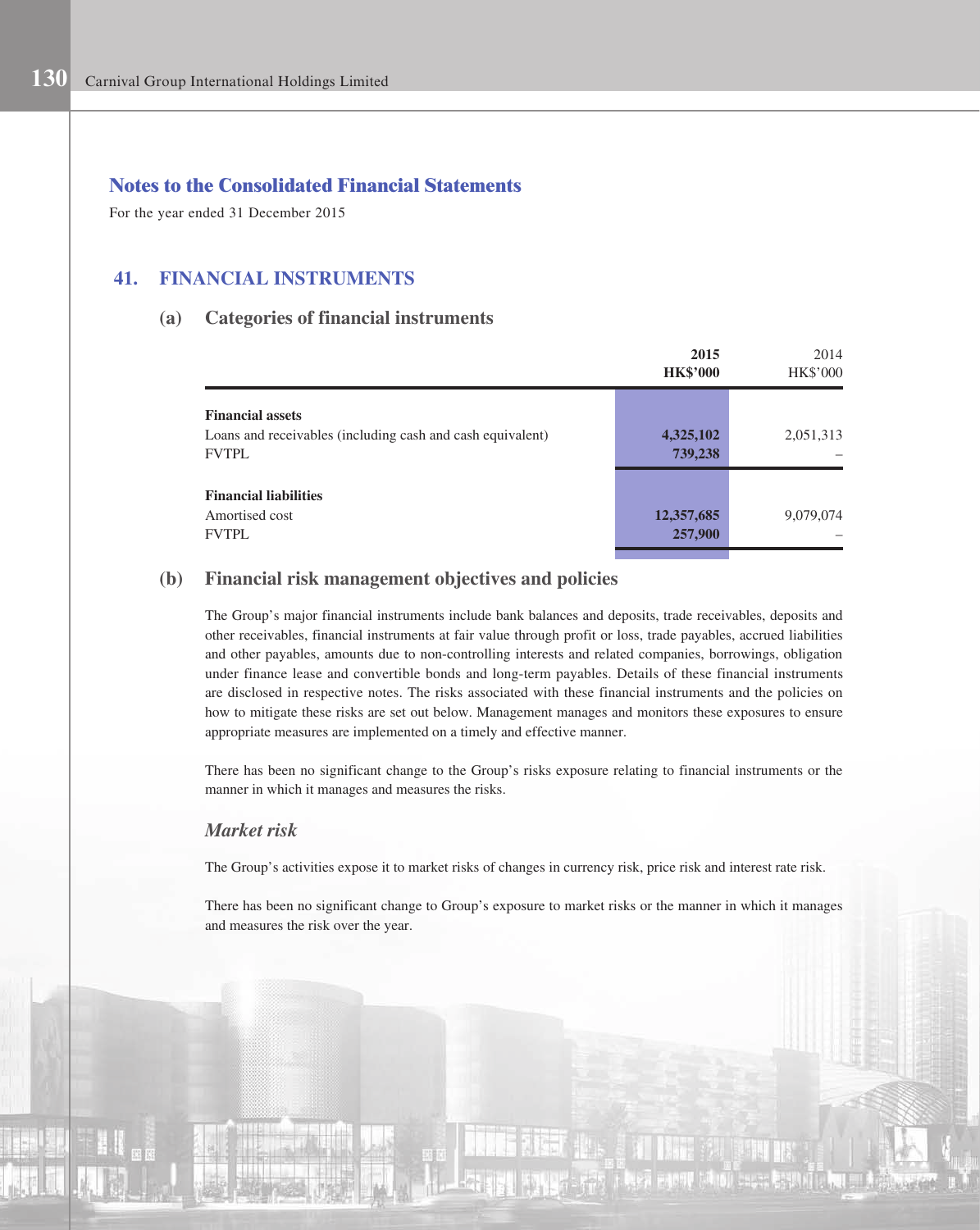## Notes to the Consolidated Financial Statements

For the year ended 31 December 2015

## 41. FINANCIAL INSTRUMENTS

### (a) Categories of financial instruments

| | **2015** **HK$'000** | 2014 HK$'000 |
|---|---|---|
| **Financial assets** | | |
| Loans and receivables (including cash and cash equivalent) | **4,325,102** | 2,051,313 |
| FVTPL | **739,238** | – |
| **Financial liabilities** | | |
| Amortised cost | **12,357,685** | 9,079,074 |
| FVTPL | **257,900** | – |

### (b) Financial risk management objectives and policies

The Group's major financial instruments include bank balances and deposits, trade receivables, deposits and other receivables, financial instruments at fair value through profit or loss, trade payables, accrued liabilities and other payables, amounts due to non-controlling interests and related companies, borrowings, obligation under finance lease and convertible bonds and long-term payables. Details of these financial instruments are disclosed in respective notes. The risks associated with these financial instruments and the policies on how to mitigate these risks are set out below. Management manages and monitors these exposures to ensure appropriate measures are implemented on a timely and effective manner.

There has been no significant change to the Group's risks exposure relating to financial instruments or the manner in which it manages and measures the risks.

#### *Market risk*

The Group's activities expose it to market risks of changes in currency risk, price risk and interest rate risk.

There has been no significant change to Group's exposure to market risks or the manner in which it manages and measures the risk over the year.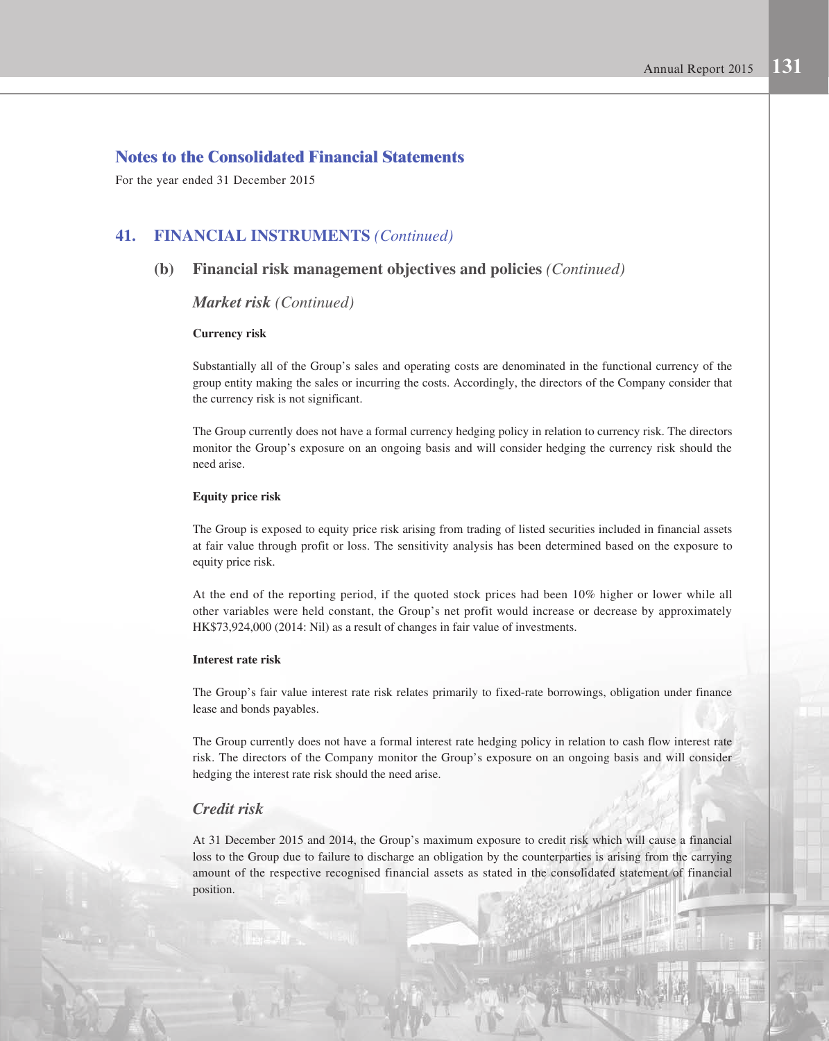## Notes to the Consolidated Financial Statements

For the year ended 31 December 2015

### 41. FINANCIAL INSTRUMENTS *(Continued)*

#### (b) Financial risk management objectives and policies *(Continued)*

***Market risk*** *(Continued)*

**Currency risk**

Substantially all of the Group's sales and operating costs are denominated in the functional currency of the group entity making the sales or incurring the costs. Accordingly, the directors of the Company consider that the currency risk is not significant.

The Group currently does not have a formal currency hedging policy in relation to currency risk. The directors monitor the Group's exposure on an ongoing basis and will consider hedging the currency risk should the need arise.

**Equity price risk**

The Group is exposed to equity price risk arising from trading of listed securities included in financial assets at fair value through profit or loss. The sensitivity analysis has been determined based on the exposure to equity price risk.

At the end of the reporting period, if the quoted stock prices had been 10% higher or lower while all other variables were held constant, the Group's net profit would increase or decrease by approximately HK$73,924,000 (2014: Nil) as a result of changes in fair value of investments.

**Interest rate risk**

The Group's fair value interest rate risk relates primarily to fixed-rate borrowings, obligation under finance lease and bonds payables.

The Group currently does not have a formal interest rate hedging policy in relation to cash flow interest rate risk. The directors of the Company monitor the Group's exposure on an ongoing basis and will consider hedging the interest rate risk should the need arise.

***Credit risk***

At 31 December 2015 and 2014, the Group's maximum exposure to credit risk which will cause a financial loss to the Group due to failure to discharge an obligation by the counterparties is arising from the carrying amount of the respective recognised financial assets as stated in the consolidated statement of financial position.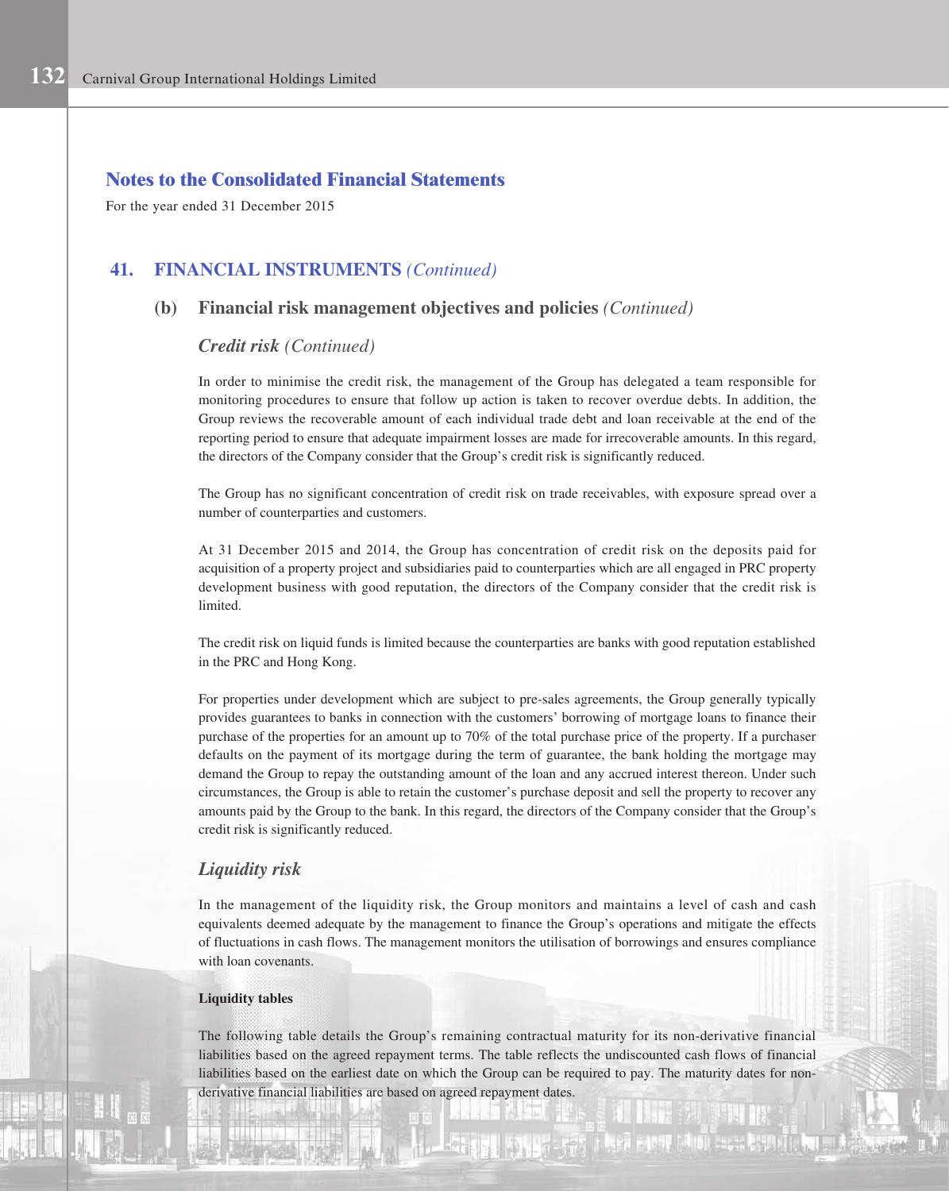## Notes to the Consolidated Financial Statements

For the year ended 31 December 2015

### 41. FINANCIAL INSTRUMENTS *(Continued)*

#### (b) Financial risk management objectives and policies *(Continued)*

***Credit risk** (Continued)*

In order to minimise the credit risk, the management of the Group has delegated a team responsible for monitoring procedures to ensure that follow up action is taken to recover overdue debts. In addition, the Group reviews the recoverable amount of each individual trade debt and loan receivable at the end of the reporting period to ensure that adequate impairment losses are made for irrecoverable amounts. In this regard, the directors of the Company consider that the Group's credit risk is significantly reduced.

The Group has no significant concentration of credit risk on trade receivables, with exposure spread over a number of counterparties and customers.

At 31 December 2015 and 2014, the Group has concentration of credit risk on the deposits paid for acquisition of a property project and subsidiaries paid to counterparties which are all engaged in PRC property development business with good reputation, the directors of the Company consider that the credit risk is limited.

The credit risk on liquid funds is limited because the counterparties are banks with good reputation established in the PRC and Hong Kong.

For properties under development which are subject to pre-sales agreements, the Group generally typically provides guarantees to banks in connection with the customers' borrowing of mortgage loans to finance their purchase of the properties for an amount up to 70% of the total purchase price of the property. If a purchaser defaults on the payment of its mortgage during the term of guarantee, the bank holding the mortgage may demand the Group to repay the outstanding amount of the loan and any accrued interest thereon. Under such circumstances, the Group is able to retain the customer's purchase deposit and sell the property to recover any amounts paid by the Group to the bank. In this regard, the directors of the Company consider that the Group's credit risk is significantly reduced.

***Liquidity risk***

In the management of the liquidity risk, the Group monitors and maintains a level of cash and cash equivalents deemed adequate by the management to finance the Group's operations and mitigate the effects of fluctuations in cash flows. The management monitors the utilisation of borrowings and ensures compliance with loan covenants.

**Liquidity tables**

The following table details the Group's remaining contractual maturity for its non-derivative financial liabilities based on the agreed repayment terms. The table reflects the undiscounted cash flows of financial liabilities based on the earliest date on which the Group can be required to pay. The maturity dates for non-derivative financial liabilities are based on agreed repayment dates.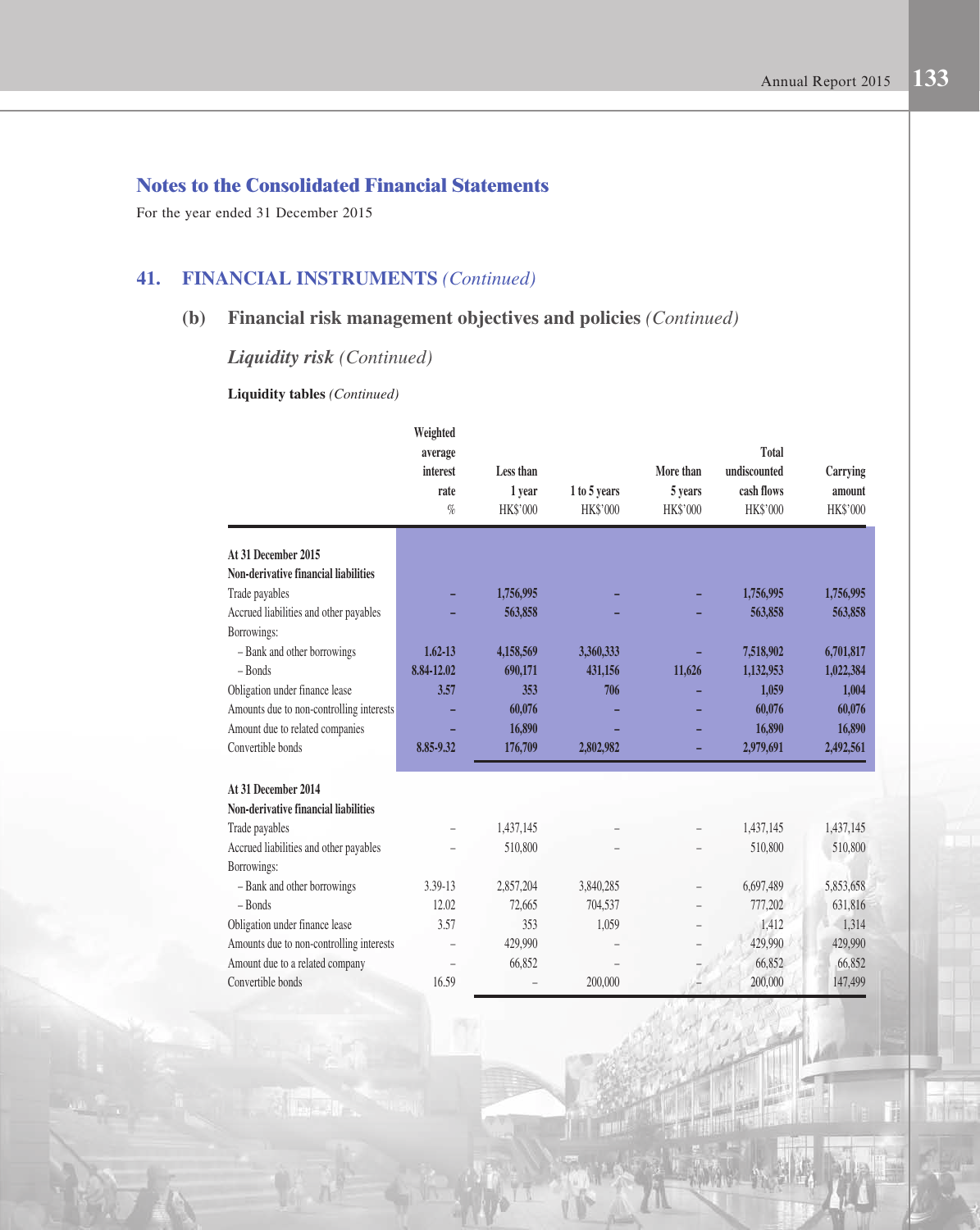## Notes to the Consolidated Financial Statements

For the year ended 31 December 2015

## 41. FINANCIAL INSTRUMENTS *(Continued)*

### (b) Financial risk management objectives and policies *(Continued)*

#### *Liquidity risk (Continued)*

**Liquidity tables** *(Continued)*

| | Weighted average interest rate % | Less than 1 year HK$'000 | 1 to 5 years HK$'000 | More than 5 years HK$'000 | Total undiscounted cash flows HK$'000 | Carrying amount HK$'000 |
|---|---|---|---|---|---|---|
| **At 31 December 2015** | | | | | | |
| **Non-derivative financial liabilities** | | | | | | |
| Trade payables | **–** | **1,756,995** | **–** | **–** | **1,756,995** | **1,756,995** |
| Accrued liabilities and other payables | **–** | **563,858** | **–** | **–** | **563,858** | **563,858** |
| Borrowings: | | | | | | |
| – Bank and other borrowings | **1.62-13** | **4,158,569** | **3,360,333** | **–** | **7,518,902** | **6,701,817** |
| – Bonds | **8.84-12.02** | **690,171** | **431,156** | **11,626** | **1,132,953** | **1,022,384** |
| Obligation under finance lease | **3.57** | **353** | **706** | **–** | **1,059** | **1,004** |
| Amounts due to non-controlling interests | **–** | **60,076** | **–** | **–** | **60,076** | **60,076** |
| Amount due to related companies | **–** | **16,890** | **–** | **–** | **16,890** | **16,890** |
| Convertible bonds | **8.85-9.32** | **176,709** | **2,802,982** | **–** | **2,979,691** | **2,492,561** |
| **At 31 December 2014** | | | | | | |
| **Non-derivative financial liabilities** | | | | | | |
| Trade payables | – | 1,437,145 | – | – | 1,437,145 | 1,437,145 |
| Accrued liabilities and other payables | – | 510,800 | – | – | 510,800 | 510,800 |
| Borrowings: | | | | | | |
| – Bank and other borrowings | 3.39-13 | 2,857,204 | 3,840,285 | – | 6,697,489 | 5,853,658 |
| – Bonds | 12.02 | 72,665 | 704,537 | – | 777,202 | 631,816 |
| Obligation under finance lease | 3.57 | 353 | 1,059 | – | 1,412 | 1,314 |
| Amounts due to non-controlling interests | – | 429,990 | – | – | 429,990 | 429,990 |
| Amount due to a related company | – | 66,852 | – | – | 66,852 | 66,852 |
| Convertible bonds | 16.59 | – | 200,000 | – | 200,000 | 147,499 |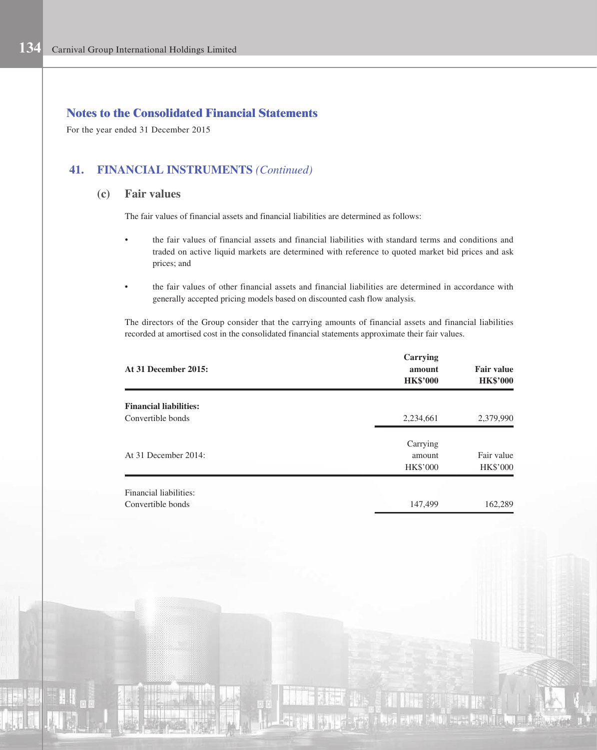# Notes to the Consolidated Financial Statements

For the year ended 31 December 2015

## 41. FINANCIAL INSTRUMENTS *(Continued)*

### (c) Fair values

The fair values of financial assets and financial liabilities are determined as follows:

- the fair values of financial assets and financial liabilities with standard terms and conditions and traded on active liquid markets are determined with reference to quoted market bid prices and ask prices; and

- the fair values of other financial assets and financial liabilities are determined in accordance with generally accepted pricing models based on discounted cash flow analysis.

The directors of the Group consider that the carrying amounts of financial assets and financial liabilities recorded at amortised cost in the consolidated financial statements approximate their fair values.

| **At 31 December 2015:** | **Carrying amount HK$'000** | **Fair value HK$'000** |
|---|---|---|
| **Financial liabilities:** | | |
| Convertible bonds | 2,234,661 | 2,379,990 |

| At 31 December 2014: | Carrying amount HK$'000 | Fair value HK$'000 |
|---|---|---|
| Financial liabilities: | | |
| Convertible bonds | 147,499 | 162,289 |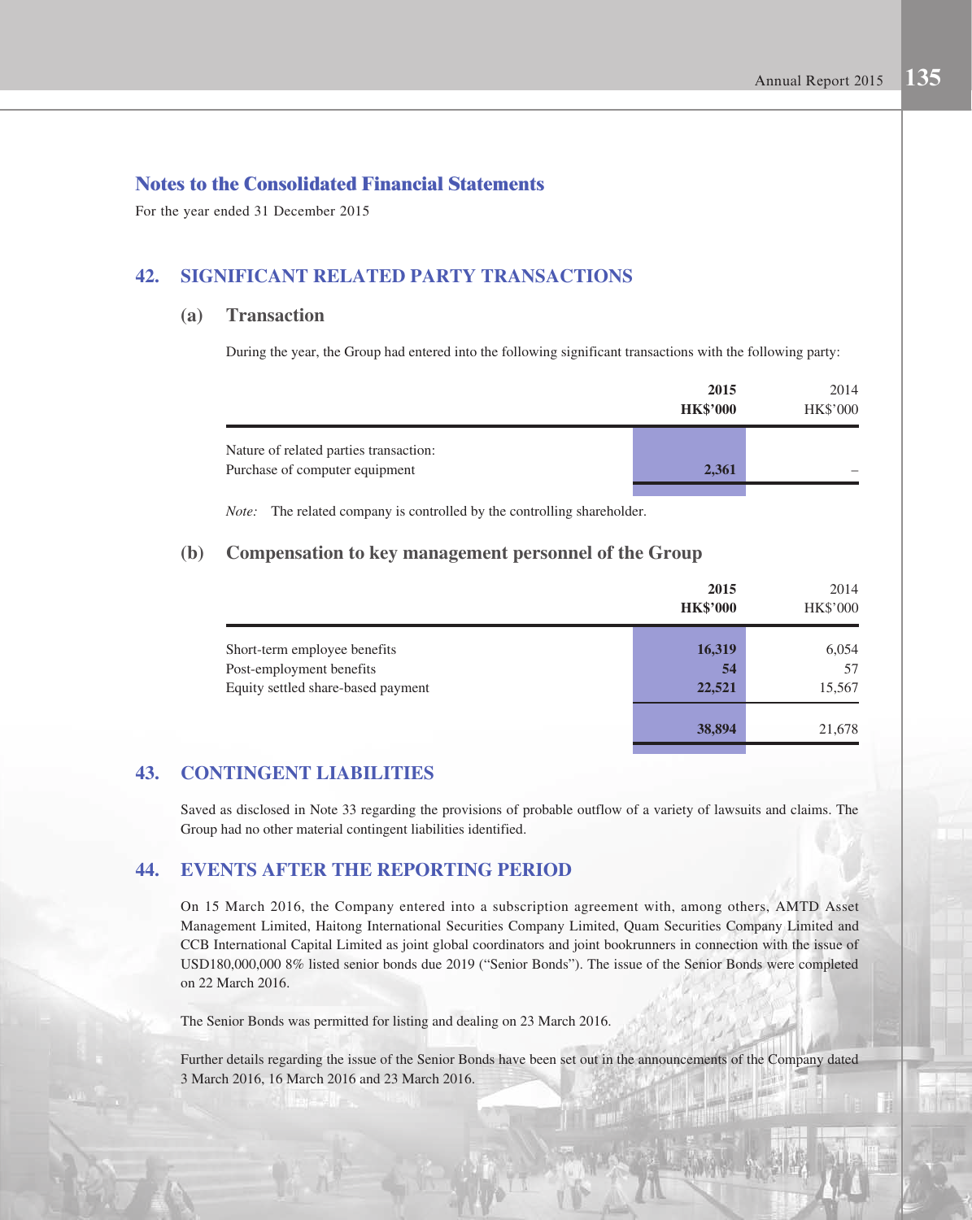## Notes to the Consolidated Financial Statements

For the year ended 31 December 2015

### 42. SIGNIFICANT RELATED PARTY TRANSACTIONS

#### (a) Transaction

During the year, the Group had entered into the following significant transactions with the following party:

| | **2015** **HK$'000** | 2014 HK$'000 |
|---|---|---|
| Nature of related parties transaction: | | |
| Purchase of computer equipment | **2,361** | – |

*Note:* The related company is controlled by the controlling shareholder.

#### (b) Compensation to key management personnel of the Group

| | **2015** **HK$'000** | 2014 HK$'000 |
|---|---|---|
| Short-term employee benefits | **16,319** | 6,054 |
| Post-employment benefits | **54** | 57 |
| Equity settled share-based payment | **22,521** | 15,567 |
| | **38,894** | 21,678 |

### 43. CONTINGENT LIABILITIES

Saved as disclosed in Note 33 regarding the provisions of probable outflow of a variety of lawsuits and claims. The Group had no other material contingent liabilities identified.

### 44. EVENTS AFTER THE REPORTING PERIOD

On 15 March 2016, the Company entered into a subscription agreement with, among others, AMTD Asset Management Limited, Haitong International Securities Company Limited, Quam Securities Company Limited and CCB International Capital Limited as joint global coordinators and joint bookrunners in connection with the issue of USD180,000,000 8% listed senior bonds due 2019 ("Senior Bonds"). The issue of the Senior Bonds were completed on 22 March 2016.

The Senior Bonds was permitted for listing and dealing on 23 March 2016.

Further details regarding the issue of the Senior Bonds have been set out in the announcements of the Company dated 3 March 2016, 16 March 2016 and 23 March 2016.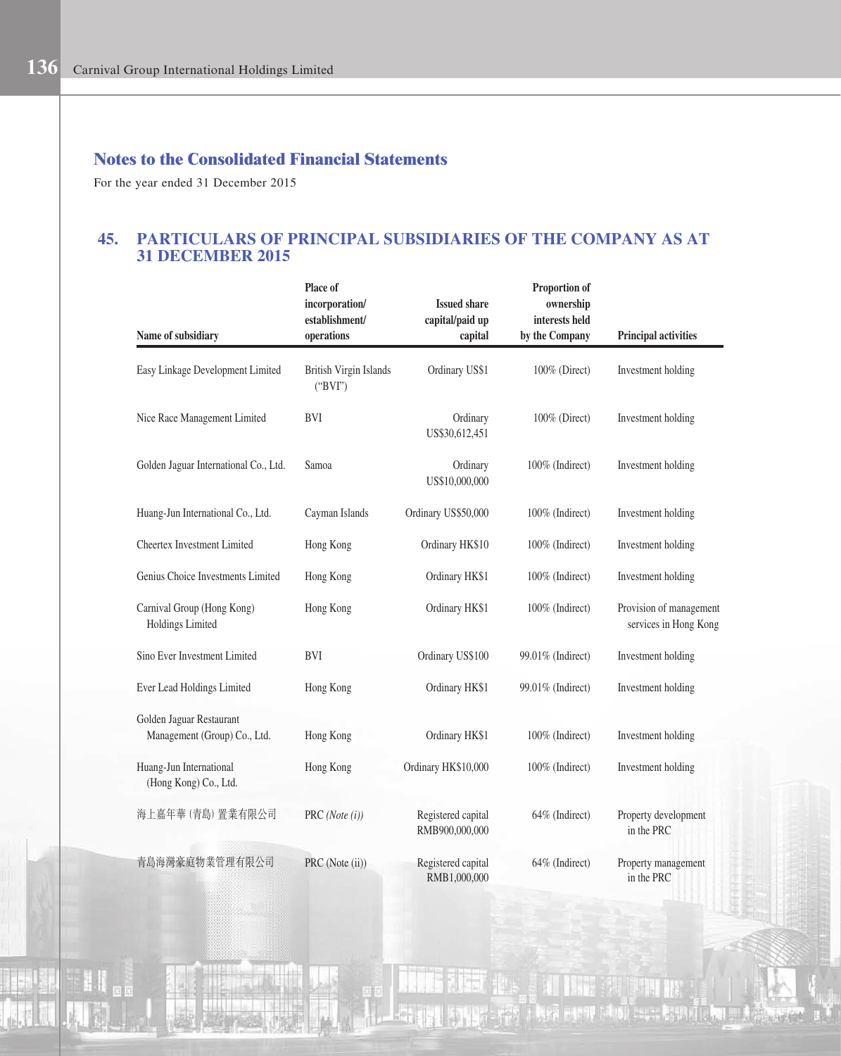## Notes to the Consolidated Financial Statements

For the year ended 31 December 2015

### 45. PARTICULARS OF PRINCIPAL SUBSIDIARIES OF THE COMPANY AS AT 31 DECEMBER 2015

| Name of subsidiary | Place of incorporation/ establishment/ operations | Issued share capital/paid up capital | Proportion of ownership interests held by the Company | Principal activities |
|---|---|---|---|---|
| Easy Linkage Development Limited | British Virgin Islands ("BVI") | Ordinary US$1 | 100% (Direct) | Investment holding |
| Nice Race Management Limited | BVI | Ordinary US$30,612,451 | 100% (Direct) | Investment holding |
| Golden Jaguar International Co., Ltd. | Samoa | Ordinary US$10,000,000 | 100% (Indirect) | Investment holding |
| Huang-Jun International Co., Ltd. | Cayman Islands | Ordinary US$50,000 | 100% (Indirect) | Investment holding |
| Cheertex Investment Limited | Hong Kong | Ordinary HK$10 | 100% (Indirect) | Investment holding |
| Genius Choice Investments Limited | Hong Kong | Ordinary HK$1 | 100% (Indirect) | Investment holding |
| Carnival Group (Hong Kong) Holdings Limited | Hong Kong | Ordinary HK$1 | 100% (Indirect) | Provision of management services in Hong Kong |
| Sino Ever Investment Limited | BVI | Ordinary US$100 | 99.01% (Indirect) | Investment holding |
| Ever Lead Holdings Limited | Hong Kong | Ordinary HK$1 | 99.01% (Indirect) | Investment holding |
| Golden Jaguar Restaurant Management (Group) Co., Ltd. | Hong Kong | Ordinary HK$1 | 100% (Indirect) | Investment holding |
| Huang-Jun International (Hong Kong) Co., Ltd. | Hong Kong | Ordinary HK$10,000 | 100% (Indirect) | Investment holding |
| 海上嘉年華 (青島) 置業有限公司 | PRC *(Note (i))* | Registered capital RMB900,000,000 | 64% (Indirect) | Property development in the PRC |
| 青島海灣豪庭物業管理有限公司 | PRC (Note (ii)) | Registered capital RMB1,000,000 | 64% (Indirect) | Property management in the PRC |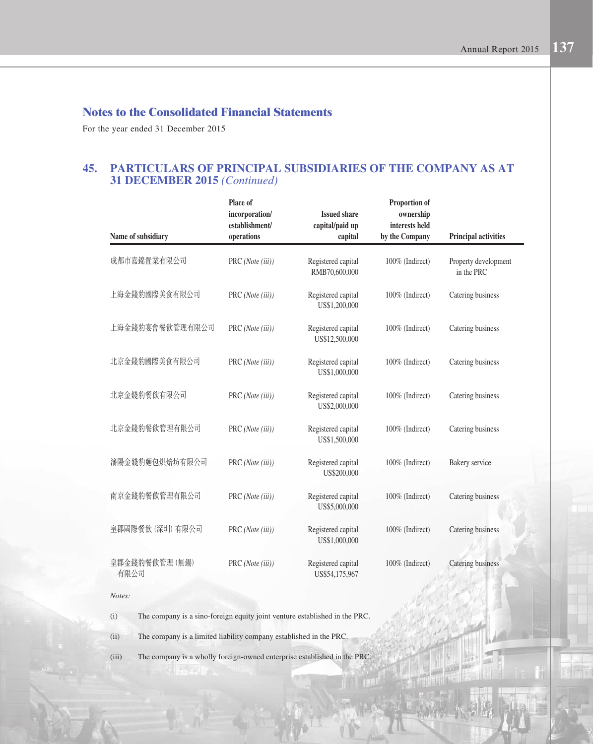## Notes to the Consolidated Financial Statements

For the year ended 31 December 2015

### 45. PARTICULARS OF PRINCIPAL SUBSIDIARIES OF THE COMPANY AS AT 31 DECEMBER 2015 *(Continued)*

| Name of subsidiary | Place of incorporation/ establishment/ operations | Issued share capital/paid up capital | Proportion of ownership interests held by the Company | Principal activities |
|---|---|---|---|---|
| 成都市嘉錦置業有限公司 | PRC *(Note (iii))* | Registered capital RMB70,600,000 | 100% (Indirect) | Property development in the PRC |
| 上海金錢豹國際美食有限公司 | PRC *(Note (iii))* | Registered capital US$1,200,000 | 100% (Indirect) | Catering business |
| 上海金錢豹宴會餐飲管理有限公司 | PRC *(Note (iii))* | Registered capital US$12,500,000 | 100% (Indirect) | Catering business |
| 北京金錢豹國際美食有限公司 | PRC *(Note (iii))* | Registered capital US$1,000,000 | 100% (Indirect) | Catering business |
| 北京金錢豹餐飲有限公司 | PRC *(Note (iii))* | Registered capital US$2,000,000 | 100% (Indirect) | Catering business |
| 北京金錢豹餐飲管理有限公司 | PRC *(Note (iii))* | Registered capital US$1,500,000 | 100% (Indirect) | Catering business |
| 瀋陽金錢豹麵包烘焙坊有限公司 | PRC *(Note (iii))* | Registered capital US$200,000 | 100% (Indirect) | Bakery service |
| 南京金錢豹餐飲管理有限公司 | PRC *(Note (iii))* | Registered capital US$5,000,000 | 100% (Indirect) | Catering business |
| 皇郡國際餐飲(深圳)有限公司 | PRC *(Note (iii))* | Registered capital US$1,000,000 | 100% (Indirect) | Catering business |
| 皇郡金錢豹餐飲管理(無錫)有限公司 | PRC *(Note (iii))* | Registered capital US$54,175,967 | 100% (Indirect) | Catering business |

*Notes:*

(i) The company is a sino-foreign equity joint venture established in the PRC.

(ii) The company is a limited liability company established in the PRC.

(iii) The company is a wholly foreign-owned enterprise established in the PRC.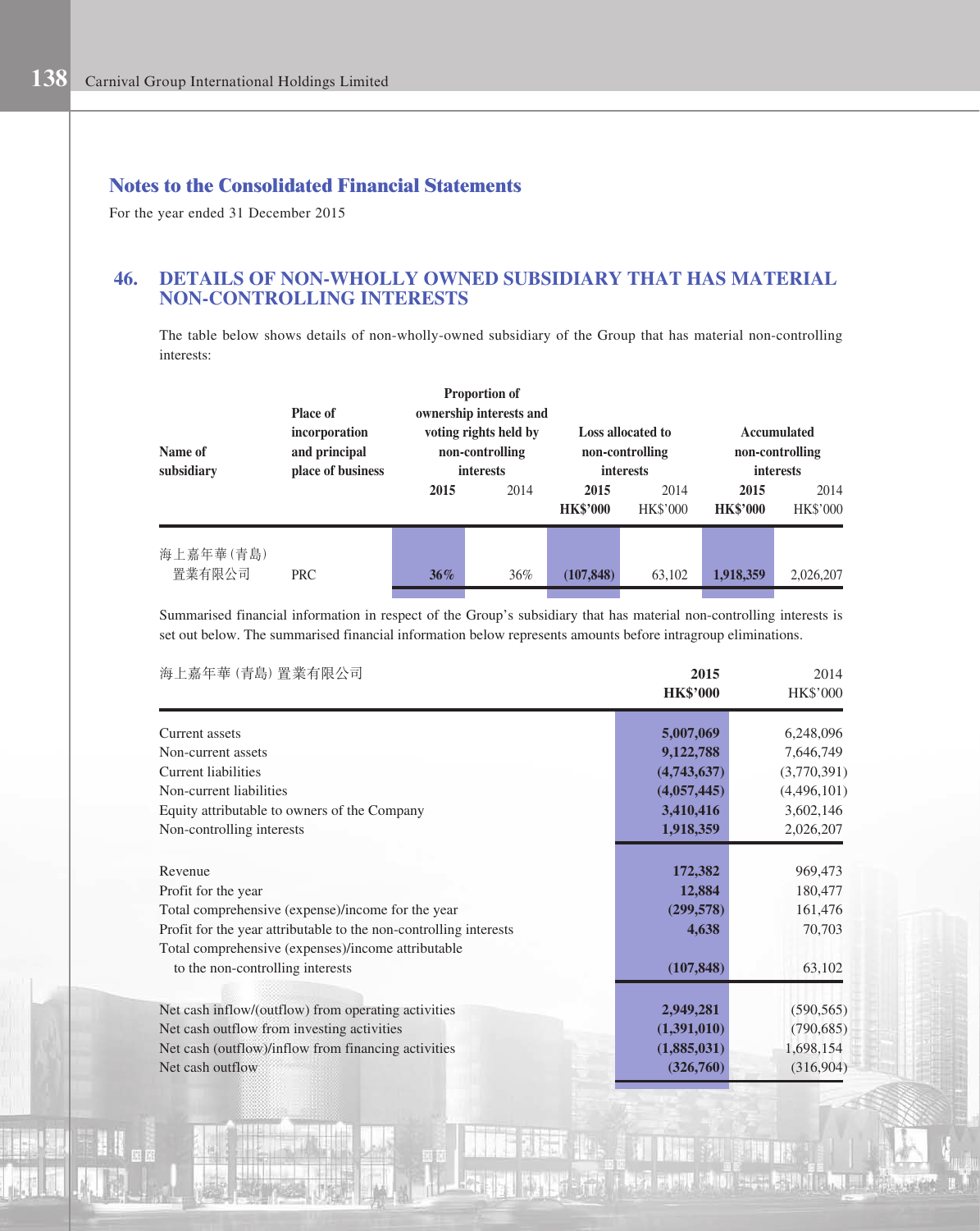## Notes to the Consolidated Financial Statements

For the year ended 31 December 2015

## 46. DETAILS OF NON-WHOLLY OWNED SUBSIDIARY THAT HAS MATERIAL NON-CONTROLLING INTERESTS

The table below shows details of non-wholly-owned subsidiary of the Group that has material non-controlling interests:

| Name of subsidiary | Place of incorporation and principal place of business | Proportion of ownership interests and voting rights held by non-controlling interests | | Loss allocated to non-controlling interests | | Accumulated non-controlling interests | |
|---|---|---|---|---|---|---|---|
| | | **2015** | 2014 | **2015** | 2014 | **2015** | 2014 |
| | | | | **HK$'000** | HK$'000 | **HK$'000** | HK$'000 |
| 海上嘉年華(青島)置業有限公司 | PRC | **36%** | 36% | **(107,848)** | 63,102 | **1,918,359** | 2,026,207 |

Summarised financial information in respect of the Group's subsidiary that has material non-controlling interests is set out below. The summarised financial information below represents amounts before intragroup eliminations.

| 海上嘉年華(青島)置業有限公司 | **2015** | 2014 |
|---|---|---|
| | **HK$'000** | HK$'000 |
| Current assets | **5,007,069** | 6,248,096 |
| Non-current assets | **9,122,788** | 7,646,749 |
| Current liabilities | **(4,743,637)** | (3,770,391) |
| Non-current liabilities | **(4,057,445)** | (4,496,101) |
| Equity attributable to owners of the Company | **3,410,416** | 3,602,146 |
| Non-controlling interests | **1,918,359** | 2,026,207 |
| Revenue | **172,382** | 969,473 |
| Profit for the year | **12,884** | 180,477 |
| Total comprehensive (expense)/income for the year | **(299,578)** | 161,476 |
| Profit for the year attributable to the non-controlling interests | **4,638** | 70,703 |
| Total comprehensive (expenses)/income attributable to the non-controlling interests | **(107,848)** | 63,102 |
| Net cash inflow/(outflow) from operating activities | **2,949,281** | (590,565) |
| Net cash outflow from investing activities | **(1,391,010)** | (790,685) |
| Net cash (outflow)/inflow from financing activities | **(1,885,031)** | 1,698,154 |
| Net cash outflow | **(326,760)** | (316,904) |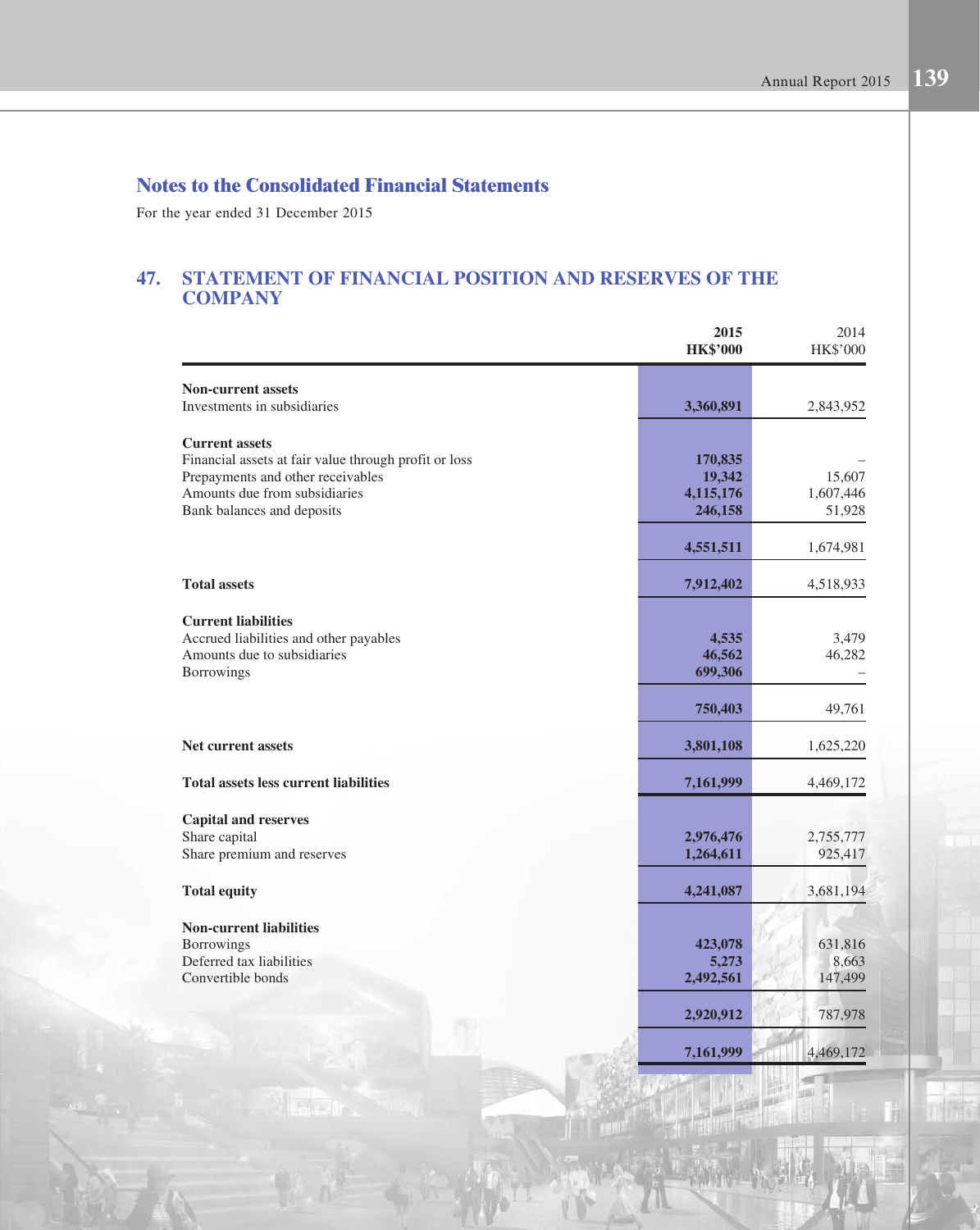## Notes to the Consolidated Financial Statements

For the year ended 31 December 2015

## 47. STATEMENT OF FINANCIAL POSITION AND RESERVES OF THE COMPANY

| | 2015<br>HK$'000 | 2014<br>HK$'000 |
|---|---|---|
| **Non-current assets** | | |
| Investments in subsidiaries | **3,360,891** | 2,843,952 |
| **Current assets** | | |
| Financial assets at fair value through profit or loss | **170,835** | – |
| Prepayments and other receivables | **19,342** | 15,607 |
| Amounts due from subsidiaries | **4,115,176** | 1,607,446 |
| Bank balances and deposits | **246,158** | 51,928 |
| | **4,551,511** | 1,674,981 |
| **Total assets** | **7,912,402** | 4,518,933 |
| **Current liabilities** | | |
| Accrued liabilities and other payables | **4,535** | 3,479 |
| Amounts due to subsidiaries | **46,562** | 46,282 |
| Borrowings | **699,306** | – |
| | **750,403** | 49,761 |
| **Net current assets** | **3,801,108** | 1,625,220 |
| **Total assets less current liabilities** | **7,161,999** | 4,469,172 |
| **Capital and reserves** | | |
| Share capital | **2,976,476** | 2,755,777 |
| Share premium and reserves | **1,264,611** | 925,417 |
| **Total equity** | **4,241,087** | 3,681,194 |
| **Non-current liabilities** | | |
| Borrowings | **423,078** | 631,816 |
| Deferred tax liabilities | **5,273** | 8,663 |
| Convertible bonds | **2,492,561** | 147,499 |
| | **2,920,912** | 787,978 |
| | **7,161,999** | 4,469,172 |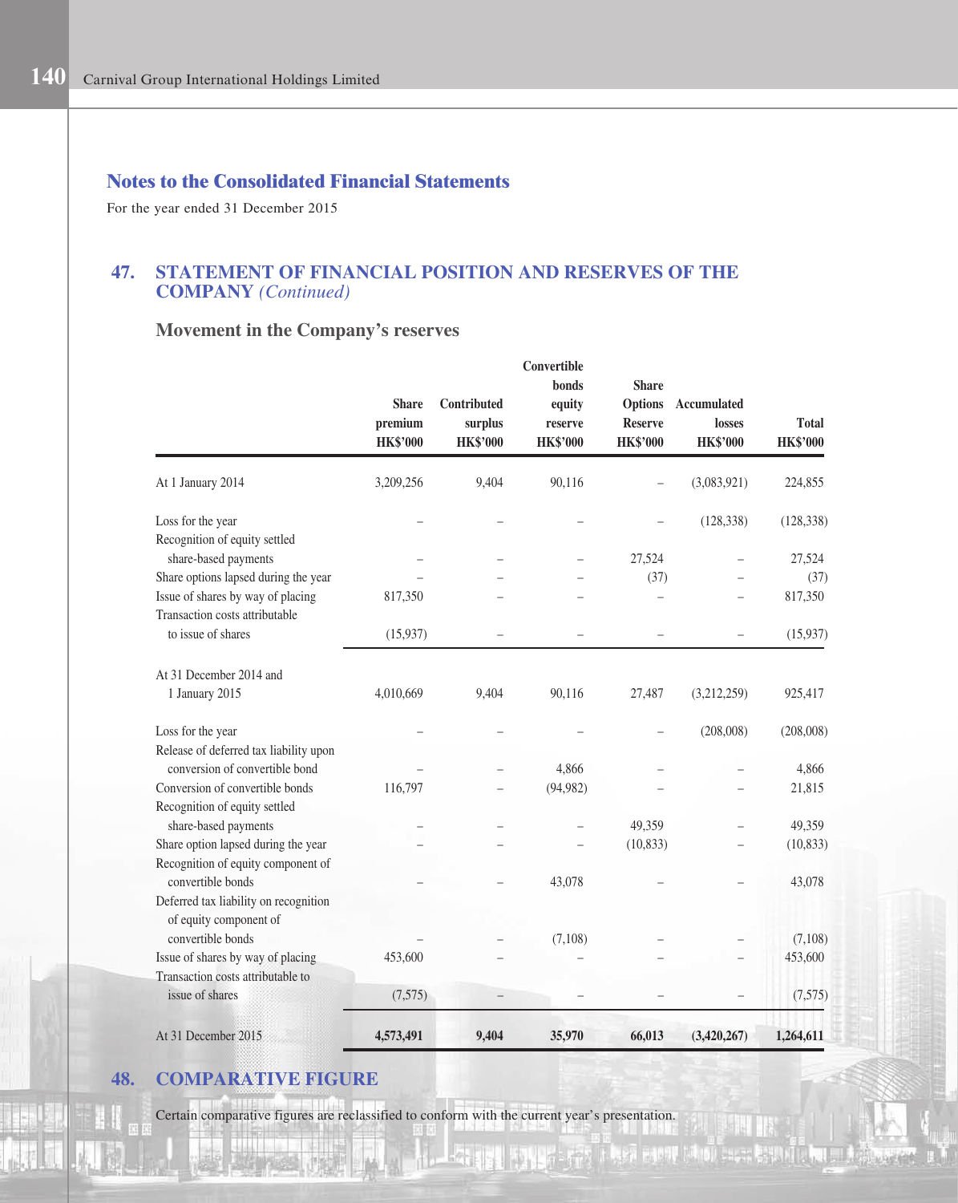## Notes to the Consolidated Financial Statements

For the year ended 31 December 2015

## 47. STATEMENT OF FINANCIAL POSITION AND RESERVES OF THE COMPANY *(Continued)*

### Movement in the Company's reserves

| | Share premium HK$'000 | Contributed surplus HK$'000 | Convertible bonds equity reserve HK$'000 | Share Options Reserve HK$'000 | Accumulated losses HK$'000 | Total HK$'000 |
|---|---|---|---|---|---|---|
| At 1 January 2014 | 3,209,256 | 9,404 | 90,116 | – | (3,083,921) | 224,855 |
| Loss for the year | – | – | – | – | (128,338) | (128,338) |
| Recognition of equity settled share-based payments | – | – | – | 27,524 | – | 27,524 |
| Share options lapsed during the year | – | – | – | (37) | – | (37) |
| Issue of shares by way of placing | 817,350 | – | – | – | – | 817,350 |
| Transaction costs attributable to issue of shares | (15,937) | – | – | – | – | (15,937) |
| At 31 December 2014 and 1 January 2015 | 4,010,669 | 9,404 | 90,116 | 27,487 | (3,212,259) | 925,417 |
| Loss for the year | – | – | – | – | (208,008) | (208,008) |
| Release of deferred tax liability upon conversion of convertible bond | – | – | 4,866 | – | – | 4,866 |
| Conversion of convertible bonds | 116,797 | – | (94,982) | – | – | 21,815 |
| Recognition of equity settled share-based payments | – | – | – | 49,359 | – | 49,359 |
| Share option lapsed during the year | – | – | – | (10,833) | – | (10,833) |
| Recognition of equity component of convertible bonds | – | – | 43,078 | – | – | 43,078 |
| Deferred tax liability on recognition of equity component of convertible bonds | – | – | (7,108) | – | – | (7,108) |
| Issue of shares by way of placing | 453,600 | – | – | – | – | 453,600 |
| Transaction costs attributable to issue of shares | (7,575) | – | – | – | – | (7,575) |
| **At 31 December 2015** | **4,573,491** | **9,404** | **35,970** | **66,013** | **(3,420,267)** | **1,264,611** |

## 48. COMPARATIVE FIGURE

Certain comparative figures are reclassified to conform with the current year's presentation.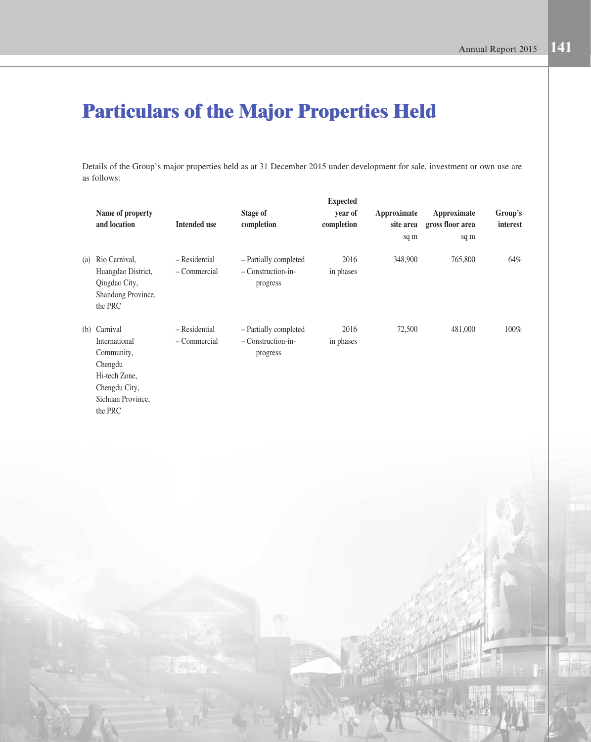# Particulars of the Major Properties Held

Details of the Group's major properties held as at 31 December 2015 under development for sale, investment or own use are as follows:

| | Name of property and location | Intended use | Stage of completion | Expected year of completion | Approximate site area sq m | Approximate gross floor area sq m | Group's interest |
|---|---|---|---|---|---|---|---|
| (a) | Rio Carnival, Huangdao District, Qingdao City, Shandong Province, the PRC | – Residential – Commercial | – Partially completed – Construction-in-progress | 2016 in phases | 348,900 | 765,800 | 64% |
| (b) | Carnival International Community, Chengdu Hi-tech Zone, Chengdu City, Sichuan Province, the PRC | – Residential – Commercial | – Partially completed – Construction-in-progress | 2016 in phases | 72,500 | 481,000 | 100% |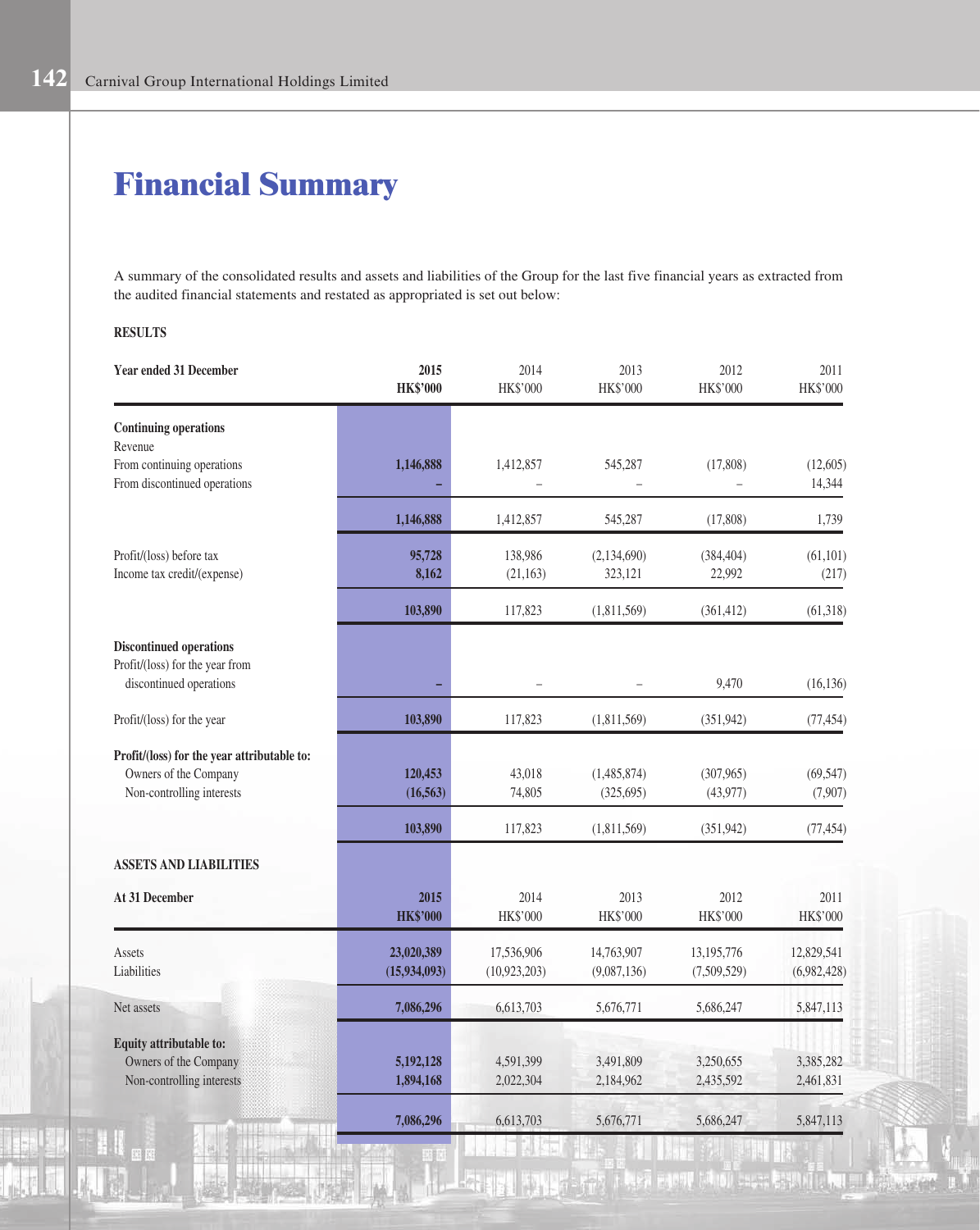# Financial Summary

A summary of the consolidated results and assets and liabilities of the Group for the last five financial years as extracted from the audited financial statements and restated as appropriate is set out below:

**RESULTS**

| Year ended 31 December | 2015 HK$'000 | 2014 HK$'000 | 2013 HK$'000 | 2012 HK$'000 | 2011 HK$'000 |
|---|---|---|---|---|---|
| **Continuing operations** | | | | | |
| Revenue | | | | | |
| From continuing operations | **1,146,888** | 1,412,857 | 545,287 | (17,808) | (12,605) |
| From discontinued operations | **–** | – | – | – | 14,344 |
| | **1,146,888** | 1,412,857 | 545,287 | (17,808) | 1,739 |
| Profit/(loss) before tax | **95,728** | 138,986 | (2,134,690) | (384,404) | (61,101) |
| Income tax credit/(expense) | **8,162** | (21,163) | 323,121 | 22,992 | (217) |
| | **103,890** | 117,823 | (1,811,569) | (361,412) | (61,318) |
| **Discontinued operations** | | | | | |
| Profit/(loss) for the year from discontinued operations | **–** | – | – | 9,470 | (16,136) |
| Profit/(loss) for the year | **103,890** | 117,823 | (1,811,569) | (351,942) | (77,454) |
| **Profit/(loss) for the year attributable to:** | | | | | |
| Owners of the Company | **120,453** | 43,018 | (1,485,874) | (307,965) | (69,547) |
| Non-controlling interests | **(16,563)** | 74,805 | (325,695) | (43,977) | (7,907) |
| | **103,890** | 117,823 | (1,811,569) | (351,942) | (77,454) |

**ASSETS AND LIABILITIES**

| At 31 December | 2015 HK$'000 | 2014 HK$'000 | 2013 HK$'000 | 2012 HK$'000 | 2011 HK$'000 |
|---|---|---|---|---|---|
| Assets | **23,020,389** | 17,536,906 | 14,763,907 | 13,195,776 | 12,829,541 |
| Liabilities | **(15,934,093)** | (10,923,203) | (9,087,136) | (7,509,529) | (6,982,428) |
| Net assets | **7,086,296** | 6,613,703 | 5,676,771 | 5,686,247 | 5,847,113 |
| **Equity attributable to:** | | | | | |
| Owners of the Company | **5,192,128** | 4,591,399 | 3,491,809 | 3,250,655 | 3,385,282 |
| Non-controlling interests | **1,894,168** | 2,022,304 | 2,184,962 | 2,435,592 | 2,461,831 |
| | **7,086,296** | 6,613,703 | 5,676,771 | 5,686,247 | 5,847,113 |